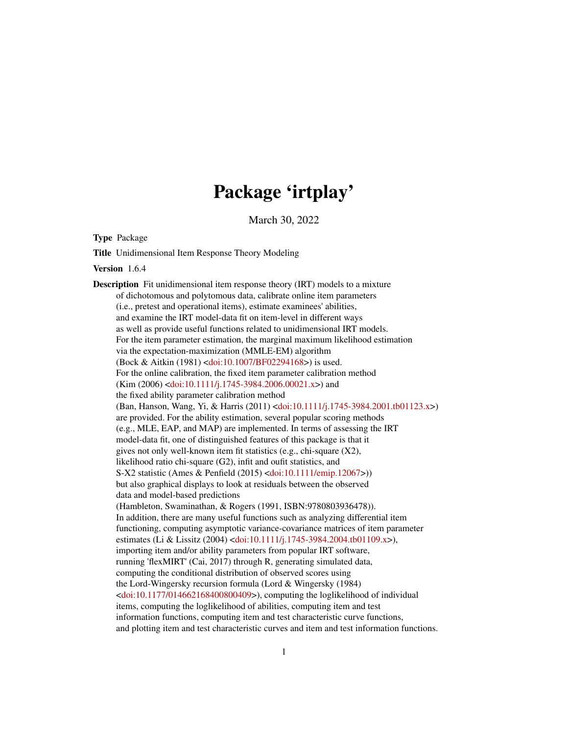# Package 'irtplay'

March 30, 2022

**Type** Package

**Title** Unidimensional Item Response Theory Modeling

**Version** 1.6.4

**Description** Fit unidimensional item response theory (IRT) models to a mixture of dichotomous and polytomous data, calibrate online item parameters (i.e., pretest and operational items), estimate examinees' abilities, and examine the IRT model-data fit on item-level in different ways as well as provide useful functions related to unidimensional IRT models. For the item parameter estimation, the marginal maximum likelihood estimation via the expectation-maximization (MMLE-EM) algorithm (Bock & Aitkin (1981) <doi:10.1007/BF02294168>) is used. For the online calibration, the fixed item parameter calibration method (Kim (2006) <doi:10.1111/j.1745-3984.2006.00021.x>) and the fixed ability parameter calibration method (Ban, Hanson, Wang, Yi, & Harris (2011) <doi:10.1111/j.1745-3984.2001.tb01123.x>) are provided. For the ability estimation, several popular scoring methods (e.g., MLE, EAP, and MAP) are implemented. In terms of assessing the IRT model-data fit, one of distinguished features of this package is that it gives not only well-known item fit statistics (e.g., chi-square (X2), likelihood ratio chi-square (G2), infit and oufit statistics, and S-X2 statistic (Ames & Penfield (2015) <doi:10.1111/emip.12067>)) but also graphical displays to look at residuals between the observed data and model-based predictions (Hambleton, Swaminathan, & Rogers (1991, ISBN:9780803936478)). In addition, there are many useful functions such as analyzing differential item functioning, computing asymptotic variance-covariance matrices of item parameter estimates (Li & Lissitz (2004) <doi:10.1111/j.1745-3984.2004.tb01109.x>), importing item and/or ability parameters from popular IRT software, running 'flexMIRT' (Cai, 2017) through R, generating simulated data, computing the conditional distribution of observed scores using the Lord-Wingersky recursion formula (Lord & Wingersky (1984) <doi:10.1177/014662168400800409>), computing the loglikelihood of individual items, computing the loglikelihood of abilities, computing item and test information functions, computing item and test characteristic curve functions, and plotting item and test characteristic curves and item and test information functions.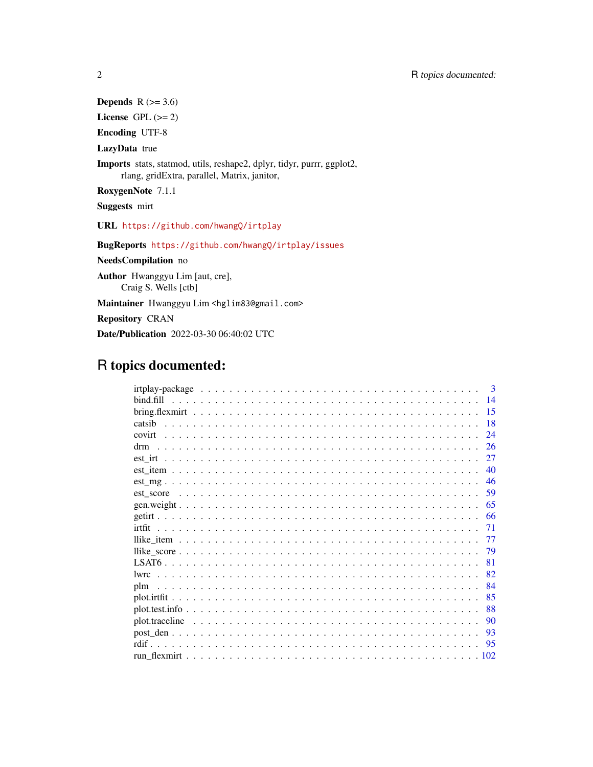**Depends** R (>= 3.6)

**License** GPL (>= 2)

**Encoding** UTF-8

**LazyData** true

**Imports** stats, statmod, utils, reshape2, dplyr, tidyr, purrr, ggplot2, rlang, gridExtra, parallel, Matrix, janitor,

**RoxygenNote** 7.1.1

**Suggests** mirt

**URL** https://github.com/hwangQ/irtplay

**BugReports** https://github.com/hwangQ/irtplay/issues

**NeedsCompilation** no

**Author** Hwanggyu Lim [aut, cre], Craig S. Wells [ctb]

**Maintainer** Hwanggyu Lim <hglim83@gmail.com>

**Repository** CRAN

**Date/Publication** 2022-03-30 06:40:02 UTC

# R topics documented:

| | |
|---|---|
| irtplay-package | 3 |
| bind.fill | 14 |
| bring.flexmirt | 15 |
| catsib | 18 |
| covirt | 24 |
| drm | 26 |
| est_irt | 27 |
| est_item | 40 |
| est_mg | 46 |
| est_score | 59 |
| gen.weight | 65 |
| getirt | 66 |
| irtfit | 71 |
| llike_item | 77 |
| llike_score | 79 |
| LSAT6 | 81 |
| lwrc | 82 |
| plm | 84 |
| plot.irtfit | 85 |
| plot.test.info | 88 |
| plot.traceline | 90 |
| post_den | 93 |
| rdif | 95 |
| run_flexmirt | 102 |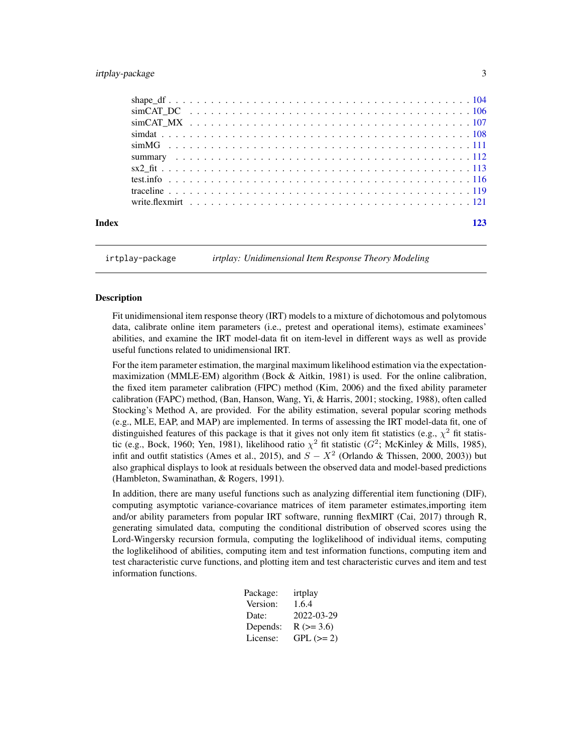| | |
|---|---|
| shape_df | 104 |
| simCAT_DC | 106 |
| simCAT_MX | 107 |
| simdat | 108 |
| simMG | 111 |
| summary | 112 |
| sx2_fit | 113 |
| test.info | 116 |
| traceline | 119 |
| write.flexmirt | 121 |

**Index** **123**

---

`irtplay-package` *irtplay: Unidimensional Item Response Theory Modeling*

---

## Description

Fit unidimensional item response theory (IRT) models to a mixture of dichotomous and polytomous data, calibrate online item parameters (i.e., pretest and operational items), estimate examinees' abilities, and examine the IRT model-data fit on item-level in different ways as well as provide useful functions related to unidimensional IRT.

For the item parameter estimation, the marginal maximum likelihood estimation via the expectation-maximization (MMLE-EM) algorithm (Bock & Aitkin, 1981) is used. For the online calibration, the fixed item parameter calibration (FIPC) method (Kim, 2006) and the fixed ability parameter calibration (FAPC) method, (Ban, Hanson, Wang, Yi, & Harris, 2001; stocking, 1988), often called Stocking's Method A, are provided. For the ability estimation, several popular scoring methods (e.g., MLE, EAP, and MAP) are implemented. In terms of assessing the IRT model-data fit, one of distinguished features of this package is that it gives not only item fit statistics (e.g., $\chi^2$ fit statistic (e.g., Bock, 1960; Yen, 1981), likelihood ratio $\chi^2$ fit statistic ($G^2$; McKinley & Mills, 1985), infit and outfit statistics (Ames et al., 2015), and $S - X^2$ (Orlando & Thissen, 2000, 2003)) but also graphical displays to look at residuals between the observed data and model-based predictions (Hambleton, Swaminathan, & Rogers, 1991).

In addition, there are many useful functions such as analyzing differential item functioning (DIF), computing asymptotic variance-covariance matrices of item parameter estimates,importing item and/or ability parameters from popular IRT software, running flexMIRT (Cai, 2017) through R, generating simulated data, computing the conditional distribution of observed scores using the Lord-Wingersky recursion formula, computing the loglikelihood of individual items, computing the loglikelihood of abilities, computing item and test information functions, computing item and test characteristic curve functions, and plotting item and test characteristic curves and item and test information functions.

| | |
|---|---|
| Package: | irtplay |
| Version: | 1.6.4 |
| Date: | 2022-03-29 |
| Depends: | R (>= 3.6) |
| License: | GPL (>= 2) |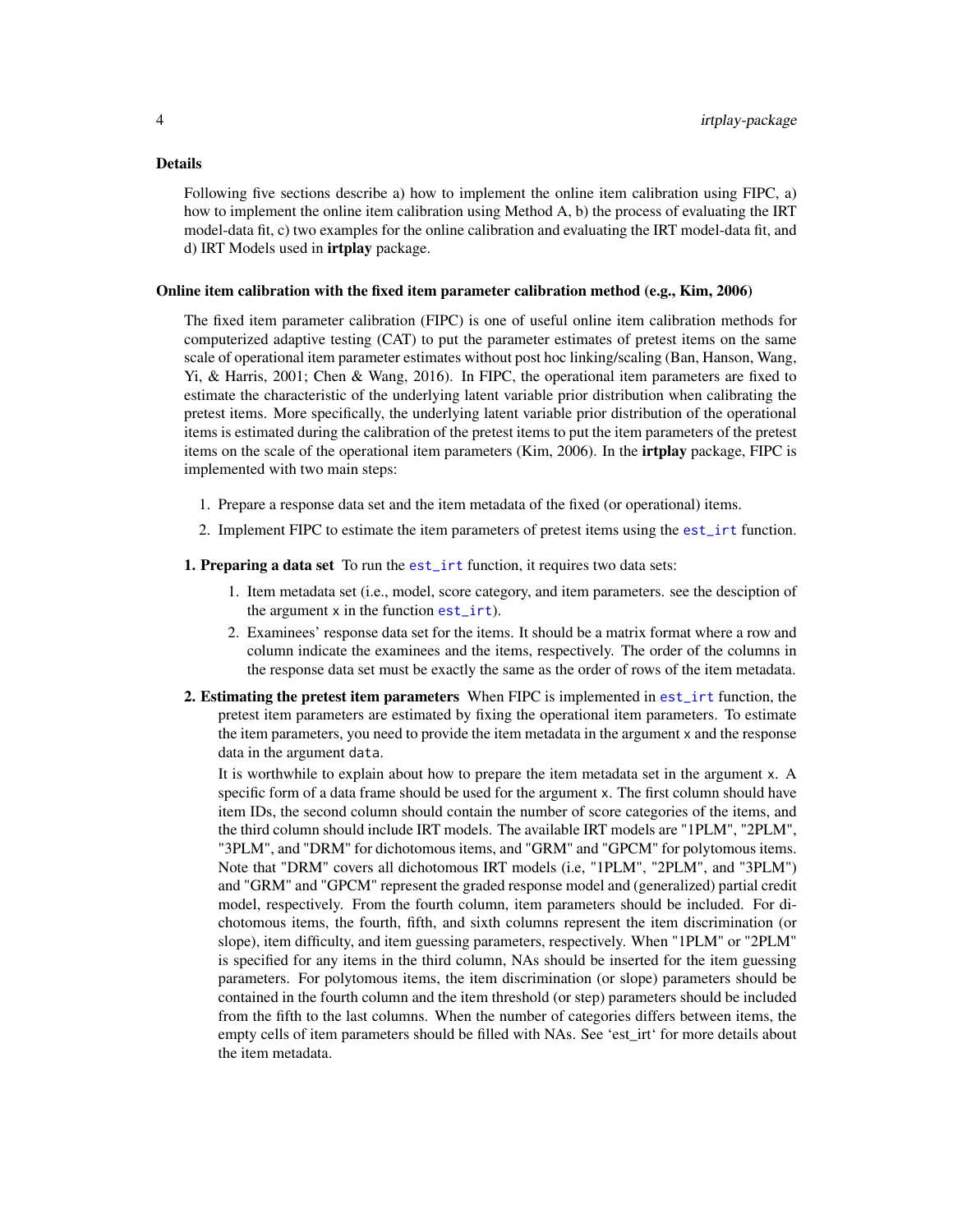### Details

Following five sections describe a) how to implement the online item calibration using FIPC, a) how to implement the online item calibration using Method A, b) the process of evaluating the IRT model-data fit, c) two examples for the online calibration and evaluating the IRT model-data fit, and d) IRT Models used in **irtplay** package.

### Online item calibration with the fixed item parameter calibration method (e.g., Kim, 2006)

The fixed item parameter calibration (FIPC) is one of useful online item calibration methods for computerized adaptive testing (CAT) to put the parameter estimates of pretest items on the same scale of operational item parameter estimates without post hoc linking/scaling (Ban, Hanson, Wang, Yi, & Harris, 2001; Chen & Wang, 2016). In FIPC, the operational item parameters are fixed to estimate the characteristic of the underlying latent variable prior distribution when calibrating the pretest items. More specifically, the underlying latent variable prior distribution of the operational items is estimated during the calibration of the pretest items to put the item parameters of the pretest items on the scale of the operational item parameters (Kim, 2006). In the **irtplay** package, FIPC is implemented with two main steps:

1. Prepare a response data set and the item metadata of the fixed (or operational) items.
2. Implement FIPC to estimate the item parameters of pretest items using the `est_irt` function.

**1. Preparing a data set** To run the `est_irt` function, it requires two data sets:

1. Item metadata set (i.e., model, score category, and item parameters. see the desciption of the argument `x` in the function `est_irt`).
2. Examinees' response data set for the items. It should be a matrix format where a row and column indicate the examinees and the items, respectively. The order of the columns in the response data set must be exactly the same as the order of rows of the item metadata.

**2. Estimating the pretest item parameters** When FIPC is implemented in `est_irt` function, the pretest item parameters are estimated by fixing the operational item parameters. To estimate the item parameters, you need to provide the item metadata in the argument `x` and the response data in the argument `data`.

It is worthwhile to explain about how to prepare the item metadata set in the argument `x`. A specific form of a data frame should be used for the argument `x`. The first column should have item IDs, the second column should contain the number of score categories of the items, and the third column should include IRT models. The available IRT models are "1PLM", "2PLM", "3PLM", and "DRM" for dichotomous items, and "GRM" and "GPCM" for polytomous items. Note that "DRM" covers all dichotomous IRT models (i.e, "1PLM", "2PLM", and "3PLM") and "GRM" and "GPCM" represent the graded response model and (generalized) partial credit model, respectively. From the fourth column, item parameters should be included. For dichotomous items, the fourth, fifth, and sixth columns represent the item discrimination (or slope), item difficulty, and item guessing parameters, respectively. When "1PLM" or "2PLM" is specified for any items in the third column, NAs should be inserted for the item guessing parameters. For polytomous items, the item discrimination (or slope) parameters should be contained in the fourth column and the item threshold (or step) parameters should be included from the fifth to the last columns. When the number of categories differs between items, the empty cells of item parameters should be filled with NAs. See 'est_irt' for more details about the item metadata.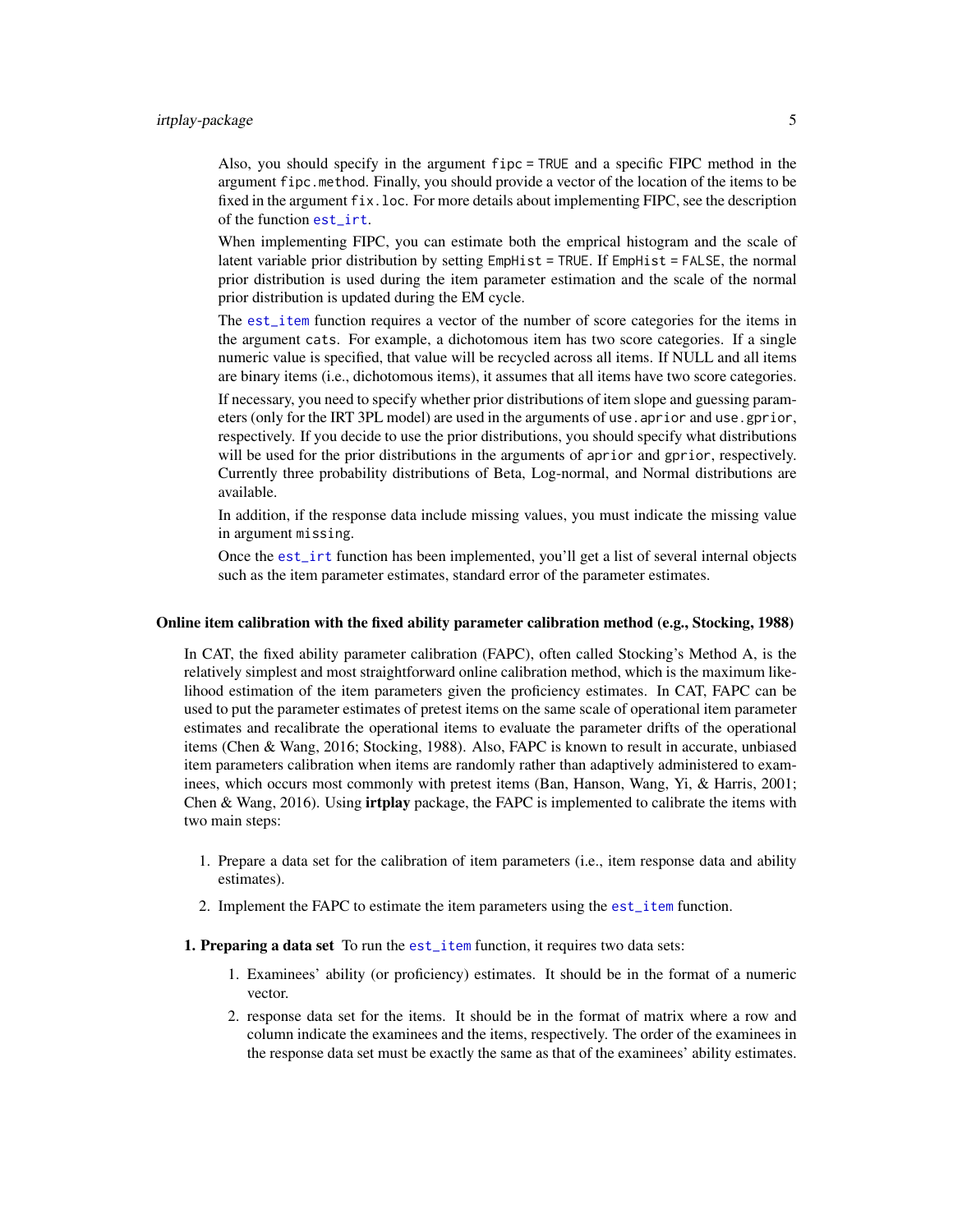Also, you should specify in the argument `fipc = TRUE` and a specific FIPC method in the argument `fipc.method`. Finally, you should provide a vector of the location of the items to be fixed in the argument `fix.loc`. For more details about implementing FIPC, see the description of the function `est_irt`.

When implementing FIPC, you can estimate both the emprical histogram and the scale of latent variable prior distribution by setting `EmpHist = TRUE`. If `EmpHist = FALSE`, the normal prior distribution is used during the item parameter estimation and the scale of the normal prior distribution is updated during the EM cycle.

The `est_item` function requires a vector of the number of score categories for the items in the argument `cats`. For example, a dichotomous item has two score categories. If a single numeric value is specified, that value will be recycled across all items. If NULL and all items are binary items (i.e., dichotomous items), it assumes that all items have two score categories.

If necessary, you need to specify whether prior distributions of item slope and guessing parameters (only for the IRT 3PL model) are used in the arguments of `use.aprior` and `use.gprior`, respectively. If you decide to use the prior distributions, you should specify what distributions will be used for the prior distributions in the arguments of `aprior` and `gprior`, respectively. Currently three probability distributions of Beta, Log-normal, and Normal distributions are available.

In addition, if the response data include missing values, you must indicate the missing value in argument `missing`.

Once the `est_irt` function has been implemented, you'll get a list of several internal objects such as the item parameter estimates, standard error of the parameter estimates.

### Online item calibration with the fixed ability parameter calibration method (e.g., Stocking, 1988)

In CAT, the fixed ability parameter calibration (FAPC), often called Stocking's Method A, is the relatively simplest and most straightforward online calibration method, which is the maximum likelihood estimation of the item parameters given the proficiency estimates. In CAT, FAPC can be used to put the parameter estimates of pretest items on the same scale of operational item parameter estimates and recalibrate the operational items to evaluate the parameter drifts of the operational items (Chen & Wang, 2016; Stocking, 1988). Also, FAPC is known to result in accurate, unbiased item parameters calibration when items are randomly rather than adaptively administered to examinees, which occurs most commonly with pretest items (Ban, Hanson, Wang, Yi, & Harris, 2001; Chen & Wang, 2016). Using **irtplay** package, the FAPC is implemented to calibrate the items with two main steps:

1. Prepare a data set for the calibration of item parameters (i.e., item response data and ability estimates).
2. Implement the FAPC to estimate the item parameters using the `est_item` function.

**1. Preparing a data set** To run the `est_item` function, it requires two data sets:

1. Examinees' ability (or proficiency) estimates. It should be in the format of a numeric vector.
2. response data set for the items. It should be in the format of matrix where a row and column indicate the examinees and the items, respectively. The order of the examinees in the response data set must be exactly the same as that of the examinees' ability estimates.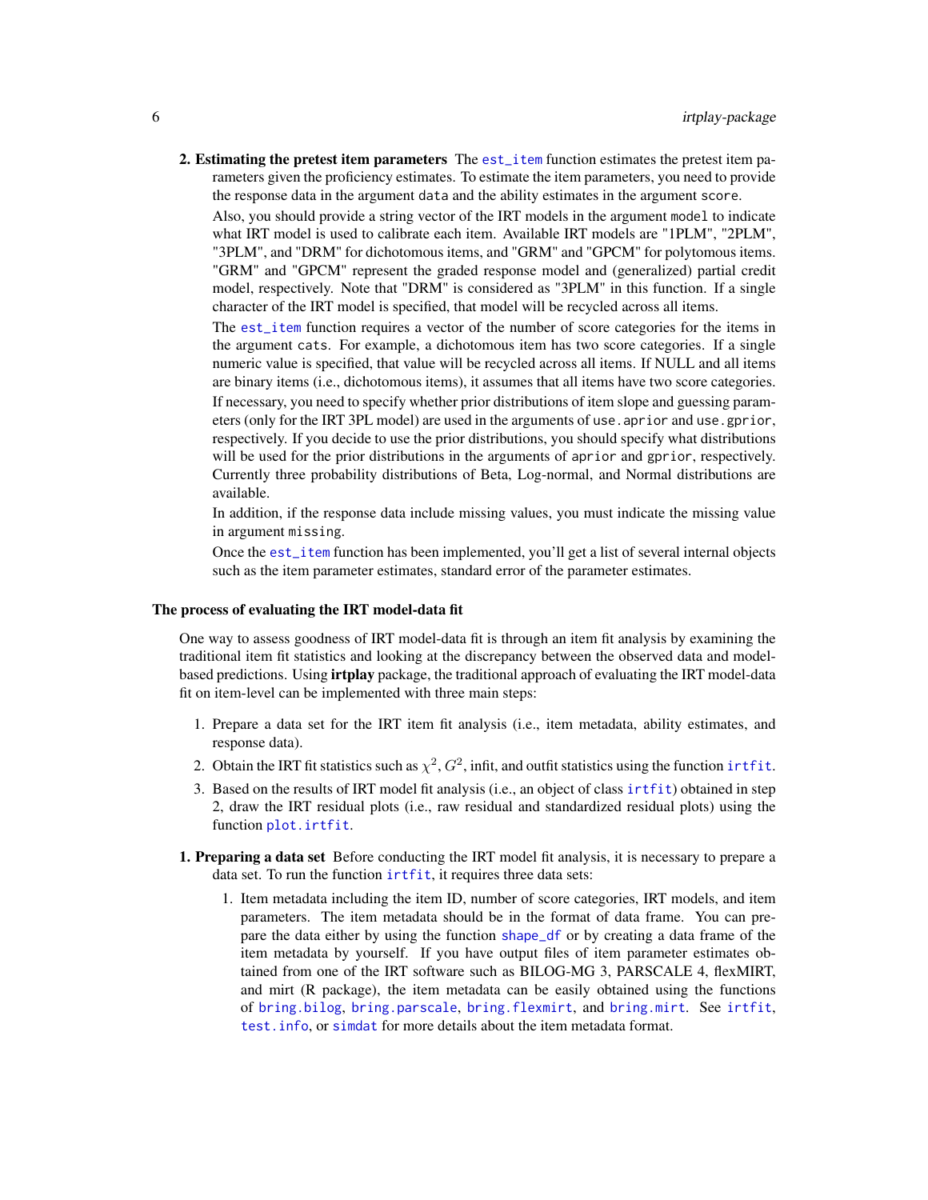**2. Estimating the pretest item parameters** The est_item function estimates the pretest item parameters given the proficiency estimates. To estimate the item parameters, you need to provide the response data in the argument `data` and the ability estimates in the argument `score`.

Also, you should provide a string vector of the IRT models in the argument `model` to indicate what IRT model is used to calibrate each item. Available IRT models are "1PLM", "2PLM", "3PLM", and "DRM" for dichotomous items, and "GRM" and "GPCM" for polytomous items. "GRM" and "GPCM" represent the graded response model and (generalized) partial credit model, respectively. Note that "DRM" is considered as "3PLM" in this function. If a single character of the IRT model is specified, that model will be recycled across all items.

The est_item function requires a vector of the number of score categories for the items in the argument `cats`. For example, a dichotomous item has two score categories. If a single numeric value is specified, that value will be recycled across all items. If NULL and all items are binary items (i.e., dichotomous items), it assumes that all items have two score categories.

If necessary, you need to specify whether prior distributions of item slope and guessing parameters (only for the IRT 3PL model) are used in the arguments of `use.aprior` and `use.gprior`, respectively. If you decide to use the prior distributions, you should specify what distributions will be used for the prior distributions in the arguments of `aprior` and `gprior`, respectively. Currently three probability distributions of Beta, Log-normal, and Normal distributions are available.

In addition, if the response data include missing values, you must indicate the missing value in argument `missing`.

Once the est_item function has been implemented, you'll get a list of several internal objects such as the item parameter estimates, standard error of the parameter estimates.

### The process of evaluating the IRT model-data fit

One way to assess goodness of IRT model-data fit is through an item fit analysis by examining the traditional item fit statistics and looking at the discrepancy between the observed data and model-based predictions. Using **irtplay** package, the traditional approach of evaluating the IRT model-data fit on item-level can be implemented with three main steps:

1. Prepare a data set for the IRT item fit analysis (i.e., item metadata, ability estimates, and response data).
2. Obtain the IRT fit statistics such as $\chi^2$, $G^2$, infit, and outfit statistics using the function irtfit.
3. Based on the results of IRT model fit analysis (i.e., an object of class irtfit) obtained in step 2, draw the IRT residual plots (i.e., raw residual and standardized residual plots) using the function plot.irtfit.

**1. Preparing a data set** Before conducting the IRT model fit analysis, it is necessary to prepare a data set. To run the function irtfit, it requires three data sets:

1. Item metadata including the item ID, number of score categories, IRT models, and item parameters. The item metadata should be in the format of data frame. You can prepare the data either by using the function shape_df or by creating a data frame of the item metadata by yourself. If you have output files of item parameter estimates obtained from one of the IRT software such as BILOG-MG 3, PARSCALE 4, flexMIRT, and mirt (R package), the item metadata can be easily obtained using the functions of bring.bilog, bring.parscale, bring.flexmirt, and bring.mirt. See irtfit, test.info, or simdat for more details about the item metadata format.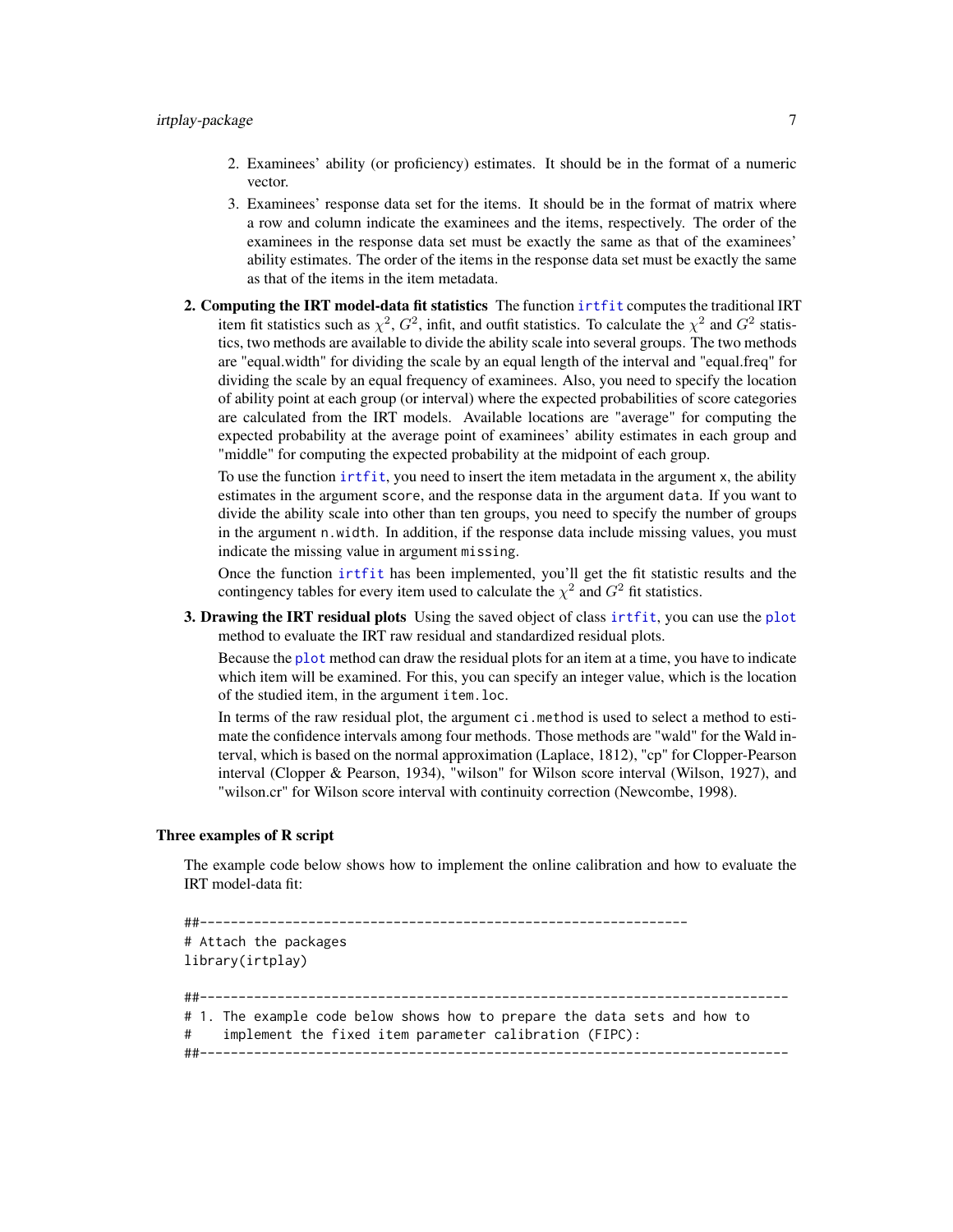2. Examinees' ability (or proficiency) estimates. It should be in the format of a numeric vector.
3. Examinees' response data set for the items. It should be in the format of matrix where a row and column indicate the examinees and the items, respectively. The order of the examinees in the response data set must be exactly the same as that of the examinees' ability estimates. The order of the items in the response data set must be exactly the same as that of the items in the item metadata.

**2. Computing the IRT model-data fit statistics** The function `irtfit` computes the traditional IRT item fit statistics such as $\chi^2$, $G^2$, infit, and outfit statistics. To calculate the $\chi^2$ and $G^2$ statistics, two methods are available to divide the ability scale into several groups. The two methods are "equal.width" for dividing the scale by an equal length of the interval and "equal.freq" for dividing the scale by an equal frequency of examinees. Also, you need to specify the location of ability point at each group (or interval) where the expected probabilities of score categories are calculated from the IRT models. Available locations are "average" for computing the expected probability at the average point of examinees' ability estimates in each group and "middle" for computing the expected probability at the midpoint of each group.

To use the function `irtfit`, you need to insert the item metadata in the argument `x`, the ability estimates in the argument `score`, and the response data in the argument `data`. If you want to divide the ability scale into other than ten groups, you need to specify the number of groups in the argument `n.width`. In addition, if the response data include missing values, you must indicate the missing value in argument `missing`.

Once the function `irtfit` has been implemented, you'll get the fit statistic results and the contingency tables for every item used to calculate the $\chi^2$ and $G^2$ fit statistics.

**3. Drawing the IRT residual plots** Using the saved object of class `irtfit`, you can use the `plot` method to evaluate the IRT raw residual and standardized residual plots.

Because the `plot` method can draw the residual plots for an item at a time, you have to indicate which item will be examined. For this, you can specify an integer value, which is the location of the studied item, in the argument `item.loc`.

In terms of the raw residual plot, the argument `ci.method` is used to select a method to estimate the confidence intervals among four methods. Those methods are "wald" for the Wald interval, which is based on the normal approximation (Laplace, 1812), "cp" for Clopper-Pearson interval (Clopper & Pearson, 1934), "wilson" for Wilson score interval (Wilson, 1927), and "wilson.cr" for Wilson score interval with continuity correction (Newcombe, 1998).

### Three examples of R script

The example code below shows how to implement the online calibration and how to evaluate the IRT model-data fit:

```
##---------------------------------------------------------------
# Attach the packages
library(irtplay)

##----------------------------------------------------------------------------
# 1. The example code below shows how to prepare the data sets and how to
#    implement the fixed item parameter calibration (FIPC):
##----------------------------------------------------------------------------
```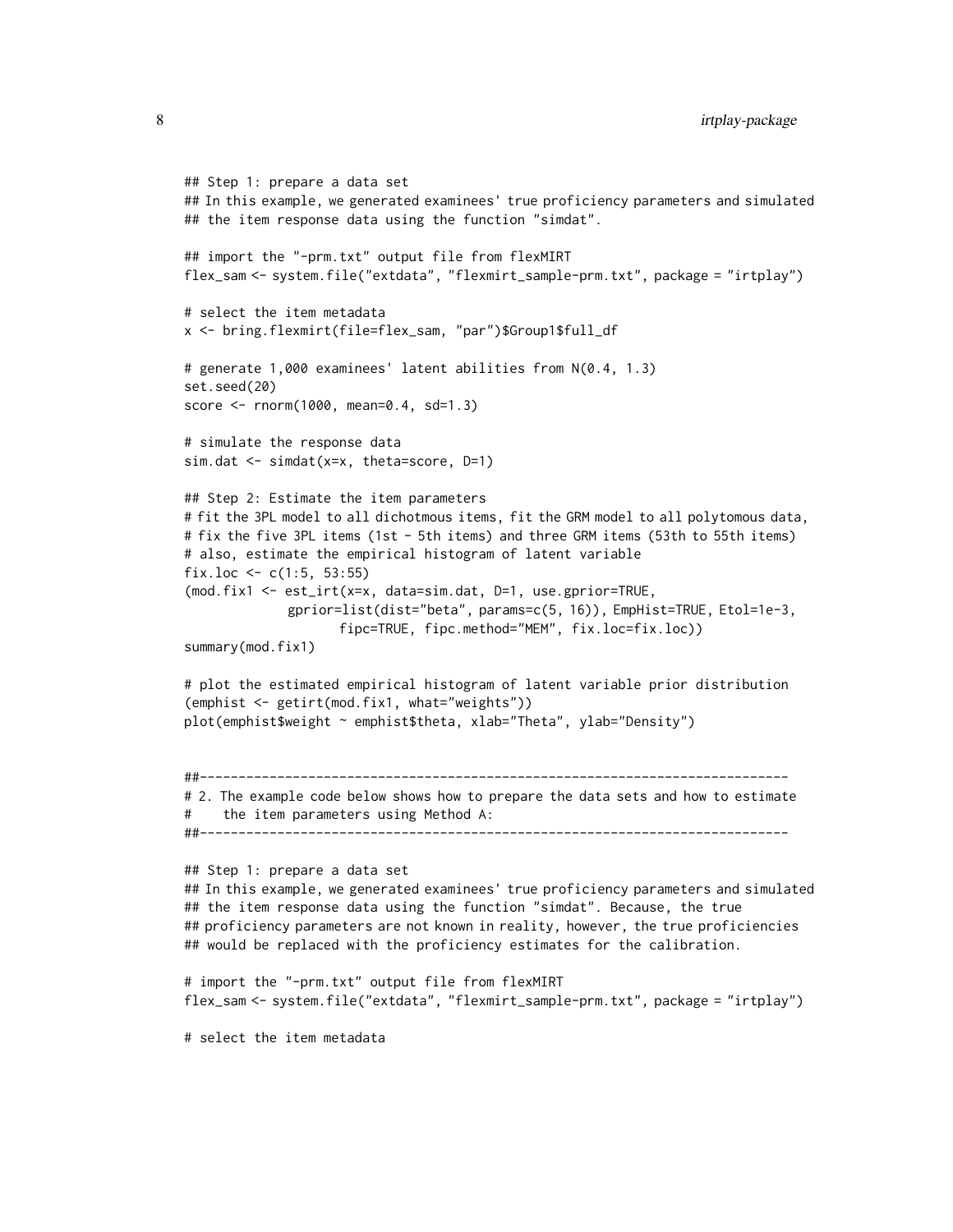```
## Step 1: prepare a data set
## In this example, we generated examinees' true proficiency parameters and simulated
## the item response data using the function "simdat".

## import the "-prm.txt" output file from flexMIRT
flex_sam <- system.file("extdata", "flexmirt_sample-prm.txt", package = "irtplay")

# select the item metadata
x <- bring.flexmirt(file=flex_sam, "par")$Group1$full_df

# generate 1,000 examinees' latent abilities from N(0.4, 1.3)
set.seed(20)
score <- rnorm(1000, mean=0.4, sd=1.3)

# simulate the response data
sim.dat <- simdat(x=x, theta=score, D=1)

## Step 2: Estimate the item parameters
# fit the 3PL model to all dichotmous items, fit the GRM model to all polytomous data,
# fix the five 3PL items (1st - 5th items) and three GRM items (53th to 55th items)
# also, estimate the empirical histogram of latent variable
fix.loc <- c(1:5, 53:55)
(mod.fix1 <- est_irt(x=x, data=sim.dat, D=1, use.gprior=TRUE,
             gprior=list(dist="beta", params=c(5, 16)), EmpHist=TRUE, Etol=1e-3,
                    fipc=TRUE, fipc.method="MEM", fix.loc=fix.loc))
summary(mod.fix1)

# plot the estimated empirical histogram of latent variable prior distribution
(emphist <- getirt(mod.fix1, what="weights"))
plot(emphist$weight ~ emphist$theta, xlab="Theta", ylab="Density")


##----------------------------------------------------------------------------
# 2. The example code below shows how to prepare the data sets and how to estimate
#    the item parameters using Method A:
##----------------------------------------------------------------------------

## Step 1: prepare a data set
## In this example, we generated examinees' true proficiency parameters and simulated
## the item response data using the function "simdat". Because, the true
## proficiency parameters are not known in reality, however, the true proficiencies
## would be replaced with the proficiency estimates for the calibration.

# import the "-prm.txt" output file from flexMIRT
flex_sam <- system.file("extdata", "flexmirt_sample-prm.txt", package = "irtplay")

# select the item metadata
```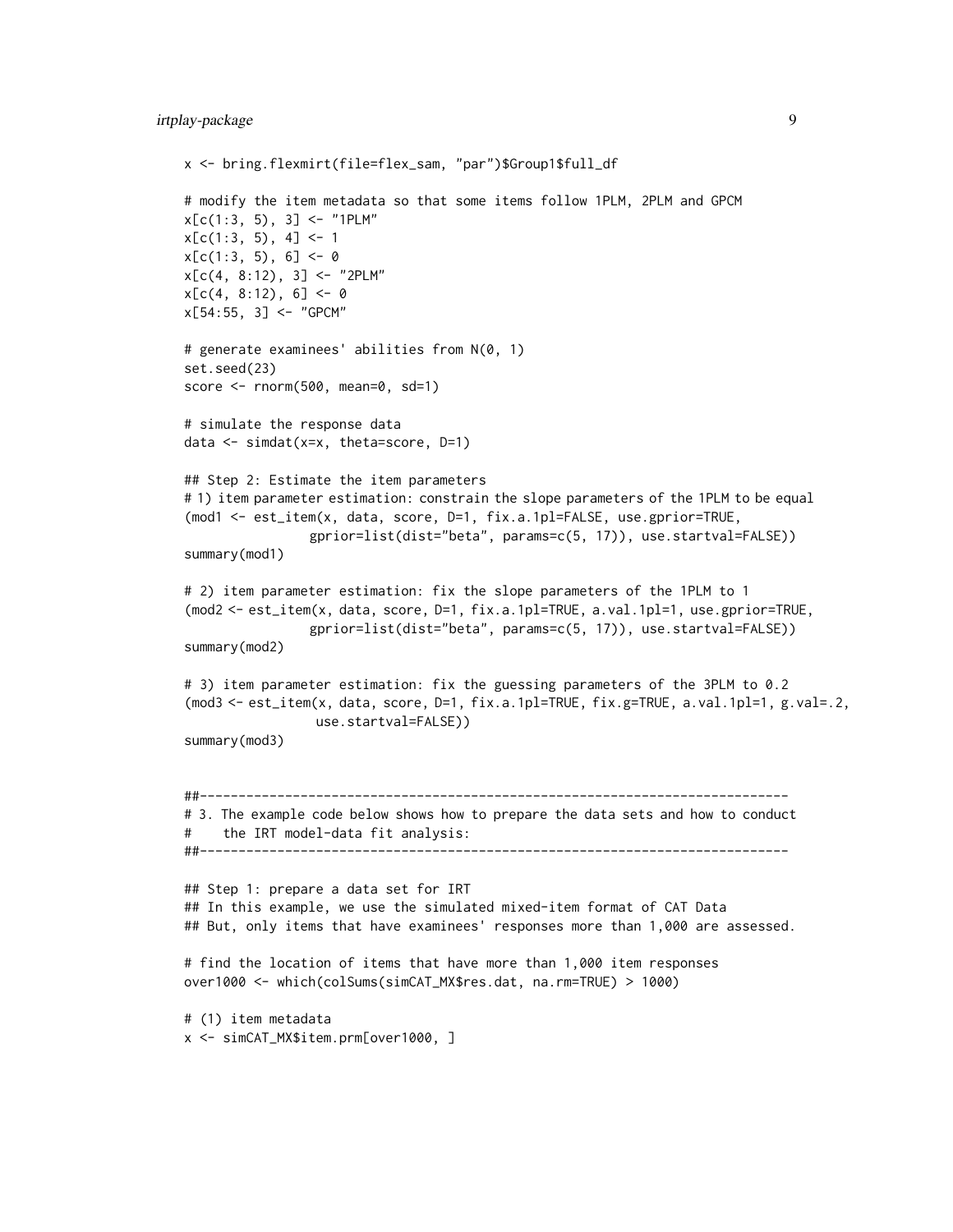```
x <- bring.flexmirt(file=flex_sam, "par")$Group1$full_df

# modify the item metadata so that some items follow 1PLM, 2PLM and GPCM
x[c(1:3, 5), 3] <- "1PLM"
x[c(1:3, 5), 4] <- 1
x[c(1:3, 5), 6] <- 0
x[c(4, 8:12), 3] <- "2PLM"
x[c(4, 8:12), 6] <- 0
x[54:55, 3] <- "GPCM"

# generate examinees' abilities from N(0, 1)
set.seed(23)
score <- rnorm(500, mean=0, sd=1)

# simulate the response data
data <- simdat(x=x, theta=score, D=1)

## Step 2: Estimate the item parameters
# 1) item parameter estimation: constrain the slope parameters of the 1PLM to be equal
(mod1 <- est_item(x, data, score, D=1, fix.a.1pl=FALSE, use.gprior=TRUE,
                gprior=list(dist="beta", params=c(5, 17)), use.startval=FALSE))
summary(mod1)

# 2) item parameter estimation: fix the slope parameters of the 1PLM to 1
(mod2 <- est_item(x, data, score, D=1, fix.a.1pl=TRUE, a.val.1pl=1, use.gprior=TRUE,
                gprior=list(dist="beta", params=c(5, 17)), use.startval=FALSE))
summary(mod2)

# 3) item parameter estimation: fix the guessing parameters of the 3PLM to 0.2
(mod3 <- est_item(x, data, score, D=1, fix.a.1pl=TRUE, fix.g=TRUE, a.val.1pl=1, g.val=.2,
                 use.startval=FALSE))
summary(mod3)


##---------------------------------------------------------------------------
# 3. The example code below shows how to prepare the data sets and how to conduct
#    the IRT model-data fit analysis:
##---------------------------------------------------------------------------

## Step 1: prepare a data set for IRT
## In this example, we use the simulated mixed-item format of CAT Data
## But, only items that have examinees' responses more than 1,000 are assessed.

# find the location of items that have more than 1,000 item responses
over1000 <- which(colSums(simCAT_MX$res.dat, na.rm=TRUE) > 1000)

# (1) item metadata
x <- simCAT_MX$item.prm[over1000, ]
```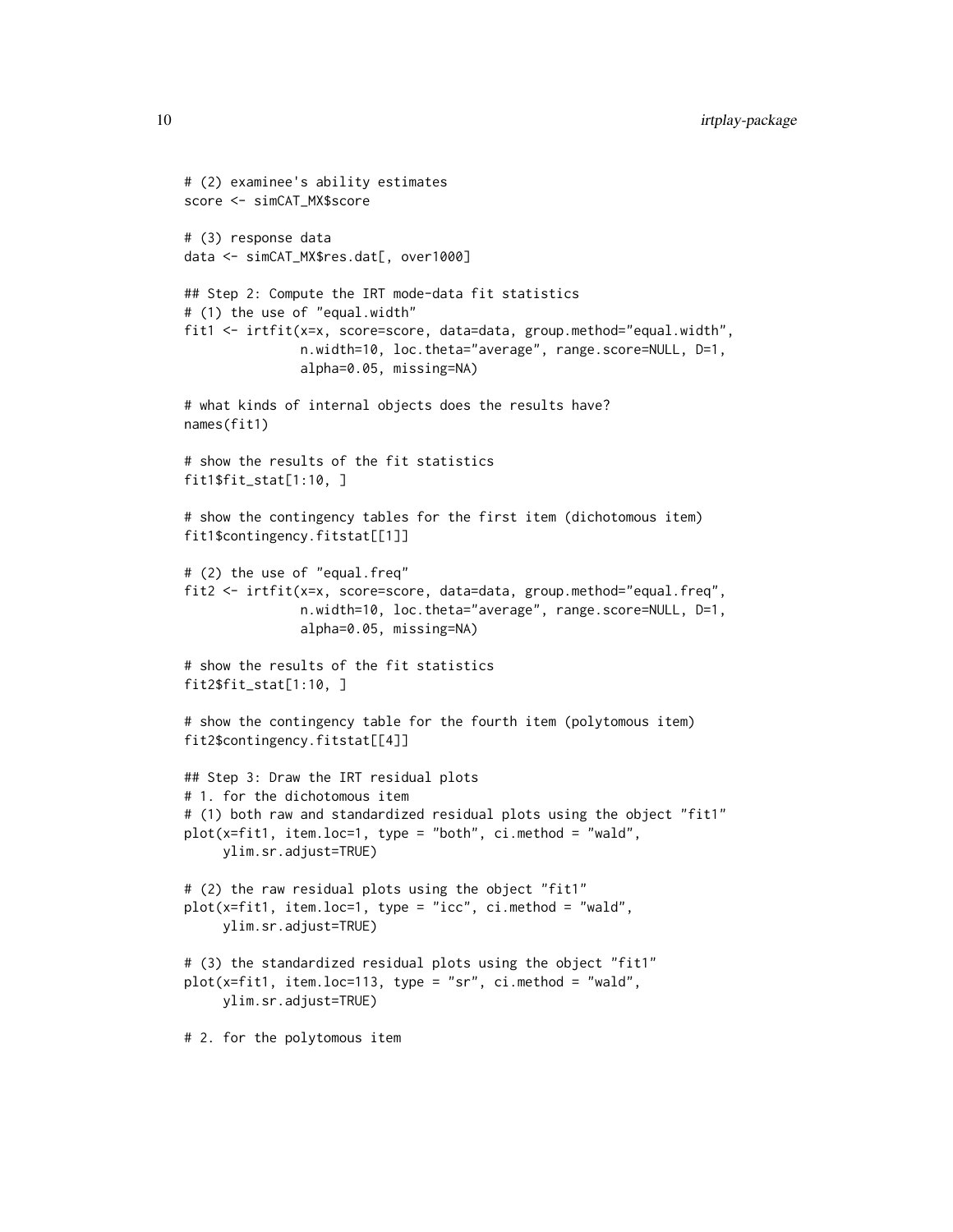```
# (2) examinee's ability estimates
score <- simCAT_MX$score

# (3) response data
data <- simCAT_MX$res.dat[, over1000]

## Step 2: Compute the IRT mode-data fit statistics
# (1) the use of "equal.width"
fit1 <- irtfit(x=x, score=score, data=data, group.method="equal.width",
               n.width=10, loc.theta="average", range.score=NULL, D=1,
               alpha=0.05, missing=NA)

# what kinds of internal objects does the results have?
names(fit1)

# show the results of the fit statistics
fit1$fit_stat[1:10, ]

# show the contingency tables for the first item (dichotomous item)
fit1$contingency.fitstat[[1]]

# (2) the use of "equal.freq"
fit2 <- irtfit(x=x, score=score, data=data, group.method="equal.freq",
               n.width=10, loc.theta="average", range.score=NULL, D=1,
               alpha=0.05, missing=NA)

# show the results of the fit statistics
fit2$fit_stat[1:10, ]

# show the contingency table for the fourth item (polytomous item)
fit2$contingency.fitstat[[4]]

## Step 3: Draw the IRT residual plots
# 1. for the dichotomous item
# (1) both raw and standardized residual plots using the object "fit1"
plot(x=fit1, item.loc=1, type = "both", ci.method = "wald",
     ylim.sr.adjust=TRUE)

# (2) the raw residual plots using the object "fit1"
plot(x=fit1, item.loc=1, type = "icc", ci.method = "wald",
     ylim.sr.adjust=TRUE)

# (3) the standardized residual plots using the object "fit1"
plot(x=fit1, item.loc=113, type = "sr", ci.method = "wald",
     ylim.sr.adjust=TRUE)

# 2. for the polytomous item
```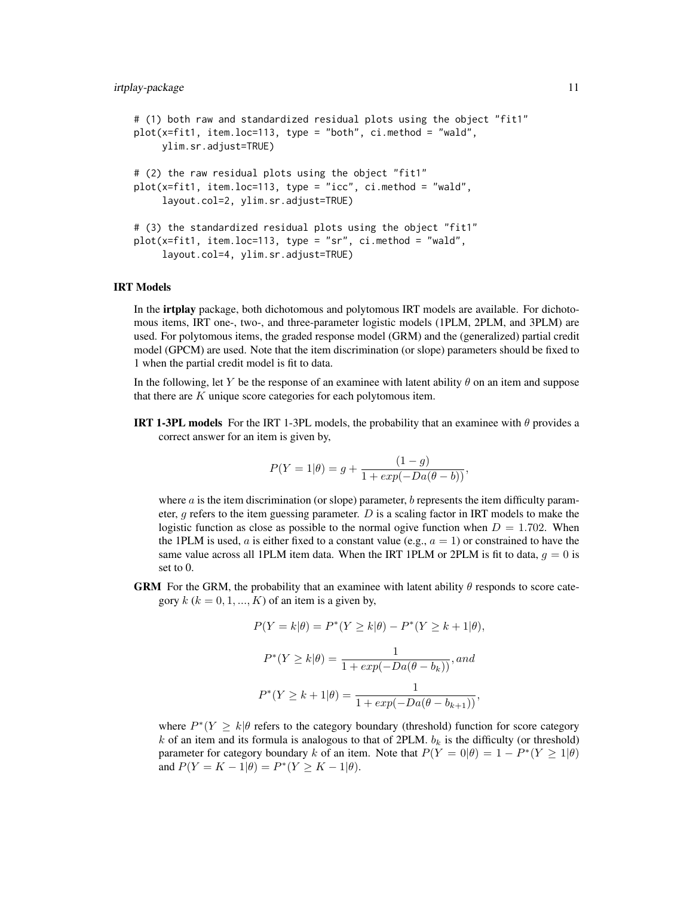```
# (1) both raw and standardized residual plots using the object "fit1"
plot(x=fit1, item.loc=113, type = "both", ci.method = "wald",
     ylim.sr.adjust=TRUE)

# (2) the raw residual plots using the object "fit1"
plot(x=fit1, item.loc=113, type = "icc", ci.method = "wald",
     layout.col=2, ylim.sr.adjust=TRUE)

# (3) the standardized residual plots using the object "fit1"
plot(x=fit1, item.loc=113, type = "sr", ci.method = "wald",
     layout.col=4, ylim.sr.adjust=TRUE)
```

### IRT Models

In the **irtplay** package, both dichotomous and polytomous IRT models are available. For dichotomous items, IRT one-, two-, and three-parameter logistic models (1PLM, 2PLM, and 3PLM) are used. For polytomous items, the graded response model (GRM) and the (generalized) partial credit model (GPCM) are used. Note that the item discrimination (or slope) parameters should be fixed to 1 when the partial credit model is fit to data.

In the following, let $Y$ be the response of an examinee with latent ability $\theta$ on an item and suppose that there are $K$ unique score categories for each polytomous item.

**IRT 1-3PL models** For the IRT 1-3PL models, the probability that an examinee with $\theta$ provides a correct answer for an item is given by,

$$P(Y = 1|\theta) = g + \frac{(1 - g)}{1 + exp(-Da(\theta - b))},$$

where $a$ is the item discrimination (or slope) parameter, $b$ represents the item difficulty parameter, $g$ refers to the item guessing parameter. $D$ is a scaling factor in IRT models to make the logistic function as close as possible to the normal ogive function when $D = 1.702$. When the 1PLM is used, $a$ is either fixed to a constant value (e.g., $a = 1$) or constrained to have the same value across all 1PLM item data. When the IRT 1PLM or 2PLM is fit to data, $g = 0$ is set to 0.

**GRM** For the GRM, the probability that an examinee with latent ability $\theta$ responds to score category $k$ ($k = 0, 1, ..., K$) of an item is a given by,

$$P(Y = k|\theta) = P^{*}(Y \geq k|\theta) - P^{*}(Y \geq k + 1|\theta),$$

$$P^{*}(Y \geq k|\theta) = \frac{1}{1 + exp(-Da(\theta - b_k))}, and$$

$$P^{*}(Y \geq k + 1|\theta) = \frac{1}{1 + exp(-Da(\theta - b_{k+1}))},$$

where $P^{*}(Y \geq k|\theta$ refers to the category boundary (threshold) function for score category $k$ of an item and its formula is analogous to that of 2PLM. $b_k$ is the difficulty (or threshold) parameter for category boundary $k$ of an item. Note that $P(Y = 0|\theta) = 1 - P^{*}(Y \geq 1|\theta)$ and $P(Y = K - 1|\theta) = P^{*}(Y \geq K - 1|\theta)$.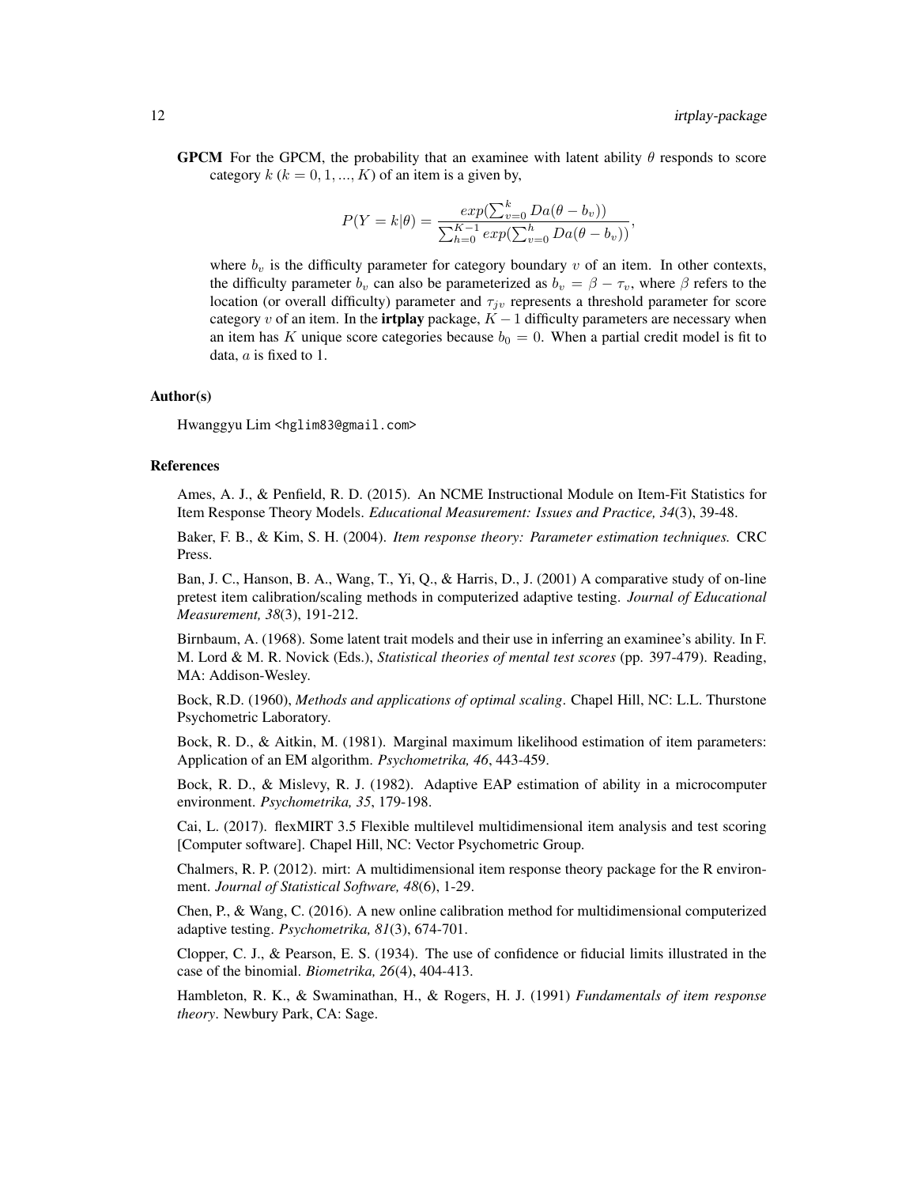**GPCM** For the GPCM, the probability that an examinee with latent ability $\theta$ responds to score category $k$ ($k = 0, 1, ..., K$) of an item is a given by,

$$P(Y = k|\theta) = \frac{exp(\sum_{v=0}^{k} Da(\theta - b_v))}{\sum_{h=0}^{K-1} exp(\sum_{v=0}^{h} Da(\theta - b_v))},$$

where $b_v$ is the difficulty parameter for category boundary $v$ of an item. In other contexts, the difficulty parameter $b_v$ can also be parameterized as $b_v = \beta - \tau_v$, where $\beta$ refers to the location (or overall difficulty) parameter and $\tau_{jv}$ represents a threshold parameter for score category $v$ of an item. In the **irtplay** package, $K - 1$ difficulty parameters are necessary when an item has $K$ unique score categories because $b_0 = 0$. When a partial credit model is fit to data, $a$ is fixed to 1.

### Author(s)

Hwanggyu Lim <hglim83@gmail.com>

### References

Ames, A. J., & Penfield, R. D. (2015). An NCME Instructional Module on Item-Fit Statistics for Item Response Theory Models. *Educational Measurement: Issues and Practice, 34*(3), 39-48.

Baker, F. B., & Kim, S. H. (2004). *Item response theory: Parameter estimation techniques.* CRC Press.

Ban, J. C., Hanson, B. A., Wang, T., Yi, Q., & Harris, D., J. (2001) A comparative study of on-line pretest item calibration/scaling methods in computerized adaptive testing. *Journal of Educational Measurement, 38*(3), 191-212.

Birnbaum, A. (1968). Some latent trait models and their use in inferring an examinee's ability. In F. M. Lord & M. R. Novick (Eds.), *Statistical theories of mental test scores* (pp. 397-479). Reading, MA: Addison-Wesley.

Bock, R.D. (1960), *Methods and applications of optimal scaling*. Chapel Hill, NC: L.L. Thurstone Psychometric Laboratory.

Bock, R. D., & Aitkin, M. (1981). Marginal maximum likelihood estimation of item parameters: Application of an EM algorithm. *Psychometrika, 46*, 443-459.

Bock, R. D., & Mislevy, R. J. (1982). Adaptive EAP estimation of ability in a microcomputer environment. *Psychometrika, 35*, 179-198.

Cai, L. (2017). flexMIRT 3.5 Flexible multilevel multidimensional item analysis and test scoring [Computer software]. Chapel Hill, NC: Vector Psychometric Group.

Chalmers, R. P. (2012). mirt: A multidimensional item response theory package for the R environment. *Journal of Statistical Software, 48*(6), 1-29.

Chen, P., & Wang, C. (2016). A new online calibration method for multidimensional computerized adaptive testing. *Psychometrika, 81*(3), 674-701.

Clopper, C. J., & Pearson, E. S. (1934). The use of confidence or fiducial limits illustrated in the case of the binomial. *Biometrika, 26*(4), 404-413.

Hambleton, R. K., & Swaminathan, H., & Rogers, H. J. (1991) *Fundamentals of item response theory*. Newbury Park, CA: Sage.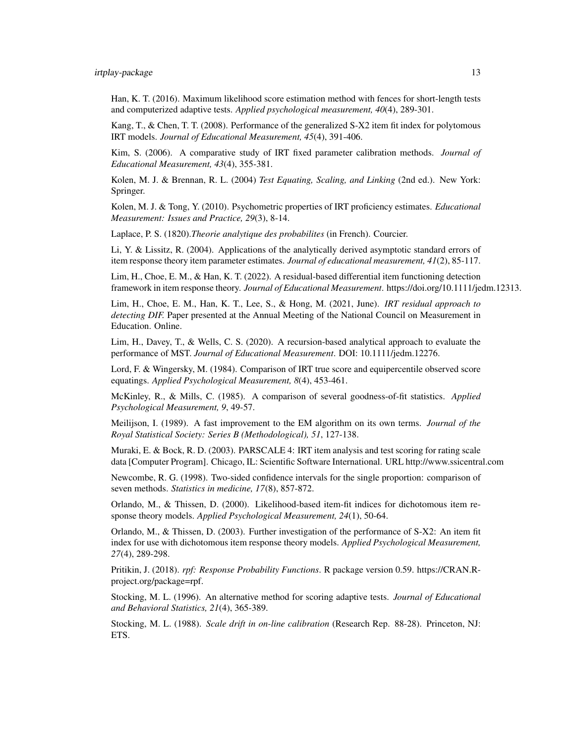Han, K. T. (2016). Maximum likelihood score estimation method with fences for short-length tests and computerized adaptive tests. *Applied psychological measurement, 40*(4), 289-301.

Kang, T., & Chen, T. T. (2008). Performance of the generalized S-X2 item fit index for polytomous IRT models. *Journal of Educational Measurement, 45*(4), 391-406.

Kim, S. (2006). A comparative study of IRT fixed parameter calibration methods. *Journal of Educational Measurement, 43*(4), 355-381.

Kolen, M. J. & Brennan, R. L. (2004) *Test Equating, Scaling, and Linking* (2nd ed.). New York: Springer.

Kolen, M. J. & Tong, Y. (2010). Psychometric properties of IRT proficiency estimates. *Educational Measurement: Issues and Practice, 29*(3), 8-14.

Laplace, P. S. (1820).*Theorie analytique des probabilites* (in French). Courcier.

Li, Y. & Lissitz, R. (2004). Applications of the analytically derived asymptotic standard errors of item response theory item parameter estimates. *Journal of educational measurement, 41*(2), 85-117.

Lim, H., Choe, E. M., & Han, K. T. (2022). A residual-based differential item functioning detection framework in item response theory. *Journal of Educational Measurement*. https://doi.org/10.1111/jedm.12313.

Lim, H., Choe, E. M., Han, K. T., Lee, S., & Hong, M. (2021, June). *IRT residual approach to detecting DIF.* Paper presented at the Annual Meeting of the National Council on Measurement in Education. Online.

Lim, H., Davey, T., & Wells, C. S. (2020). A recursion-based analytical approach to evaluate the performance of MST. *Journal of Educational Measurement*. DOI: 10.1111/jedm.12276.

Lord, F. & Wingersky, M. (1984). Comparison of IRT true score and equipercentile observed score equatings. *Applied Psychological Measurement, 8*(4), 453-461.

McKinley, R., & Mills, C. (1985). A comparison of several goodness-of-fit statistics. *Applied Psychological Measurement, 9*, 49-57.

Meilijson, I. (1989). A fast improvement to the EM algorithm on its own terms. *Journal of the Royal Statistical Society: Series B (Methodological), 51*, 127-138.

Muraki, E. & Bock, R. D. (2003). PARSCALE 4: IRT item analysis and test scoring for rating scale data [Computer Program]. Chicago, IL: Scientific Software International. URL http://www.ssicentral.com

Newcombe, R. G. (1998). Two-sided confidence intervals for the single proportion: comparison of seven methods. *Statistics in medicine, 17*(8), 857-872.

Orlando, M., & Thissen, D. (2000). Likelihood-based item-fit indices for dichotomous item response theory models. *Applied Psychological Measurement, 24*(1), 50-64.

Orlando, M., & Thissen, D. (2003). Further investigation of the performance of S-X2: An item fit index for use with dichotomous item response theory models. *Applied Psychological Measurement, 27*(4), 289-298.

Pritikin, J. (2018). *rpf: Response Probability Functions*. R package version 0.59. https://CRAN.R-project.org/package=rpf.

Stocking, M. L. (1996). An alternative method for scoring adaptive tests. *Journal of Educational and Behavioral Statistics, 21*(4), 365-389.

Stocking, M. L. (1988). *Scale drift in on-line calibration* (Research Rep. 88-28). Princeton, NJ: ETS.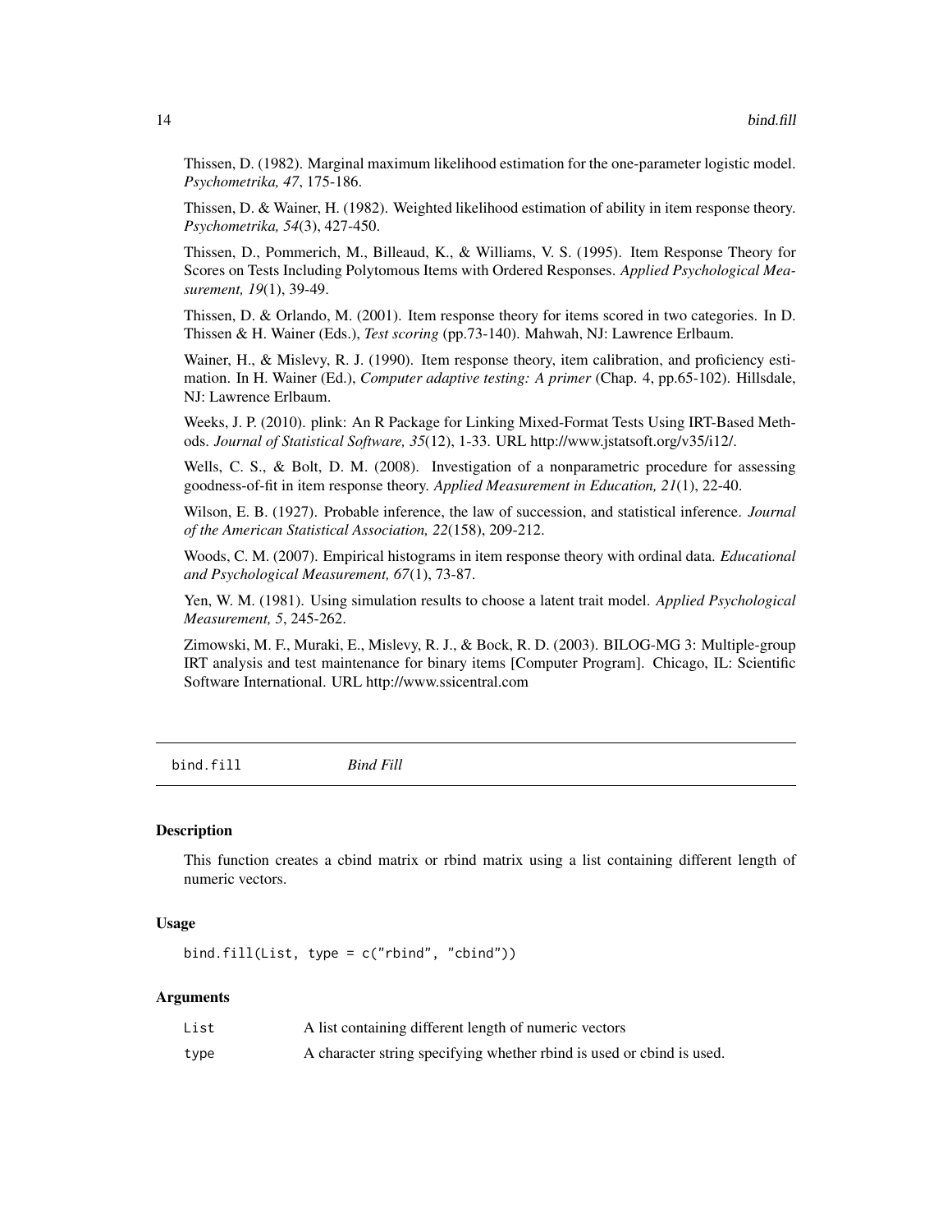Thissen, D. (1982). Marginal maximum likelihood estimation for the one-parameter logistic model. *Psychometrika, 47*, 175-186.

Thissen, D. & Wainer, H. (1982). Weighted likelihood estimation of ability in item response theory. *Psychometrika, 54*(3), 427-450.

Thissen, D., Pommerich, M., Billeaud, K., & Williams, V. S. (1995). Item Response Theory for Scores on Tests Including Polytomous Items with Ordered Responses. *Applied Psychological Measurement, 19*(1), 39-49.

Thissen, D. & Orlando, M. (2001). Item response theory for items scored in two categories. In D. Thissen & H. Wainer (Eds.), *Test scoring* (pp.73-140). Mahwah, NJ: Lawrence Erlbaum.

Wainer, H., & Mislevy, R. J. (1990). Item response theory, item calibration, and proficiency estimation. In H. Wainer (Ed.), *Computer adaptive testing: A primer* (Chap. 4, pp.65-102). Hillsdale, NJ: Lawrence Erlbaum.

Weeks, J. P. (2010). plink: An R Package for Linking Mixed-Format Tests Using IRT-Based Methods. *Journal of Statistical Software, 35*(12), 1-33. URL http://www.jstatsoft.org/v35/i12/.

Wells, C. S., & Bolt, D. M. (2008). Investigation of a nonparametric procedure for assessing goodness-of-fit in item response theory. *Applied Measurement in Education, 21*(1), 22-40.

Wilson, E. B. (1927). Probable inference, the law of succession, and statistical inference. *Journal of the American Statistical Association, 22*(158), 209-212.

Woods, C. M. (2007). Empirical histograms in item response theory with ordinal data. *Educational and Psychological Measurement, 67*(1), 73-87.

Yen, W. M. (1981). Using simulation results to choose a latent trait model. *Applied Psychological Measurement, 5*, 245-262.

Zimowski, M. F., Muraki, E., Mislevy, R. J., & Bock, R. D. (2003). BILOG-MG 3: Multiple-group IRT analysis and test maintenance for binary items [Computer Program]. Chicago, IL: Scientific Software International. URL http://www.ssicentral.com

---

## bind.fill — *Bind Fill*

### Description

This function creates a cbind matrix or rbind matrix using a list containing different length of numeric vectors.

### Usage

```
bind.fill(List, type = c("rbind", "cbind"))
```

### Arguments

| | |
|---|---|
| `List` | A list containing different length of numeric vectors |
| `type` | A character string specifying whether rbind is used or cbind is used. |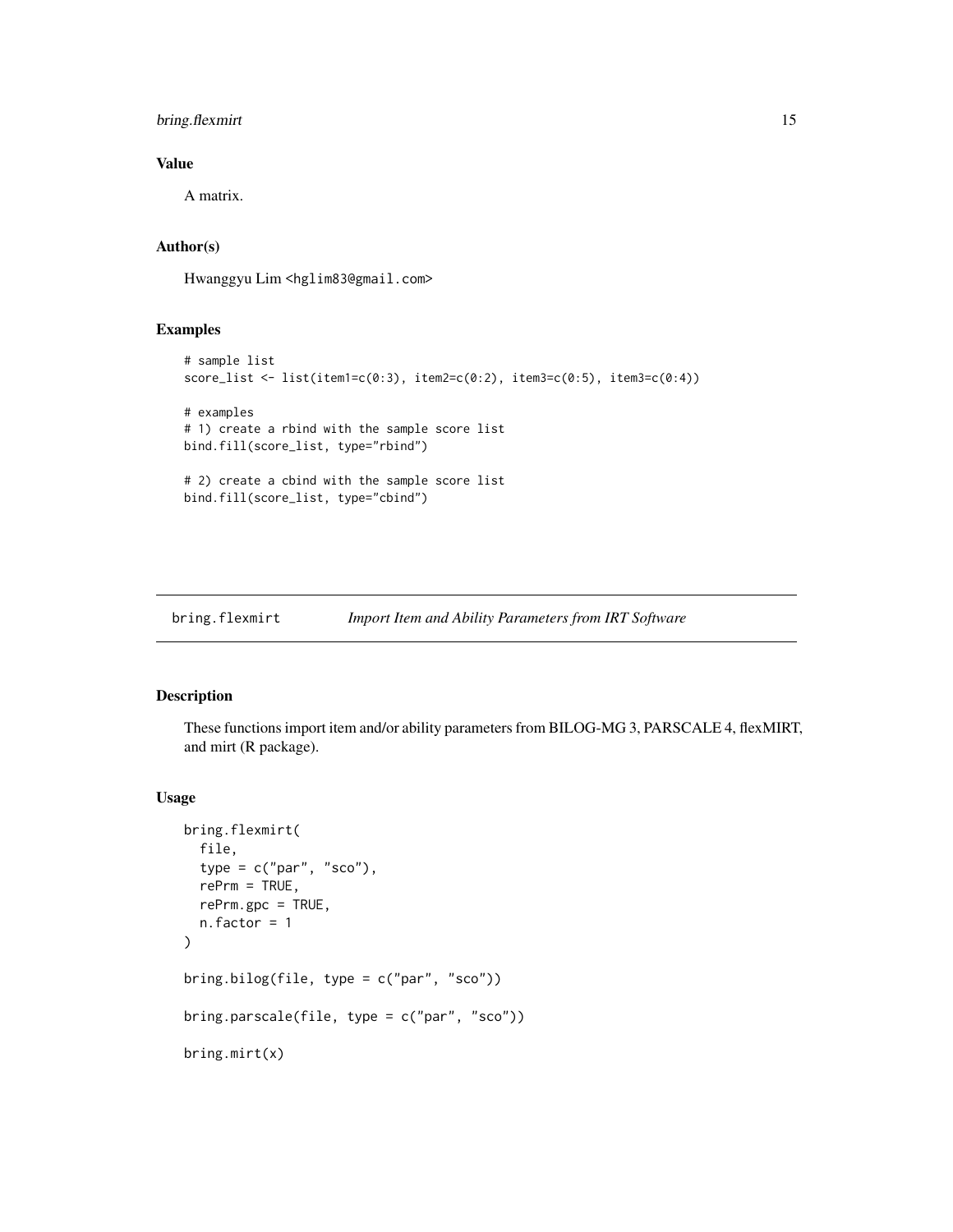### Value

A matrix.

### Author(s)

Hwanggyu Lim <hglim83@gmail.com>

### Examples

```
# sample list
score_list <- list(item1=c(0:3), item2=c(0:2), item3=c(0:5), item3=c(0:4))

# examples
# 1) create a rbind with the sample score list
bind.fill(score_list, type="rbind")

# 2) create a cbind with the sample score list
bind.fill(score_list, type="cbind")
```

---

## bring.flexmirt *Import Item and Ability Parameters from IRT Software*

---

### Description

These functions import item and/or ability parameters from BILOG-MG 3, PARSCALE 4, flexMIRT, and mirt (R package).

### Usage

```
bring.flexmirt(
  file,
  type = c("par", "sco"),
  rePrm = TRUE,
  rePrm.gpc = TRUE,
  n.factor = 1
)

bring.bilog(file, type = c("par", "sco"))

bring.parscale(file, type = c("par", "sco"))

bring.mirt(x)
```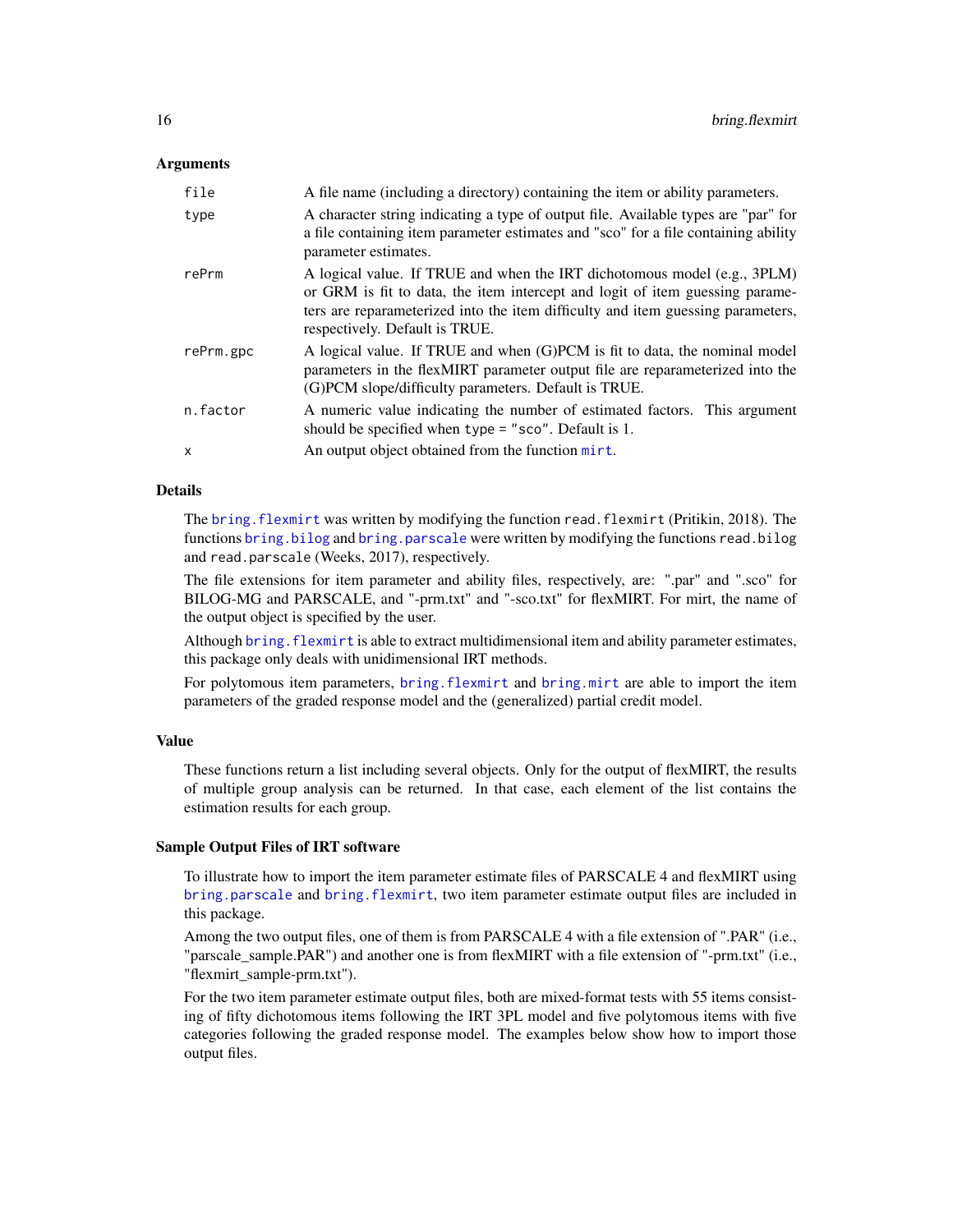### Arguments

| | |
|---|---|
| `file` | A file name (including a directory) containing the item or ability parameters. |
| `type` | A character string indicating a type of output file. Available types are "par" for a file containing item parameter estimates and "sco" for a file containing ability parameter estimates. |
| `rePrm` | A logical value. If TRUE and when the IRT dichotomous model (e.g., 3PLM) or GRM is fit to data, the item intercept and logit of item guessing parameters are reparameterized into the item difficulty and item guessing parameters, respectively. Default is TRUE. |
| `rePrm.gpc` | A logical value. If TRUE and when (G)PCM is fit to data, the nominal model parameters in the flexMIRT parameter output file are reparameterized into the (G)PCM slope/difficulty parameters. Default is TRUE. |
| `n.factor` | A numeric value indicating the number of estimated factors. This argument should be specified when `type = "sco"`. Default is 1. |
| `x` | An output object obtained from the function `mirt`. |

### Details

The `bring.flexmirt` was written by modifying the function `read.flexmirt` (Pritikin, 2018). The functions `bring.bilog` and `bring.parscale` were written by modifying the functions `read.bilog` and `read.parscale` (Weeks, 2017), respectively.

The file extensions for item parameter and ability files, respectively, are: ".par" and ".sco" for BILOG-MG and PARSCALE, and "-prm.txt" and "-sco.txt" for flexMIRT. For mirt, the name of the output object is specified by the user.

Although `bring.flexmirt` is able to extract multidimensional item and ability parameter estimates, this package only deals with unidimensional IRT methods.

For polytomous item parameters, `bring.flexmirt` and `bring.mirt` are able to import the item parameters of the graded response model and the (generalized) partial credit model.

### Value

These functions return a list including several objects. Only for the output of flexMIRT, the results of multiple group analysis can be returned. In that case, each element of the list contains the estimation results for each group.

### Sample Output Files of IRT software

To illustrate how to import the item parameter estimate files of PARSCALE 4 and flexMIRT using `bring.parscale` and `bring.flexmirt`, two item parameter estimate output files are included in this package.

Among the two output files, one of them is from PARSCALE 4 with a file extension of ".PAR" (i.e., "parscale_sample.PAR") and another one is from flexMIRT with a file extension of "-prm.txt" (i.e., "flexmirt_sample-prm.txt").

For the two item parameter estimate output files, both are mixed-format tests with 55 items consisting of fifty dichotomous items following the IRT 3PL model and five polytomous items with five categories following the graded response model. The examples below show how to import those output files.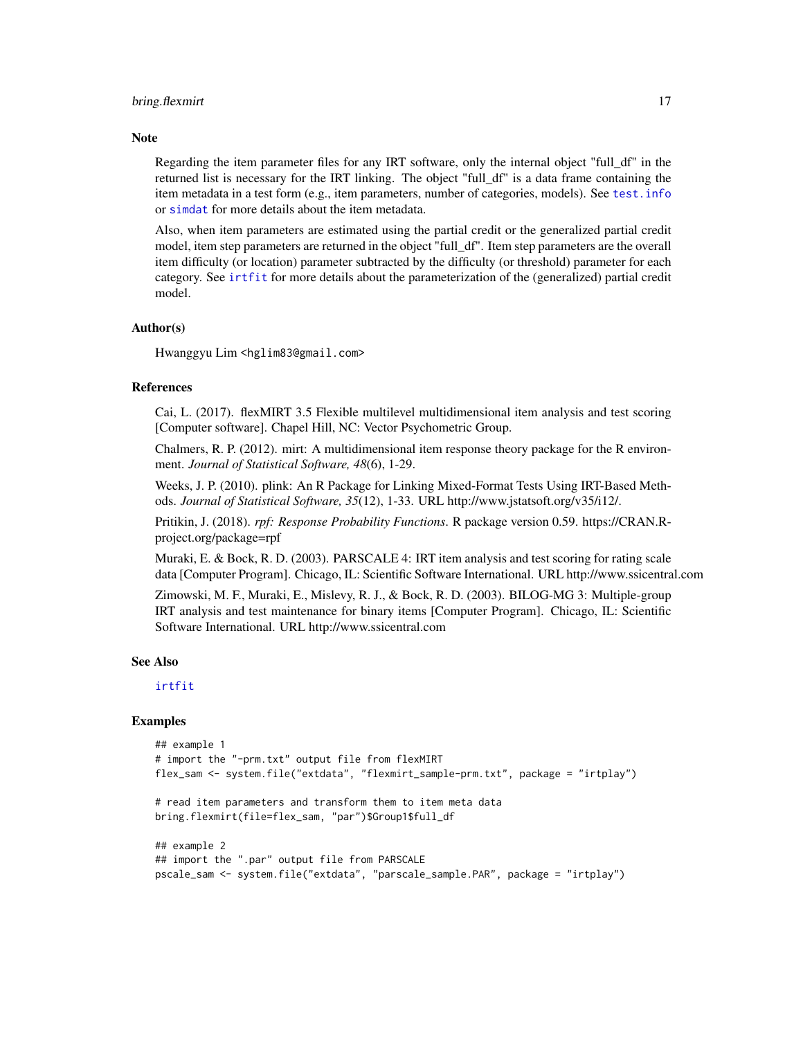### Note

Regarding the item parameter files for any IRT software, only the internal object "full_df" in the returned list is necessary for the IRT linking. The object "full_df" is a data frame containing the item metadata in a test form (e.g., item parameters, number of categories, models). See `test.info` or `simdat` for more details about the item metadata.

Also, when item parameters are estimated using the partial credit or the generalized partial credit model, item step parameters are returned in the object "full_df". Item step parameters are the overall item difficulty (or location) parameter subtracted by the difficulty (or threshold) parameter for each category. See `irtfit` for more details about the parameterization of the (generalized) partial credit model.

### Author(s)

Hwanggyu Lim <hglim83@gmail.com>

### References

Cai, L. (2017). flexMIRT 3.5 Flexible multilevel multidimensional item analysis and test scoring [Computer software]. Chapel Hill, NC: Vector Psychometric Group.

Chalmers, R. P. (2012). mirt: A multidimensional item response theory package for the R environment. *Journal of Statistical Software, 48*(6), 1-29.

Weeks, J. P. (2010). plink: An R Package for Linking Mixed-Format Tests Using IRT-Based Methods. *Journal of Statistical Software, 35*(12), 1-33. URL http://www.jstatsoft.org/v35/i12/.

Pritikin, J. (2018). *rpf: Response Probability Functions*. R package version 0.59. https://CRAN.R-project.org/package=rpf

Muraki, E. & Bock, R. D. (2003). PARSCALE 4: IRT item analysis and test scoring for rating scale data [Computer Program]. Chicago, IL: Scientific Software International. URL http://www.ssicentral.com

Zimowski, M. F., Muraki, E., Mislevy, R. J., & Bock, R. D. (2003). BILOG-MG 3: Multiple-group IRT analysis and test maintenance for binary items [Computer Program]. Chicago, IL: Scientific Software International. URL http://www.ssicentral.com

### See Also

`irtfit`

### Examples

```
## example 1
# import the "-prm.txt" output file from flexMIRT
flex_sam <- system.file("extdata", "flexmirt_sample-prm.txt", package = "irtplay")

# read item parameters and transform them to item meta data
bring.flexmirt(file=flex_sam, "par")$Group1$full_df

## example 2
## import the ".par" output file from PARSCALE
pscale_sam <- system.file("extdata", "parscale_sample.PAR", package = "irtplay")
```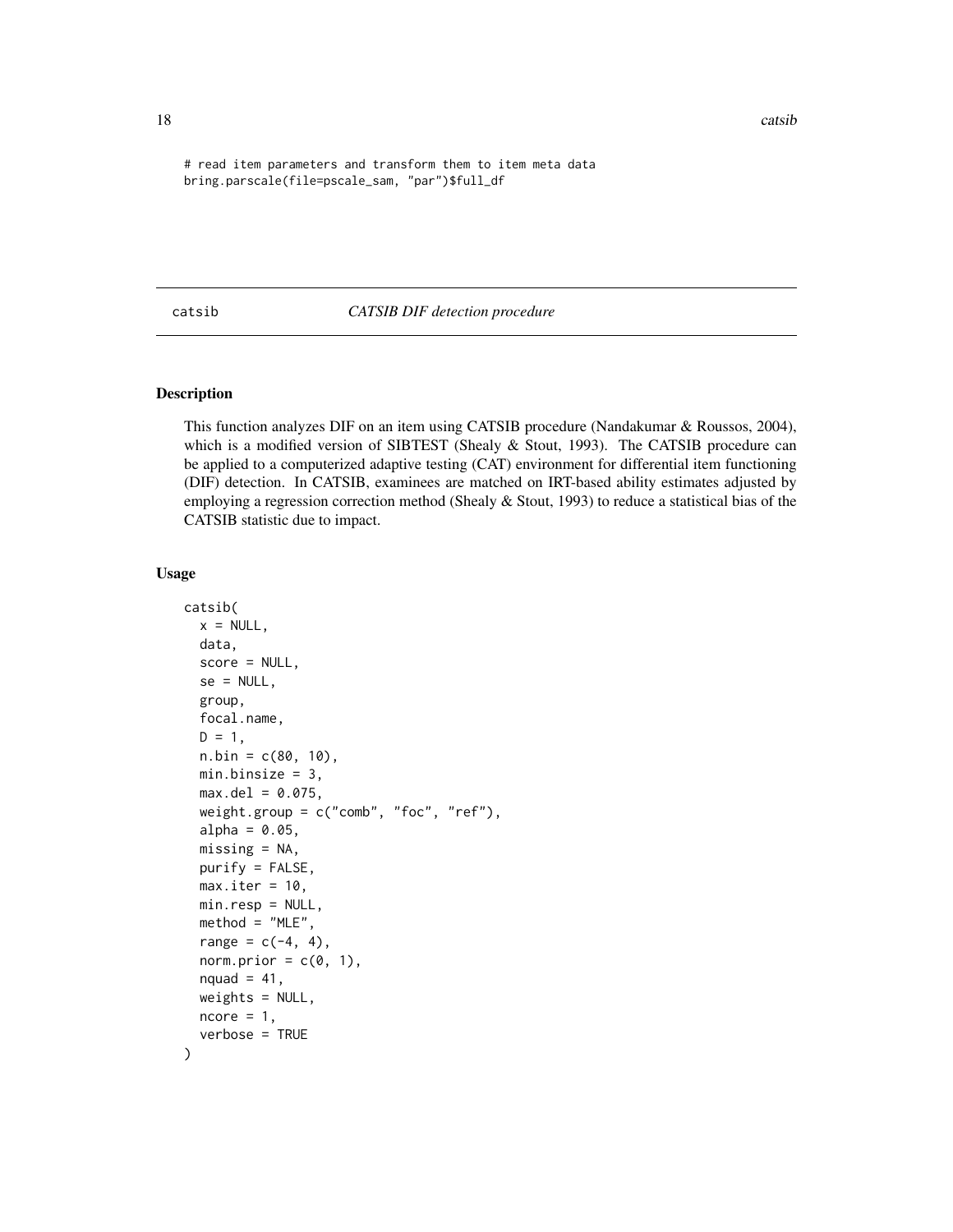```
# read item parameters and transform them to item meta data
bring.parscale(file=pscale_sam, "par")$full_df
```

## catsib — *CATSIB DIF detection procedure*

### Description

This function analyzes DIF on an item using CATSIB procedure (Nandakumar & Roussos, 2004), which is a modified version of SIBTEST (Shealy & Stout, 1993). The CATSIB procedure can be applied to a computerized adaptive testing (CAT) environment for differential item functioning (DIF) detection. In CATSIB, examinees are matched on IRT-based ability estimates adjusted by employing a regression correction method (Shealy & Stout, 1993) to reduce a statistical bias of the CATSIB statistic due to impact.

### Usage

```
catsib(
  x = NULL,
  data,
  score = NULL,
  se = NULL,
  group,
  focal.name,
  D = 1,
  n.bin = c(80, 10),
  min.binsize = 3,
  max.del = 0.075,
  weight.group = c("comb", "foc", "ref"),
  alpha = 0.05,
  missing = NA,
  purify = FALSE,
  max.iter = 10,
  min.resp = NULL,
  method = "MLE",
  range = c(-4, 4),
  norm.prior = c(0, 1),
  nquad = 41,
  weights = NULL,
  ncore = 1,
  verbose = TRUE
)
```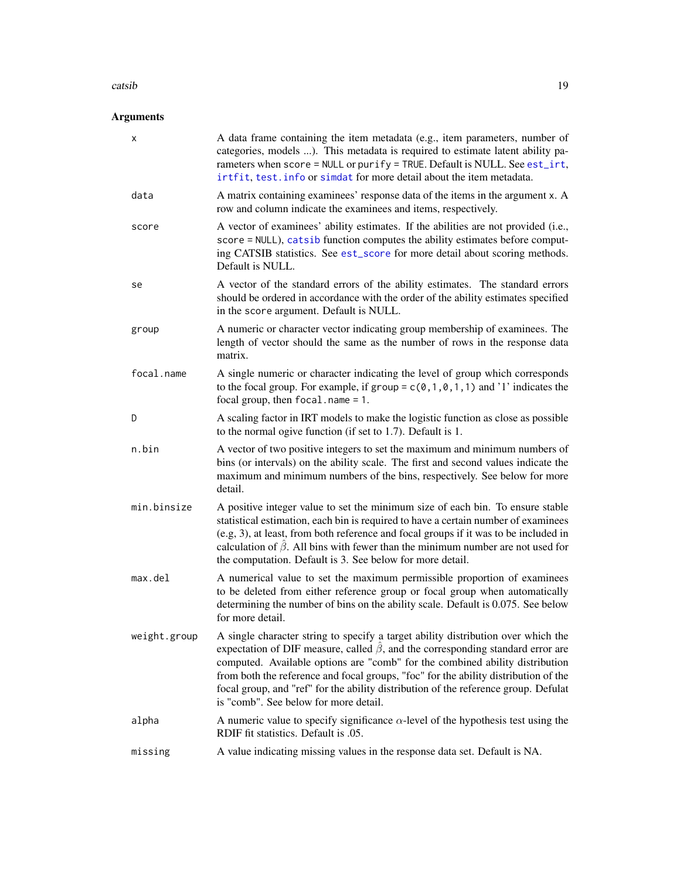## Arguments

| | |
|---|---|
| `x` | A data frame containing the item metadata (e.g., item parameters, number of categories, models ...). This metadata is required to estimate latent ability parameters when `score = NULL` or `purify = TRUE`. Default is NULL. See `est_irt`, `irtfit`, `test.info` or `simdat` for more detail about the item metadata. |
| `data` | A matrix containing examinees' response data of the items in the argument `x`. A row and column indicate the examinees and items, respectively. |
| `score` | A vector of examinees' ability estimates. If the abilities are not provided (i.e., `score = NULL`), `catsib` function computes the ability estimates before computing CATSIB statistics. See `est_score` for more detail about scoring methods. Default is NULL. |
| `se` | A vector of the standard errors of the ability estimates. The standard errors should be ordered in accordance with the order of the ability estimates specified in the `score` argument. Default is NULL. |
| `group` | A numeric or character vector indicating group membership of examinees. The length of vector should the same as the number of rows in the response data matrix. |
| `focal.name` | A single numeric or character indicating the level of group which corresponds to the focal group. For example, if `group = c(0,1,0,1,1)` and '1' indicates the focal group, then `focal.name = 1`. |
| `D` | A scaling factor in IRT models to make the logistic function as close as possible to the normal ogive function (if set to 1.7). Default is 1. |
| `n.bin` | A vector of two positive integers to set the maximum and minimum numbers of bins (or intervals) on the ability scale. The first and second values indicate the maximum and minimum numbers of the bins, respectively. See below for more detail. |
| `min.binsize` | A positive integer value to set the minimum size of each bin. To ensure stable statistical estimation, each bin is required to have a certain number of examinees (e.g, 3), at least, from both reference and focal groups if it was to be included in calculation of $\hat{\beta}$. All bins with fewer than the minimum number are not used for the computation. Default is 3. See below for more detail. |
| `max.del` | A numerical value to set the maximum permissible proportion of examinees to be deleted from either reference group or focal group when automatically determining the number of bins on the ability scale. Default is 0.075. See below for more detail. |
| `weight.group` | A single character string to specify a target ability distribution over which the expectation of DIF measure, called $\hat{\beta}$, and the corresponding standard error are computed. Available options are "comb" for the combined ability distribution from both the reference and focal groups, "foc" for the ability distribution of the focal group, and "ref" for the ability distribution of the reference group. Defulat is "comb". See below for more detail. |
| `alpha` | A numeric value to specify significance $\alpha$-level of the hypothesis test using the RDIF fit statistics. Default is .05. |
| `missing` | A value indicating missing values in the response data set. Default is NA. |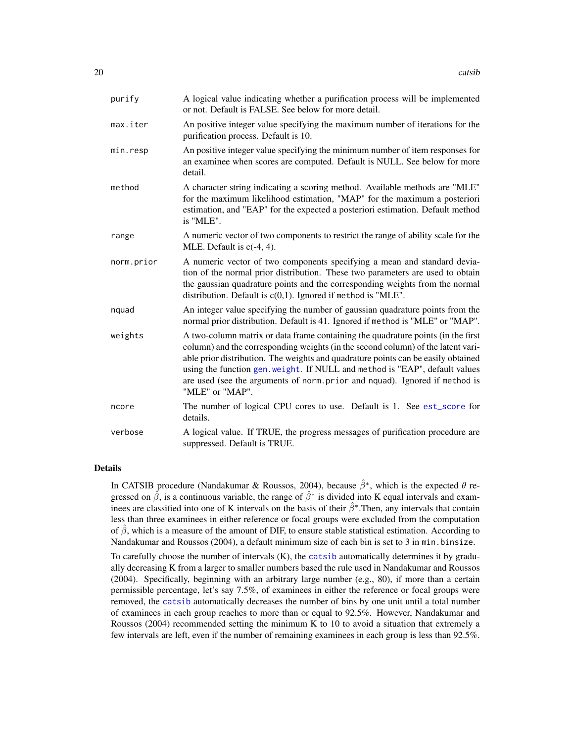| | |
|---|---|
| purify | A logical value indicating whether a purification process will be implemented or not. Default is FALSE. See below for more detail. |
| max.iter | An positive integer value specifying the maximum number of iterations for the purification process. Default is 10. |
| min.resp | An positive integer value specifying the minimum number of item responses for an examinee when scores are computed. Default is NULL. See below for more detail. |
| method | A character string indicating a scoring method. Available methods are "MLE" for the maximum likelihood estimation, "MAP" for the maximum a posteriori estimation, and "EAP" for the expected a posteriori estimation. Default method is "MLE". |
| range | A numeric vector of two components to restrict the range of ability scale for the MLE. Default is c(-4, 4). |
| norm.prior | A numeric vector of two components specifying a mean and standard deviation of the normal prior distribution. These two parameters are used to obtain the gaussian quadrature points and the corresponding weights from the normal distribution. Default is c(0,1). Ignored if `method` is "MLE". |
| nquad | An integer value specifying the number of gaussian quadrature points from the normal prior distribution. Default is 41. Ignored if `method` is "MLE" or "MAP". |
| weights | A two-column matrix or data frame containing the quadrature points (in the first column) and the corresponding weights (in the second column) of the latent variable prior distribution. The weights and quadrature points can be easily obtained using the function `gen.weight`. If NULL and `method` is "EAP", default values are used (see the arguments of `norm.prior` and `nquad`). Ignored if `method` is "MLE" or "MAP". |
| ncore | The number of logical CPU cores to use. Default is 1. See `est_score` for details. |
| verbose | A logical value. If TRUE, the progress messages of purification procedure are suppressed. Default is TRUE. |

## Details

In CATSIB procedure (Nandakumar & Roussos, 2004), because $\hat{\beta}^{*}$, which is the expected $\theta$ regressed on $\hat{\beta}$, is a continuous variable, the range of $\hat{\beta}^{*}$ is divided into K equal intervals and examinees are classified into one of K intervals on the basis of their $\hat{\beta}^{*}$.Then, any intervals that contain less than three examinees in either reference or focal groups were excluded from the computation of $\hat{\beta}$, which is a measure of the amount of DIF, to ensure stable statistical estimation. According to Nandakumar and Roussos (2004), a default minimum size of each bin is set to 3 in `min.binsize`.

To carefully choose the number of intervals (K), the `catsib` automatically determines it by gradually decreasing K from a larger to smaller numbers based the rule used in Nandakumar and Roussos (2004). Specifically, beginning with an arbitrary large number (e.g., 80), if more than a certain permissible percentage, let's say 7.5%, of examinees in either the reference or focal groups were removed, the `catsib` automatically decreases the number of bins by one unit until a total number of examinees in each group reaches to more than or equal to 92.5%. However, Nandakumar and Roussos (2004) recommended setting the minimum K to 10 to avoid a situation that extremely a few intervals are left, even if the number of remaining examinees in each group is less than 92.5%.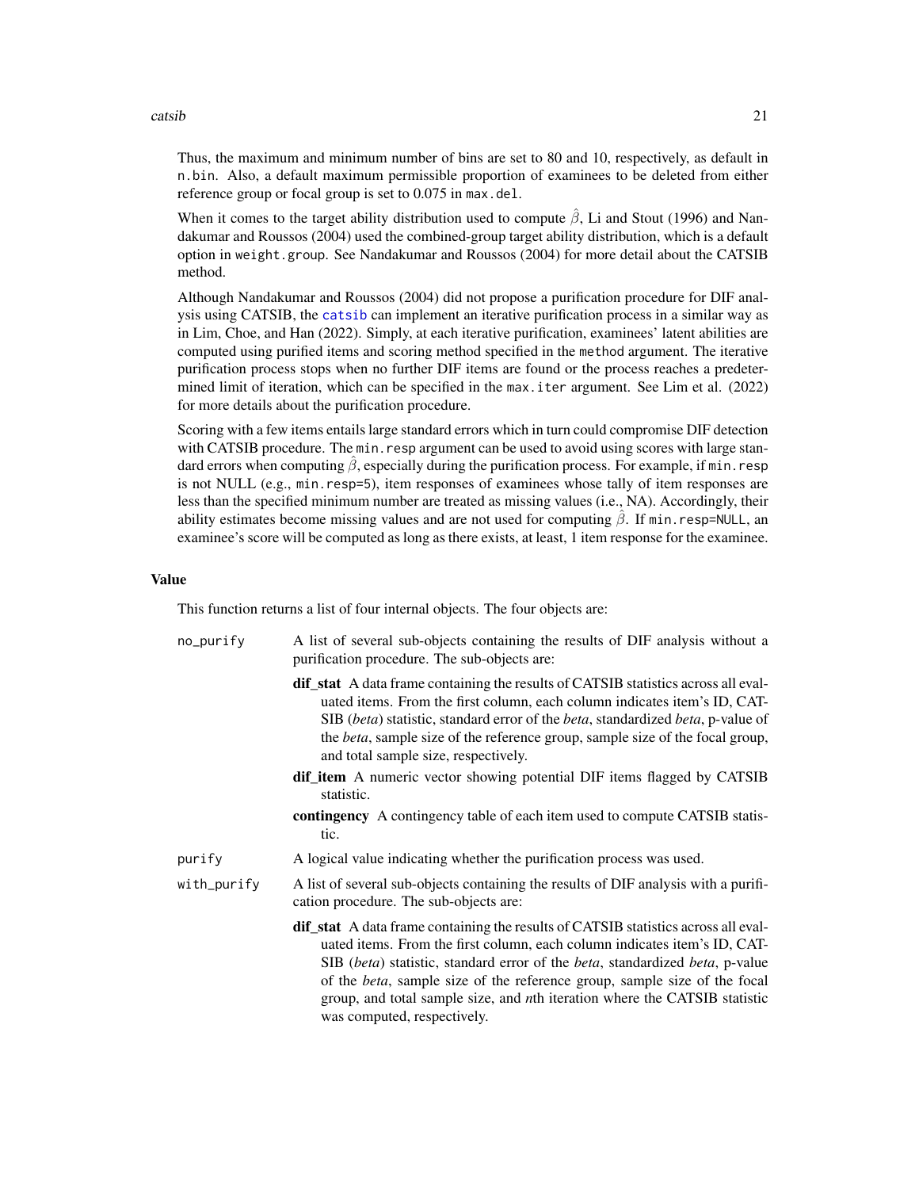Thus, the maximum and minimum number of bins are set to 80 and 10, respectively, as default in `n.bin`. Also, a default maximum permissible proportion of examinees to be deleted from either reference group or focal group is set to 0.075 in `max.del`.

When it comes to the target ability distribution used to compute $\hat{\beta}$, Li and Stout (1996) and Nandakumar and Roussos (2004) used the combined-group target ability distribution, which is a default option in `weight.group`. See Nandakumar and Roussos (2004) for more detail about the CATSIB method.

Although Nandakumar and Roussos (2004) did not propose a purification procedure for DIF analysis using CATSIB, the `catsib` can implement an iterative purification process in a similar way as in Lim, Choe, and Han (2022). Simply, at each iterative purification, examinees' latent abilities are computed using purified items and scoring method specified in the `method` argument. The iterative purification process stops when no further DIF items are found or the process reaches a predetermined limit of iteration, which can be specified in the `max.iter` argument. See Lim et al. (2022) for more details about the purification procedure.

Scoring with a few items entails large standard errors which in turn could compromise DIF detection with CATSIB procedure. The `min.resp` argument can be used to avoid using scores with large standard errors when computing $\hat{\beta}$, especially during the purification process. For example, if `min.resp` is not NULL (e.g., `min.resp=5`), item responses of examinees whose tally of item responses are less than the specified minimum number are treated as missing values (i.e., NA). Accordingly, their ability estimates become missing values and are not used for computing $\hat{\beta}$. If `min.resp=NULL`, an examinee's score will be computed as long as there exists, at least, 1 item response for the examinee.

## Value

This function returns a list of four internal objects. The four objects are:

`no_purify` A list of several sub-objects containing the results of DIF analysis without a purification procedure. The sub-objects are:

- **dif_stat** A data frame containing the results of CATSIB statistics across all evaluated items. From the first column, each column indicates item's ID, CATSIB (*beta*) statistic, standard error of the *beta*, standardized *beta*, p-value of the *beta*, sample size of the reference group, sample size of the focal group, and total sample size, respectively.
- **dif_item** A numeric vector showing potential DIF items flagged by CATSIB statistic.
- **contingency** A contingency table of each item used to compute CATSIB statistic.

`purify` A logical value indicating whether the purification process was used.

`with_purify` A list of several sub-objects containing the results of DIF analysis with a purification procedure. The sub-objects are:

- **dif_stat** A data frame containing the results of CATSIB statistics across all evaluated items. From the first column, each column indicates item's ID, CATSIB (*beta*) statistic, standard error of the *beta*, standardized *beta*, p-value of the *beta*, sample size of the reference group, sample size of the focal group, and total sample size, and *n*th iteration where the CATSIB statistic was computed, respectively.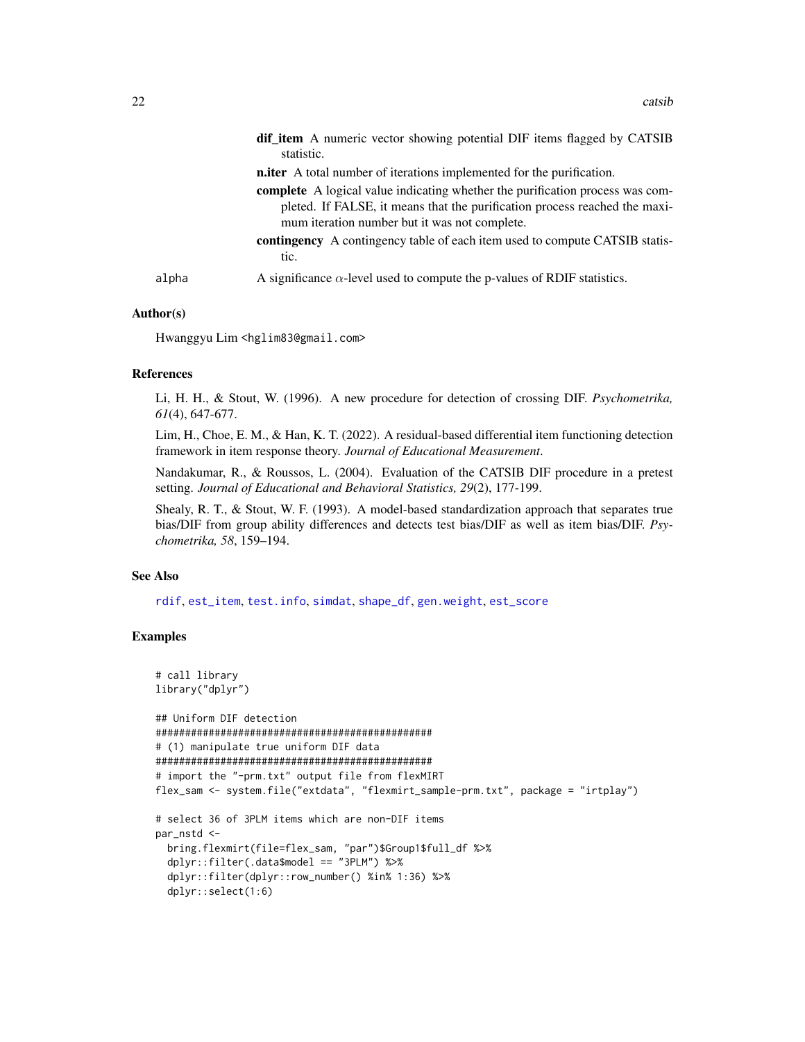**dif_item** A numeric vector showing potential DIF items flagged by CATSIB statistic.

**n.iter** A total number of iterations implemented for the purification.

**complete** A logical value indicating whether the purification process was completed. If FALSE, it means that the purification process reached the maximum iteration number but it was not complete.

**contingency** A contingency table of each item used to compute CATSIB statistic.

alpha	A significance $\alpha$-level used to compute the p-values of RDIF statistics.

### Author(s)

Hwanggyu Lim <hglim83@gmail.com>

### References

Li, H. H., & Stout, W. (1996). A new procedure for detection of crossing DIF. *Psychometrika, 61*(4), 647-677.

Lim, H., Choe, E. M., & Han, K. T. (2022). A residual-based differential item functioning detection framework in item response theory. *Journal of Educational Measurement*.

Nandakumar, R., & Roussos, L. (2004). Evaluation of the CATSIB DIF procedure in a pretest setting. *Journal of Educational and Behavioral Statistics, 29*(2), 177-199.

Shealy, R. T., & Stout, W. F. (1993). A model-based standardization approach that separates true bias/DIF from group ability differences and detects test bias/DIF as well as item bias/DIF. *Psychometrika, 58*, 159–194.

### See Also

rdif, est_item, test.info, simdat, shape_df, gen.weight, est_score

### Examples

```
# call library
library("dplyr")

## Uniform DIF detection
###############################################
# (1) manipulate true uniform DIF data
###############################################
# import the "-prm.txt" output file from flexMIRT
flex_sam <- system.file("extdata", "flexmirt_sample-prm.txt", package = "irtplay")

# select 36 of 3PLM items which are non-DIF items
par_nstd <-
  bring.flexmirt(file=flex_sam, "par")$Group1$full_df %>%
  dplyr::filter(.data$model == "3PLM") %>%
  dplyr::filter(dplyr::row_number() %in% 1:36) %>%
  dplyr::select(1:6)
```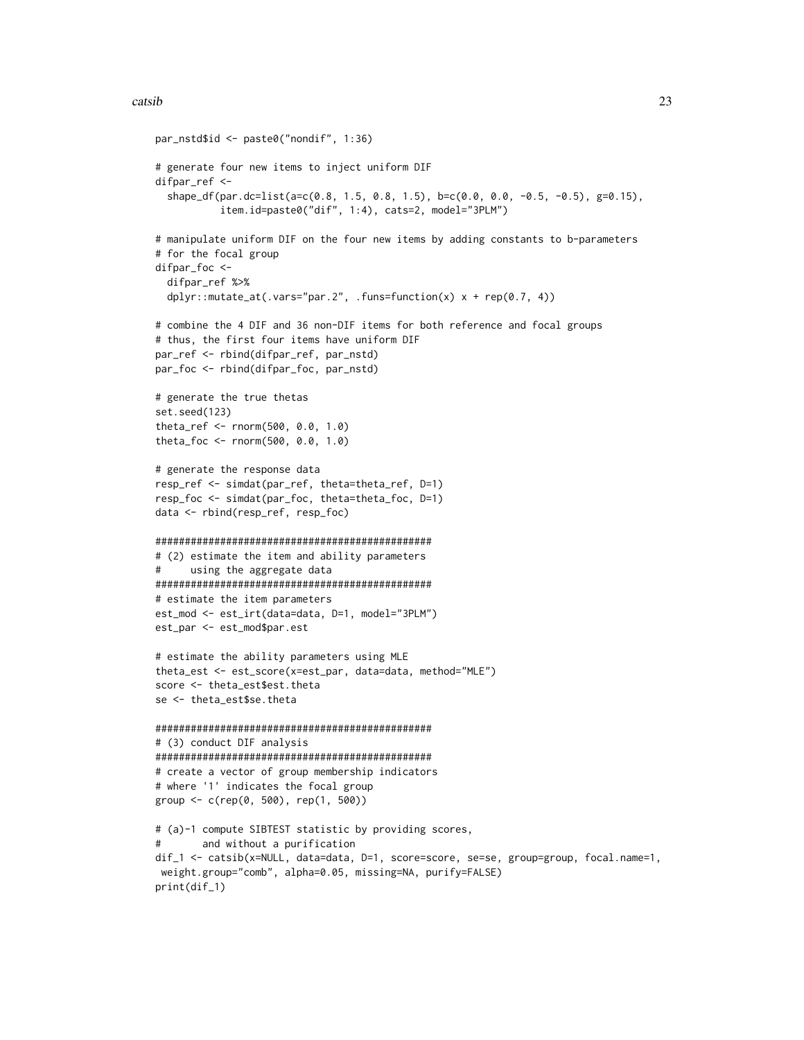```
par_nstd$id <- paste0("nondif", 1:36)

# generate four new items to inject uniform DIF
difpar_ref <-
  shape_df(par.dc=list(a=c(0.8, 1.5, 0.8, 1.5), b=c(0.0, 0.0, -0.5, -0.5), g=0.15),
           item.id=paste0("dif", 1:4), cats=2, model="3PLM")

# manipulate uniform DIF on the four new items by adding constants to b-parameters
# for the focal group
difpar_foc <-
  difpar_ref %>%
  dplyr::mutate_at(.vars="par.2", .funs=function(x) x + rep(0.7, 4))

# combine the 4 DIF and 36 non-DIF items for both reference and focal groups
# thus, the first four items have uniform DIF
par_ref <- rbind(difpar_ref, par_nstd)
par_foc <- rbind(difpar_foc, par_nstd)

# generate the true thetas
set.seed(123)
theta_ref <- rnorm(500, 0.0, 1.0)
theta_foc <- rnorm(500, 0.0, 1.0)

# generate the response data
resp_ref <- simdat(par_ref, theta=theta_ref, D=1)
resp_foc <- simdat(par_foc, theta=theta_foc, D=1)
data <- rbind(resp_ref, resp_foc)

###############################################
# (2) estimate the item and ability parameters
#     using the aggregate data
###############################################
# estimate the item parameters
est_mod <- est_irt(data=data, D=1, model="3PLM")
est_par <- est_mod$par.est

# estimate the ability parameters using MLE
theta_est <- est_score(x=est_par, data=data, method="MLE")
score <- theta_est$est.theta
se <- theta_est$se.theta

###############################################
# (3) conduct DIF analysis
###############################################
# create a vector of group membership indicators
# where '1' indicates the focal group
group <- c(rep(0, 500), rep(1, 500))

# (a)-1 compute SIBTEST statistic by providing scores,
#       and without a purification
dif_1 <- catsib(x=NULL, data=data, D=1, score=score, se=se, group=group, focal.name=1,
 weight.group="comb", alpha=0.05, missing=NA, purify=FALSE)
print(dif_1)
```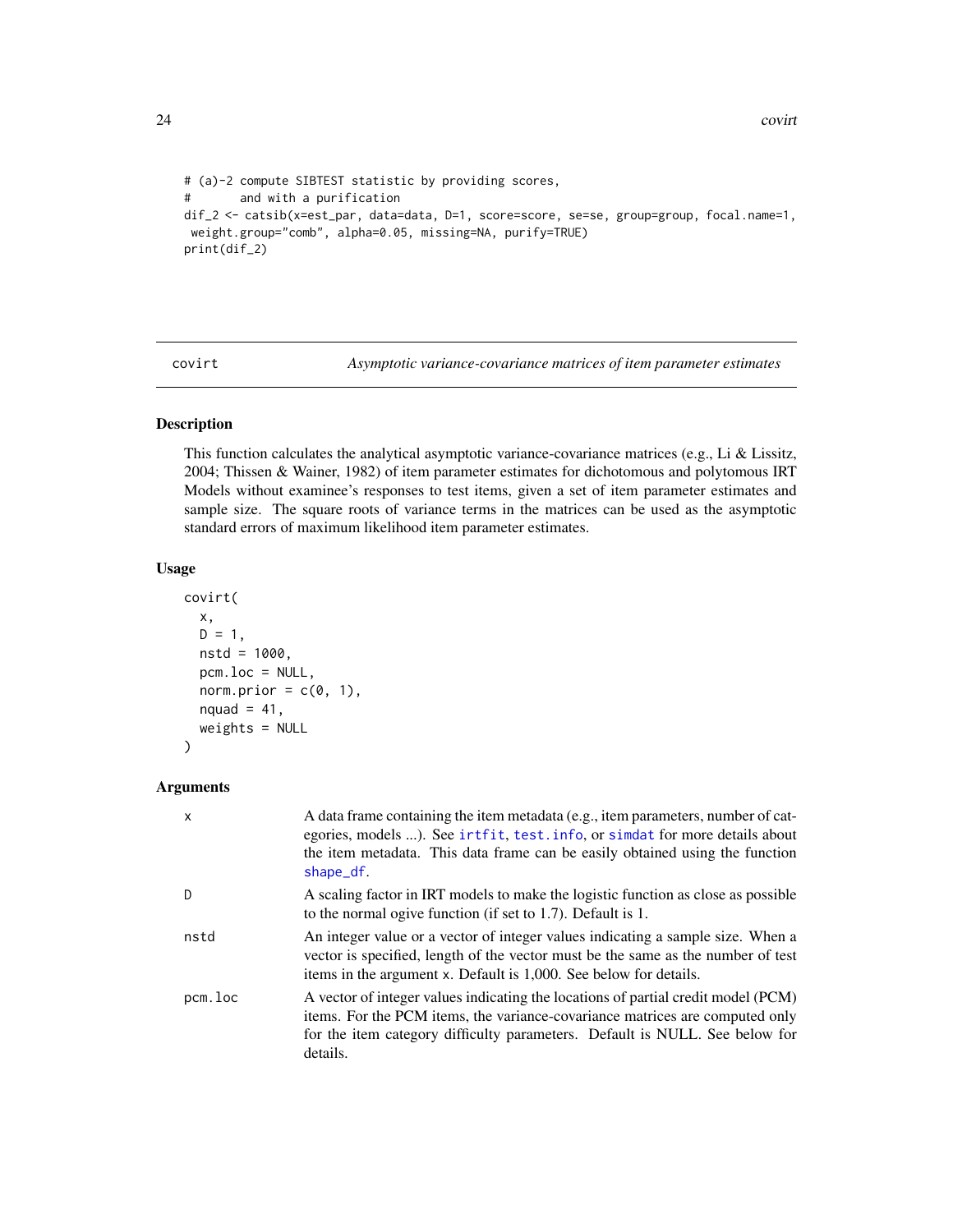```
# (a)-2 compute SIBTEST statistic by providing scores,
#       and with a purification
dif_2 <- catsib(x=est_par, data=data, D=1, score=score, se=se, group=group, focal.name=1,
 weight.group="comb", alpha=0.05, missing=NA, purify=TRUE)
print(dif_2)
```

## covirt — *Asymptotic variance-covariance matrices of item parameter estimates*

### Description

This function calculates the analytical asymptotic variance-covariance matrices (e.g., Li & Lissitz, 2004; Thissen & Wainer, 1982) of item parameter estimates for dichotomous and polytomous IRT Models without examinee's responses to test items, given a set of item parameter estimates and sample size. The square roots of variance terms in the matrices can be used as the asymptotic standard errors of maximum likelihood item parameter estimates.

### Usage

```
covirt(
  x,
  D = 1,
  nstd = 1000,
  pcm.loc = NULL,
  norm.prior = c(0, 1),
  nquad = 41,
  weights = NULL
)
```

### Arguments

| | |
|---|---|
| x | A data frame containing the item metadata (e.g., item parameters, number of categories, models ...). See `irtfit`, `test.info`, or `simdat` for more details about the item metadata. This data frame can be easily obtained using the function `shape_df`. |
| D | A scaling factor in IRT models to make the logistic function as close as possible to the normal ogive function (if set to 1.7). Default is 1. |
| nstd | An integer value or a vector of integer values indicating a sample size. When a vector is specified, length of the vector must be the same as the number of test items in the argument x. Default is 1,000. See below for details. |
| pcm.loc | A vector of integer values indicating the locations of partial credit model (PCM) items. For the PCM items, the variance-covariance matrices are computed only for the item category difficulty parameters. Default is NULL. See below for details. |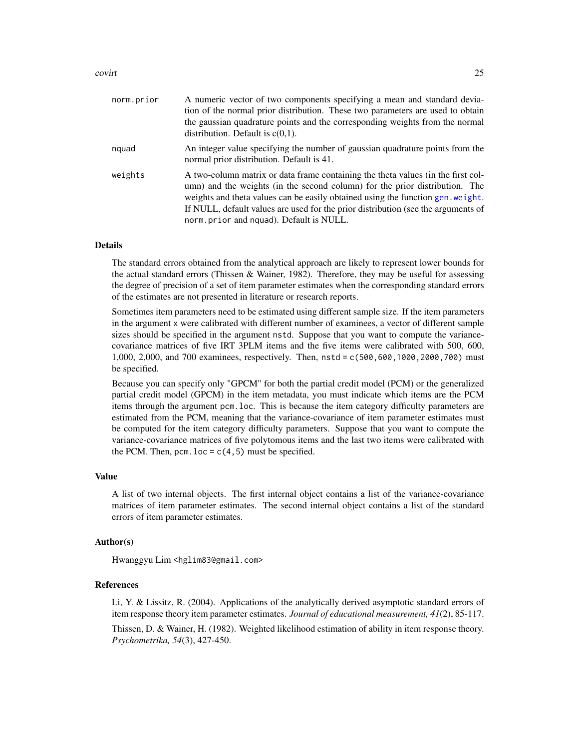| | |
|---|---|
| norm.prior | A numeric vector of two components specifying a mean and standard deviation of the normal prior distribution. These two parameters are used to obtain the gaussian quadrature points and the corresponding weights from the normal distribution. Default is c(0,1). |
| nquad | An integer value specifying the number of gaussian quadrature points from the normal prior distribution. Default is 41. |
| weights | A two-column matrix or data frame containing the theta values (in the first column) and the weights (in the second column) for the prior distribution. The weights and theta values can be easily obtained using the function `gen.weight`. If NULL, default values are used for the prior distribution (see the arguments of `norm.prior` and `nquad`). Default is NULL. |

## Details

The standard errors obtained from the analytical approach are likely to represent lower bounds for the actual standard errors (Thissen & Wainer, 1982). Therefore, they may be useful for assessing the degree of precision of a set of item parameter estimates when the corresponding standard errors of the estimates are not presented in literature or research reports.

Sometimes item parameters need to be estimated using different sample size. If the item parameters in the argument `x` were calibrated with different number of examinees, a vector of different sample sizes should be specified in the argument `nstd`. Suppose that you want to compute the variance-covariance matrices of five IRT 3PLM items and the five items were calibrated with 500, 600, 1,000, 2,000, and 700 examinees, respectively. Then, `nstd = c(500,600,1000,2000,700)` must be specified.

Because you can specify only "GPCM" for both the partial credit model (PCM) or the generalized partial credit model (GPCM) in the item metadata, you must indicate which items are the PCM items through the argument `pcm.loc`. This is because the item category difficulty parameters are estimated from the PCM, meaning that the variance-covariance of item parameter estimates must be computed for the item category difficulty parameters. Suppose that you want to compute the variance-covariance matrices of five polytomous items and the last two items were calibrated with the PCM. Then, `pcm.loc = c(4,5)` must be specified.

## Value

A list of two internal objects. The first internal object contains a list of the variance-covariance matrices of item parameter estimates. The second internal object contains a list of the standard errors of item parameter estimates.

## Author(s)

Hwanggyu Lim <hglim83@gmail.com>

## References

Li, Y. & Lissitz, R. (2004). Applications of the analytically derived asymptotic standard errors of item response theory item parameter estimates. *Journal of educational measurement, 41*(2), 85-117.

Thissen, D. & Wainer, H. (1982). Weighted likelihood estimation of ability in item response theory. *Psychometrika, 54*(3), 427-450.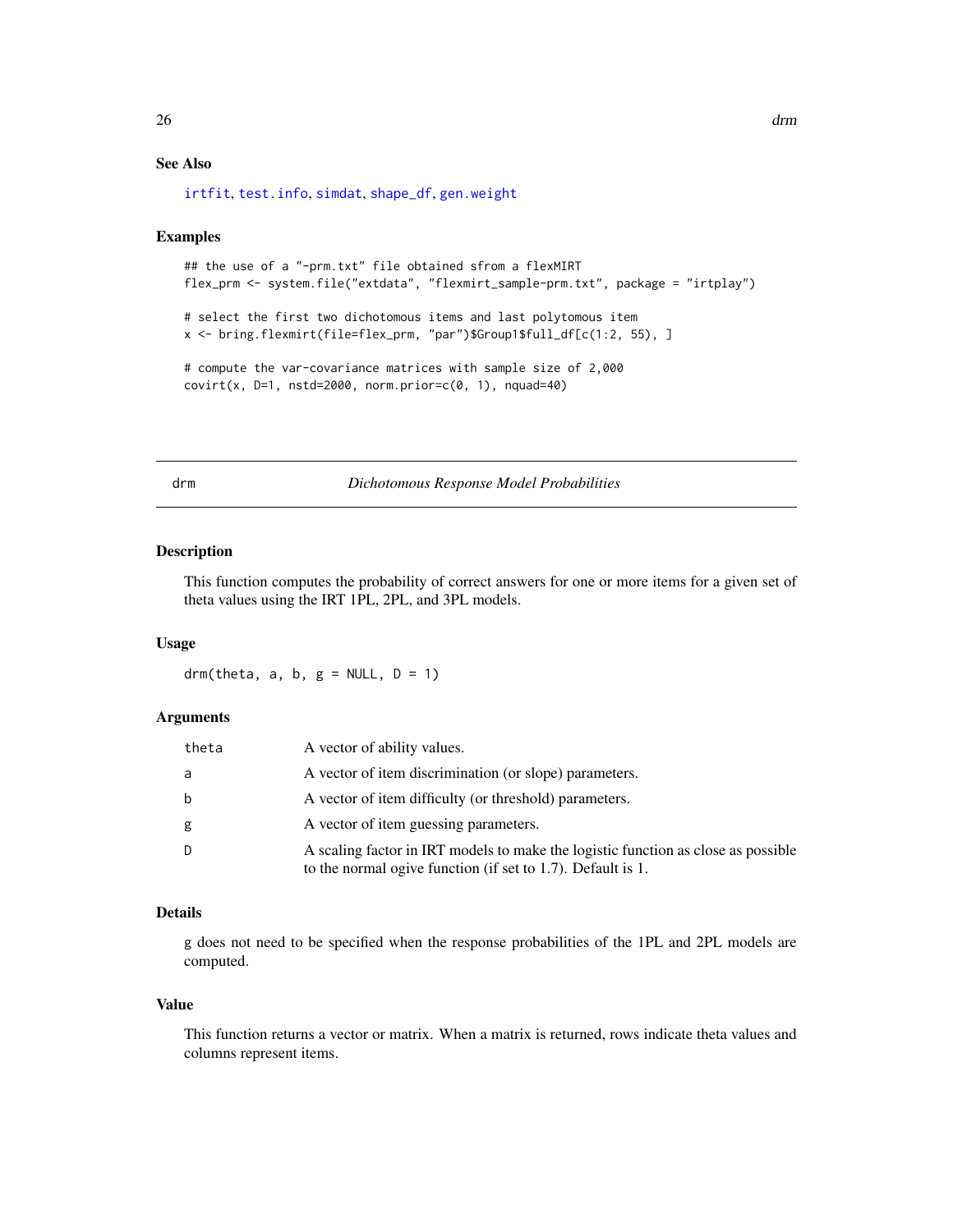### See Also

irtfit, test.info, simdat, shape_df, gen.weight

### Examples

```
## the use of a "-prm.txt" file obtained sfrom a flexMIRT
flex_prm <- system.file("extdata", "flexmirt_sample-prm.txt", package = "irtplay")

# select the first two dichotomous items and last polytomous item
x <- bring.flexmirt(file=flex_prm, "par")$Group1$full_df[c(1:2, 55), ]

# compute the var-covariance matrices with sample size of 2,000
covirt(x, D=1, nstd=2000, norm.prior=c(0, 1), nquad=40)
```

---

## drm — *Dichotomous Response Model Probabilities*

---

### Description

This function computes the probability of correct answers for one or more items for a given set of theta values using the IRT 1PL, 2PL, and 3PL models.

### Usage

```
drm(theta, a, b, g = NULL, D = 1)
```

### Arguments

| | |
|---|---|
| theta | A vector of ability values. |
| a | A vector of item discrimination (or slope) parameters. |
| b | A vector of item difficulty (or threshold) parameters. |
| g | A vector of item guessing parameters. |
| D | A scaling factor in IRT models to make the logistic function as close as possible to the normal ogive function (if set to 1.7). Default is 1. |

### Details

g does not need to be specified when the response probabilities of the 1PL and 2PL models are computed.

### Value

This function returns a vector or matrix. When a matrix is returned, rows indicate theta values and columns represent items.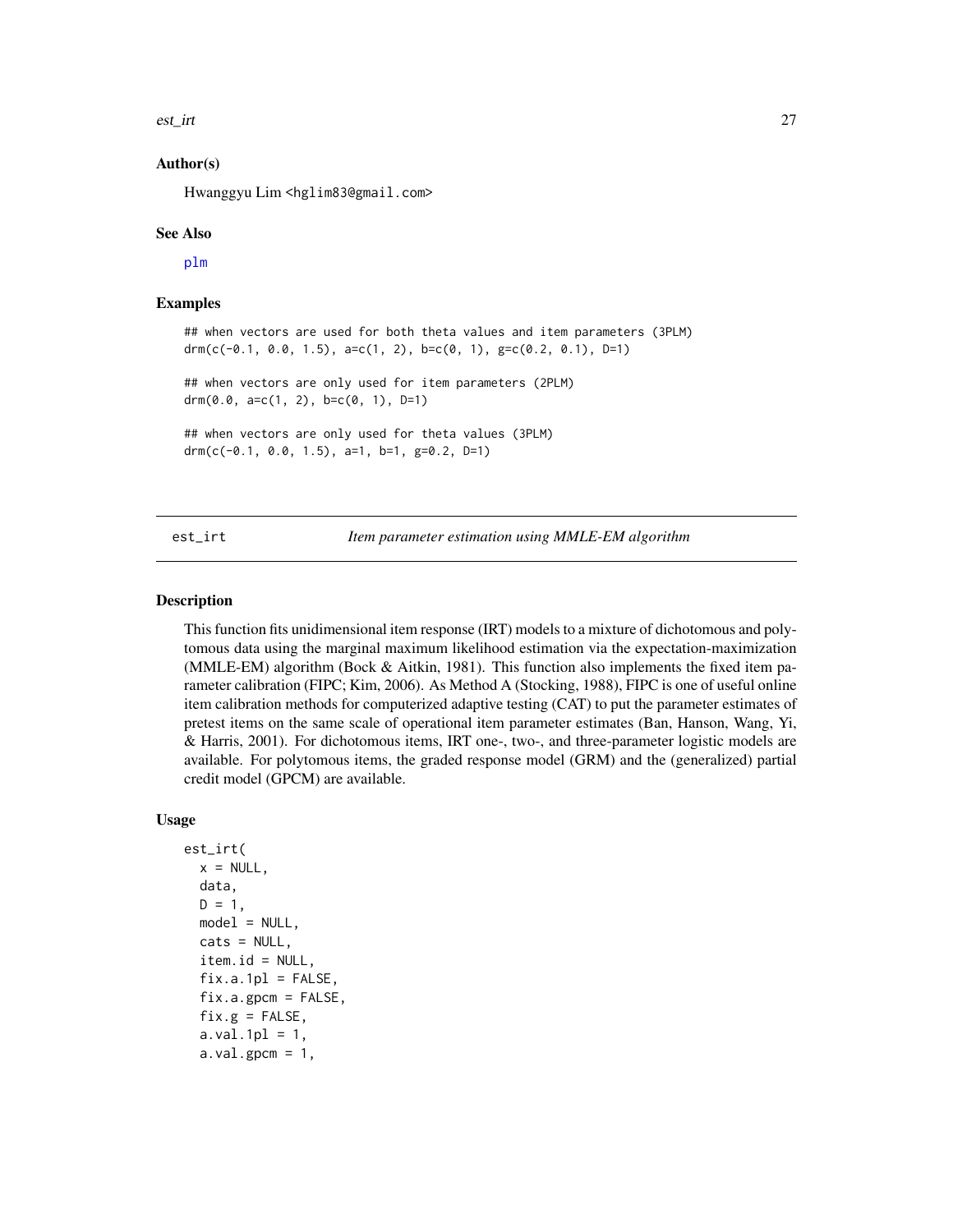### Author(s)

Hwanggyu Lim <hglim83@gmail.com>

### See Also

plm

### Examples

```
## when vectors are used for both theta values and item parameters (3PLM)
drm(c(-0.1, 0.0, 1.5), a=c(1, 2), b=c(0, 1), g=c(0.2, 0.1), D=1)

## when vectors are only used for item parameters (2PLM)
drm(0.0, a=c(1, 2), b=c(0, 1), D=1)

## when vectors are only used for theta values (3PLM)
drm(c(-0.1, 0.0, 1.5), a=1, b=1, g=0.2, D=1)
```

---

## est_irt — *Item parameter estimation using MMLE-EM algorithm*

### Description

This function fits unidimensional item response (IRT) models to a mixture of dichotomous and polytomous data using the marginal maximum likelihood estimation via the expectation-maximization (MMLE-EM) algorithm (Bock & Aitkin, 1981). This function also implements the fixed item parameter calibration (FIPC; Kim, 2006). As Method A (Stocking, 1988), FIPC is one of useful online item calibration methods for computerized adaptive testing (CAT) to put the parameter estimates of pretest items on the same scale of operational item parameter estimates (Ban, Hanson, Wang, Yi, & Harris, 2001). For dichotomous items, IRT one-, two-, and three-parameter logistic models are available. For polytomous items, the graded response model (GRM) and the (generalized) partial credit model (GPCM) are available.

### Usage

```
est_irt(
  x = NULL,
  data,
  D = 1,
  model = NULL,
  cats = NULL,
  item.id = NULL,
  fix.a.1pl = FALSE,
  fix.a.gpcm = FALSE,
  fix.g = FALSE,
  a.val.1pl = 1,
  a.val.gpcm = 1,
```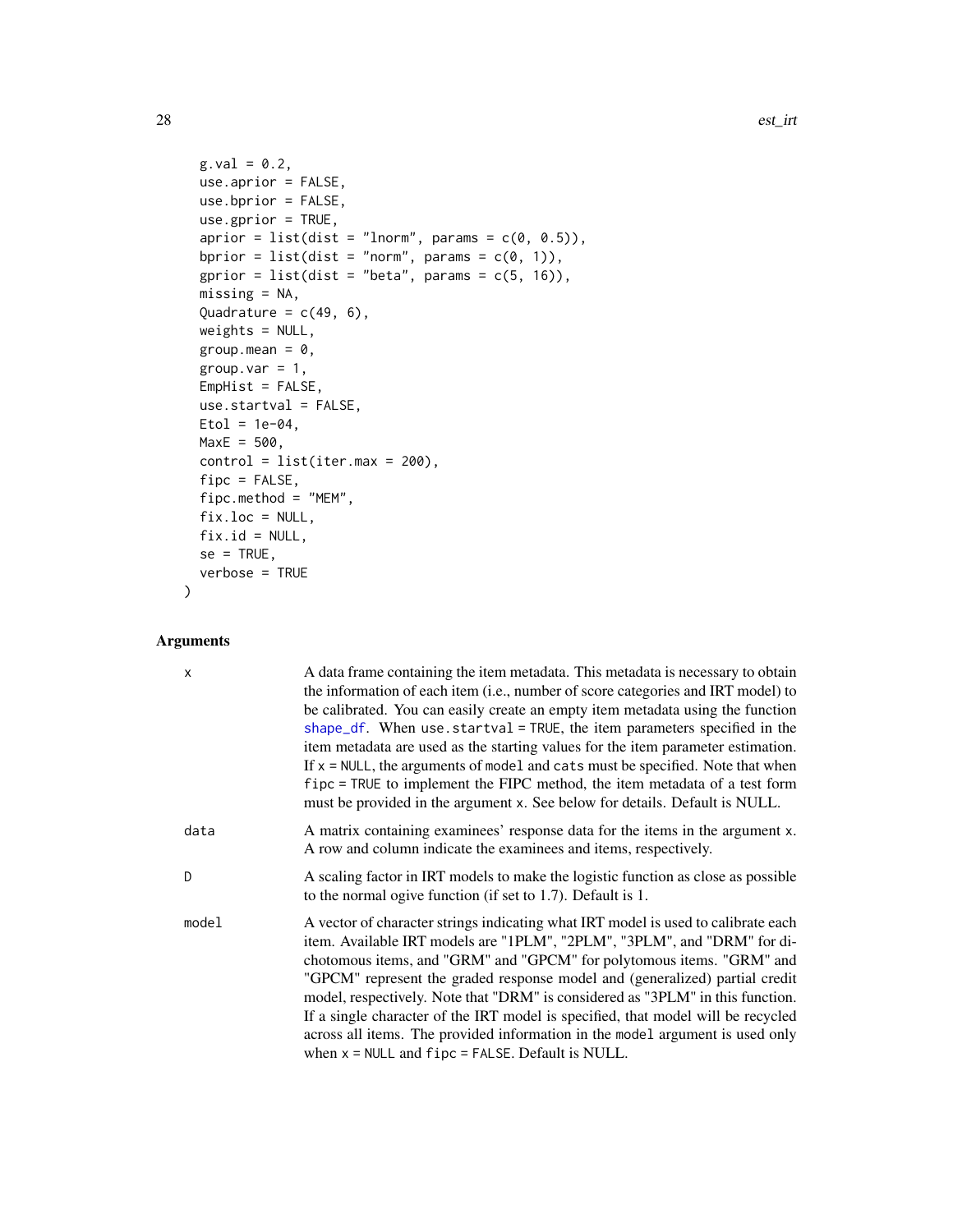```
  g.val = 0.2,
  use.aprior = FALSE,
  use.bprior = FALSE,
  use.gprior = TRUE,
  aprior = list(dist = "lnorm", params = c(0, 0.5)),
  bprior = list(dist = "norm", params = c(0, 1)),
  gprior = list(dist = "beta", params = c(5, 16)),
  missing = NA,
  Quadrature = c(49, 6),
  weights = NULL,
  group.mean = 0,
  group.var = 1,
  EmpHist = FALSE,
  use.startval = FALSE,
  Etol = 1e-04,
  MaxE = 500,
  control = list(iter.max = 200),
  fipc = FALSE,
  fipc.method = "MEM",
  fix.loc = NULL,
  fix.id = NULL,
  se = TRUE,
  verbose = TRUE
)
```

## Arguments

| | |
|---|---|
| `x` | A data frame containing the item metadata. This metadata is necessary to obtain the information of each item (i.e., number of score categories and IRT model) to be calibrated. You can easily create an empty item metadata using the function `shape_df`. When `use.startval = TRUE`, the item parameters specified in the item metadata are used as the starting values for the item parameter estimation. If `x = NULL`, the arguments of `model` and `cats` must be specified. Note that when `fipc = TRUE` to implement the FIPC method, the item metadata of a test form must be provided in the argument `x`. See below for details. Default is NULL. |
| `data` | A matrix containing examinees' response data for the items in the argument `x`. A row and column indicate the examinees and items, respectively. |
| `D` | A scaling factor in IRT models to make the logistic function as close as possible to the normal ogive function (if set to 1.7). Default is 1. |
| `model` | A vector of character strings indicating what IRT model is used to calibrate each item. Available IRT models are "1PLM", "2PLM", "3PLM", and "DRM" for dichotomous items, and "GRM" and "GPCM" for polytomous items. "GRM" and "GPCM" represent the graded response model and (generalized) partial credit model, respectively. Note that "DRM" is considered as "3PLM" in this function. If a single character of the IRT model is specified, that model will be recycled across all items. The provided information in the `model` argument is used only when `x = NULL` and `fipc = FALSE`. Default is NULL. |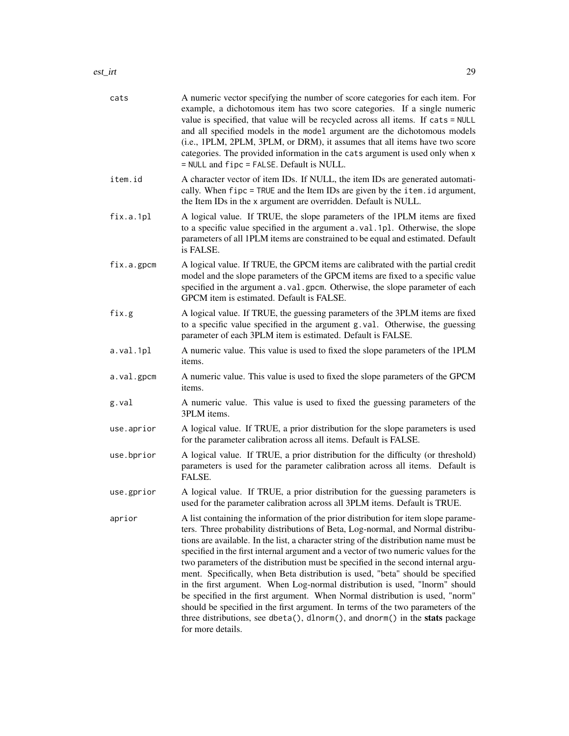| | |
|---|---|
| `cats` | A numeric vector specifying the number of score categories for each item. For example, a dichotomous item has two score categories. If a single numeric value is specified, that value will be recycled across all items. If `cats = NULL` and all specified models in the `model` argument are the dichotomous models (i.e., 1PLM, 2PLM, 3PLM, or DRM), it assumes that all items have two score categories. The provided information in the `cats` argument is used only when `x = NULL` and `fipc = FALSE`. Default is NULL. |
| `item.id` | A character vector of item IDs. If NULL, the item IDs are generated automatically. When `fipc = TRUE` and the Item IDs are given by the `item.id` argument, the Item IDs in the `x` argument are overridden. Default is NULL. |
| `fix.a.1pl` | A logical value. If TRUE, the slope parameters of the 1PLM items are fixed to a specific value specified in the argument `a.val.1pl`. Otherwise, the slope parameters of all 1PLM items are constrained to be equal and estimated. Default is FALSE. |
| `fix.a.gpcm` | A logical value. If TRUE, the GPCM items are calibrated with the partial credit model and the slope parameters of the GPCM items are fixed to a specific value specified in the argument `a.val.gpcm`. Otherwise, the slope parameter of each GPCM item is estimated. Default is FALSE. |
| `fix.g` | A logical value. If TRUE, the guessing parameters of the 3PLM items are fixed to a specific value specified in the argument `g.val`. Otherwise, the guessing parameter of each 3PLM item is estimated. Default is FALSE. |
| `a.val.1pl` | A numeric value. This value is used to fixed the slope parameters of the 1PLM items. |
| `a.val.gpcm` | A numeric value. This value is used to fixed the slope parameters of the GPCM items. |
| `g.val` | A numeric value. This value is used to fixed the guessing parameters of the 3PLM items. |
| `use.aprior` | A logical value. If TRUE, a prior distribution for the slope parameters is used for the parameter calibration across all items. Default is FALSE. |
| `use.bprior` | A logical value. If TRUE, a prior distribution for the difficulty (or threshold) parameters is used for the parameter calibration across all items. Default is FALSE. |
| `use.gprior` | A logical value. If TRUE, a prior distribution for the guessing parameters is used for the parameter calibration across all 3PLM items. Default is TRUE. |
| `aprior` | A list containing the information of the prior distribution for item slope parameters. Three probability distributions of Beta, Log-normal, and Normal distributions are available. In the list, a character string of the distribution name must be specified in the first internal argument and a vector of two numeric values for the two parameters of the distribution must be specified in the second internal argument. Specifically, when Beta distribution is used, "beta" should be specified in the first argument. When Log-normal distribution is used, "lnorm" should be specified in the first argument. When Normal distribution is used, "norm" should be specified in the first argument. In terms of the two parameters of the three distributions, see `dbeta()`, `dlnorm()`, and `dnorm()` in the **stats** package for more details. |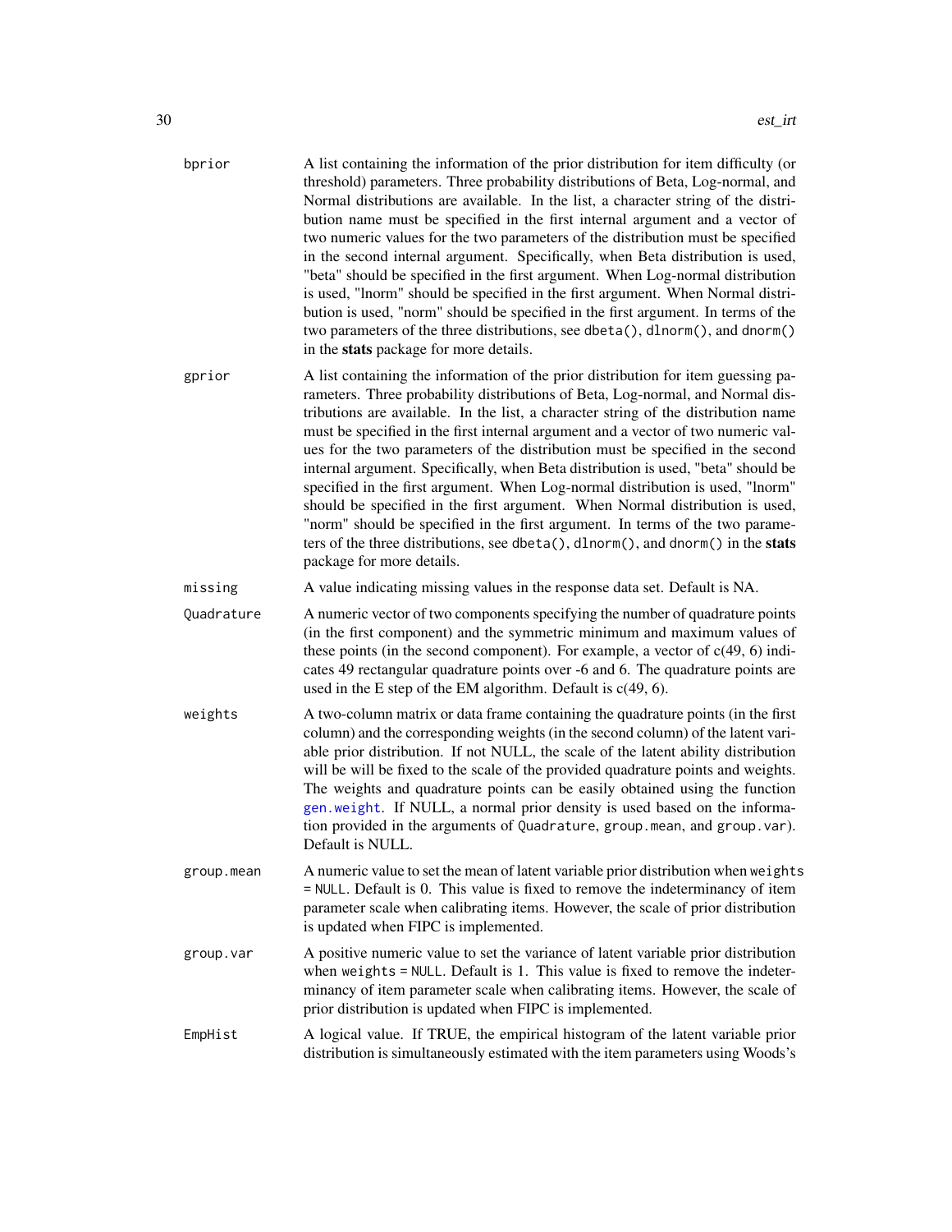bprior
: A list containing the information of the prior distribution for item difficulty (or threshold) parameters. Three probability distributions of Beta, Log-normal, and Normal distributions are available. In the list, a character string of the distribution name must be specified in the first internal argument and a vector of two numeric values for the two parameters of the distribution must be specified in the second internal argument. Specifically, when Beta distribution is used, "beta" should be specified in the first argument. When Log-normal distribution is used, "lnorm" should be specified in the first argument. When Normal distribution is used, "norm" should be specified in the first argument. In terms of the two parameters of the three distributions, see `dbeta()`, `dlnorm()`, and `dnorm()` in the **stats** package for more details.

gprior
: A list containing the information of the prior distribution for item guessing parameters. Three probability distributions of Beta, Log-normal, and Normal distributions are available. In the list, a character string of the distribution name must be specified in the first internal argument and a vector of two numeric values for the two parameters of the distribution must be specified in the second internal argument. Specifically, when Beta distribution is used, "beta" should be specified in the first argument. When Log-normal distribution is used, "lnorm" should be specified in the first argument. When Normal distribution is used, "norm" should be specified in the first argument. In terms of the two parameters of the three distributions, see `dbeta()`, `dlnorm()`, and `dnorm()` in the **stats** package for more details.

missing
: A value indicating missing values in the response data set. Default is NA.

Quadrature
: A numeric vector of two components specifying the number of quadrature points (in the first component) and the symmetric minimum and maximum values of these points (in the second component). For example, a vector of c(49, 6) indicates 49 rectangular quadrature points over -6 and 6. The quadrature points are used in the E step of the EM algorithm. Default is c(49, 6).

weights
: A two-column matrix or data frame containing the quadrature points (in the first column) and the corresponding weights (in the second column) of the latent variable prior distribution. If not NULL, the scale of the latent ability distribution will be will be fixed to the scale of the provided quadrature points and weights. The weights and quadrature points can be easily obtained using the function `gen.weight`. If NULL, a normal prior density is used based on the information provided in the arguments of `Quadrature`, `group.mean`, and `group.var`). Default is NULL.

group.mean
: A numeric value to set the mean of latent variable prior distribution when `weights = NULL`. Default is 0. This value is fixed to remove the indeterminancy of item parameter scale when calibrating items. However, the scale of prior distribution is updated when FIPC is implemented.

group.var
: A positive numeric value to set the variance of latent variable prior distribution when `weights = NULL`. Default is 1. This value is fixed to remove the indeterminancy of item parameter scale when calibrating items. However, the scale of prior distribution is updated when FIPC is implemented.

EmpHist
: A logical value. If TRUE, the empirical histogram of the latent variable prior distribution is simultaneously estimated with the item parameters using Woods's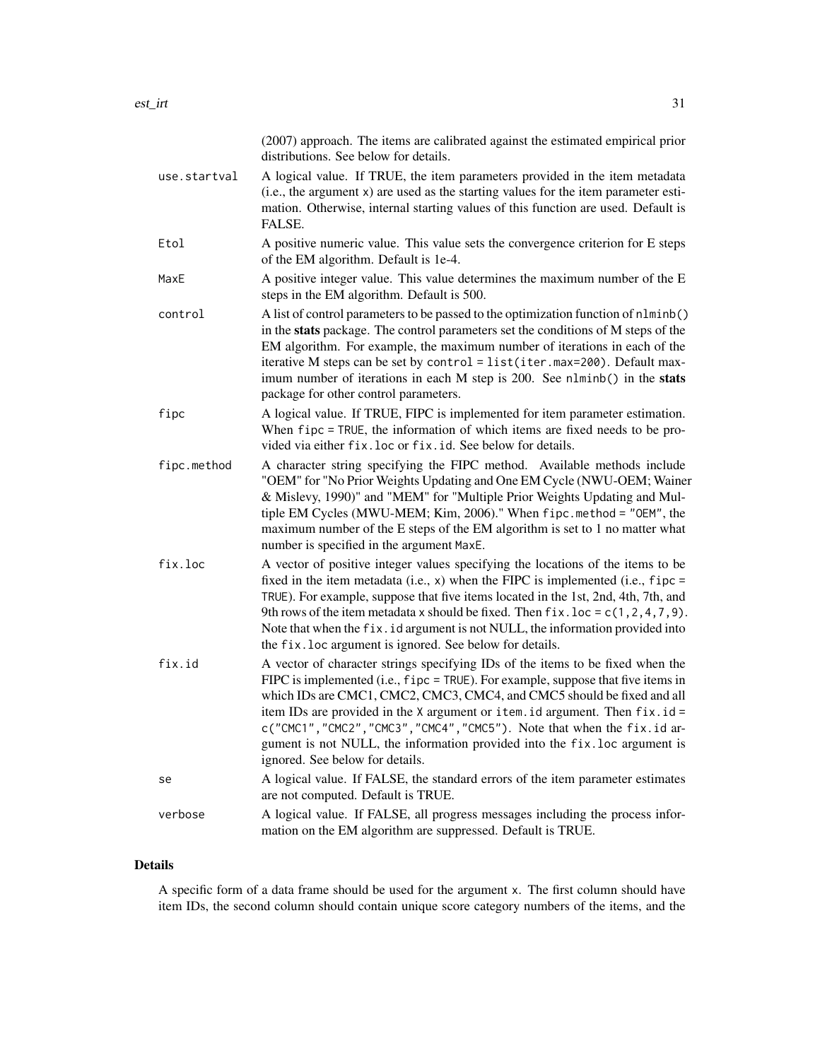(2007) approach. The items are calibrated against the estimated empirical prior distributions. See below for details.

`use.startval`
: A logical value. If TRUE, the item parameters provided in the item metadata (i.e., the argument `x`) are used as the starting values for the item parameter estimation. Otherwise, internal starting values of this function are used. Default is FALSE.

`Etol`
: A positive numeric value. This value sets the convergence criterion for E steps of the EM algorithm. Default is 1e-4.

`MaxE`
: A positive integer value. This value determines the maximum number of the E steps in the EM algorithm. Default is 500.

`control`
: A list of control parameters to be passed to the optimization function of `nlminb()` in the **stats** package. The control parameters set the conditions of M steps of the EM algorithm. For example, the maximum number of iterations in each of the iterative M steps can be set by `control = list(iter.max=200)`. Default maximum number of iterations in each M step is 200. See `nlminb()` in the **stats** package for other control parameters.

`fipc`
: A logical value. If TRUE, FIPC is implemented for item parameter estimation. When `fipc = TRUE`, the information of which items are fixed needs to be provided via either `fix.loc` or `fix.id`. See below for details.

`fipc.method`
: A character string specifying the FIPC method. Available methods include "OEM" for "No Prior Weights Updating and One EM Cycle (NWU-OEM; Wainer & Mislevy, 1990)" and "MEM" for "Multiple Prior Weights Updating and Multiple EM Cycles (MWU-MEM; Kim, 2006)." When `fipc.method = "OEM"`, the maximum number of the E steps of the EM algorithm is set to 1 no matter what number is specified in the argument `MaxE`.

`fix.loc`
: A vector of positive integer values specifying the locations of the items to be fixed in the item metadata (i.e., `x`) when the FIPC is implemented (i.e., `fipc = TRUE`). For example, suppose that five items located in the 1st, 2nd, 4th, 7th, and 9th rows of the item metadata `x` should be fixed. Then `fix.loc = c(1,2,4,7,9)`. Note that when the `fix.id` argument is not NULL, the information provided into the `fix.loc` argument is ignored. See below for details.

`fix.id`
: A vector of character strings specifying IDs of the items to be fixed when the FIPC is implemented (i.e., `fipc = TRUE`). For example, suppose that five items in which IDs are CMC1, CMC2, CMC3, CMC4, and CMC5 should be fixed and all item IDs are provided in the `X` argument or `item.id` argument. Then `fix.id = c("CMC1","CMC2","CMC3","CMC4","CMC5")`. Note that when the `fix.id` argument is not NULL, the information provided into the `fix.loc` argument is ignored. See below for details.

`se`
: A logical value. If FALSE, the standard errors of the item parameter estimates are not computed. Default is TRUE.

`verbose`
: A logical value. If FALSE, all progress messages including the process information on the EM algorithm are suppressed. Default is TRUE.

## Details

A specific form of a data frame should be used for the argument `x`. The first column should have item IDs, the second column should contain unique score category numbers of the items, and the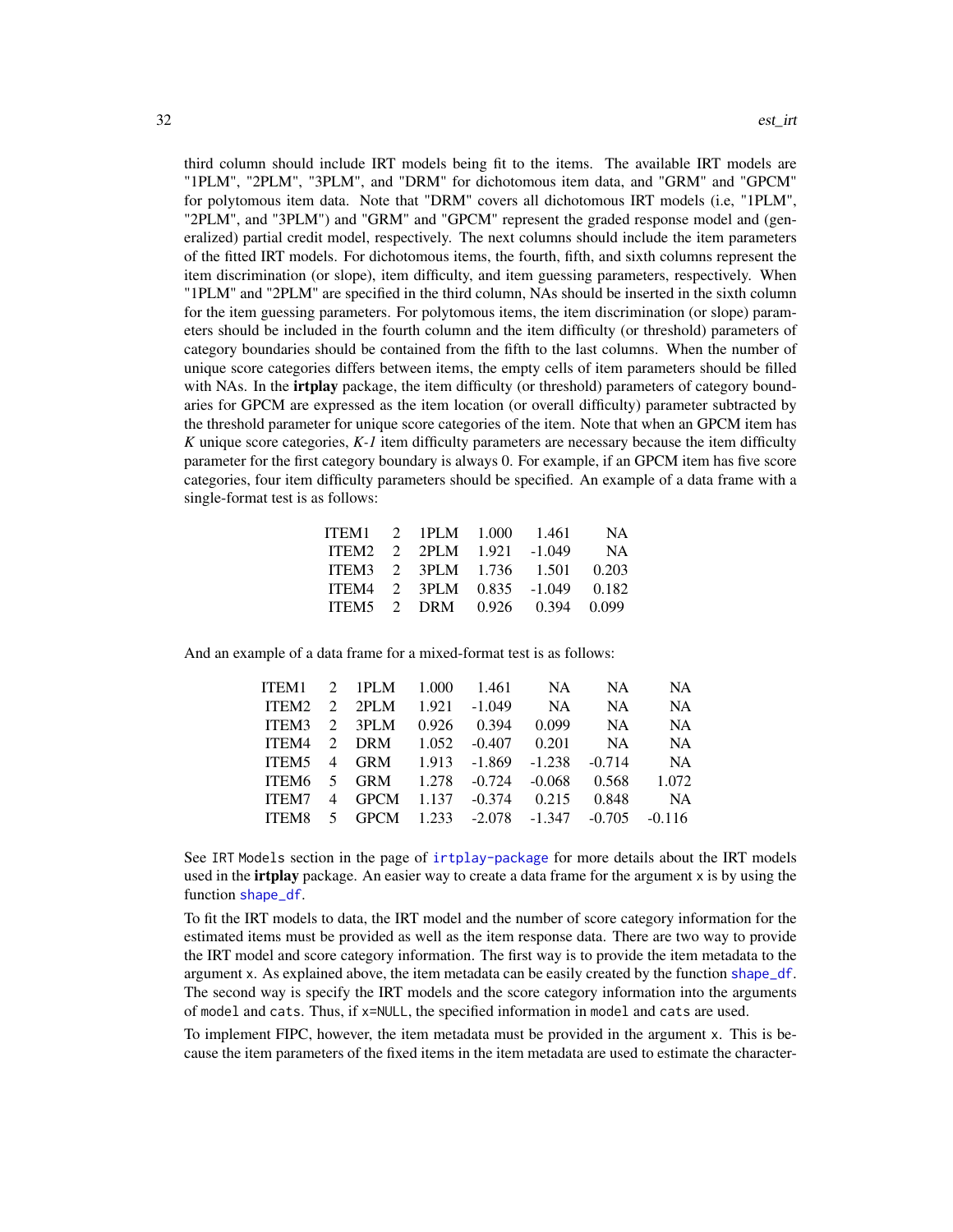third column should include IRT models being fit to the items. The available IRT models are "1PLM", "2PLM", "3PLM", and "DRM" for dichotomous item data, and "GRM" and "GPCM" for polytomous item data. Note that "DRM" covers all dichotomous IRT models (i.e, "1PLM", "2PLM", and "3PLM") and "GRM" and "GPCM" represent the graded response model and (generalized) partial credit model, respectively. The next columns should include the item parameters of the fitted IRT models. For dichotomous items, the fourth, fifth, and sixth columns represent the item discrimination (or slope), item difficulty, and item guessing parameters, respectively. When "1PLM" and "2PLM" are specified in the third column, NAs should be inserted in the sixth column for the item guessing parameters. For polytomous items, the item discrimination (or slope) parameters should be included in the fourth column and the item difficulty (or threshold) parameters of category boundaries should be contained from the fifth to the last columns. When the number of unique score categories differs between items, the empty cells of item parameters should be filled with NAs. In the **irtplay** package, the item difficulty (or threshold) parameters of category boundaries for GPCM are expressed as the item location (or overall difficulty) parameter subtracted by the threshold parameter for unique score categories of the item. Note that when an GPCM item has *K* unique score categories, *K-1* item difficulty parameters are necessary because the item difficulty parameter for the first category boundary is always 0. For example, if an GPCM item has five score categories, four item difficulty parameters should be specified. An example of a data frame with a single-format test is as follows:

| | | | | | |
|---|---|---|---|---|---|
| ITEM1 | 2 | 1PLM | 1.000 | 1.461 | NA |
| ITEM2 | 2 | 2PLM | 1.921 | -1.049 | NA |
| ITEM3 | 2 | 3PLM | 1.736 | 1.501 | 0.203 |
| ITEM4 | 2 | 3PLM | 0.835 | -1.049 | 0.182 |
| ITEM5 | 2 | DRM | 0.926 | 0.394 | 0.099 |

And an example of a data frame for a mixed-format test is as follows:

| | | | | | | | |
|---|---|---|---|---|---|---|---|
| ITEM1 | 2 | 1PLM | 1.000 | 1.461 | NA | NA | NA |
| ITEM2 | 2 | 2PLM | 1.921 | -1.049 | NA | NA | NA |
| ITEM3 | 2 | 3PLM | 0.926 | 0.394 | 0.099 | NA | NA |
| ITEM4 | 2 | DRM | 1.052 | -0.407 | 0.201 | NA | NA |
| ITEM5 | 4 | GRM | 1.913 | -1.869 | -1.238 | -0.714 | NA |
| ITEM6 | 5 | GRM | 1.278 | -0.724 | -0.068 | 0.568 | 1.072 |
| ITEM7 | 4 | GPCM | 1.137 | -0.374 | 0.215 | 0.848 | NA |
| ITEM8 | 5 | GPCM | 1.233 | -2.078 | -1.347 | -0.705 | -0.116 |

See `IRT Models` section in the page of `irtplay-package` for more details about the IRT models used in the **irtplay** package. An easier way to create a data frame for the argument `x` is by using the function `shape_df`.

To fit the IRT models to data, the IRT model and the number of score category information for the estimated items must be provided as well as the item response data. There are two way to provide the IRT model and score category information. The first way is to provide the item metadata to the argument `x`. As explained above, the item metadata can be easily created by the function `shape_df`. The second way is specify the IRT models and the score category information into the arguments of `model` and `cats`. Thus, if `x=NULL`, the specified information in `model` and `cats` are used.

To implement FIPC, however, the item metadata must be provided in the argument `x`. This is because the item parameters of the fixed items in the item metadata are used to estimate the character-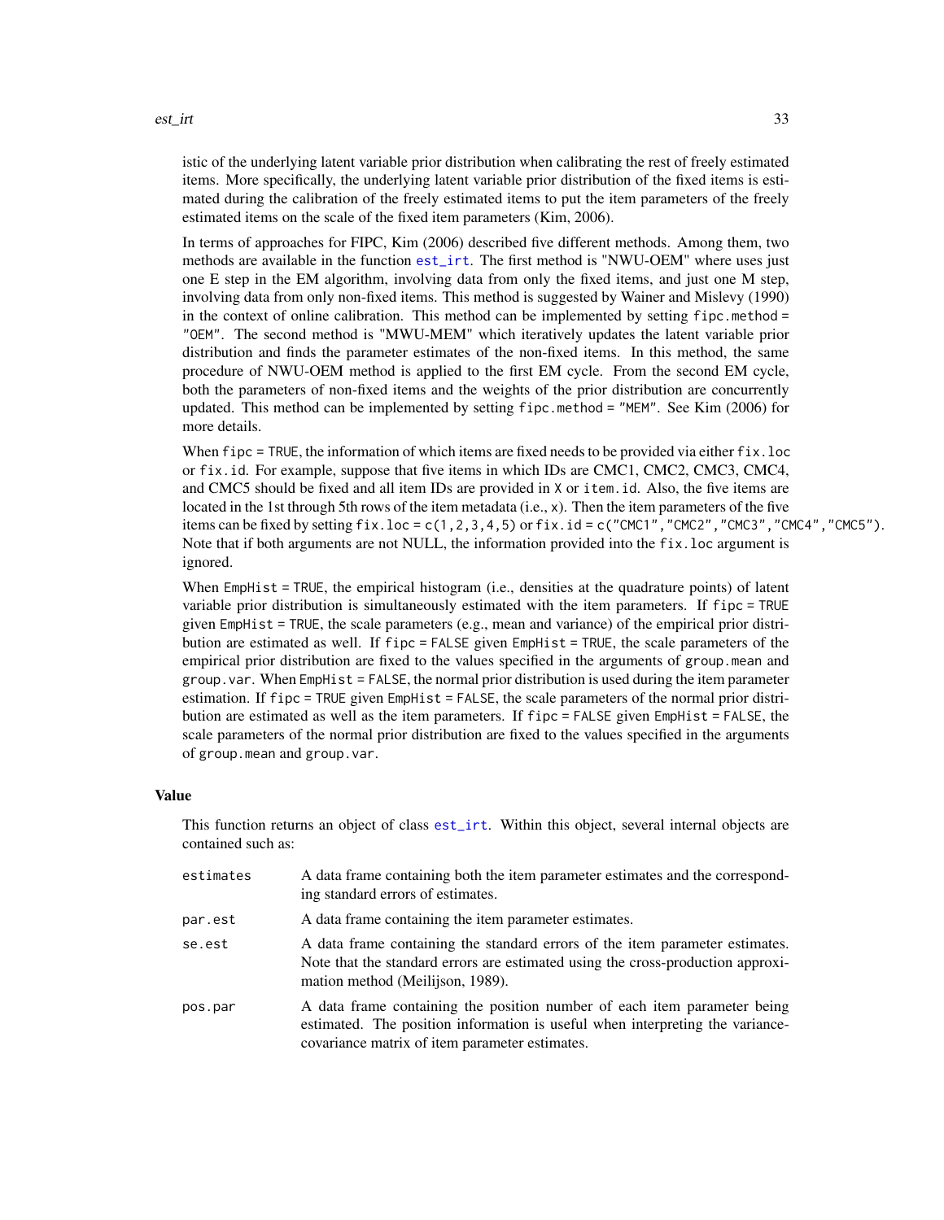istic of the underlying latent variable prior distribution when calibrating the rest of freely estimated items. More specifically, the underlying latent variable prior distribution of the fixed items is estimated during the calibration of the freely estimated items to put the item parameters of the freely estimated items on the scale of the fixed item parameters (Kim, 2006).

In terms of approaches for FIPC, Kim (2006) described five different methods. Among them, two methods are available in the function `est_irt`. The first method is "NWU-OEM" where uses just one E step in the EM algorithm, involving data from only the fixed items, and just one M step, involving data from only non-fixed items. This method is suggested by Wainer and Mislevy (1990) in the context of online calibration. This method can be implemented by setting `fipc.method = "OEM"`. The second method is "MWU-MEM" which iteratively updates the latent variable prior distribution and finds the parameter estimates of the non-fixed items. In this method, the same procedure of NWU-OEM method is applied to the first EM cycle. From the second EM cycle, both the parameters of non-fixed items and the weights of the prior distribution are concurrently updated. This method can be implemented by setting `fipc.method = "MEM"`. See Kim (2006) for more details.

When `fipc = TRUE`, the information of which items are fixed needs to be provided via either `fix.loc` or `fix.id`. For example, suppose that five items in which IDs are CMC1, CMC2, CMC3, CMC4, and CMC5 should be fixed and all item IDs are provided in `X` or `item.id`. Also, the five items are located in the 1st through 5th rows of the item metadata (i.e., `x`). Then the item parameters of the five items can be fixed by setting `fix.loc = c(1,2,3,4,5)` or `fix.id = c("CMC1","CMC2","CMC3","CMC4","CMC5")`. Note that if both arguments are not NULL, the information provided into the `fix.loc` argument is ignored.

When `EmpHist = TRUE`, the empirical histogram (i.e., densities at the quadrature points) of latent variable prior distribution is simultaneously estimated with the item parameters. If `fipc = TRUE` given `EmpHist = TRUE`, the scale parameters (e.g., mean and variance) of the empirical prior distribution are estimated as well. If `fipc = FALSE` given `EmpHist = TRUE`, the scale parameters of the empirical prior distribution are fixed to the values specified in the arguments of `group.mean` and `group.var`. When `EmpHist = FALSE`, the normal prior distribution is used during the item parameter estimation. If `fipc = TRUE` given `EmpHist = FALSE`, the scale parameters of the normal prior distribution are estimated as well as the item parameters. If `fipc = FALSE` given `EmpHist = FALSE`, the scale parameters of the normal prior distribution are fixed to the values specified in the arguments of `group.mean` and `group.var`.

### Value

This function returns an object of class `est_irt`. Within this object, several internal objects are contained such as:

| | |
|---|---|
| `estimates` | A data frame containing both the item parameter estimates and the corresponding standard errors of estimates. |
| `par.est` | A data frame containing the item parameter estimates. |
| `se.est` | A data frame containing the standard errors of the item parameter estimates. Note that the standard errors are estimated using the cross-production approximation method (Meilijson, 1989). |
| `pos.par` | A data frame containing the position number of each item parameter being estimated. The position information is useful when interpreting the variance-covariance matrix of item parameter estimates. |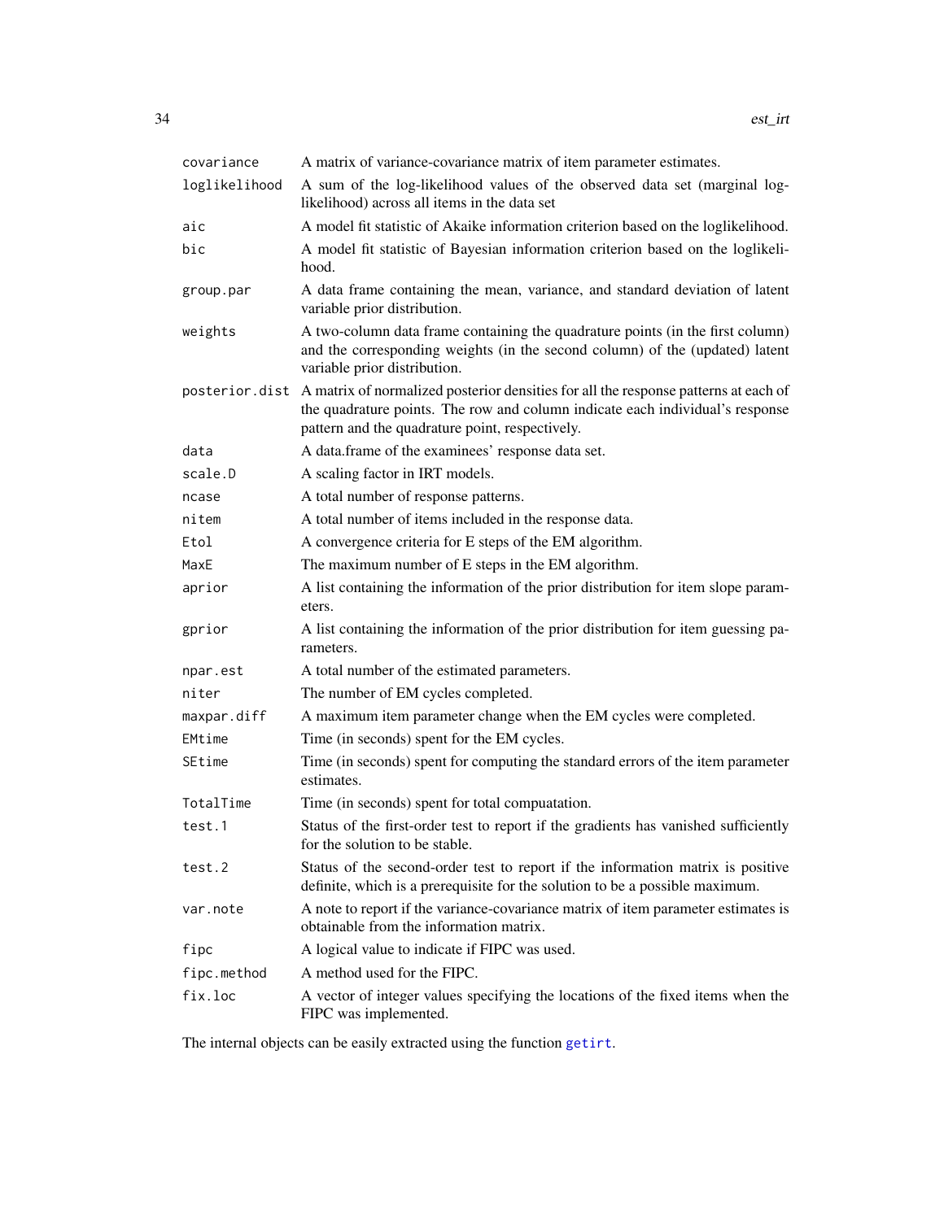| | |
|---|---|
| covariance | A matrix of variance-covariance matrix of item parameter estimates. |
| loglikelihood | A sum of the log-likelihood values of the observed data set (marginal log-likelihood) across all items in the data set |
| aic | A model fit statistic of Akaike information criterion based on the loglikelihood. |
| bic | A model fit statistic of Bayesian information criterion based on the loglikelihood. |
| group.par | A data frame containing the mean, variance, and standard deviation of latent variable prior distribution. |
| weights | A two-column data frame containing the quadrature points (in the first column) and the corresponding weights (in the second column) of the (updated) latent variable prior distribution. |
| posterior.dist | A matrix of normalized posterior densities for all the response patterns at each of the quadrature points. The row and column indicate each individual's response pattern and the quadrature point, respectively. |
| data | A data.frame of the examinees' response data set. |
| scale.D | A scaling factor in IRT models. |
| ncase | A total number of response patterns. |
| nitem | A total number of items included in the response data. |
| Etol | A convergence criteria for E steps of the EM algorithm. |
| MaxE | The maximum number of E steps in the EM algorithm. |
| aprior | A list containing the information of the prior distribution for item slope parameters. |
| gprior | A list containing the information of the prior distribution for item guessing parameters. |
| npar.est | A total number of the estimated parameters. |
| niter | The number of EM cycles completed. |
| maxpar.diff | A maximum item parameter change when the EM cycles were completed. |
| EMtime | Time (in seconds) spent for the EM cycles. |
| SEtime | Time (in seconds) spent for computing the standard errors of the item parameter estimates. |
| TotalTime | Time (in seconds) spent for total compuatation. |
| test.1 | Status of the first-order test to report if the gradients has vanished sufficiently for the solution to be stable. |
| test.2 | Status of the second-order test to report if the information matrix is positive definite, which is a prerequisite for the solution to be a possible maximum. |
| var.note | A note to report if the variance-covariance matrix of item parameter estimates is obtainable from the information matrix. |
| fipc | A logical value to indicate if FIPC was used. |
| fipc.method | A method used for the FIPC. |
| fix.loc | A vector of integer values specifying the locations of the fixed items when the FIPC was implemented. |

The internal objects can be easily extracted using the function getirt.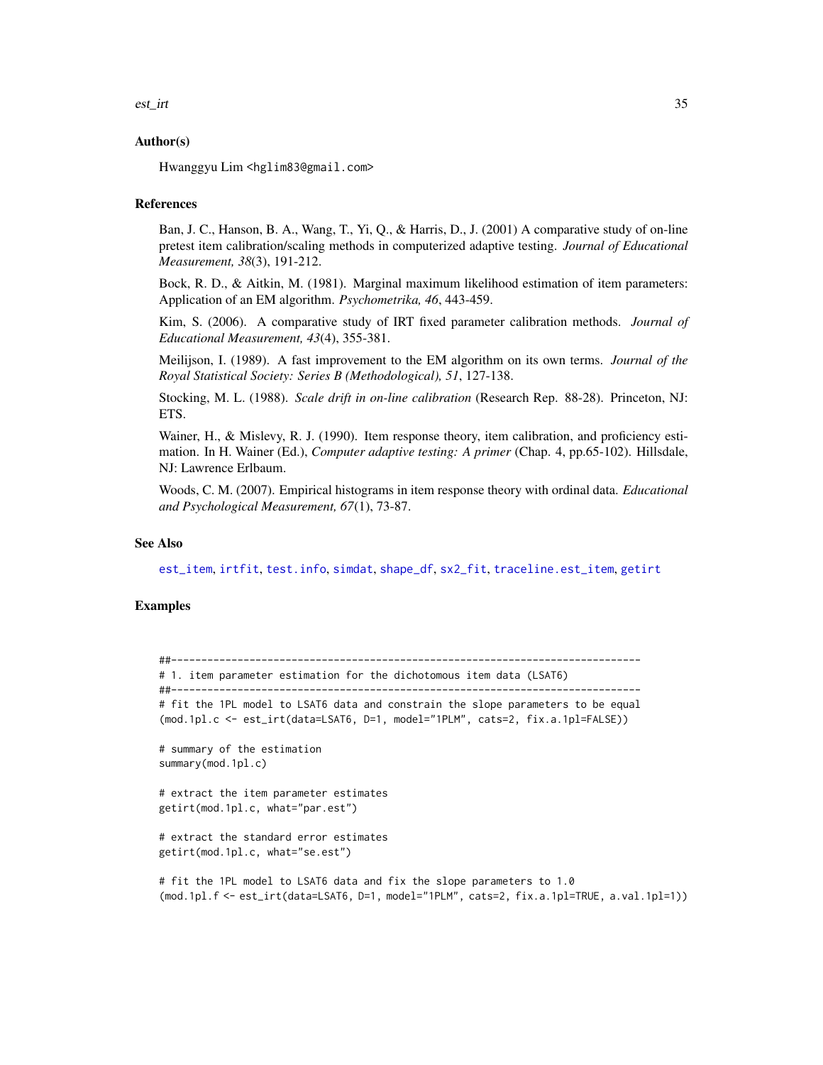### Author(s)

Hwanggyu Lim <hglim83@gmail.com>

### References

Ban, J. C., Hanson, B. A., Wang, T., Yi, Q., & Harris, D., J. (2001) A comparative study of on-line pretest item calibration/scaling methods in computerized adaptive testing. *Journal of Educational Measurement, 38*(3), 191-212.

Bock, R. D., & Aitkin, M. (1981). Marginal maximum likelihood estimation of item parameters: Application of an EM algorithm. *Psychometrika, 46*, 443-459.

Kim, S. (2006). A comparative study of IRT fixed parameter calibration methods. *Journal of Educational Measurement, 43*(4), 355-381.

Meilijson, I. (1989). A fast improvement to the EM algorithm on its own terms. *Journal of the Royal Statistical Society: Series B (Methodological), 51*, 127-138.

Stocking, M. L. (1988). *Scale drift in on-line calibration* (Research Rep. 88-28). Princeton, NJ: ETS.

Wainer, H., & Mislevy, R. J. (1990). Item response theory, item calibration, and proficiency estimation. In H. Wainer (Ed.), *Computer adaptive testing: A primer* (Chap. 4, pp.65-102). Hillsdale, NJ: Lawrence Erlbaum.

Woods, C. M. (2007). Empirical histograms in item response theory with ordinal data. *Educational and Psychological Measurement, 67*(1), 73-87.

### See Also

est_item, irtfit, test.info, simdat, shape_df, sx2_fit, traceline.est_item, getirt

### Examples

```
##---------------------------------------------------------------------------
# 1. item parameter estimation for the dichotomous item data (LSAT6)
##---------------------------------------------------------------------------
# fit the 1PL model to LSAT6 data and constrain the slope parameters to be equal
(mod.1pl.c <- est_irt(data=LSAT6, D=1, model="1PLM", cats=2, fix.a.1pl=FALSE))

# summary of the estimation
summary(mod.1pl.c)

# extract the item parameter estimates
getirt(mod.1pl.c, what="par.est")

# extract the standard error estimates
getirt(mod.1pl.c, what="se.est")

# fit the 1PL model to LSAT6 data and fix the slope parameters to 1.0
(mod.1pl.f <- est_irt(data=LSAT6, D=1, model="1PLM", cats=2, fix.a.1pl=TRUE, a.val.1pl=1))
```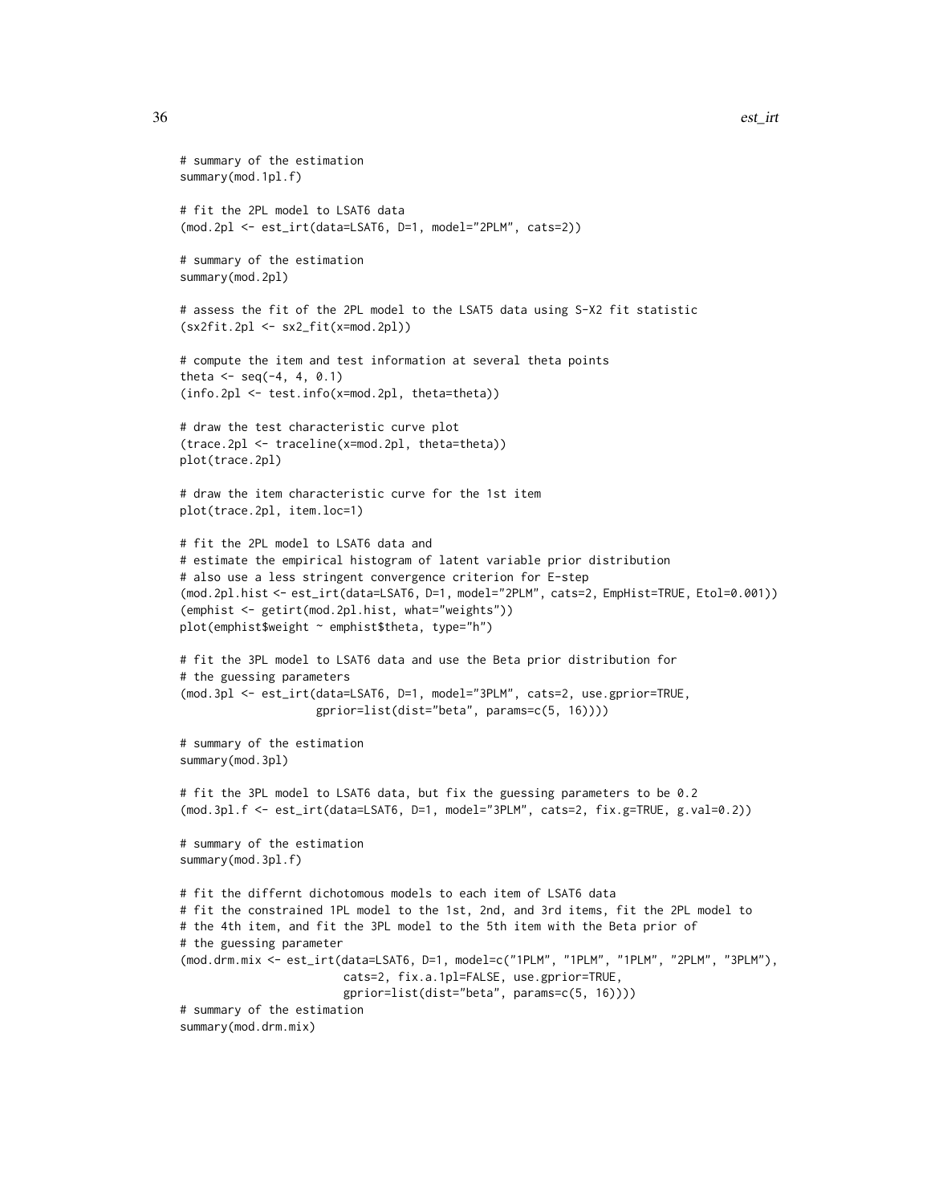```
# summary of the estimation
summary(mod.1pl.f)

# fit the 2PL model to LSAT6 data
(mod.2pl <- est_irt(data=LSAT6, D=1, model="2PLM", cats=2))

# summary of the estimation
summary(mod.2pl)

# assess the fit of the 2PL model to the LSAT5 data using S-X2 fit statistic
(sx2fit.2pl <- sx2_fit(x=mod.2pl))

# compute the item and test information at several theta points
theta <- seq(-4, 4, 0.1)
(info.2pl <- test.info(x=mod.2pl, theta=theta))

# draw the test characteristic curve plot
(trace.2pl <- traceline(x=mod.2pl, theta=theta))
plot(trace.2pl)

# draw the item characteristic curve for the 1st item
plot(trace.2pl, item.loc=1)

# fit the 2PL model to LSAT6 data and
# estimate the empirical histogram of latent variable prior distribution
# also use a less stringent convergence criterion for E-step
(mod.2pl.hist <- est_irt(data=LSAT6, D=1, model="2PLM", cats=2, EmpHist=TRUE, Etol=0.001))
(emphist <- getirt(mod.2pl.hist, what="weights"))
plot(emphist$weight ~ emphist$theta, type="h")

# fit the 3PL model to LSAT6 data and use the Beta prior distribution for
# the guessing parameters
(mod.3pl <- est_irt(data=LSAT6, D=1, model="3PLM", cats=2, use.gprior=TRUE,
                    gprior=list(dist="beta", params=c(5, 16))))

# summary of the estimation
summary(mod.3pl)

# fit the 3PL model to LSAT6 data, but fix the guessing parameters to be 0.2
(mod.3pl.f <- est_irt(data=LSAT6, D=1, model="3PLM", cats=2, fix.g=TRUE, g.val=0.2))

# summary of the estimation
summary(mod.3pl.f)

# fit the differnt dichotomous models to each item of LSAT6 data
# fit the constrained 1PL model to the 1st, 2nd, and 3rd items, fit the 2PL model to
# the 4th item, and fit the 3PL model to the 5th item with the Beta prior of
# the guessing parameter
(mod.drm.mix <- est_irt(data=LSAT6, D=1, model=c("1PLM", "1PLM", "1PLM", "2PLM", "3PLM"),
                        cats=2, fix.a.1pl=FALSE, use.gprior=TRUE,
                        gprior=list(dist="beta", params=c(5, 16))))
# summary of the estimation
summary(mod.drm.mix)
```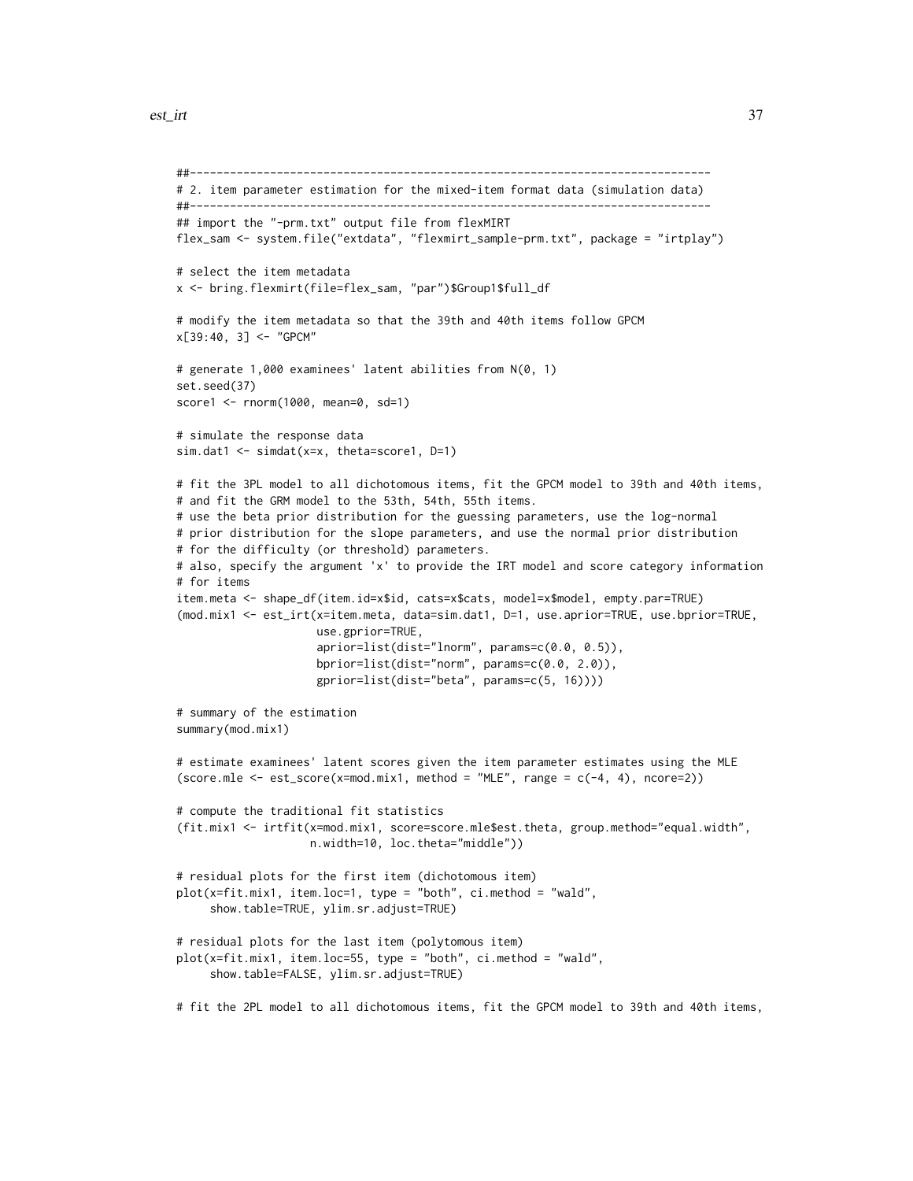```
##------------------------------------------------------------------------------
# 2. item parameter estimation for the mixed-item format data (simulation data)
##------------------------------------------------------------------------------
## import the "-prm.txt" output file from flexMIRT
flex_sam <- system.file("extdata", "flexmirt_sample-prm.txt", package = "irtplay")

# select the item metadata
x <- bring.flexmirt(file=flex_sam, "par")$Group1$full_df

# modify the item metadata so that the 39th and 40th items follow GPCM
x[39:40, 3] <- "GPCM"

# generate 1,000 examinees' latent abilities from N(0, 1)
set.seed(37)
score1 <- rnorm(1000, mean=0, sd=1)

# simulate the response data
sim.dat1 <- simdat(x=x, theta=score1, D=1)

# fit the 3PL model to all dichotomous items, fit the GPCM model to 39th and 40th items,
# and fit the GRM model to the 53th, 54th, 55th items.
# use the beta prior distribution for the guessing parameters, use the log-normal
# prior distribution for the slope parameters, and use the normal prior distribution
# for the difficulty (or threshold) parameters.
# also, specify the argument 'x' to provide the IRT model and score category information
# for items
item.meta <- shape_df(item.id=x$id, cats=x$cats, model=x$model, empty.par=TRUE)
(mod.mix1 <- est_irt(x=item.meta, data=sim.dat1, D=1, use.aprior=TRUE, use.bprior=TRUE,
                     use.gprior=TRUE,
                     aprior=list(dist="lnorm", params=c(0.0, 0.5)),
                     bprior=list(dist="norm", params=c(0.0, 2.0)),
                     gprior=list(dist="beta", params=c(5, 16))))

# summary of the estimation
summary(mod.mix1)

# estimate examinees' latent scores given the item parameter estimates using the MLE
(score.mle <- est_score(x=mod.mix1, method = "MLE", range = c(-4, 4), ncore=2))

# compute the traditional fit statistics
(fit.mix1 <- irtfit(x=mod.mix1, score=score.mle$est.theta, group.method="equal.width",
                    n.width=10, loc.theta="middle"))

# residual plots for the first item (dichotomous item)
plot(x=fit.mix1, item.loc=1, type = "both", ci.method = "wald",
     show.table=TRUE, ylim.sr.adjust=TRUE)

# residual plots for the last item (polytomous item)
plot(x=fit.mix1, item.loc=55, type = "both", ci.method = "wald",
     show.table=FALSE, ylim.sr.adjust=TRUE)

# fit the 2PL model to all dichotomous items, fit the GPCM model to 39th and 40th items,
```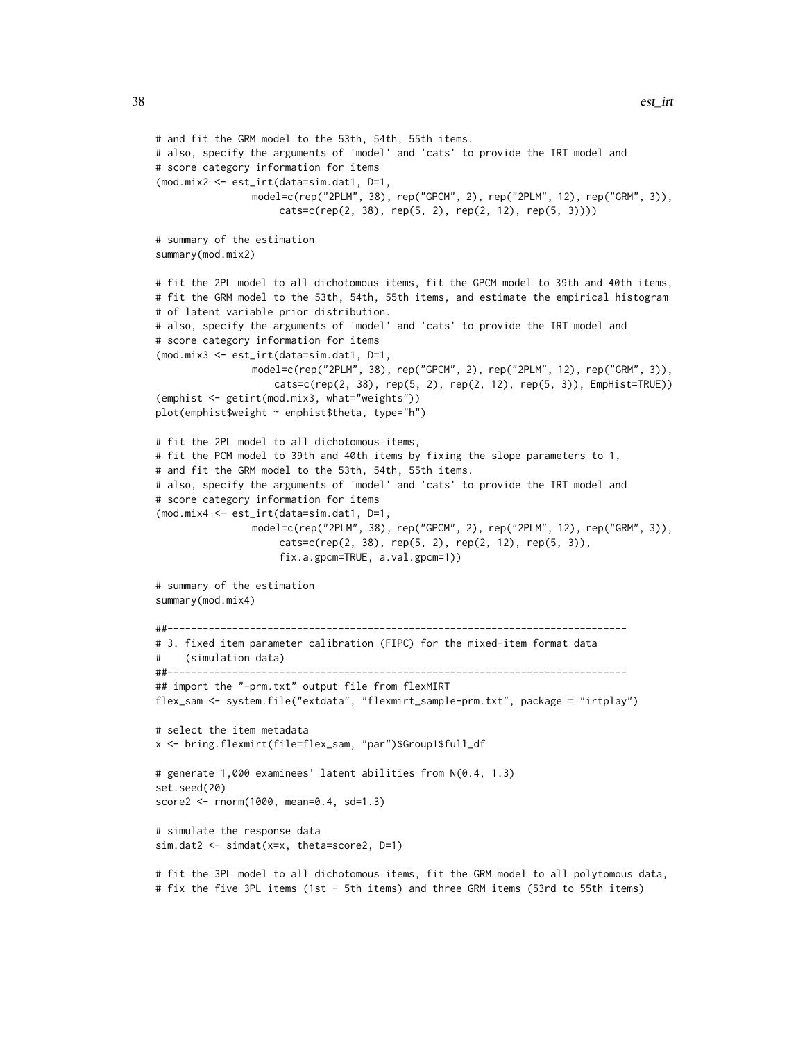```
# and fit the GRM model to the 53th, 54th, 55th items.
# also, specify the arguments of 'model' and 'cats' to provide the IRT model and
# score category information for items
(mod.mix2 <- est_irt(data=sim.dat1, D=1,
                model=c(rep("2PLM", 38), rep("GPCM", 2), rep("2PLM", 12), rep("GRM", 3)),
                     cats=c(rep(2, 38), rep(5, 2), rep(2, 12), rep(5, 3))))

# summary of the estimation
summary(mod.mix2)

# fit the 2PL model to all dichotomous items, fit the GPCM model to 39th and 40th items,
# fit the GRM model to the 53th, 54th, 55th items, and estimate the empirical histogram
# of latent variable prior distribution.
# also, specify the arguments of 'model' and 'cats' to provide the IRT model and
# score category information for items
(mod.mix3 <- est_irt(data=sim.dat1, D=1,
                model=c(rep("2PLM", 38), rep("GPCM", 2), rep("2PLM", 12), rep("GRM", 3)),
                    cats=c(rep(2, 38), rep(5, 2), rep(2, 12), rep(5, 3)), EmpHist=TRUE))
(emphist <- getirt(mod.mix3, what="weights"))
plot(emphist$weight ~ emphist$theta, type="h")

# fit the 2PL model to all dichotomous items,
# fit the PCM model to 39th and 40th items by fixing the slope parameters to 1,
# and fit the GRM model to the 53th, 54th, 55th items.
# also, specify the arguments of 'model' and 'cats' to provide the IRT model and
# score category information for items
(mod.mix4 <- est_irt(data=sim.dat1, D=1,
                model=c(rep("2PLM", 38), rep("GPCM", 2), rep("2PLM", 12), rep("GRM", 3)),
                     cats=c(rep(2, 38), rep(5, 2), rep(2, 12), rep(5, 3)),
                     fix.a.gpcm=TRUE, a.val.gpcm=1))

# summary of the estimation
summary(mod.mix4)

##---------------------------------------------------------------
# 3. fixed item parameter calibration (FIPC) for the mixed-item format data
#    (simulation data)
##---------------------------------------------------------------
## import the "-prm.txt" output file from flexMIRT
flex_sam <- system.file("extdata", "flexmirt_sample-prm.txt", package = "irtplay")

# select the item metadata
x <- bring.flexmirt(file=flex_sam, "par")$Group1$full_df

# generate 1,000 examinees' latent abilities from N(0.4, 1.3)
set.seed(20)
score2 <- rnorm(1000, mean=0.4, sd=1.3)

# simulate the response data
sim.dat2 <- simdat(x=x, theta=score2, D=1)

# fit the 3PL model to all dichotomous items, fit the GRM model to all polytomous data,
# fix the five 3PL items (1st - 5th items) and three GRM items (53rd to 55th items)
```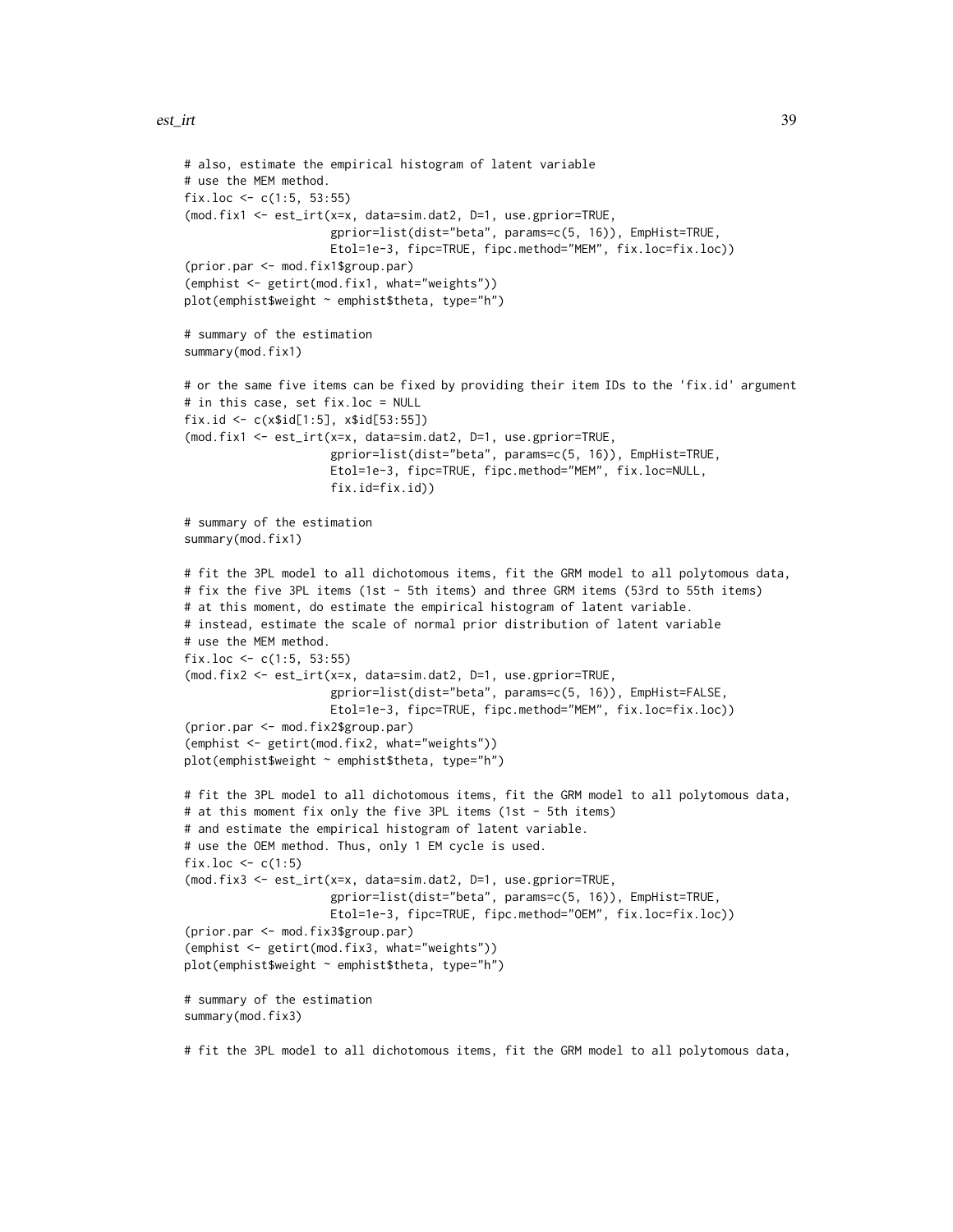```
# also, estimate the empirical histogram of latent variable
# use the MEM method.
fix.loc <- c(1:5, 53:55)
(mod.fix1 <- est_irt(x=x, data=sim.dat2, D=1, use.gprior=TRUE,
                     gprior=list(dist="beta", params=c(5, 16)), EmpHist=TRUE,
                     Etol=1e-3, fipc=TRUE, fipc.method="MEM", fix.loc=fix.loc))
(prior.par <- mod.fix1$group.par)
(emphist <- getirt(mod.fix1, what="weights"))
plot(emphist$weight ~ emphist$theta, type="h")

# summary of the estimation
summary(mod.fix1)

# or the same five items can be fixed by providing their item IDs to the 'fix.id' argument
# in this case, set fix.loc = NULL
fix.id <- c(x$id[1:5], x$id[53:55])
(mod.fix1 <- est_irt(x=x, data=sim.dat2, D=1, use.gprior=TRUE,
                     gprior=list(dist="beta", params=c(5, 16)), EmpHist=TRUE,
                     Etol=1e-3, fipc=TRUE, fipc.method="MEM", fix.loc=NULL,
                     fix.id=fix.id))

# summary of the estimation
summary(mod.fix1)

# fit the 3PL model to all dichotomous items, fit the GRM model to all polytomous data,
# fix the five 3PL items (1st - 5th items) and three GRM items (53rd to 55th items)
# at this moment, do estimate the empirical histogram of latent variable.
# instead, estimate the scale of normal prior distribution of latent variable
# use the MEM method.
fix.loc <- c(1:5, 53:55)
(mod.fix2 <- est_irt(x=x, data=sim.dat2, D=1, use.gprior=TRUE,
                     gprior=list(dist="beta", params=c(5, 16)), EmpHist=FALSE,
                     Etol=1e-3, fipc=TRUE, fipc.method="MEM", fix.loc=fix.loc))
(prior.par <- mod.fix2$group.par)
(emphist <- getirt(mod.fix2, what="weights"))
plot(emphist$weight ~ emphist$theta, type="h")

# fit the 3PL model to all dichotomous items, fit the GRM model to all polytomous data,
# at this moment fix only the five 3PL items (1st - 5th items)
# and estimate the empirical histogram of latent variable.
# use the OEM method. Thus, only 1 EM cycle is used.
fix.loc <- c(1:5)
(mod.fix3 <- est_irt(x=x, data=sim.dat2, D=1, use.gprior=TRUE,
                     gprior=list(dist="beta", params=c(5, 16)), EmpHist=TRUE,
                     Etol=1e-3, fipc=TRUE, fipc.method="OEM", fix.loc=fix.loc))
(prior.par <- mod.fix3$group.par)
(emphist <- getirt(mod.fix3, what="weights"))
plot(emphist$weight ~ emphist$theta, type="h")

# summary of the estimation
summary(mod.fix3)

# fit the 3PL model to all dichotomous items, fit the GRM model to all polytomous data,
```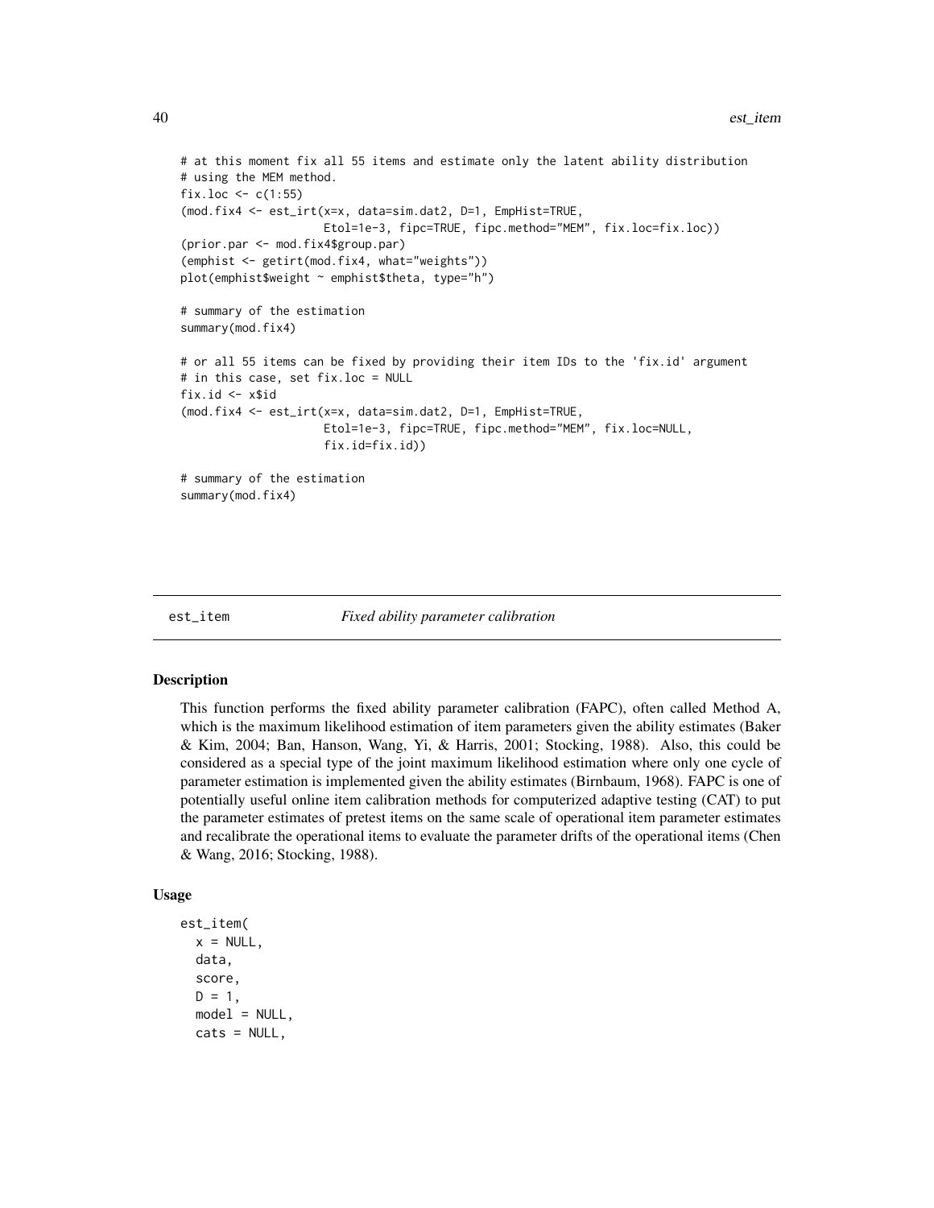```
# at this moment fix all 55 items and estimate only the latent ability distribution
# using the MEM method.
fix.loc <- c(1:55)
(mod.fix4 <- est_irt(x=x, data=sim.dat2, D=1, EmpHist=TRUE,
                     Etol=1e-3, fipc=TRUE, fipc.method="MEM", fix.loc=fix.loc))
(prior.par <- mod.fix4$group.par)
(emphist <- getirt(mod.fix4, what="weights"))
plot(emphist$weight ~ emphist$theta, type="h")

# summary of the estimation
summary(mod.fix4)

# or all 55 items can be fixed by providing their item IDs to the 'fix.id' argument
# in this case, set fix.loc = NULL
fix.id <- x$id
(mod.fix4 <- est_irt(x=x, data=sim.dat2, D=1, EmpHist=TRUE,
                     Etol=1e-3, fipc=TRUE, fipc.method="MEM", fix.loc=NULL,
                     fix.id=fix.id))

# summary of the estimation
summary(mod.fix4)
```

## est_item — *Fixed ability parameter calibration*

### Description

This function performs the fixed ability parameter calibration (FAPC), often called Method A, which is the maximum likelihood estimation of item parameters given the ability estimates (Baker & Kim, 2004; Ban, Hanson, Wang, Yi, & Harris, 2001; Stocking, 1988). Also, this could be considered as a special type of the joint maximum likelihood estimation where only one cycle of parameter estimation is implemented given the ability estimates (Birnbaum, 1968). FAPC is one of potentially useful online item calibration methods for computerized adaptive testing (CAT) to put the parameter estimates of pretest items on the same scale of operational item parameter estimates and recalibrate the operational items to evaluate the parameter drifts of the operational items (Chen & Wang, 2016; Stocking, 1988).

### Usage

```
est_item(
  x = NULL,
  data,
  score,
  D = 1,
  model = NULL,
  cats = NULL,
```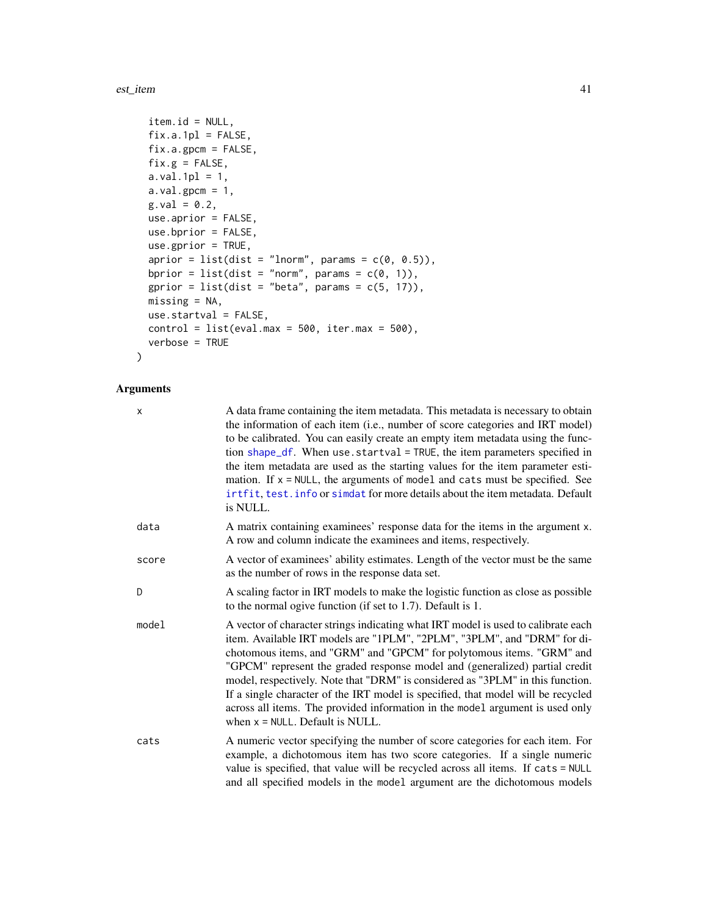```
  item.id = NULL,
  fix.a.1pl = FALSE,
  fix.a.gpcm = FALSE,
  fix.g = FALSE,
  a.val.1pl = 1,
  a.val.gpcm = 1,
  g.val = 0.2,
  use.aprior = FALSE,
  use.bprior = FALSE,
  use.gprior = TRUE,
  aprior = list(dist = "lnorm", params = c(0, 0.5)),
  bprior = list(dist = "norm", params = c(0, 1)),
  gprior = list(dist = "beta", params = c(5, 17)),
  missing = NA,
  use.startval = FALSE,
  control = list(eval.max = 500, iter.max = 500),
  verbose = TRUE
)
```

## Arguments

`x` A data frame containing the item metadata. This metadata is necessary to obtain the information of each item (i.e., number of score categories and IRT model) to be calibrated. You can easily create an empty item metadata using the function `shape_df`. When `use.startval = TRUE`, the item parameters specified in the item metadata are used as the starting values for the item parameter estimation. If `x = NULL`, the arguments of `model` and `cats` must be specified. See `irtfit`, `test.info` or `simdat` for more details about the item metadata. Default is NULL.

`data` A matrix containing examinees' response data for the items in the argument `x`. A row and column indicate the examinees and items, respectively.

`score` A vector of examinees' ability estimates. Length of the vector must be the same as the number of rows in the response data set.

`D` A scaling factor in IRT models to make the logistic function as close as possible to the normal ogive function (if set to 1.7). Default is 1.

`model` A vector of character strings indicating what IRT model is used to calibrate each item. Available IRT models are "1PLM", "2PLM", "3PLM", and "DRM" for dichotomous items, and "GRM" and "GPCM" for polytomous items. "GRM" and "GPCM" represent the graded response model and (generalized) partial credit model, respectively. Note that "DRM" is considered as "3PLM" in this function. If a single character of the IRT model is specified, that model will be recycled across all items. The provided information in the `model` argument is used only when `x = NULL`. Default is NULL.

`cats` A numeric vector specifying the number of score categories for each item. For example, a dichotomous item has two score categories. If a single numeric value is specified, that value will be recycled across all items. If `cats = NULL` and all specified models in the `model` argument are the dichotomous models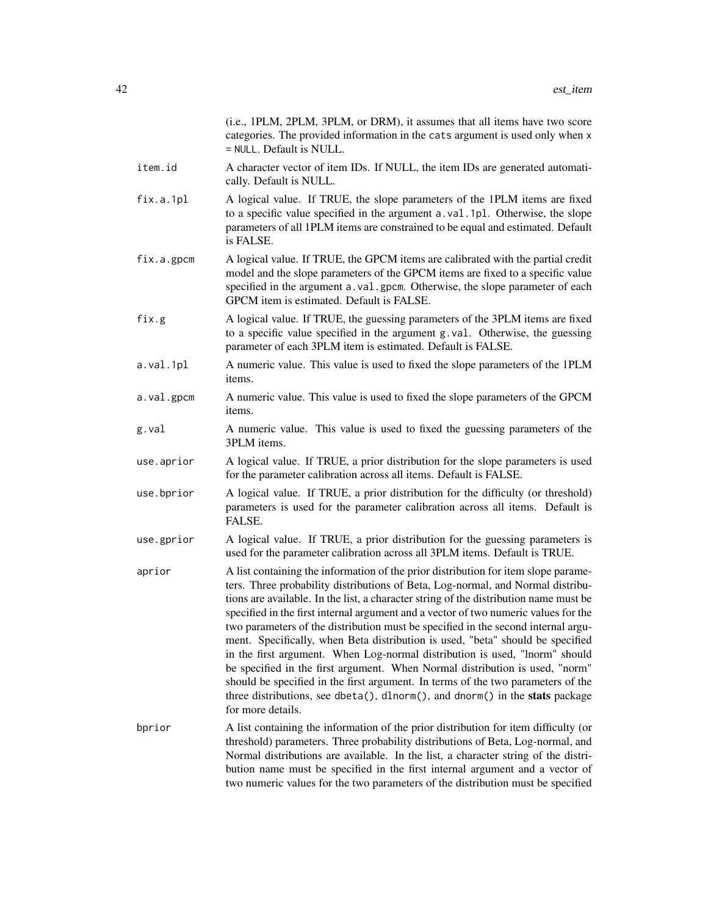(i.e., 1PLM, 2PLM, 3PLM, or DRM), it assumes that all items have two score categories. The provided information in the `cats` argument is used only when `x = NULL`. Default is NULL.

`item.id`
: A character vector of item IDs. If NULL, the item IDs are generated automatically. Default is NULL.

`fix.a.1pl`
: A logical value. If TRUE, the slope parameters of the 1PLM items are fixed to a specific value specified in the argument `a.val.1pl`. Otherwise, the slope parameters of all 1PLM items are constrained to be equal and estimated. Default is FALSE.

`fix.a.gpcm`
: A logical value. If TRUE, the GPCM items are calibrated with the partial credit model and the slope parameters of the GPCM items are fixed to a specific value specified in the argument `a.val.gpcm`. Otherwise, the slope parameter of each GPCM item is estimated. Default is FALSE.

`fix.g`
: A logical value. If TRUE, the guessing parameters of the 3PLM items are fixed to a specific value specified in the argument `g.val`. Otherwise, the guessing parameter of each 3PLM item is estimated. Default is FALSE.

`a.val.1pl`
: A numeric value. This value is used to fixed the slope parameters of the 1PLM items.

`a.val.gpcm`
: A numeric value. This value is used to fixed the slope parameters of the GPCM items.

`g.val`
: A numeric value. This value is used to fixed the guessing parameters of the 3PLM items.

`use.aprior`
: A logical value. If TRUE, a prior distribution for the slope parameters is used for the parameter calibration across all items. Default is FALSE.

`use.bprior`
: A logical value. If TRUE, a prior distribution for the difficulty (or threshold) parameters is used for the parameter calibration across all items. Default is FALSE.

`use.gprior`
: A logical value. If TRUE, a prior distribution for the guessing parameters is used for the parameter calibration across all 3PLM items. Default is TRUE.

`aprior`
: A list containing the information of the prior distribution for item slope parameters. Three probability distributions of Beta, Log-normal, and Normal distributions are available. In the list, a character string of the distribution name must be specified in the first internal argument and a vector of two numeric values for the two parameters of the distribution must be specified in the second internal argument. Specifically, when Beta distribution is used, "beta" should be specified in the first argument. When Log-normal distribution is used, "lnorm" should be specified in the first argument. When Normal distribution is used, "norm" should be specified in the first argument. In terms of the two parameters of the three distributions, see `dbeta()`, `dlnorm()`, and `dnorm()` in the **stats** package for more details.

`bprior`
: A list containing the information of the prior distribution for item difficulty (or threshold) parameters. Three probability distributions of Beta, Log-normal, and Normal distributions are available. In the list, a character string of the distribution name must be specified in the first internal argument and a vector of two numeric values for the two parameters of the distribution must be specified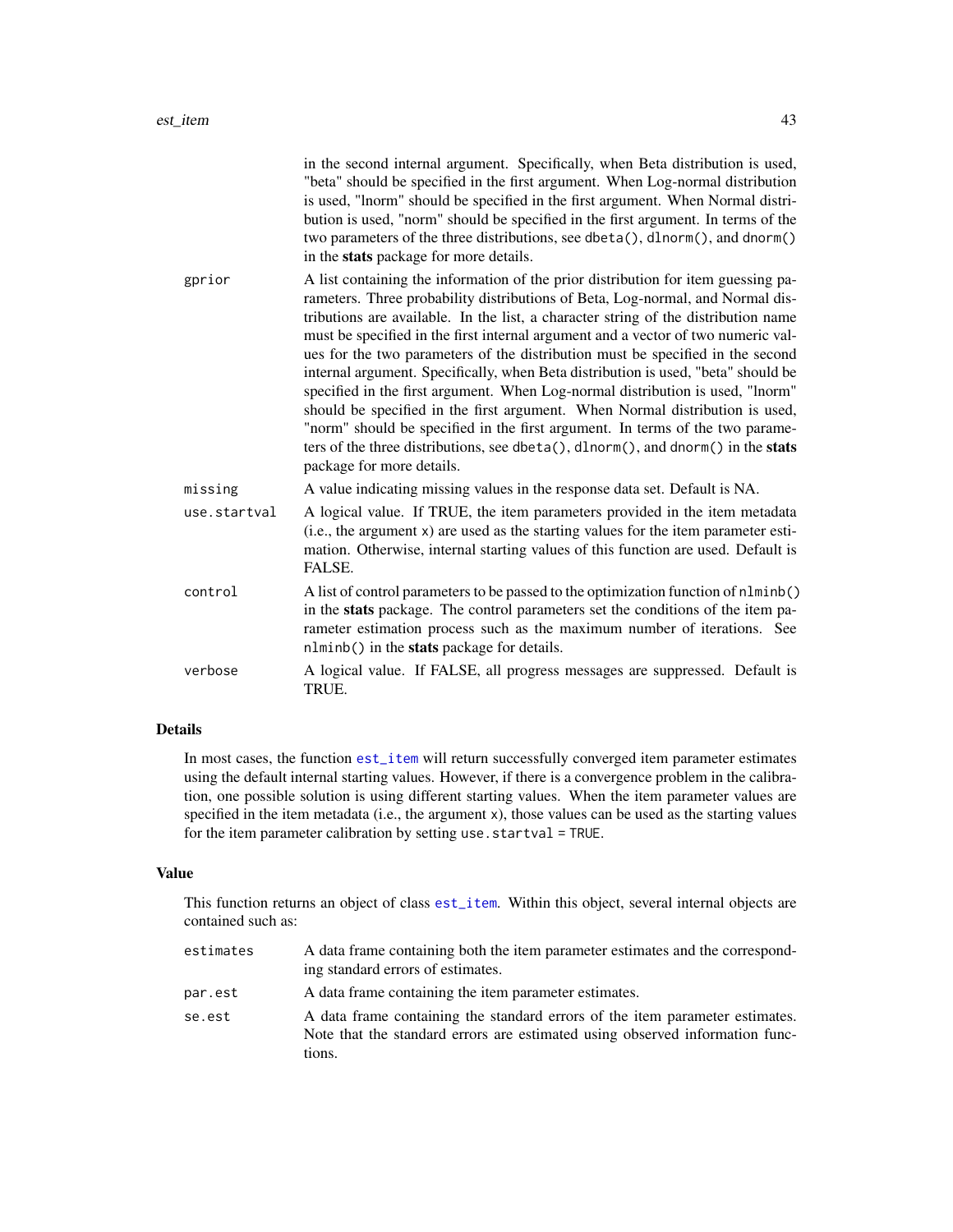in the second internal argument. Specifically, when Beta distribution is used, "beta" should be specified in the first argument. When Log-normal distribution is used, "lnorm" should be specified in the first argument. When Normal distribution is used, "norm" should be specified in the first argument. In terms of the two parameters of the three distributions, see `dbeta()`, `dlnorm()`, and `dnorm()` in the **stats** package for more details.

| | |
|---|---|
| `gprior` | A list containing the information of the prior distribution for item guessing parameters. Three probability distributions of Beta, Log-normal, and Normal distributions are available. In the list, a character string of the distribution name must be specified in the first internal argument and a vector of two numeric values for the two parameters of the distribution must be specified in the second internal argument. Specifically, when Beta distribution is used, "beta" should be specified in the first argument. When Log-normal distribution is used, "lnorm" should be specified in the first argument. When Normal distribution is used, "norm" should be specified in the first argument. In terms of the two parameters of the three distributions, see `dbeta()`, `dlnorm()`, and `dnorm()` in the **stats** package for more details. |
| `missing` | A value indicating missing values in the response data set. Default is NA. |
| `use.startval` | A logical value. If TRUE, the item parameters provided in the item metadata (i.e., the argument `x`) are used as the starting values for the item parameter estimation. Otherwise, internal starting values of this function are used. Default is FALSE. |
| `control` | A list of control parameters to be passed to the optimization function of `nlminb()` in the **stats** package. The control parameters set the conditions of the item parameter estimation process such as the maximum number of iterations. See `nlminb()` in the **stats** package for details. |
| `verbose` | A logical value. If FALSE, all progress messages are suppressed. Default is TRUE. |

## Details

In most cases, the function `est_item` will return successfully converged item parameter estimates using the default internal starting values. However, if there is a convergence problem in the calibration, one possible solution is using different starting values. When the item parameter values are specified in the item metadata (i.e., the argument `x`), those values can be used as the starting values for the item parameter calibration by setting `use.startval = TRUE`.

## Value

This function returns an object of class `est_item`. Within this object, several internal objects are contained such as:

| | |
|---|---|
| `estimates` | A data frame containing both the item parameter estimates and the corresponding standard errors of estimates. |
| `par.est` | A data frame containing the item parameter estimates. |
| `se.est` | A data frame containing the standard errors of the item parameter estimates. Note that the standard errors are estimated using observed information functions. |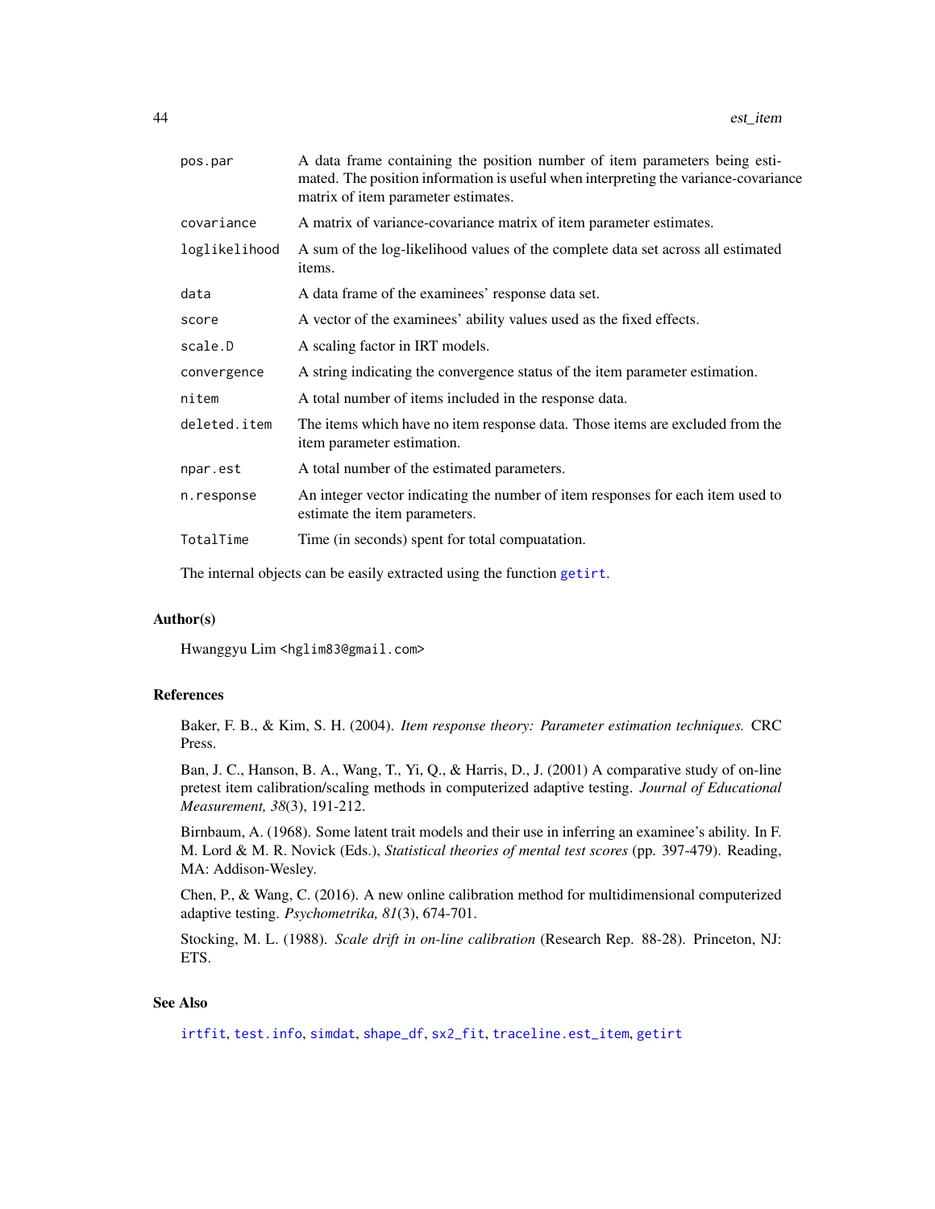| | |
|---|---|
| `pos.par` | A data frame containing the position number of item parameters being estimated. The position information is useful when interpreting the variance-covariance matrix of item parameter estimates. |
| `covariance` | A matrix of variance-covariance matrix of item parameter estimates. |
| `loglikelihood` | A sum of the log-likelihood values of the complete data set across all estimated items. |
| `data` | A data frame of the examinees' response data set. |
| `score` | A vector of the examinees' ability values used as the fixed effects. |
| `scale.D` | A scaling factor in IRT models. |
| `convergence` | A string indicating the convergence status of the item parameter estimation. |
| `nitem` | A total number of items included in the response data. |
| `deleted.item` | The items which have no item response data. Those items are excluded from the item parameter estimation. |
| `npar.est` | A total number of the estimated parameters. |
| `n.response` | An integer vector indicating the number of item responses for each item used to estimate the item parameters. |
| `TotalTime` | Time (in seconds) spent for total compuatation. |

The internal objects can be easily extracted using the function `getirt`.

## Author(s)

Hwanggyu Lim <hglim83@gmail.com>

## References

Baker, F. B., & Kim, S. H. (2004). *Item response theory: Parameter estimation techniques.* CRC Press.

Ban, J. C., Hanson, B. A., Wang, T., Yi, Q., & Harris, D., J. (2001) A comparative study of on-line pretest item calibration/scaling methods in computerized adaptive testing. *Journal of Educational Measurement, 38*(3), 191-212.

Birnbaum, A. (1968). Some latent trait models and their use in inferring an examinee's ability. In F. M. Lord & M. R. Novick (Eds.), *Statistical theories of mental test scores* (pp. 397-479). Reading, MA: Addison-Wesley.

Chen, P., & Wang, C. (2016). A new online calibration method for multidimensional computerized adaptive testing. *Psychometrika, 81*(3), 674-701.

Stocking, M. L. (1988). *Scale drift in on-line calibration* (Research Rep. 88-28). Princeton, NJ: ETS.

## See Also

`irtfit`, `test.info`, `simdat`, `shape_df`, `sx2_fit`, `traceline.est_item`, `getirt`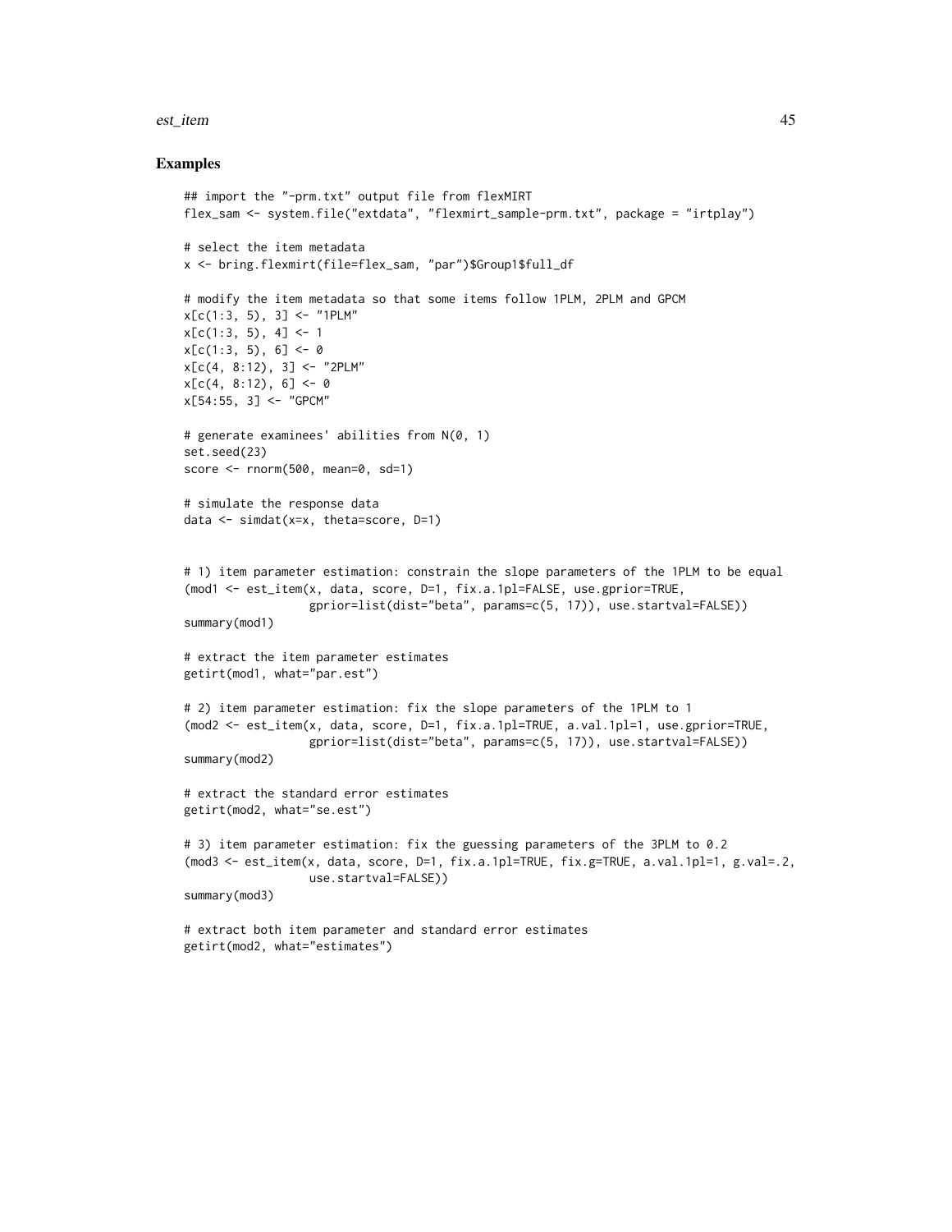## Examples

```
## import the "-prm.txt" output file from flexMIRT
flex_sam <- system.file("extdata", "flexmirt_sample-prm.txt", package = "irtplay")

# select the item metadata
x <- bring.flexmirt(file=flex_sam, "par")$Group1$full_df

# modify the item metadata so that some items follow 1PLM, 2PLM and GPCM
x[c(1:3, 5), 3] <- "1PLM"
x[c(1:3, 5), 4] <- 1
x[c(1:3, 5), 6] <- 0
x[c(4, 8:12), 3] <- "2PLM"
x[c(4, 8:12), 6] <- 0
x[54:55, 3] <- "GPCM"

# generate examinees' abilities from N(0, 1)
set.seed(23)
score <- rnorm(500, mean=0, sd=1)

# simulate the response data
data <- simdat(x=x, theta=score, D=1)


# 1) item parameter estimation: constrain the slope parameters of the 1PLM to be equal
(mod1 <- est_item(x, data, score, D=1, fix.a.1pl=FALSE, use.gprior=TRUE,
                  gprior=list(dist="beta", params=c(5, 17)), use.startval=FALSE))
summary(mod1)

# extract the item parameter estimates
getirt(mod1, what="par.est")

# 2) item parameter estimation: fix the slope parameters of the 1PLM to 1
(mod2 <- est_item(x, data, score, D=1, fix.a.1pl=TRUE, a.val.1pl=1, use.gprior=TRUE,
                  gprior=list(dist="beta", params=c(5, 17)), use.startval=FALSE))
summary(mod2)

# extract the standard error estimates
getirt(mod2, what="se.est")

# 3) item parameter estimation: fix the guessing parameters of the 3PLM to 0.2
(mod3 <- est_item(x, data, score, D=1, fix.a.1pl=TRUE, fix.g=TRUE, a.val.1pl=1, g.val=.2,
                  use.startval=FALSE))
summary(mod3)

# extract both item parameter and standard error estimates
getirt(mod2, what="estimates")
```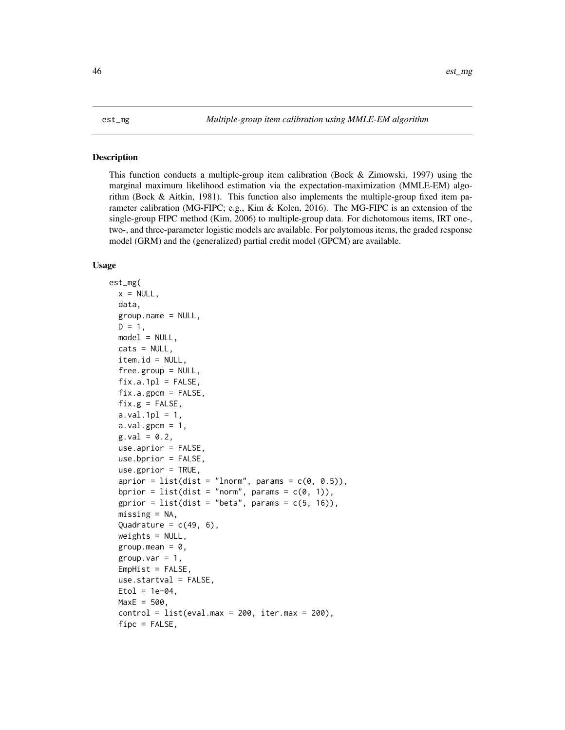# est_mg — *Multiple-group item calibration using MMLE-EM algorithm*

## Description

This function conducts a multiple-group item calibration (Bock & Zimowski, 1997) using the marginal maximum likelihood estimation via the expectation-maximization (MMLE-EM) algorithm (Bock & Aitkin, 1981). This function also implements the multiple-group fixed item parameter calibration (MG-FIPC; e.g., Kim & Kolen, 2016). The MG-FIPC is an extension of the single-group FIPC method (Kim, 2006) to multiple-group data. For dichotomous items, IRT one-, two-, and three-parameter logistic models are available. For polytomous items, the graded response model (GRM) and the (generalized) partial credit model (GPCM) are available.

## Usage

```
est_mg(
  x = NULL,
  data,
  group.name = NULL,
  D = 1,
  model = NULL,
  cats = NULL,
  item.id = NULL,
  free.group = NULL,
  fix.a.1pl = FALSE,
  fix.a.gpcm = FALSE,
  fix.g = FALSE,
  a.val.1pl = 1,
  a.val.gpcm = 1,
  g.val = 0.2,
  use.aprior = FALSE,
  use.bprior = FALSE,
  use.gprior = TRUE,
  aprior = list(dist = "lnorm", params = c(0, 0.5)),
  bprior = list(dist = "norm", params = c(0, 1)),
  gprior = list(dist = "beta", params = c(5, 16)),
  missing = NA,
  Quadrature = c(49, 6),
  weights = NULL,
  group.mean = 0,
  group.var = 1,
  EmpHist = FALSE,
  use.startval = FALSE,
  Etol = 1e-04,
  MaxE = 500,
  control = list(eval.max = 200, iter.max = 200),
  fipc = FALSE,
```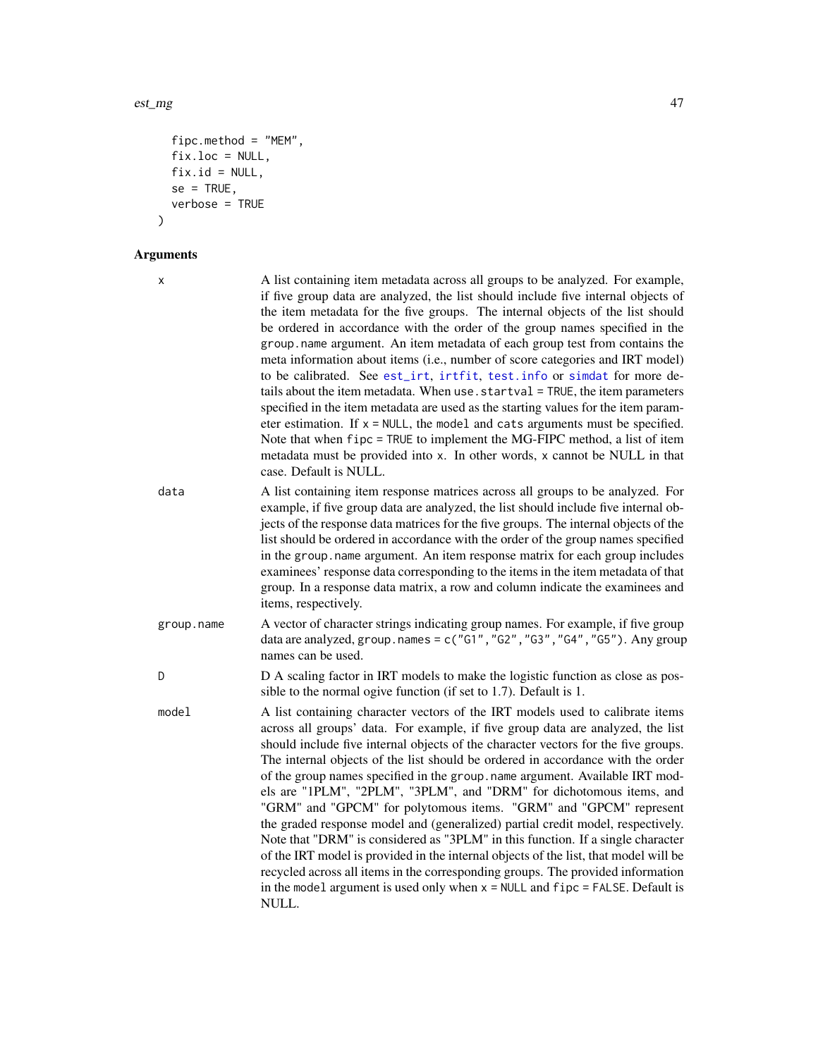```
  fipc.method = "MEM",
  fix.loc = NULL,
  fix.id = NULL,
  se = TRUE,
  verbose = TRUE
)
```

## Arguments

| | |
|---|---|
| `x` | A list containing item metadata across all groups to be analyzed. For example, if five group data are analyzed, the list should include five internal objects of the item metadata for the five groups. The internal objects of the list should be ordered in accordance with the order of the group names specified in the `group.name` argument. An item metadata of each group test from contains the meta information about items (i.e., number of score categories and IRT model) to be calibrated. See `est_irt`, `irtfit`, `test.info` or `simdat` for more details about the item metadata. When `use.startval = TRUE`, the item parameters specified in the item metadata are used as the starting values for the item parameter estimation. If `x = NULL`, the `model` and `cats` arguments must be specified. Note that when `fipc = TRUE` to implement the MG-FIPC method, a list of item metadata must be provided into `x`. In other words, `x` cannot be NULL in that case. Default is NULL. |
| `data` | A list containing item response matrices across all groups to be analyzed. For example, if five group data are analyzed, the list should include five internal objects of the response data matrices for the five groups. The internal objects of the list should be ordered in accordance with the order of the group names specified in the `group.name` argument. An item response matrix for each group includes examinees' response data corresponding to the items in the item metadata of that group. In a response data matrix, a row and column indicate the examinees and items, respectively. |
| `group.name` | A vector of character strings indicating group names. For example, if five group data are analyzed, `group.names = c("G1","G2","G3","G4","G5")`. Any group names can be used. |
| `D` | D A scaling factor in IRT models to make the logistic function as close as possible to the normal ogive function (if set to 1.7). Default is 1. |
| `model` | A list containing character vectors of the IRT models used to calibrate items across all groups' data. For example, if five group data are analyzed, the list should include five internal objects of the character vectors for the five groups. The internal objects of the list should be ordered in accordance with the order of the group names specified in the `group.name` argument. Available IRT models are "1PLM", "2PLM", "3PLM", and "DRM" for dichotomous items, and "GRM" and "GPCM" for polytomous items. "GRM" and "GPCM" represent the graded response model and (generalized) partial credit model, respectively. Note that "DRM" is considered as "3PLM" in this function. If a single character of the IRT model is provided in the internal objects of the list, that model will be recycled across all items in the corresponding groups. The provided information in the `model` argument is used only when `x = NULL` and `fipc = FALSE`. Default is NULL. |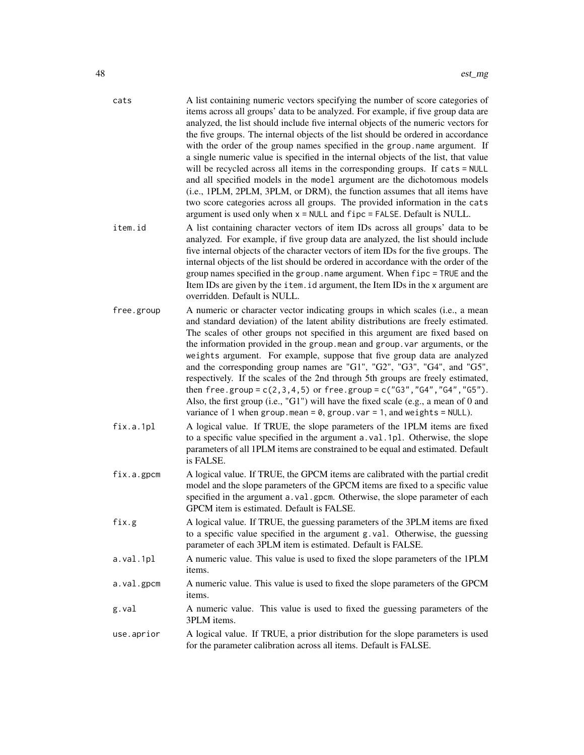`cats` A list containing numeric vectors specifying the number of score categories of items across all groups' data to be analyzed. For example, if five group data are analyzed, the list should include five internal objects of the numeric vectors for the five groups. The internal objects of the list should be ordered in accordance with the order of the group names specified in the `group.name` argument. If a single numeric value is specified in the internal objects of the list, that value will be recycled across all items in the corresponding groups. If `cats = NULL` and all specified models in the `model` argument are the dichotomous models (i.e., 1PLM, 2PLM, 3PLM, or DRM), the function assumes that all items have two score categories across all groups. The provided information in the `cats` argument is used only when `x = NULL` and `fipc = FALSE`. Default is NULL.

`item.id` A list containing character vectors of item IDs across all groups' data to be analyzed. For example, if five group data are analyzed, the list should include five internal objects of the character vectors of item IDs for the five groups. The internal objects of the list should be ordered in accordance with the order of the group names specified in the `group.name` argument. When `fipc = TRUE` and the Item IDs are given by the `item.id` argument, the Item IDs in the `x` argument are overridden. Default is NULL.

`free.group` A numeric or character vector indicating groups in which scales (i.e., a mean and standard deviation) of the latent ability distributions are freely estimated. The scales of other groups not specified in this argument are fixed based on the information provided in the `group.mean` and `group.var` arguments, or the `weights` argument. For example, suppose that five group data are analyzed and the corresponding group names are "G1", "G2", "G3", "G4", and "G5", respectively. If the scales of the 2nd through 5th groups are freely estimated, then `free.group = c(2,3,4,5)` or `free.group = c("G3","G4","G4","G5")`. Also, the first group (i.e., "G1") will have the fixed scale (e.g., a mean of 0 and variance of 1 when `group.mean = 0`, `group.var = 1`, and `weights = NULL`).

`fix.a.1pl` A logical value. If TRUE, the slope parameters of the 1PLM items are fixed to a specific value specified in the argument `a.val.1pl`. Otherwise, the slope parameters of all 1PLM items are constrained to be equal and estimated. Default is FALSE.

`fix.a.gpcm` A logical value. If TRUE, the GPCM items are calibrated with the partial credit model and the slope parameters of the GPCM items are fixed to a specific value specified in the argument `a.val.gpcm`. Otherwise, the slope parameter of each GPCM item is estimated. Default is FALSE.

`fix.g` A logical value. If TRUE, the guessing parameters of the 3PLM items are fixed to a specific value specified in the argument `g.val`. Otherwise, the guessing parameter of each 3PLM item is estimated. Default is FALSE.

`a.val.1pl` A numeric value. This value is used to fixed the slope parameters of the 1PLM items.

`a.val.gpcm` A numeric value. This value is used to fixed the slope parameters of the GPCM items.

`g.val` A numeric value. This value is used to fixed the guessing parameters of the 3PLM items.

`use.aprior` A logical value. If TRUE, a prior distribution for the slope parameters is used for the parameter calibration across all items. Default is FALSE.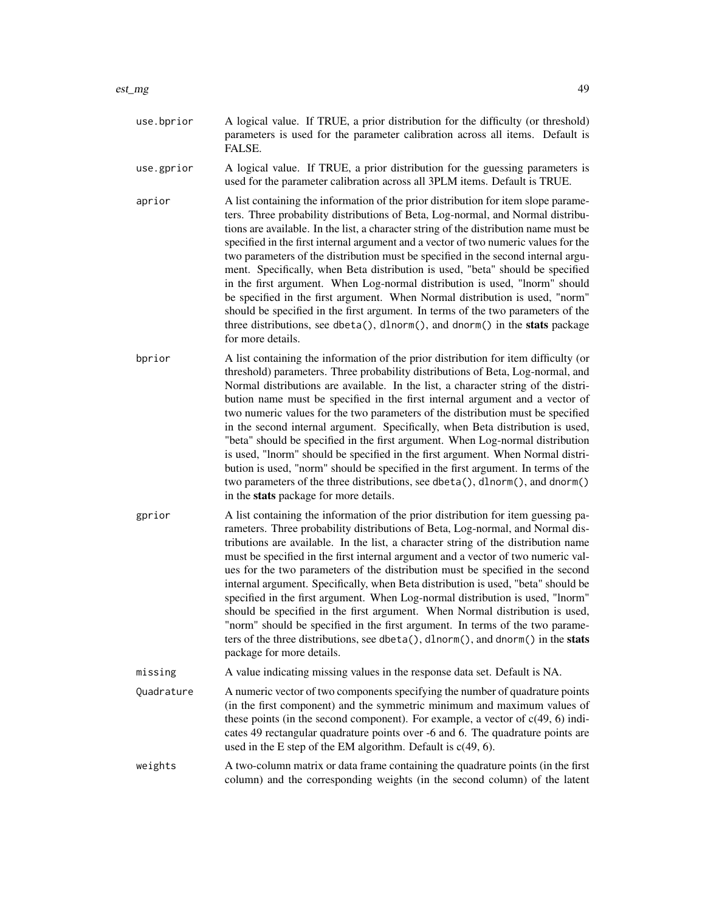`use.bprior` A logical value. If TRUE, a prior distribution for the difficulty (or threshold) parameters is used for the parameter calibration across all items. Default is FALSE.

`use.gprior` A logical value. If TRUE, a prior distribution for the guessing parameters is used for the parameter calibration across all 3PLM items. Default is TRUE.

`aprior` A list containing the information of the prior distribution for item slope parameters. Three probability distributions of Beta, Log-normal, and Normal distributions are available. In the list, a character string of the distribution name must be specified in the first internal argument and a vector of two numeric values for the two parameters of the distribution must be specified in the second internal argument. Specifically, when Beta distribution is used, "beta" should be specified in the first argument. When Log-normal distribution is used, "lnorm" should be specified in the first argument. When Normal distribution is used, "norm" should be specified in the first argument. In terms of the two parameters of the three distributions, see `dbeta()`, `dlnorm()`, and `dnorm()` in the **stats** package for more details.

`bprior` A list containing the information of the prior distribution for item difficulty (or threshold) parameters. Three probability distributions of Beta, Log-normal, and Normal distributions are available. In the list, a character string of the distribution name must be specified in the first internal argument and a vector of two numeric values for the two parameters of the distribution must be specified in the second internal argument. Specifically, when Beta distribution is used, "beta" should be specified in the first argument. When Log-normal distribution is used, "lnorm" should be specified in the first argument. When Normal distribution is used, "norm" should be specified in the first argument. In terms of the two parameters of the three distributions, see `dbeta()`, `dlnorm()`, and `dnorm()` in the **stats** package for more details.

`gprior` A list containing the information of the prior distribution for item guessing parameters. Three probability distributions of Beta, Log-normal, and Normal distributions are available. In the list, a character string of the distribution name must be specified in the first internal argument and a vector of two numeric values for the two parameters of the distribution must be specified in the second internal argument. Specifically, when Beta distribution is used, "beta" should be specified in the first argument. When Log-normal distribution is used, "lnorm" should be specified in the first argument. When Normal distribution is used, "norm" should be specified in the first argument. In terms of the two parameters of the three distributions, see `dbeta()`, `dlnorm()`, and `dnorm()` in the **stats** package for more details.

`missing` A value indicating missing values in the response data set. Default is NA.

`Quadrature` A numeric vector of two components specifying the number of quadrature points (in the first component) and the symmetric minimum and maximum values of these points (in the second component). For example, a vector of c(49, 6) indicates 49 rectangular quadrature points over -6 and 6. The quadrature points are used in the E step of the EM algorithm. Default is c(49, 6).

`weights` A two-column matrix or data frame containing the quadrature points (in the first column) and the corresponding weights (in the second column) of the latent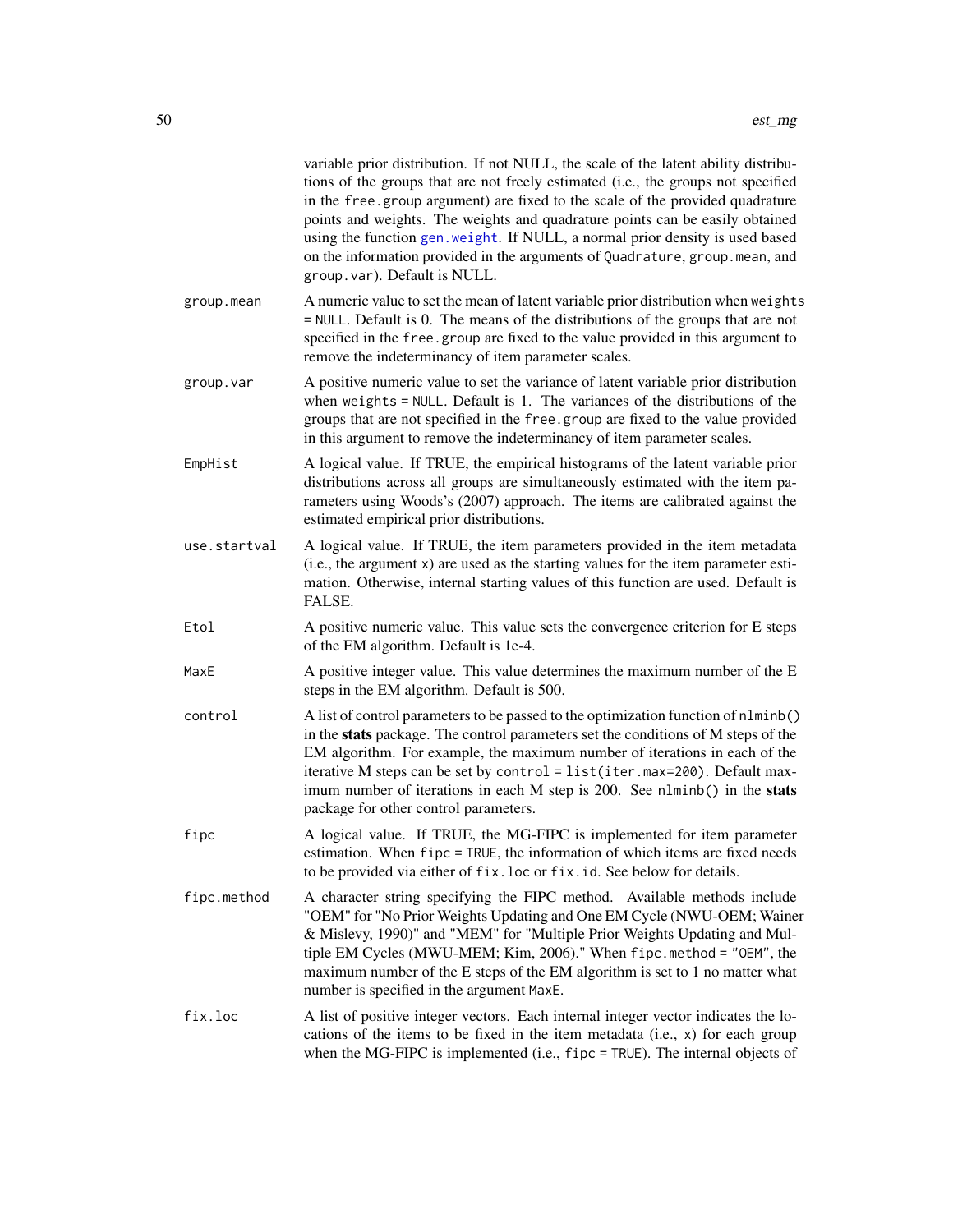variable prior distribution. If not NULL, the scale of the latent ability distributions of the groups that are not freely estimated (i.e., the groups not specified in the `free.group` argument) are fixed to the scale of the provided quadrature points and weights. The weights and quadrature points can be easily obtained using the function `gen.weight`. If NULL, a normal prior density is used based on the information provided in the arguments of `Quadrature`, `group.mean`, and `group.var`). Default is NULL.

**group.mean** A numeric value to set the mean of latent variable prior distribution when `weights = NULL`. Default is 0. The means of the distributions of the groups that are not specified in the `free.group` are fixed to the value provided in this argument to remove the indeterminancy of item parameter scales.

**group.var** A positive numeric value to set the variance of latent variable prior distribution when `weights = NULL`. Default is 1. The variances of the distributions of the groups that are not specified in the `free.group` are fixed to the value provided in this argument to remove the indeterminancy of item parameter scales.

**EmpHist** A logical value. If TRUE, the empirical histograms of the latent variable prior distributions across all groups are simultaneously estimated with the item parameters using Woods's (2007) approach. The items are calibrated against the estimated empirical prior distributions.

**use.startval** A logical value. If TRUE, the item parameters provided in the item metadata (i.e., the argument `x`) are used as the starting values for the item parameter estimation. Otherwise, internal starting values of this function are used. Default is FALSE.

**Etol** A positive numeric value. This value sets the convergence criterion for E steps of the EM algorithm. Default is 1e-4.

**MaxE** A positive integer value. This value determines the maximum number of the E steps in the EM algorithm. Default is 500.

**control** A list of control parameters to be passed to the optimization function of `nlminb()` in the **stats** package. The control parameters set the conditions of M steps of the EM algorithm. For example, the maximum number of iterations in each of the iterative M steps can be set by `control = list(iter.max=200)`. Default maximum number of iterations in each M step is 200. See `nlminb()` in the **stats** package for other control parameters.

**fipc** A logical value. If TRUE, the MG-FIPC is implemented for item parameter estimation. When `fipc = TRUE`, the information of which items are fixed needs to be provided via either of `fix.loc` or `fix.id`. See below for details.

**fipc.method** A character string specifying the FIPC method. Available methods include "OEM" for "No Prior Weights Updating and One EM Cycle (NWU-OEM; Wainer & Mislevy, 1990)" and "MEM" for "Multiple Prior Weights Updating and Multiple EM Cycles (MWU-MEM; Kim, 2006)." When `fipc.method = "OEM"`, the maximum number of the E steps of the EM algorithm is set to 1 no matter what number is specified in the argument `MaxE`.

**fix.loc** A list of positive integer vectors. Each internal integer vector indicates the locations of the items to be fixed in the item metadata (i.e., `x`) for each group when the MG-FIPC is implemented (i.e., `fipc = TRUE`). The internal objects of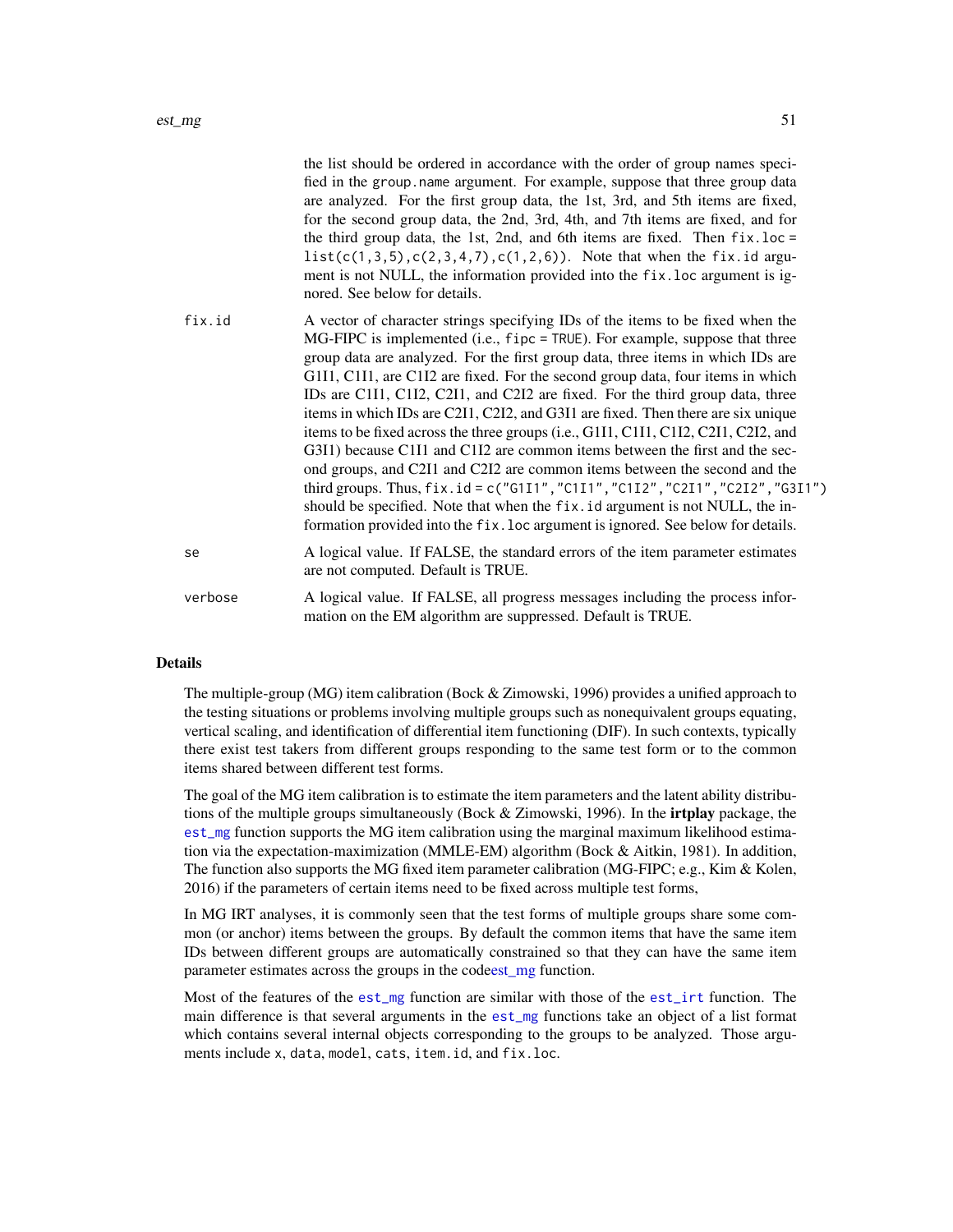the list should be ordered in accordance with the order of group names specified in the `group.name` argument. For example, suppose that three group data are analyzed. For the first group data, the 1st, 3rd, and 5th items are fixed, for the second group data, the 2nd, 3rd, 4th, and 7th items are fixed, and for the third group data, the 1st, 2nd, and 6th items are fixed. Then `fix.loc = list(c(1,3,5),c(2,3,4,7),c(1,2,6))`. Note that when the `fix.id` argument is not NULL, the information provided into the `fix.loc` argument is ignored. See below for details.

`fix.id`
: A vector of character strings specifying IDs of the items to be fixed when the MG-FIPC is implemented (i.e., `fipc = TRUE`). For example, suppose that three group data are analyzed. For the first group data, three items in which IDs are G1I1, C1I1, are C1I2 are fixed. For the second group data, four items in which IDs are C1I1, C1I2, C2I1, and C2I2 are fixed. For the third group data, three items in which IDs are C2I1, C2I2, and G3I1 are fixed. Then there are six unique items to be fixed across the three groups (i.e., G1I1, C1I1, C1I2, C2I1, C2I2, and G3I1) because C1I1 and C1I2 are common items between the first and the second groups, and C2I1 and C2I2 are common items between the second and the third groups. Thus, `fix.id = c("G1I1","C1I1","C1I2","C2I1","C2I2","G3I1")` should be specified. Note that when the `fix.id` argument is not NULL, the information provided into the `fix.loc` argument is ignored. See below for details.

`se`
: A logical value. If FALSE, the standard errors of the item parameter estimates are not computed. Default is TRUE.

`verbose`
: A logical value. If FALSE, all progress messages including the process information on the EM algorithm are suppressed. Default is TRUE.

## Details

The multiple-group (MG) item calibration (Bock & Zimowski, 1996) provides a unified approach to the testing situations or problems involving multiple groups such as nonequivalent groups equating, vertical scaling, and identification of differential item functioning (DIF). In such contexts, typically there exist test takers from different groups responding to the same test form or to the common items shared between different test forms.

The goal of the MG item calibration is to estimate the item parameters and the latent ability distributions of the multiple groups simultaneously (Bock & Zimowski, 1996). In the **irtplay** package, the `est_mg` function supports the MG item calibration using the marginal maximum likelihood estimation via the expectation-maximization (MMLE-EM) algorithm (Bock & Aitkin, 1981). In addition, The function also supports the MG fixed item parameter calibration (MG-FIPC; e.g., Kim & Kolen, 2016) if the parameters of certain items need to be fixed across multiple test forms,

In MG IRT analyses, it is commonly seen that the test forms of multiple groups share some common (or anchor) items between the groups. By default the common items that have the same item IDs between different groups are automatically constrained so that they can have the same item parameter estimates across the groups in the codeest_mg function.

Most of the features of the `est_mg` function are similar with those of the `est_irt` function. The main difference is that several arguments in the `est_mg` functions take an object of a list format which contains several internal objects corresponding to the groups to be analyzed. Those arguments include `x`, `data`, `model`, `cats`, `item.id`, and `fix.loc`.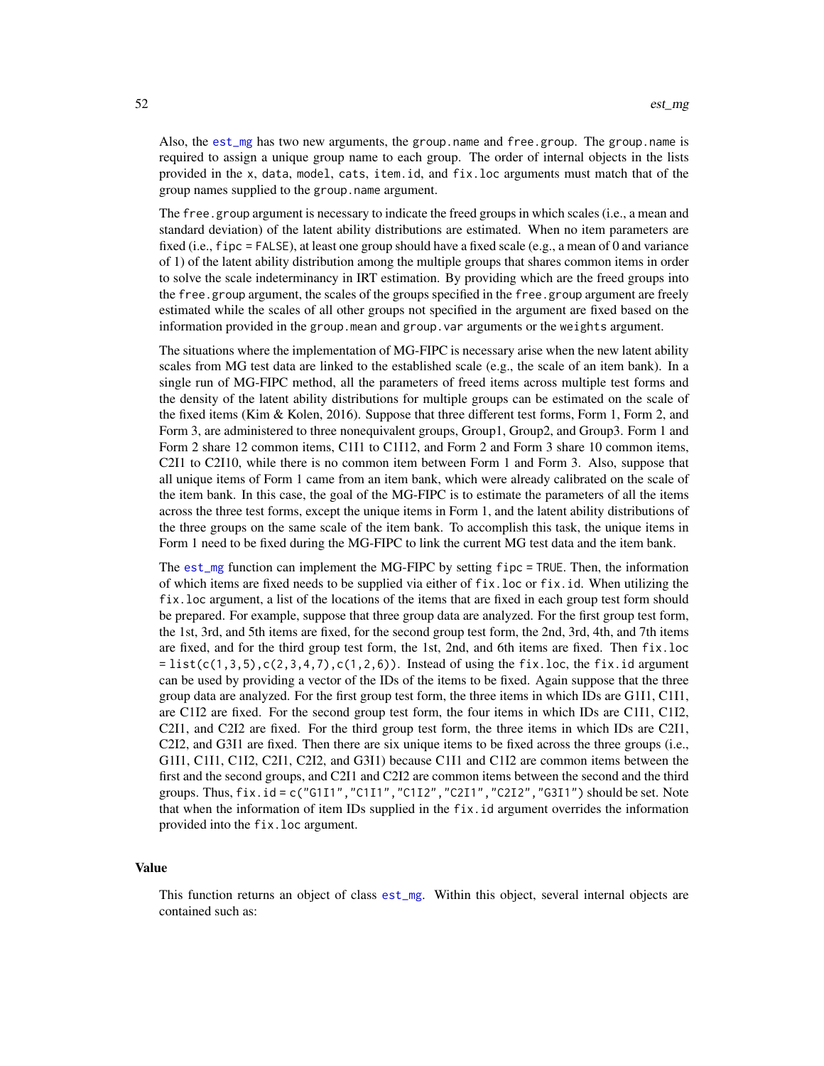Also, the est_mg has two new arguments, the group.name and free.group. The group.name is required to assign a unique group name to each group. The order of internal objects in the lists provided in the x, data, model, cats, item.id, and fix.loc arguments must match that of the group names supplied to the group.name argument.

The free.group argument is necessary to indicate the freed groups in which scales (i.e., a mean and standard deviation) of the latent ability distributions are estimated. When no item parameters are fixed (i.e., fipc = FALSE), at least one group should have a fixed scale (e.g., a mean of 0 and variance of 1) of the latent ability distribution among the multiple groups that shares common items in order to solve the scale indeterminancy in IRT estimation. By providing which are the freed groups into the free.group argument, the scales of the groups specified in the free.group argument are freely estimated while the scales of all other groups not specified in the argument are fixed based on the information provided in the group.mean and group.var arguments or the weights argument.

The situations where the implementation of MG-FIPC is necessary arise when the new latent ability scales from MG test data are linked to the established scale (e.g., the scale of an item bank). In a single run of MG-FIPC method, all the parameters of freed items across multiple test forms and the density of the latent ability distributions for multiple groups can be estimated on the scale of the fixed items (Kim & Kolen, 2016). Suppose that three different test forms, Form 1, Form 2, and Form 3, are administered to three nonequivalent groups, Group1, Group2, and Group3. Form 1 and Form 2 share 12 common items, C1I1 to C1I12, and Form 2 and Form 3 share 10 common items, C2I1 to C2I10, while there is no common item between Form 1 and Form 3. Also, suppose that all unique items of Form 1 came from an item bank, which were already calibrated on the scale of the item bank. In this case, the goal of the MG-FIPC is to estimate the parameters of all the items across the three test forms, except the unique items in Form 1, and the latent ability distributions of the three groups on the same scale of the item bank. To accomplish this task, the unique items in Form 1 need to be fixed during the MG-FIPC to link the current MG test data and the item bank.

The est_mg function can implement the MG-FIPC by setting fipc = TRUE. Then, the information of which items are fixed needs to be supplied via either of fix.loc or fix.id. When utilizing the fix.loc argument, a list of the locations of the items that are fixed in each group test form should be prepared. For example, suppose that three group data are analyzed. For the first group test form, the 1st, 3rd, and 5th items are fixed, for the second group test form, the 2nd, 3rd, 4th, and 7th items are fixed, and for the third group test form, the 1st, 2nd, and 6th items are fixed. Then fix.loc = list(c(1,3,5),c(2,3,4,7),c(1,2,6)). Instead of using the fix.loc, the fix.id argument can be used by providing a vector of the IDs of the items to be fixed. Again suppose that the three group data are analyzed. For the first group test form, the three items in which IDs are G1I1, C1I1, are C1I2 are fixed. For the second group test form, the four items in which IDs are C1I1, C1I2, C2I1, and C2I2 are fixed. For the third group test form, the three items in which IDs are C2I1, C2I2, and G3I1 are fixed. Then there are six unique items to be fixed across the three groups (i.e., G1I1, C1I1, C1I2, C2I1, C2I2, and G3I1) because C1I1 and C1I2 are common items between the first and the second groups, and C2I1 and C2I2 are common items between the second and the third groups. Thus, fix.id = c("G1I1","C1I1","C1I2","C2I1","C2I2","G3I1") should be set. Note that when the information of item IDs supplied in the fix.id argument overrides the information provided into the fix.loc argument.

## Value

This function returns an object of class est_mg. Within this object, several internal objects are contained such as: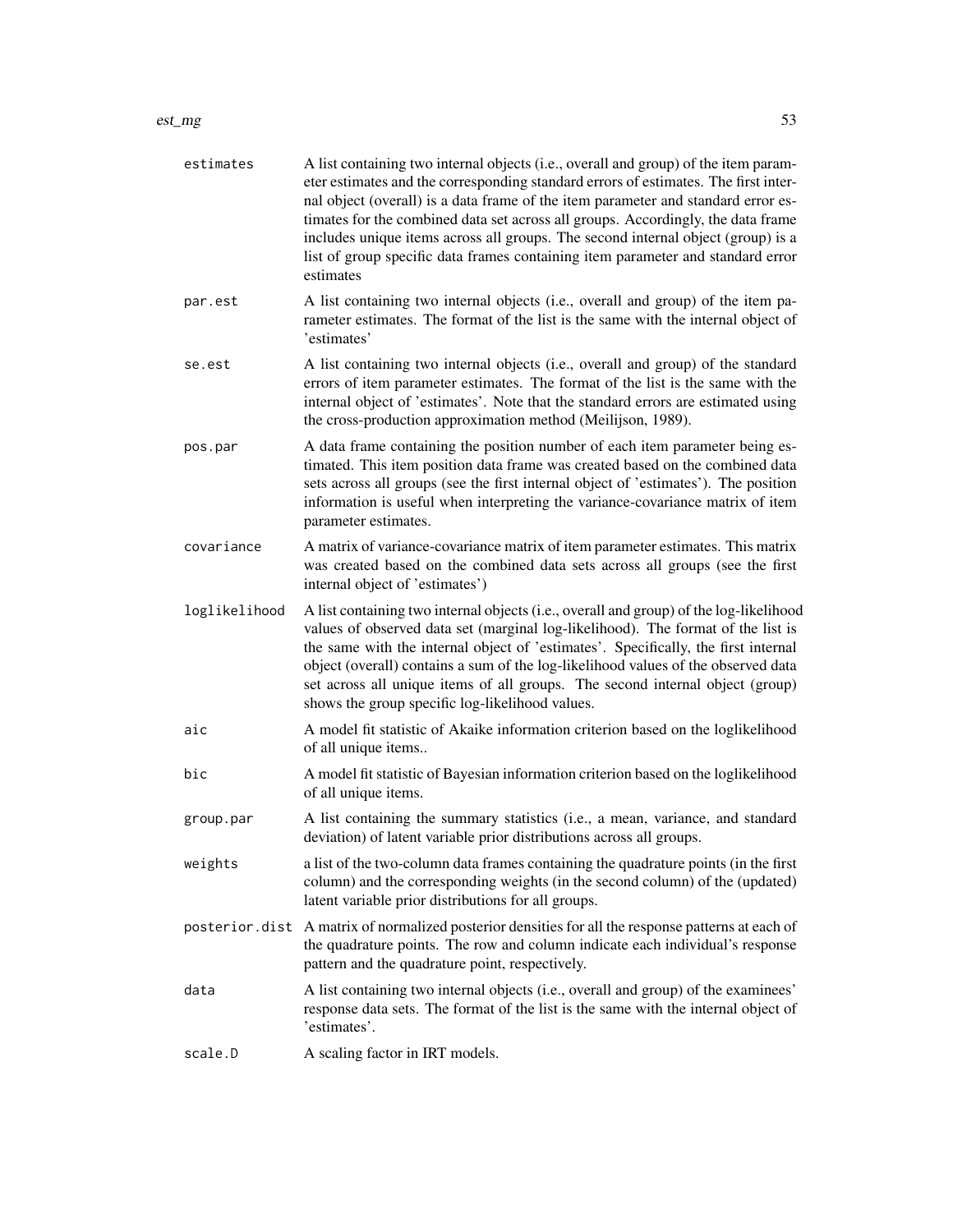`estimates`
: A list containing two internal objects (i.e., overall and group) of the item parameter estimates and the corresponding standard errors of estimates. The first internal object (overall) is a data frame of the item parameter and standard error estimates for the combined data set across all groups. Accordingly, the data frame includes unique items across all groups. The second internal object (group) is a list of group specific data frames containing item parameter and standard error estimates

`par.est`
: A list containing two internal objects (i.e., overall and group) of the item parameter estimates. The format of the list is the same with the internal object of 'estimates'

`se.est`
: A list containing two internal objects (i.e., overall and group) of the standard errors of item parameter estimates. The format of the list is the same with the internal object of 'estimates'. Note that the standard errors are estimated using the cross-production approximation method (Meilijson, 1989).

`pos.par`
: A data frame containing the position number of each item parameter being estimated. This item position data frame was created based on the combined data sets across all groups (see the first internal object of 'estimates'). The position information is useful when interpreting the variance-covariance matrix of item parameter estimates.

`covariance`
: A matrix of variance-covariance matrix of item parameter estimates. This matrix was created based on the combined data sets across all groups (see the first internal object of 'estimates')

`loglikelihood`
: A list containing two internal objects (i.e., overall and group) of the log-likelihood values of observed data set (marginal log-likelihood). The format of the list is the same with the internal object of 'estimates'. Specifically, the first internal object (overall) contains a sum of the log-likelihood values of the observed data set across all unique items of all groups. The second internal object (group) shows the group specific log-likelihood values.

`aic`
: A model fit statistic of Akaike information criterion based on the loglikelihood of all unique items..

`bic`
: A model fit statistic of Bayesian information criterion based on the loglikelihood of all unique items.

`group.par`
: A list containing the summary statistics (i.e., a mean, variance, and standard deviation) of latent variable prior distributions across all groups.

`weights`
: a list of the two-column data frames containing the quadrature points (in the first column) and the corresponding weights (in the second column) of the (updated) latent variable prior distributions for all groups.

`posterior.dist`
: A matrix of normalized posterior densities for all the response patterns at each of the quadrature points. The row and column indicate each individual's response pattern and the quadrature point, respectively.

`data`
: A list containing two internal objects (i.e., overall and group) of the examinees' response data sets. The format of the list is the same with the internal object of 'estimates'.

`scale.D`
: A scaling factor in IRT models.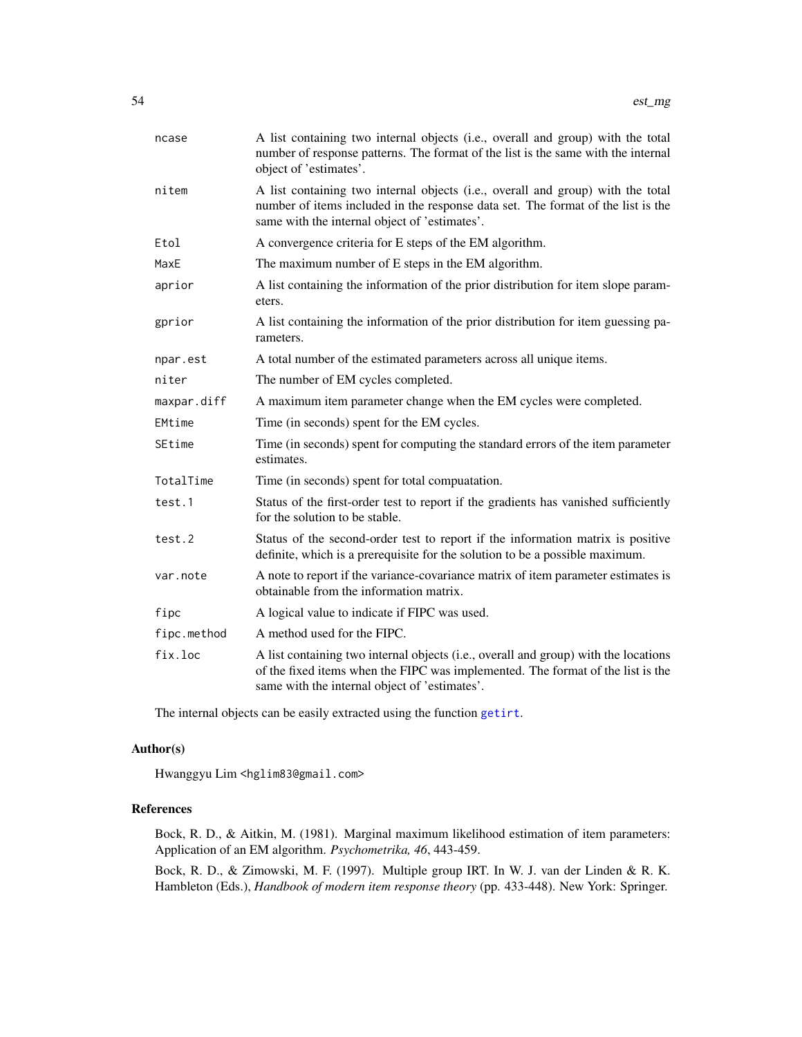| | |
|---|---|
| ncase | A list containing two internal objects (i.e., overall and group) with the total number of response patterns. The format of the list is the same with the internal object of 'estimates'. |
| nitem | A list containing two internal objects (i.e., overall and group) with the total number of items included in the response data set. The format of the list is the same with the internal object of 'estimates'. |
| Etol | A convergence criteria for E steps of the EM algorithm. |
| MaxE | The maximum number of E steps in the EM algorithm. |
| aprior | A list containing the information of the prior distribution for item slope parameters. |
| gprior | A list containing the information of the prior distribution for item guessing parameters. |
| npar.est | A total number of the estimated parameters across all unique items. |
| niter | The number of EM cycles completed. |
| maxpar.diff | A maximum item parameter change when the EM cycles were completed. |
| EMtime | Time (in seconds) spent for the EM cycles. |
| SEtime | Time (in seconds) spent for computing the standard errors of the item parameter estimates. |
| TotalTime | Time (in seconds) spent for total compuatation. |
| test.1 | Status of the first-order test to report if the gradients has vanished sufficiently for the solution to be stable. |
| test.2 | Status of the second-order test to report if the information matrix is positive definite, which is a prerequisite for the solution to be a possible maximum. |
| var.note | A note to report if the variance-covariance matrix of item parameter estimates is obtainable from the information matrix. |
| fipc | A logical value to indicate if FIPC was used. |
| fipc.method | A method used for the FIPC. |
| fix.loc | A list containing two internal objects (i.e., overall and group) with the locations of the fixed items when the FIPC was implemented. The format of the list is the same with the internal object of 'estimates'. |

The internal objects can be easily extracted using the function getirt.

## Author(s)

Hwanggyu Lim <hglim83@gmail.com>

## References

Bock, R. D., & Aitkin, M. (1981). Marginal maximum likelihood estimation of item parameters: Application of an EM algorithm. *Psychometrika, 46*, 443-459.

Bock, R. D., & Zimowski, M. F. (1997). Multiple group IRT. In W. J. van der Linden & R. K. Hambleton (Eds.), *Handbook of modern item response theory* (pp. 433-448). New York: Springer.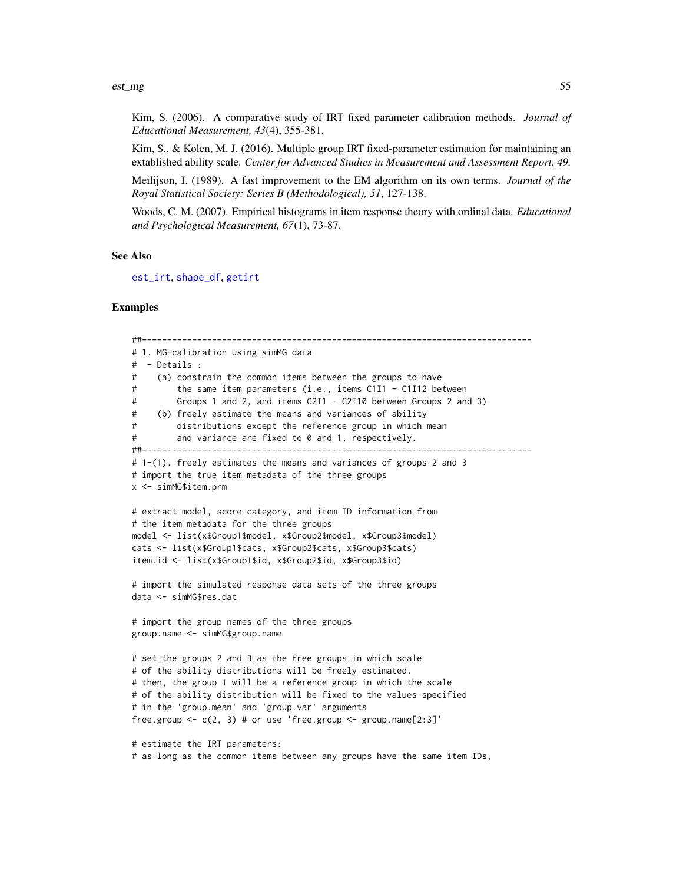Kim, S. (2006). A comparative study of IRT fixed parameter calibration methods. *Journal of Educational Measurement, 43*(4), 355-381.

Kim, S., & Kolen, M. J. (2016). Multiple group IRT fixed-parameter estimation for maintaining an extablished ability scale. *Center for Advanced Studies in Measurement and Assessment Report, 49.*

Meilijson, I. (1989). A fast improvement to the EM algorithm on its own terms. *Journal of the Royal Statistical Society: Series B (Methodological), 51*, 127-138.

Woods, C. M. (2007). Empirical histograms in item response theory with ordinal data. *Educational and Psychological Measurement, 67*(1), 73-87.

## See Also

est_irt, shape_df, getirt

## Examples

```
##----------------------------------------------------------------------------
# 1. MG-calibration using simMG data
#  - Details :
#    (a) constrain the common items between the groups to have
#        the same item parameters (i.e., items C1I1 - C1I12 between
#        Groups 1 and 2, and items C2I1 - C2I10 between Groups 2 and 3)
#    (b) freely estimate the means and variances of ability
#        distributions except the reference group in which mean
#        and variance are fixed to 0 and 1, respectively.
##----------------------------------------------------------------------------
# 1-(1). freely estimates the means and variances of groups 2 and 3
# import the true item metadata of the three groups
x <- simMG$item.prm

# extract model, score category, and item ID information from
# the item metadata for the three groups
model <- list(x$Group1$model, x$Group2$model, x$Group3$model)
cats <- list(x$Group1$cats, x$Group2$cats, x$Group3$cats)
item.id <- list(x$Group1$id, x$Group2$id, x$Group3$id)

# import the simulated response data sets of the three groups
data <- simMG$res.dat

# import the group names of the three groups
group.name <- simMG$group.name

# set the groups 2 and 3 as the free groups in which scale
# of the ability distributions will be freely estimated.
# then, the group 1 will be a reference group in which the scale
# of the ability distribution will be fixed to the values specified
# in the 'group.mean' and 'group.var' arguments
free.group <- c(2, 3) # or use 'free.group <- group.name[2:3]'

# estimate the IRT parameters:
# as long as the common items between any groups have the same item IDs,
```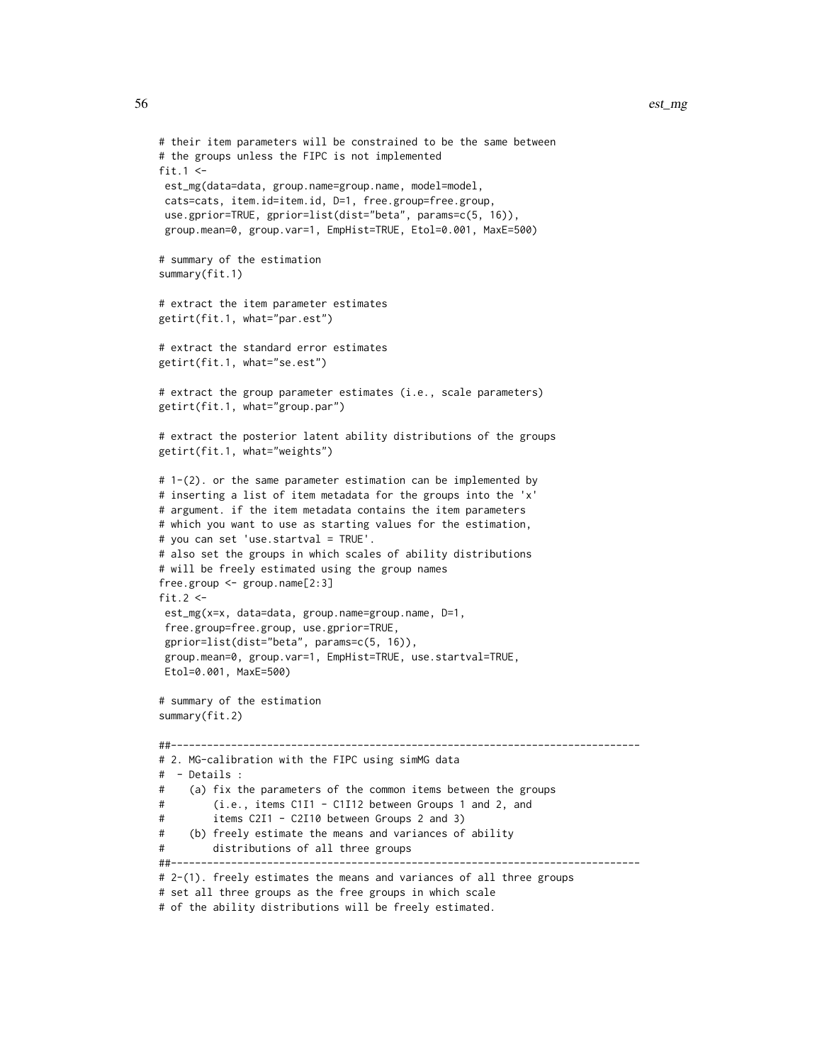```
# their item parameters will be constrained to be the same between
# the groups unless the FIPC is not implemented
fit.1 <-
 est_mg(data=data, group.name=group.name, model=model,
 cats=cats, item.id=item.id, D=1, free.group=free.group,
 use.gprior=TRUE, gprior=list(dist="beta", params=c(5, 16)),
 group.mean=0, group.var=1, EmpHist=TRUE, Etol=0.001, MaxE=500)

# summary of the estimation
summary(fit.1)

# extract the item parameter estimates
getirt(fit.1, what="par.est")

# extract the standard error estimates
getirt(fit.1, what="se.est")

# extract the group parameter estimates (i.e., scale parameters)
getirt(fit.1, what="group.par")

# extract the posterior latent ability distributions of the groups
getirt(fit.1, what="weights")

# 1-(2). or the same parameter estimation can be implemented by
# inserting a list of item metadata for the groups into the 'x'
# argument. if the item metadata contains the item parameters
# which you want to use as starting values for the estimation,
# you can set 'use.startval = TRUE'.
# also set the groups in which scales of ability distributions
# will be freely estimated using the group names
free.group <- group.name[2:3]
fit.2 <-
 est_mg(x=x, data=data, group.name=group.name, D=1,
 free.group=free.group, use.gprior=TRUE,
 gprior=list(dist="beta", params=c(5, 16)),
 group.mean=0, group.var=1, EmpHist=TRUE, use.startval=TRUE,
 Etol=0.001, MaxE=500)

# summary of the estimation
summary(fit.2)

##----------------------------------------------------------------------------
# 2. MG-calibration with the FIPC using simMG data
#  - Details :
#    (a) fix the parameters of the common items between the groups
#        (i.e., items C1I1 - C1I12 between Groups 1 and 2, and
#        items C2I1 - C2I10 between Groups 2 and 3)
#    (b) freely estimate the means and variances of ability
#        distributions of all three groups
##----------------------------------------------------------------------------
# 2-(1). freely estimates the means and variances of all three groups
# set all three groups as the free groups in which scale
# of the ability distributions will be freely estimated.
```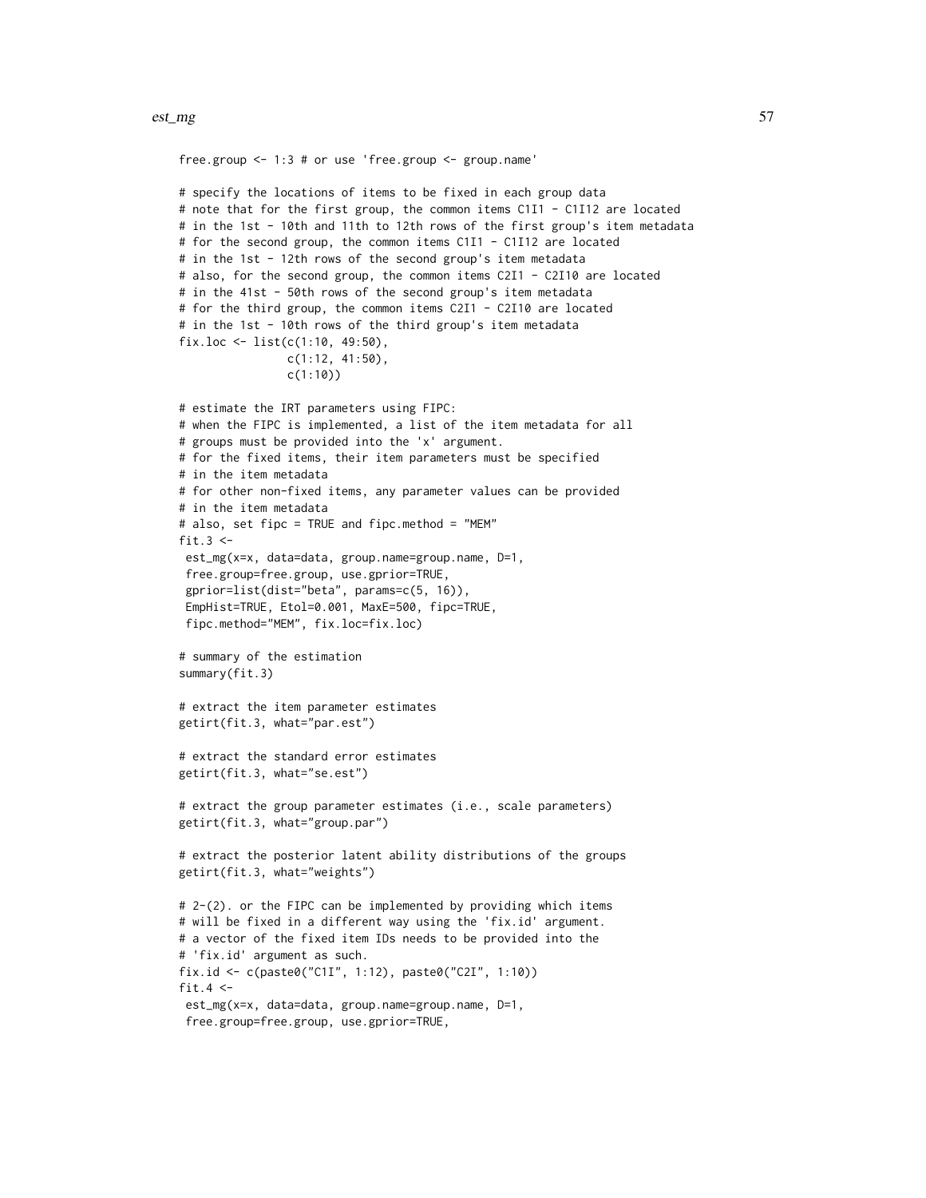```
free.group <- 1:3 # or use 'free.group <- group.name'

# specify the locations of items to be fixed in each group data
# note that for the first group, the common items C1I1 - C1I12 are located
# in the 1st - 10th and 11th to 12th rows of the first group's item metadata
# for the second group, the common items C1I1 - C1I12 are located
# in the 1st - 12th rows of the second group's item metadata
# also, for the second group, the common items C2I1 - C2I10 are located
# in the 41st - 50th rows of the second group's item metadata
# for the third group, the common items C2I1 - C2I10 are located
# in the 1st - 10th rows of the third group's item metadata
fix.loc <- list(c(1:10, 49:50),
                c(1:12, 41:50),
                c(1:10))

# estimate the IRT parameters using FIPC:
# when the FIPC is implemented, a list of the item metadata for all
# groups must be provided into the 'x' argument.
# for the fixed items, their item parameters must be specified
# in the item metadata
# for other non-fixed items, any parameter values can be provided
# in the item metadata
# also, set fipc = TRUE and fipc.method = "MEM"
fit.3 <-
 est_mg(x=x, data=data, group.name=group.name, D=1,
 free.group=free.group, use.gprior=TRUE,
 gprior=list(dist="beta", params=c(5, 16)),
 EmpHist=TRUE, Etol=0.001, MaxE=500, fipc=TRUE,
 fipc.method="MEM", fix.loc=fix.loc)

# summary of the estimation
summary(fit.3)

# extract the item parameter estimates
getirt(fit.3, what="par.est")

# extract the standard error estimates
getirt(fit.3, what="se.est")

# extract the group parameter estimates (i.e., scale parameters)
getirt(fit.3, what="group.par")

# extract the posterior latent ability distributions of the groups
getirt(fit.3, what="weights")

# 2-(2). or the FIPC can be implemented by providing which items
# will be fixed in a different way using the 'fix.id' argument.
# a vector of the fixed item IDs needs to be provided into the
# 'fix.id' argument as such.
fix.id <- c(paste0("C1I", 1:12), paste0("C2I", 1:10))
fit.4 <-
 est_mg(x=x, data=data, group.name=group.name, D=1,
 free.group=free.group, use.gprior=TRUE,
```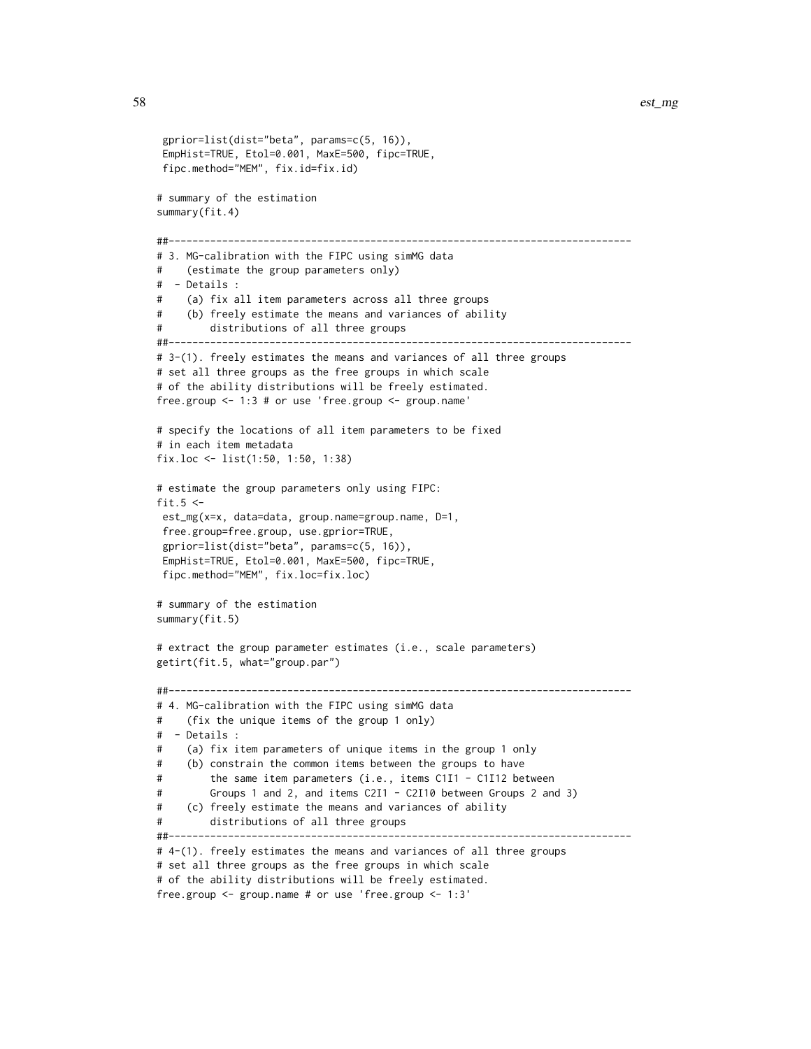```
 gprior=list(dist="beta", params=c(5, 16)),
 EmpHist=TRUE, Etol=0.001, MaxE=500, fipc=TRUE,
 fipc.method="MEM", fix.id=fix.id)

# summary of the estimation
summary(fit.4)

##------------------------------------------------------------------------------
# 3. MG-calibration with the FIPC using simMG data
#    (estimate the group parameters only)
#  - Details :
#    (a) fix all item parameters across all three groups
#    (b) freely estimate the means and variances of ability
#        distributions of all three groups
##------------------------------------------------------------------------------
# 3-(1). freely estimates the means and variances of all three groups
# set all three groups as the free groups in which scale
# of the ability distributions will be freely estimated.
free.group <- 1:3 # or use 'free.group <- group.name'

# specify the locations of all item parameters to be fixed
# in each item metadata
fix.loc <- list(1:50, 1:50, 1:38)

# estimate the group parameters only using FIPC:
fit.5 <-
 est_mg(x=x, data=data, group.name=group.name, D=1,
 free.group=free.group, use.gprior=TRUE,
 gprior=list(dist="beta", params=c(5, 16)),
 EmpHist=TRUE, Etol=0.001, MaxE=500, fipc=TRUE,
 fipc.method="MEM", fix.loc=fix.loc)

# summary of the estimation
summary(fit.5)

# extract the group parameter estimates (i.e., scale parameters)
getirt(fit.5, what="group.par")

##------------------------------------------------------------------------------
# 4. MG-calibration with the FIPC using simMG data
#    (fix the unique items of the group 1 only)
#  - Details :
#    (a) fix item parameters of unique items in the group 1 only
#    (b) constrain the common items between the groups to have
#        the same item parameters (i.e., items C1I1 - C1I12 between
#        Groups 1 and 2, and items C2I1 - C2I10 between Groups 2 and 3)
#    (c) freely estimate the means and variances of ability
#        distributions of all three groups
##------------------------------------------------------------------------------
# 4-(1). freely estimates the means and variances of all three groups
# set all three groups as the free groups in which scale
# of the ability distributions will be freely estimated.
free.group <- group.name # or use 'free.group <- 1:3'
```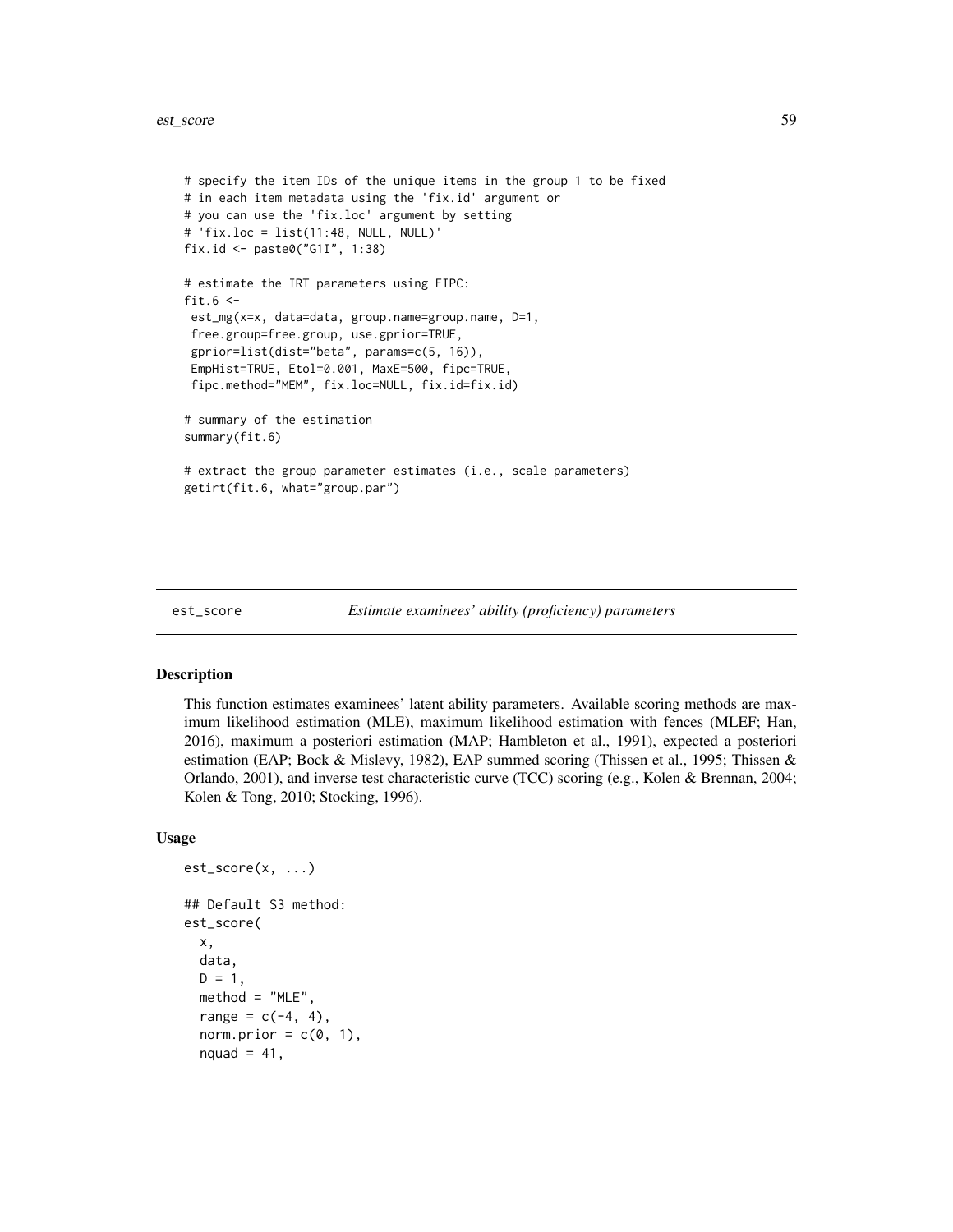```
# specify the item IDs of the unique items in the group 1 to be fixed
# in each item metadata using the 'fix.id' argument or
# you can use the 'fix.loc' argument by setting
# 'fix.loc = list(11:48, NULL, NULL)'
fix.id <- paste0("G1I", 1:38)

# estimate the IRT parameters using FIPC:
fit.6 <-
 est_mg(x=x, data=data, group.name=group.name, D=1,
 free.group=free.group, use.gprior=TRUE,
 gprior=list(dist="beta", params=c(5, 16)),
 EmpHist=TRUE, Etol=0.001, MaxE=500, fipc=TRUE,
 fipc.method="MEM", fix.loc=NULL, fix.id=fix.id)

# summary of the estimation
summary(fit.6)

# extract the group parameter estimates (i.e., scale parameters)
getirt(fit.6, what="group.par")
```

## est_score *Estimate examinees' ability (proficiency) parameters*

### Description

This function estimates examinees' latent ability parameters. Available scoring methods are maximum likelihood estimation (MLE), maximum likelihood estimation with fences (MLEF; Han, 2016), maximum a posteriori estimation (MAP; Hambleton et al., 1991), expected a posteriori estimation (EAP; Bock & Mislevy, 1982), EAP summed scoring (Thissen et al., 1995; Thissen & Orlando, 2001), and inverse test characteristic curve (TCC) scoring (e.g., Kolen & Brennan, 2004; Kolen & Tong, 2010; Stocking, 1996).

### Usage

```
est_score(x, ...)

## Default S3 method:
est_score(
  x,
  data,
  D = 1,
  method = "MLE",
  range = c(-4, 4),
  norm.prior = c(0, 1),
  nquad = 41,
```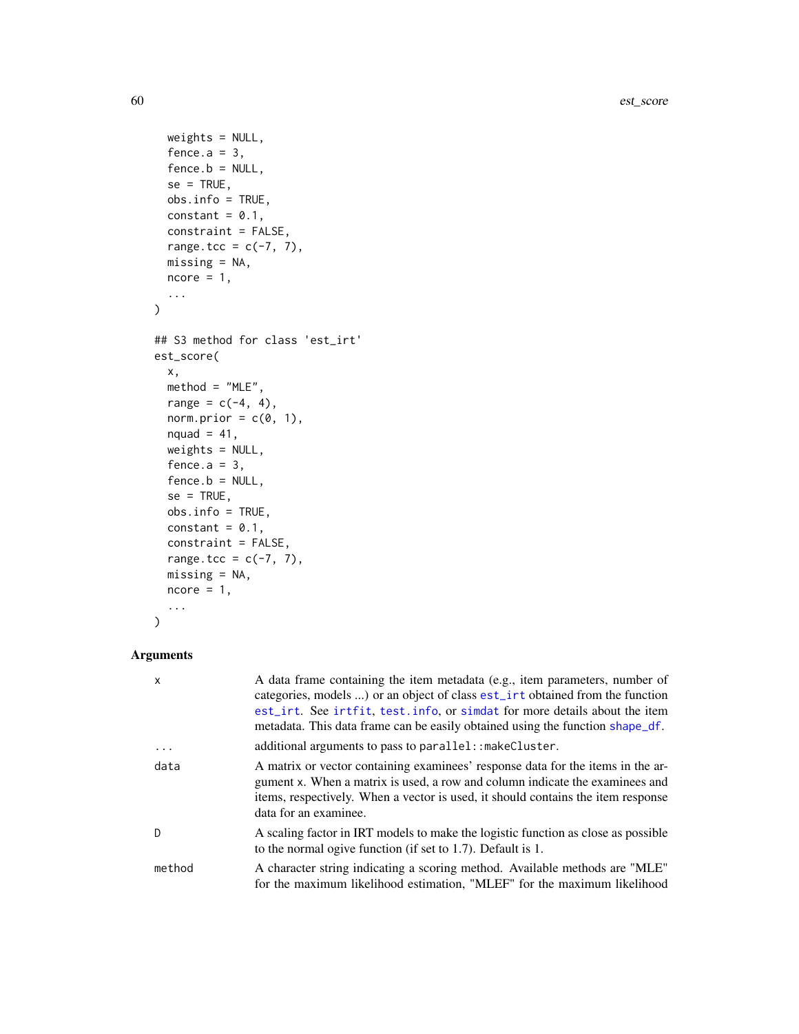```
  weights = NULL,
  fence.a = 3,
  fence.b = NULL,
  se = TRUE,
  obs.info = TRUE,
  constant = 0.1,
  constraint = FALSE,
  range.tcc = c(-7, 7),
  missing = NA,
  ncore = 1,
  ...
)

## S3 method for class 'est_irt'
est_score(
  x,
  method = "MLE",
  range = c(-4, 4),
  norm.prior = c(0, 1),
  nquad = 41,
  weights = NULL,
  fence.a = 3,
  fence.b = NULL,
  se = TRUE,
  obs.info = TRUE,
  constant = 0.1,
  constraint = FALSE,
  range.tcc = c(-7, 7),
  missing = NA,
  ncore = 1,
  ...
)
```

### Arguments

| | |
|---|---|
| `x` | A data frame containing the item metadata (e.g., item parameters, number of categories, models ...) or an object of class `est_irt` obtained from the function `est_irt`. See `irtfit`, `test.info`, or `simdat` for more details about the item metadata. This data frame can be easily obtained using the function `shape_df`. |
| `...` | additional arguments to pass to `parallel::makeCluster`. |
| `data` | A matrix or vector containing examinees' response data for the items in the argument `x`. When a matrix is used, a row and column indicate the examinees and items, respectively. When a vector is used, it should contains the item response data for an examinee. |
| `D` | A scaling factor in IRT models to make the logistic function as close as possible to the normal ogive function (if set to 1.7). Default is 1. |
| `method` | A character string indicating a scoring method. Available methods are "MLE" for the maximum likelihood estimation, "MLEF" for the maximum likelihood |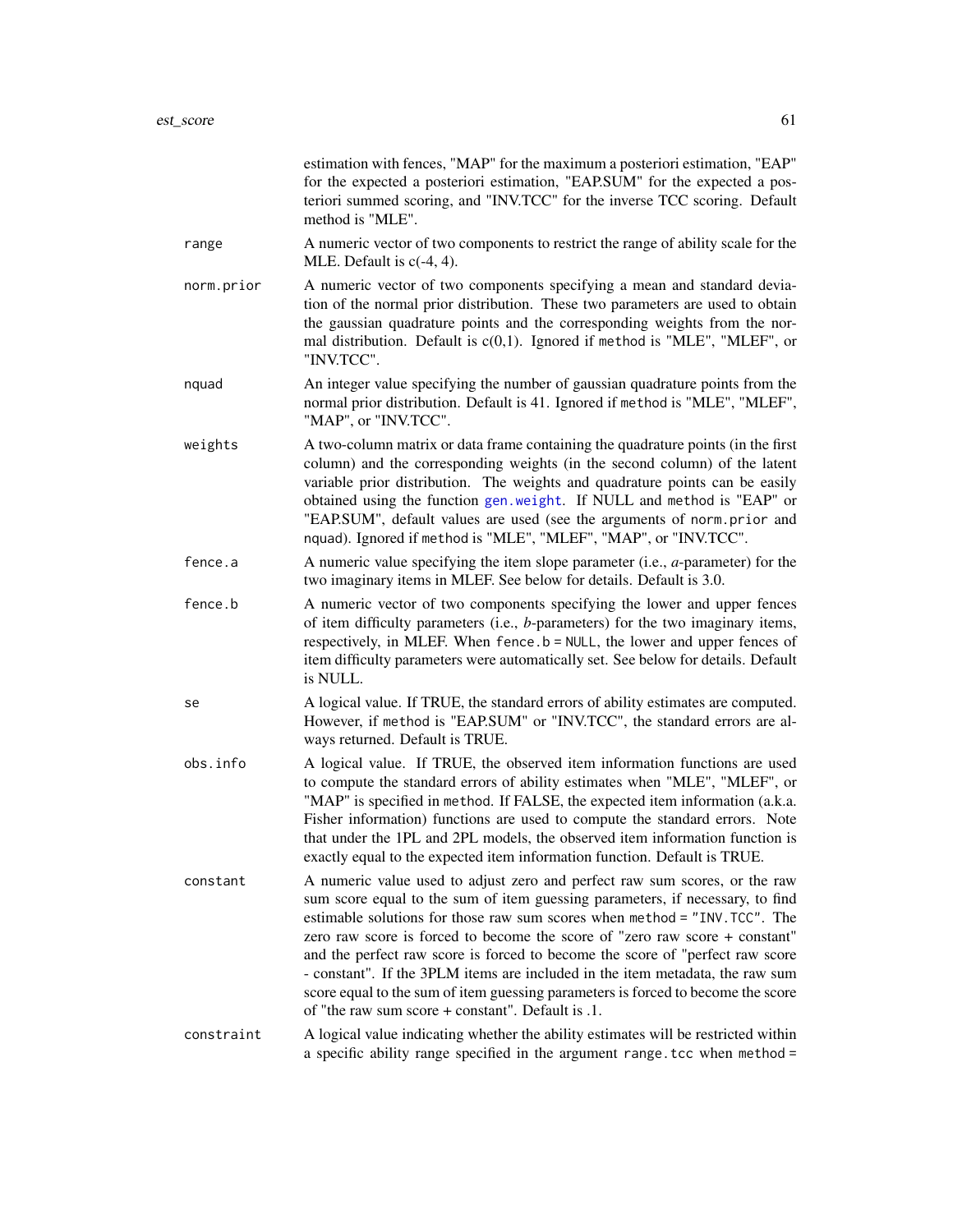estimation with fences, "MAP" for the maximum a posteriori estimation, "EAP" for the expected a posteriori estimation, "EAP.SUM" for the expected a posteriori summed scoring, and "INV.TCC" for the inverse TCC scoring. Default method is "MLE".

**range**
: A numeric vector of two components to restrict the range of ability scale for the MLE. Default is c(-4, 4).

**norm.prior**
: A numeric vector of two components specifying a mean and standard deviation of the normal prior distribution. These two parameters are used to obtain the gaussian quadrature points and the corresponding weights from the normal distribution. Default is c(0,1). Ignored if `method` is "MLE", "MLEF", or "INV.TCC".

**nquad**
: An integer value specifying the number of gaussian quadrature points from the normal prior distribution. Default is 41. Ignored if `method` is "MLE", "MLEF", "MAP", or "INV.TCC".

**weights**
: A two-column matrix or data frame containing the quadrature points (in the first column) and the corresponding weights (in the second column) of the latent variable prior distribution. The weights and quadrature points can be easily obtained using the function `gen.weight`. If NULL and `method` is "EAP" or "EAP.SUM", default values are used (see the arguments of `norm.prior` and `nquad`). Ignored if `method` is "MLE", "MLEF", "MAP", or "INV.TCC".

**fence.a**
: A numeric value specifying the item slope parameter (i.e., *a*-parameter) for the two imaginary items in MLEF. See below for details. Default is 3.0.

**fence.b**
: A numeric vector of two components specifying the lower and upper fences of item difficulty parameters (i.e., *b*-parameters) for the two imaginary items, respectively, in MLEF. When `fence.b = NULL`, the lower and upper fences of item difficulty parameters were automatically set. See below for details. Default is NULL.

**se**
: A logical value. If TRUE, the standard errors of ability estimates are computed. However, if `method` is "EAP.SUM" or "INV.TCC", the standard errors are always returned. Default is TRUE.

**obs.info**
: A logical value. If TRUE, the observed item information functions are used to compute the standard errors of ability estimates when "MLE", "MLEF", or "MAP" is specified in `method`. If FALSE, the expected item information (a.k.a. Fisher information) functions are used to compute the standard errors. Note that under the 1PL and 2PL models, the observed item information function is exactly equal to the expected item information function. Default is TRUE.

**constant**
: A numeric value used to adjust zero and perfect raw sum scores, or the raw sum score equal to the sum of item guessing parameters, if necessary, to find estimable solutions for those raw sum scores when `method = "INV.TCC"`. The zero raw score is forced to become the score of "zero raw score + constant" and the perfect raw score is forced to become the score of "perfect raw score - constant". If the 3PLM items are included in the item metadata, the raw sum score equal to the sum of item guessing parameters is forced to become the score of "the raw sum score + constant". Default is .1.

**constraint**
: A logical value indicating whether the ability estimates will be restricted within a specific ability range specified in the argument `range.tcc` when `method =`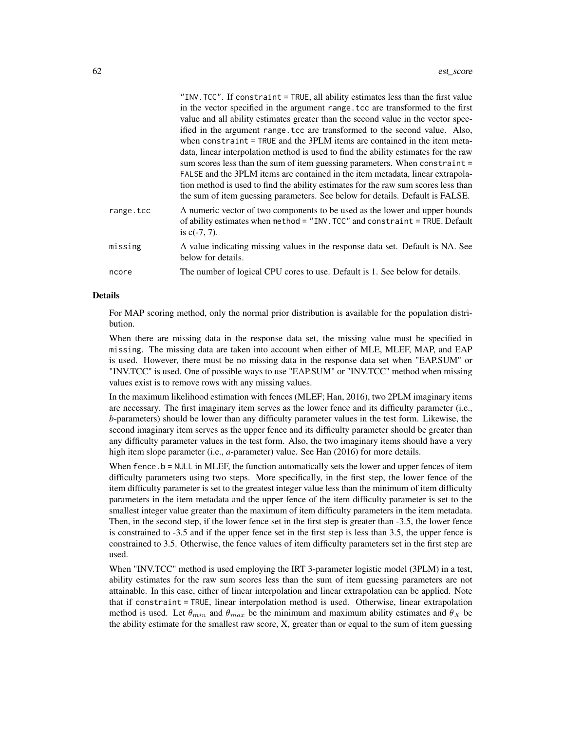"INV.TCC". If `constraint = TRUE`, all ability estimates less than the first value in the vector specified in the argument `range.tcc` are transformed to the first value and all ability estimates greater than the second value in the vector specified in the argument `range.tcc` are transformed to the second value. Also, when `constraint = TRUE` and the 3PLM items are contained in the item metadata, linear interpolation method is used to find the ability estimates for the raw sum scores less than the sum of item guessing parameters. When `constraint = FALSE` and the 3PLM items are contained in the item metadata, linear extrapolation method is used to find the ability estimates for the raw sum scores less than the sum of item guessing parameters. See below for details. Default is FALSE.

`range.tcc` A numeric vector of two components to be used as the lower and upper bounds of ability estimates when `method = "INV.TCC"` and `constraint = TRUE`. Default is c(-7, 7).

`missing` A value indicating missing values in the response data set. Default is NA. See below for details.

`ncore` The number of logical CPU cores to use. Default is 1. See below for details.

## Details

For MAP scoring method, only the normal prior distribution is available for the population distribution.

When there are missing data in the response data set, the missing value must be specified in `missing`. The missing data are taken into account when either of MLE, MLEF, MAP, and EAP is used. However, there must be no missing data in the response data set when "EAP.SUM" or "INV.TCC" is used. One of possible ways to use "EAP.SUM" or "INV.TCC" method when missing values exist is to remove rows with any missing values.

In the maximum likelihood estimation with fences (MLEF; Han, 2016), two 2PLM imaginary items are necessary. The first imaginary item serves as the lower fence and its difficulty parameter (i.e., *b*-parameters) should be lower than any difficulty parameter values in the test form. Likewise, the second imaginary item serves as the upper fence and its difficulty parameter should be greater than any difficulty parameter values in the test form. Also, the two imaginary items should have a very high item slope parameter (i.e., *a*-parameter) value. See Han (2016) for more details.

When `fence.b = NULL` in MLEF, the function automatically sets the lower and upper fences of item difficulty parameters using two steps. More specifically, in the first step, the lower fence of the item difficulty parameter is set to the greatest integer value less than the minimum of item difficulty parameters in the item metadata and the upper fence of the item difficulty parameter is set to the smallest integer value greater than the maximum of item difficulty parameters in the item metadata. Then, in the second step, if the lower fence set in the first step is greater than -3.5, the lower fence is constrained to -3.5 and if the upper fence set in the first step is less than 3.5, the upper fence is constrained to 3.5. Otherwise, the fence values of item difficulty parameters set in the first step are used.

When "INV.TCC" method is used employing the IRT 3-parameter logistic model (3PLM) in a test, ability estimates for the raw sum scores less than the sum of item guessing parameters are not attainable. In this case, either of linear interpolation and linear extrapolation can be applied. Note that if `constraint = TRUE`, linear interpolation method is used. Otherwise, linear extrapolation method is used. Let $\theta_{min}$ and $\theta_{max}$ be the minimum and maximum ability estimates and $\theta_X$ be the ability estimate for the smallest raw score, X, greater than or equal to the sum of item guessing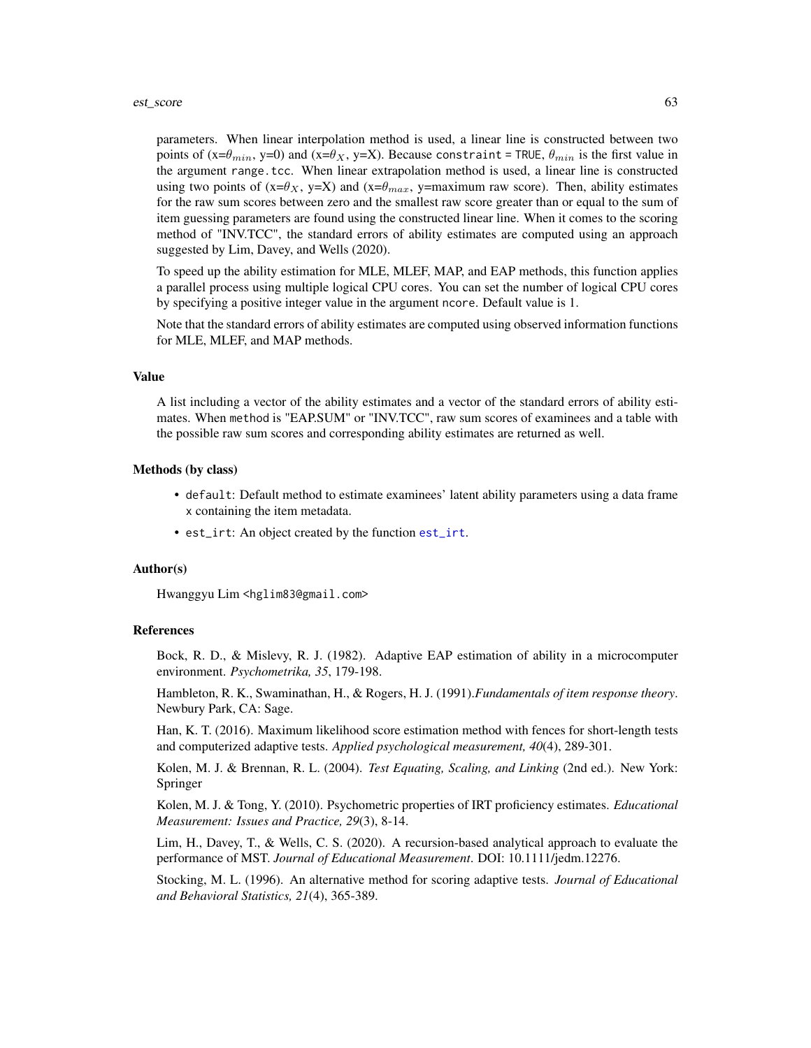parameters. When linear interpolation method is used, a linear line is constructed between two points of (x=$\theta_{min}$, y=0) and (x=$\theta_X$, y=X). Because `constraint = TRUE`, $\theta_{min}$ is the first value in the argument `range.tcc`. When linear extrapolation method is used, a linear line is constructed using two points of (x=$\theta_X$, y=X) and (x=$\theta_{max}$, y=maximum raw score). Then, ability estimates for the raw sum scores between zero and the smallest raw score greater than or equal to the sum of item guessing parameters are found using the constructed linear line. When it comes to the scoring method of "INV.TCC", the standard errors of ability estimates are computed using an approach suggested by Lim, Davey, and Wells (2020).

To speed up the ability estimation for MLE, MLEF, MAP, and EAP methods, this function applies a parallel process using multiple logical CPU cores. You can set the number of logical CPU cores by specifying a positive integer value in the argument `ncore`. Default value is 1.

Note that the standard errors of ability estimates are computed using observed information functions for MLE, MLEF, and MAP methods.

### Value

A list including a vector of the ability estimates and a vector of the standard errors of ability estimates. When `method` is "EAP.SUM" or "INV.TCC", raw sum scores of examinees and a table with the possible raw sum scores and corresponding ability estimates are returned as well.

### Methods (by class)

- `default`: Default method to estimate examinees' latent ability parameters using a data frame `x` containing the item metadata.
- `est_irt`: An object created by the function `est_irt`.

### Author(s)

Hwanggyu Lim <hglim83@gmail.com>

### References

Bock, R. D., & Mislevy, R. J. (1982). Adaptive EAP estimation of ability in a microcomputer environment. *Psychometrika, 35*, 179-198.

Hambleton, R. K., Swaminathan, H., & Rogers, H. J. (1991).*Fundamentals of item response theory*. Newbury Park, CA: Sage.

Han, K. T. (2016). Maximum likelihood score estimation method with fences for short-length tests and computerized adaptive tests. *Applied psychological measurement, 40*(4), 289-301.

Kolen, M. J. & Brennan, R. L. (2004). *Test Equating, Scaling, and Linking* (2nd ed.). New York: Springer

Kolen, M. J. & Tong, Y. (2010). Psychometric properties of IRT proficiency estimates. *Educational Measurement: Issues and Practice, 29*(3), 8-14.

Lim, H., Davey, T., & Wells, C. S. (2020). A recursion-based analytical approach to evaluate the performance of MST. *Journal of Educational Measurement*. DOI: 10.1111/jedm.12276.

Stocking, M. L. (1996). An alternative method for scoring adaptive tests. *Journal of Educational and Behavioral Statistics, 21*(4), 365-389.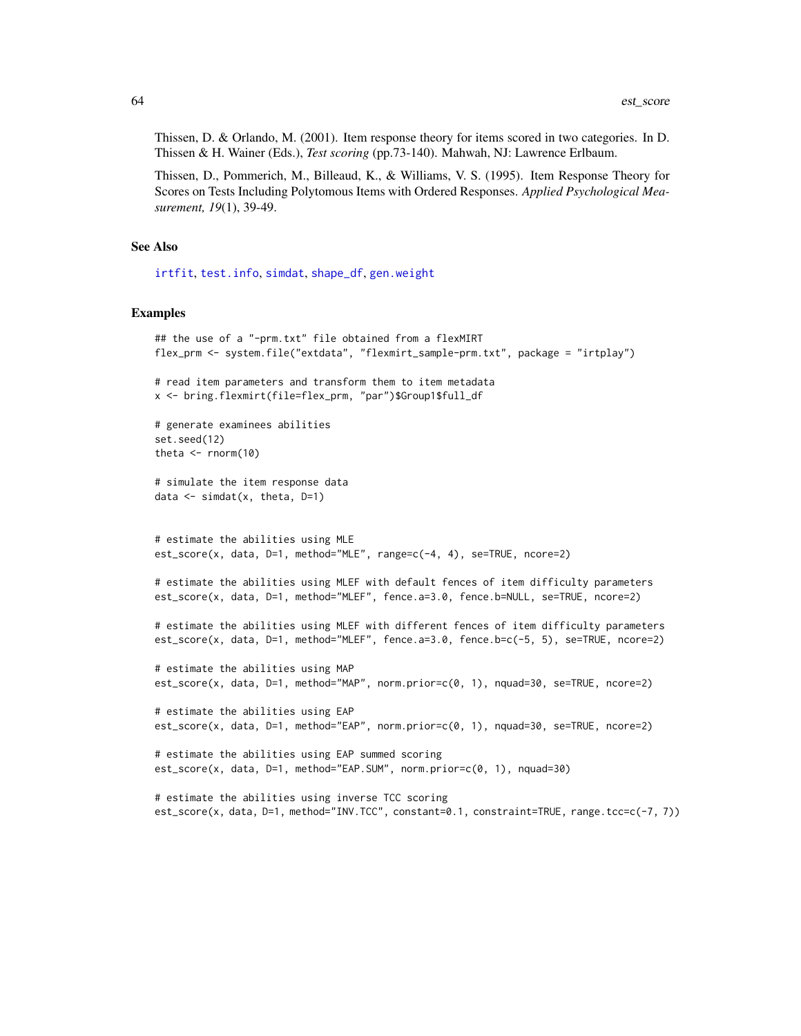Thissen, D. & Orlando, M. (2001). Item response theory for items scored in two categories. In D. Thissen & H. Wainer (Eds.), *Test scoring* (pp.73-140). Mahwah, NJ: Lawrence Erlbaum.

Thissen, D., Pommerich, M., Billeaud, K., & Williams, V. S. (1995). Item Response Theory for Scores on Tests Including Polytomous Items with Ordered Responses. *Applied Psychological Measurement, 19*(1), 39-49.

### See Also

irtfit, test.info, simdat, shape_df, gen.weight

### Examples

```
## the use of a "-prm.txt" file obtained from a flexMIRT
flex_prm <- system.file("extdata", "flexmirt_sample-prm.txt", package = "irtplay")

# read item parameters and transform them to item metadata
x <- bring.flexmirt(file=flex_prm, "par")$Group1$full_df

# generate examinees abilities
set.seed(12)
theta <- rnorm(10)

# simulate the item response data
data <- simdat(x, theta, D=1)


# estimate the abilities using MLE
est_score(x, data, D=1, method="MLE", range=c(-4, 4), se=TRUE, ncore=2)

# estimate the abilities using MLEF with default fences of item difficulty parameters
est_score(x, data, D=1, method="MLEF", fence.a=3.0, fence.b=NULL, se=TRUE, ncore=2)

# estimate the abilities using MLEF with different fences of item difficulty parameters
est_score(x, data, D=1, method="MLEF", fence.a=3.0, fence.b=c(-5, 5), se=TRUE, ncore=2)

# estimate the abilities using MAP
est_score(x, data, D=1, method="MAP", norm.prior=c(0, 1), nquad=30, se=TRUE, ncore=2)

# estimate the abilities using EAP
est_score(x, data, D=1, method="EAP", norm.prior=c(0, 1), nquad=30, se=TRUE, ncore=2)

# estimate the abilities using EAP summed scoring
est_score(x, data, D=1, method="EAP.SUM", norm.prior=c(0, 1), nquad=30)

# estimate the abilities using inverse TCC scoring
est_score(x, data, D=1, method="INV.TCC", constant=0.1, constraint=TRUE, range.tcc=c(-7, 7))
```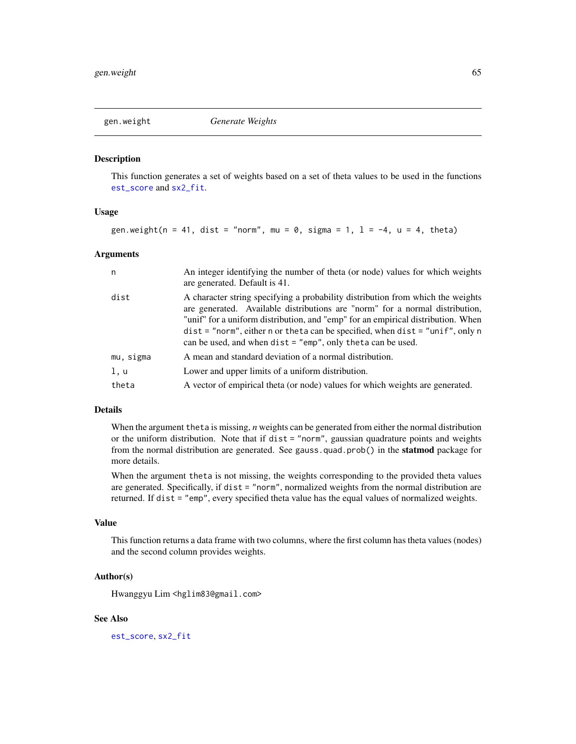# gen.weight — *Generate Weights*

## Description

This function generates a set of weights based on a set of theta values to be used in the functions `est_score` and `sx2_fit`.

## Usage

```
gen.weight(n = 41, dist = "norm", mu = 0, sigma = 1, l = -4, u = 4, theta)
```

## Arguments

| Argument | Description |
|---|---|
| `n` | An integer identifying the number of theta (or node) values for which weights are generated. Default is 41. |
| `dist` | A character string specifying a probability distribution from which the weights are generated. Available distributions are "norm" for a normal distribution, "unif" for a uniform distribution, and "emp" for an empirical distribution. When `dist = "norm"`, either `n` or `theta` can be specified, when `dist = "unif"`, only `n` can be used, and when `dist = "emp"`, only `theta` can be used. |
| `mu, sigma` | A mean and standard deviation of a normal distribution. |
| `l, u` | Lower and upper limits of a uniform distribution. |
| `theta` | A vector of empirical theta (or node) values for which weights are generated. |

## Details

When the argument `theta` is missing, *n* weights can be generated from either the normal distribution or the uniform distribution. Note that if `dist = "norm"`, gaussian quadrature points and weights from the normal distribution are generated. See `gauss.quad.prob()` in the **statmod** package for more details.

When the argument `theta` is not missing, the weights corresponding to the provided theta values are generated. Specifically, if `dist = "norm"`, normalized weights from the normal distribution are returned. If `dist = "emp"`, every specified theta value has the equal values of normalized weights.

## Value

This function returns a data frame with two columns, where the first column has theta values (nodes) and the second column provides weights.

## Author(s)

Hwanggyu Lim <hglim83@gmail.com>

## See Also

`est_score`, `sx2_fit`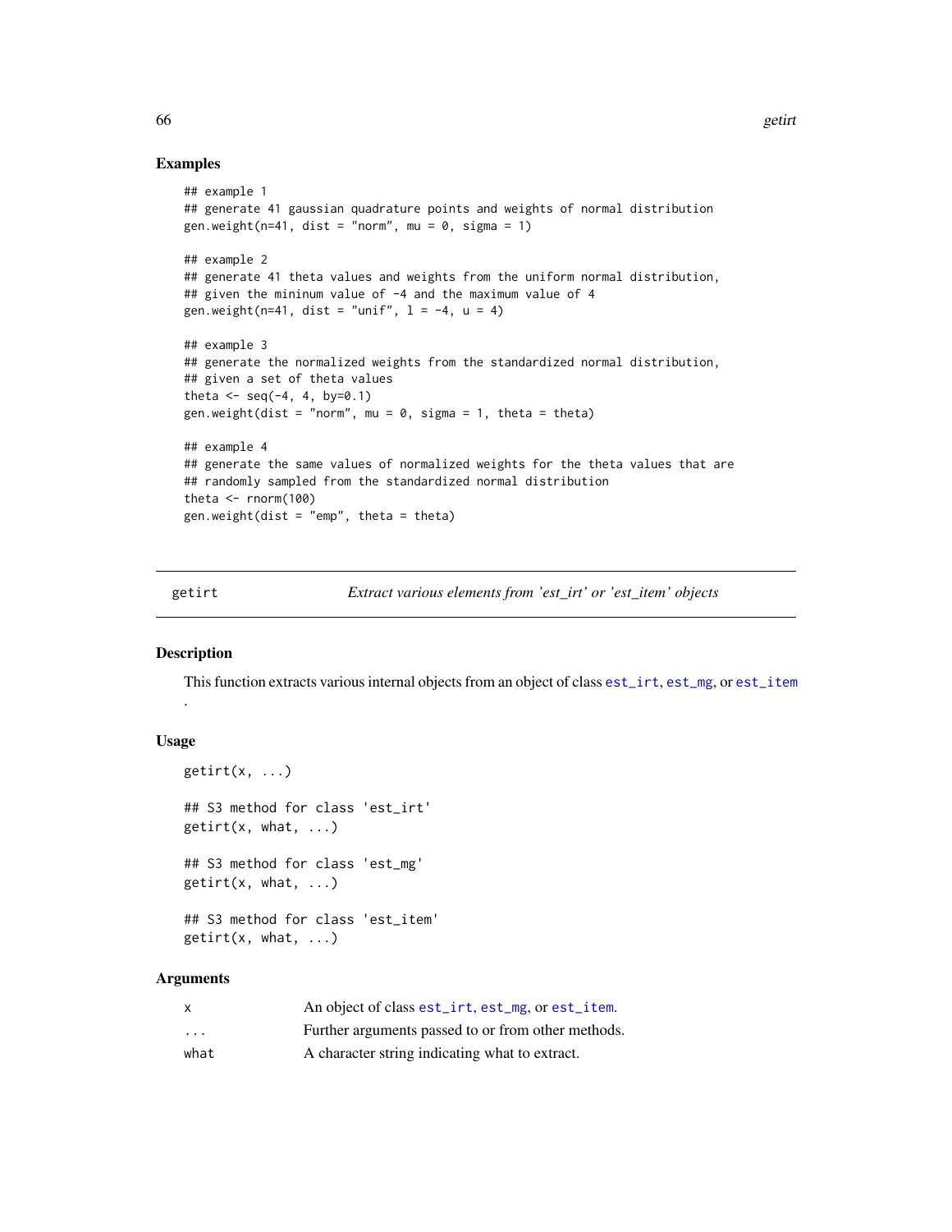## Examples

```
## example 1
## generate 41 gaussian quadrature points and weights of normal distribution
gen.weight(n=41, dist = "norm", mu = 0, sigma = 1)

## example 2
## generate 41 theta values and weights from the uniform normal distribution,
## given the mininum value of -4 and the maximum value of 4
gen.weight(n=41, dist = "unif", l = -4, u = 4)

## example 3
## generate the normalized weights from the standardized normal distribution,
## given a set of theta values
theta <- seq(-4, 4, by=0.1)
gen.weight(dist = "norm", mu = 0, sigma = 1, theta = theta)

## example 4
## generate the same values of normalized weights for the theta values that are
## randomly sampled from the standardized normal distribution
theta <- rnorm(100)
gen.weight(dist = "emp", theta = theta)
```

---

# getirt — *Extract various elements from 'est_irt' or 'est_item' objects*

## Description

This function extracts various internal objects from an object of class est_irt, est_mg, or est_item
.

## Usage

```
getirt(x, ...)

## S3 method for class 'est_irt'
getirt(x, what, ...)

## S3 method for class 'est_mg'
getirt(x, what, ...)

## S3 method for class 'est_item'
getirt(x, what, ...)
```

## Arguments

| | |
|---|---|
| x | An object of class est_irt, est_mg, or est_item. |
| ... | Further arguments passed to or from other methods. |
| what | A character string indicating what to extract. |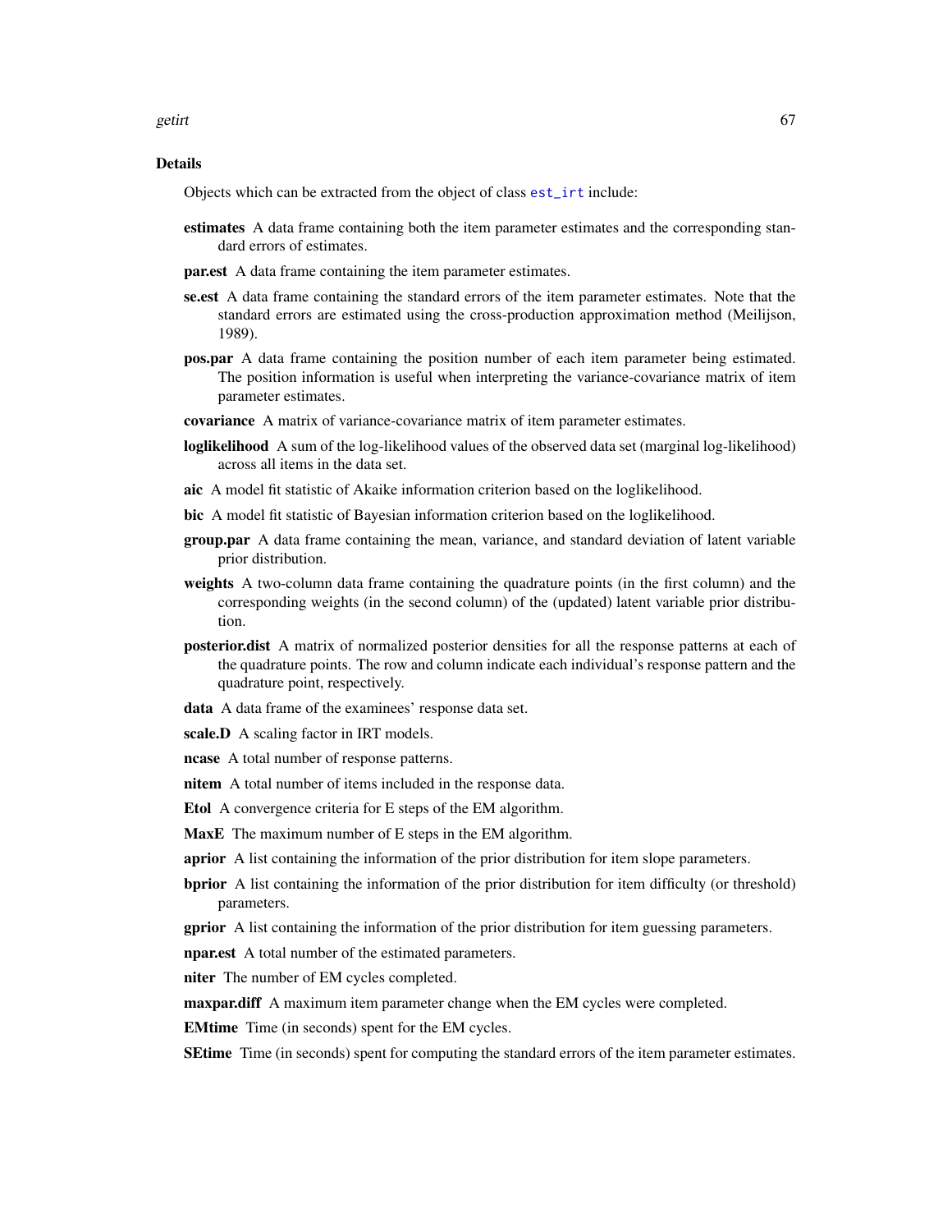## Details

Objects which can be extracted from the object of class `est_irt` include:

**estimates** A data frame containing both the item parameter estimates and the corresponding standard errors of estimates.

**par.est** A data frame containing the item parameter estimates.

**se.est** A data frame containing the standard errors of the item parameter estimates. Note that the standard errors are estimated using the cross-production approximation method (Meilijson, 1989).

**pos.par** A data frame containing the position number of each item parameter being estimated. The position information is useful when interpreting the variance-covariance matrix of item parameter estimates.

**covariance** A matrix of variance-covariance matrix of item parameter estimates.

**loglikelihood** A sum of the log-likelihood values of the observed data set (marginal log-likelihood) across all items in the data set.

**aic** A model fit statistic of Akaike information criterion based on the loglikelihood.

**bic** A model fit statistic of Bayesian information criterion based on the loglikelihood.

**group.par** A data frame containing the mean, variance, and standard deviation of latent variable prior distribution.

**weights** A two-column data frame containing the quadrature points (in the first column) and the corresponding weights (in the second column) of the (updated) latent variable prior distribution.

**posterior.dist** A matrix of normalized posterior densities for all the response patterns at each of the quadrature points. The row and column indicate each individual's response pattern and the quadrature point, respectively.

**data** A data frame of the examinees' response data set.

**scale.D** A scaling factor in IRT models.

**ncase** A total number of response patterns.

**nitem** A total number of items included in the response data.

**Etol** A convergence criteria for E steps of the EM algorithm.

**MaxE** The maximum number of E steps in the EM algorithm.

**aprior** A list containing the information of the prior distribution for item slope parameters.

**bprior** A list containing the information of the prior distribution for item difficulty (or threshold) parameters.

**gprior** A list containing the information of the prior distribution for item guessing parameters.

**npar.est** A total number of the estimated parameters.

**niter** The number of EM cycles completed.

**maxpar.diff** A maximum item parameter change when the EM cycles were completed.

**EMtime** Time (in seconds) spent for the EM cycles.

**SEtime** Time (in seconds) spent for computing the standard errors of the item parameter estimates.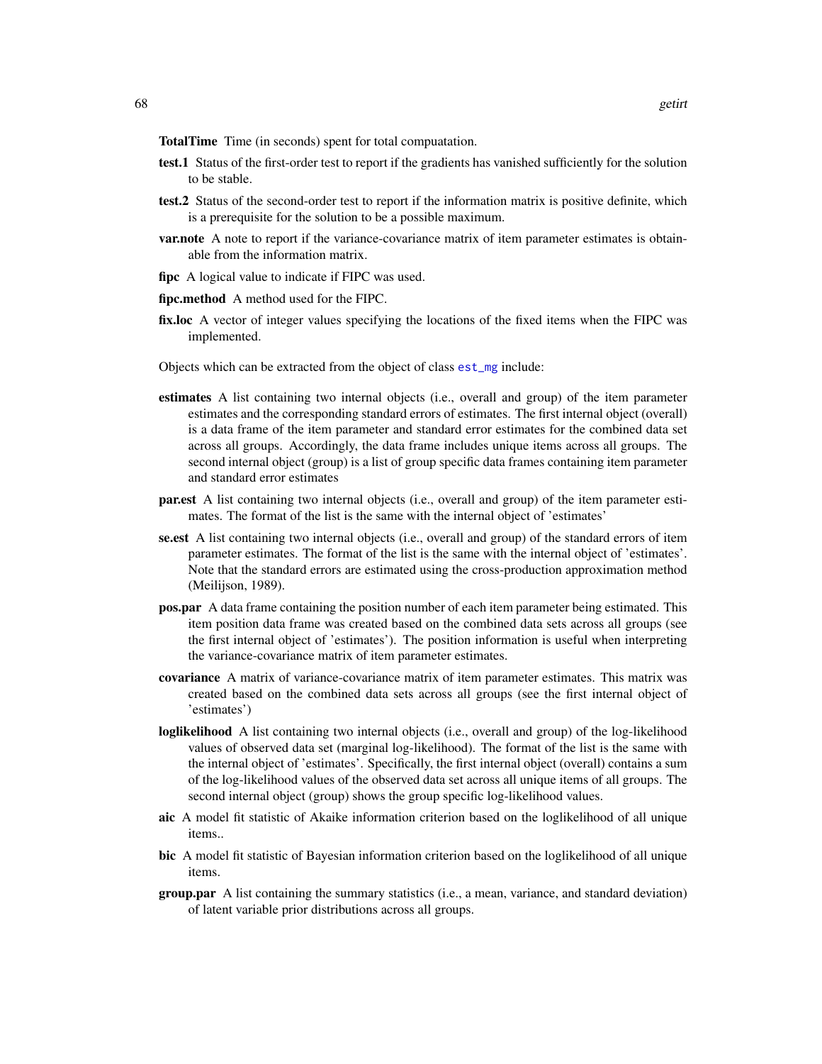**TotalTime** Time (in seconds) spent for total compuatation.

**test.1** Status of the first-order test to report if the gradients has vanished sufficiently for the solution to be stable.

**test.2** Status of the second-order test to report if the information matrix is positive definite, which is a prerequisite for the solution to be a possible maximum.

**var.note** A note to report if the variance-covariance matrix of item parameter estimates is obtainable from the information matrix.

**fipc** A logical value to indicate if FIPC was used.

**fipc.method** A method used for the FIPC.

**fix.loc** A vector of integer values specifying the locations of the fixed items when the FIPC was implemented.

Objects which can be extracted from the object of class `est_mg` include:

**estimates** A list containing two internal objects (i.e., overall and group) of the item parameter estimates and the corresponding standard errors of estimates. The first internal object (overall) is a data frame of the item parameter and standard error estimates for the combined data set across all groups. Accordingly, the data frame includes unique items across all groups. The second internal object (group) is a list of group specific data frames containing item parameter and standard error estimates

**par.est** A list containing two internal objects (i.e., overall and group) of the item parameter estimates. The format of the list is the same with the internal object of 'estimates'

**se.est** A list containing two internal objects (i.e., overall and group) of the standard errors of item parameter estimates. The format of the list is the same with the internal object of 'estimates'. Note that the standard errors are estimated using the cross-production approximation method (Meilijson, 1989).

**pos.par** A data frame containing the position number of each item parameter being estimated. This item position data frame was created based on the combined data sets across all groups (see the first internal object of 'estimates'). The position information is useful when interpreting the variance-covariance matrix of item parameter estimates.

**covariance** A matrix of variance-covariance matrix of item parameter estimates. This matrix was created based on the combined data sets across all groups (see the first internal object of 'estimates')

**loglikelihood** A list containing two internal objects (i.e., overall and group) of the log-likelihood values of observed data set (marginal log-likelihood). The format of the list is the same with the internal object of 'estimates'. Specifically, the first internal object (overall) contains a sum of the log-likelihood values of the observed data set across all unique items of all groups. The second internal object (group) shows the group specific log-likelihood values.

**aic** A model fit statistic of Akaike information criterion based on the loglikelihood of all unique items..

**bic** A model fit statistic of Bayesian information criterion based on the loglikelihood of all unique items.

**group.par** A list containing the summary statistics (i.e., a mean, variance, and standard deviation) of latent variable prior distributions across all groups.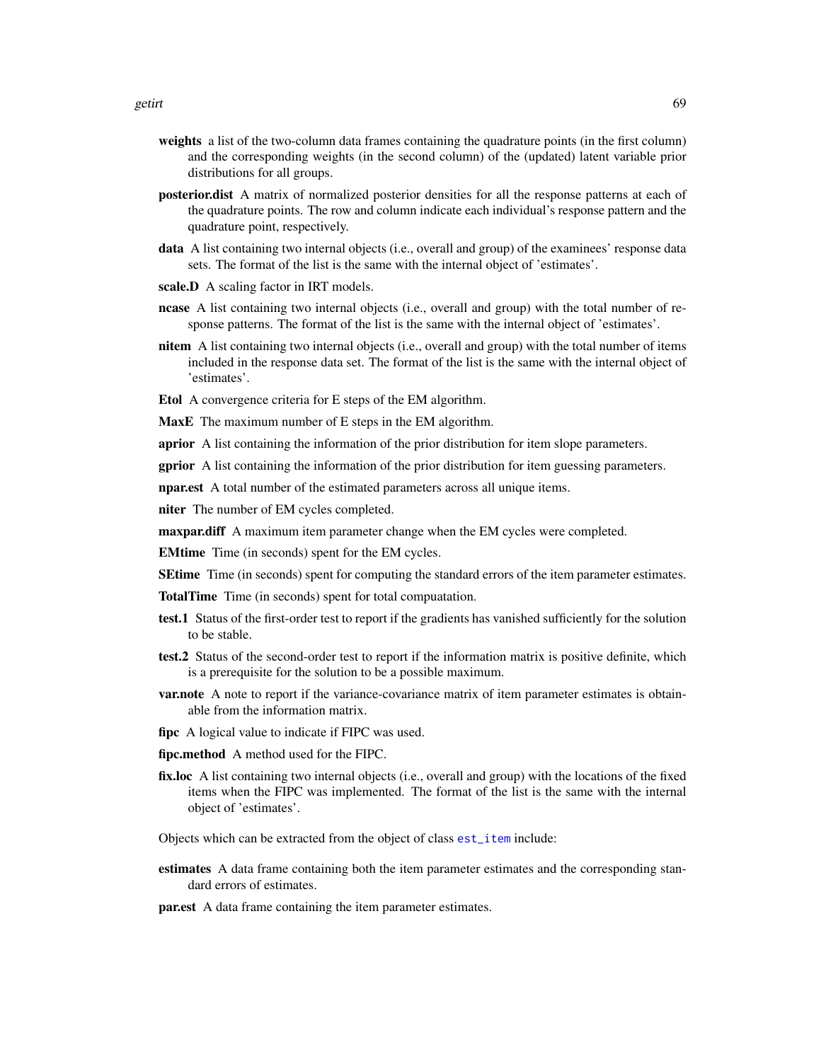**weights** a list of the two-column data frames containing the quadrature points (in the first column) and the corresponding weights (in the second column) of the (updated) latent variable prior distributions for all groups.

**posterior.dist** A matrix of normalized posterior densities for all the response patterns at each of the quadrature points. The row and column indicate each individual's response pattern and the quadrature point, respectively.

**data** A list containing two internal objects (i.e., overall and group) of the examinees' response data sets. The format of the list is the same with the internal object of 'estimates'.

**scale.D** A scaling factor in IRT models.

**ncase** A list containing two internal objects (i.e., overall and group) with the total number of response patterns. The format of the list is the same with the internal object of 'estimates'.

**nitem** A list containing two internal objects (i.e., overall and group) with the total number of items included in the response data set. The format of the list is the same with the internal object of 'estimates'.

**Etol** A convergence criteria for E steps of the EM algorithm.

**MaxE** The maximum number of E steps in the EM algorithm.

**aprior** A list containing the information of the prior distribution for item slope parameters.

**gprior** A list containing the information of the prior distribution for item guessing parameters.

**npar.est** A total number of the estimated parameters across all unique items.

**niter** The number of EM cycles completed.

**maxpar.diff** A maximum item parameter change when the EM cycles were completed.

**EMtime** Time (in seconds) spent for the EM cycles.

**SEtime** Time (in seconds) spent for computing the standard errors of the item parameter estimates.

**TotalTime** Time (in seconds) spent for total compuatation.

**test.1** Status of the first-order test to report if the gradients has vanished sufficiently for the solution to be stable.

**test.2** Status of the second-order test to report if the information matrix is positive definite, which is a prerequisite for the solution to be a possible maximum.

**var.note** A note to report if the variance-covariance matrix of item parameter estimates is obtainable from the information matrix.

**fipc** A logical value to indicate if FIPC was used.

**fipc.method** A method used for the FIPC.

**fix.loc** A list containing two internal objects (i.e., overall and group) with the locations of the fixed items when the FIPC was implemented. The format of the list is the same with the internal object of 'estimates'.

Objects which can be extracted from the object of class `est_item` include:

**estimates** A data frame containing both the item parameter estimates and the corresponding standard errors of estimates.

**par.est** A data frame containing the item parameter estimates.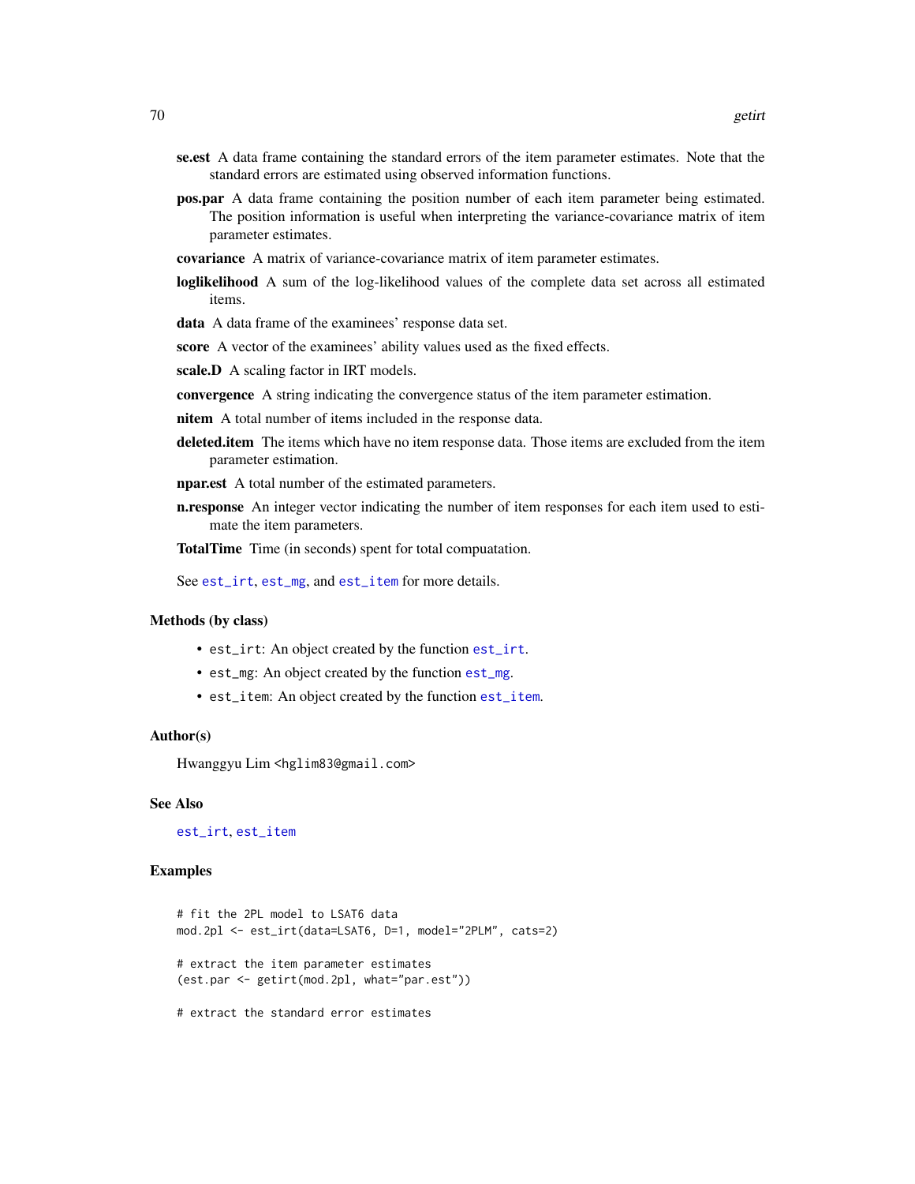**se.est** A data frame containing the standard errors of the item parameter estimates. Note that the standard errors are estimated using observed information functions.

**pos.par** A data frame containing the position number of each item parameter being estimated. The position information is useful when interpreting the variance-covariance matrix of item parameter estimates.

**covariance** A matrix of variance-covariance matrix of item parameter estimates.

**loglikelihood** A sum of the log-likelihood values of the complete data set across all estimated items.

**data** A data frame of the examinees' response data set.

**score** A vector of the examinees' ability values used as the fixed effects.

**scale.D** A scaling factor in IRT models.

**convergence** A string indicating the convergence status of the item parameter estimation.

**nitem** A total number of items included in the response data.

**deleted.item** The items which have no item response data. Those items are excluded from the item parameter estimation.

**npar.est** A total number of the estimated parameters.

**n.response** An integer vector indicating the number of item responses for each item used to estimate the item parameters.

**TotalTime** Time (in seconds) spent for total compuatation.

See `est_irt`, `est_mg`, and `est_item` for more details.

### Methods (by class)

- `est_irt`: An object created by the function `est_irt`.
- `est_mg`: An object created by the function `est_mg`.
- `est_item`: An object created by the function `est_item`.

### Author(s)

Hwanggyu Lim <hglim83@gmail.com>

### See Also

`est_irt`, `est_item`

### Examples

```
# fit the 2PL model to LSAT6 data
mod.2pl <- est_irt(data=LSAT6, D=1, model="2PLM", cats=2)

# extract the item parameter estimates
(est.par <- getirt(mod.2pl, what="par.est"))

# extract the standard error estimates
```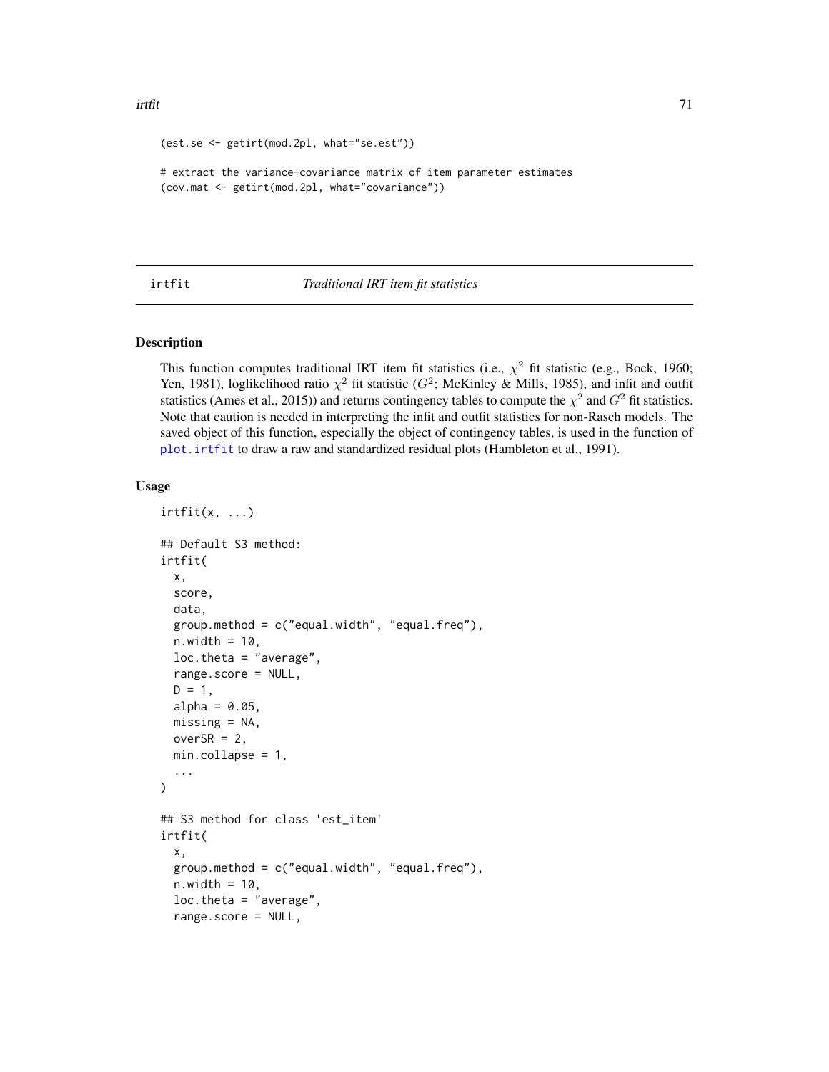```
(est.se <- getirt(mod.2pl, what="se.est"))

# extract the variance-covariance matrix of item parameter estimates
(cov.mat <- getirt(mod.2pl, what="covariance"))
```

## irtfit — *Traditional IRT item fit statistics*

### Description

This function computes traditional IRT item fit statistics (i.e., $\chi^2$ fit statistic (e.g., Bock, 1960; Yen, 1981), loglikelihood ratio $\chi^2$ fit statistic ($G^2$; McKinley & Mills, 1985), and infit and outfit statistics (Ames et al., 2015)) and returns contingency tables to compute the $\chi^2$ and $G^2$ fit statistics. Note that caution is needed in interpreting the infit and outfit statistics for non-Rasch models. The saved object of this function, especially the object of contingency tables, is used in the function of plot.irtfit to draw a raw and standardized residual plots (Hambleton et al., 1991).

### Usage

```
irtfit(x, ...)

## Default S3 method:
irtfit(
  x,
  score,
  data,
  group.method = c("equal.width", "equal.freq"),
  n.width = 10,
  loc.theta = "average",
  range.score = NULL,
  D = 1,
  alpha = 0.05,
  missing = NA,
  overSR = 2,
  min.collapse = 1,
  ...
)

## S3 method for class 'est_item'
irtfit(
  x,
  group.method = c("equal.width", "equal.freq"),
  n.width = 10,
  loc.theta = "average",
  range.score = NULL,
```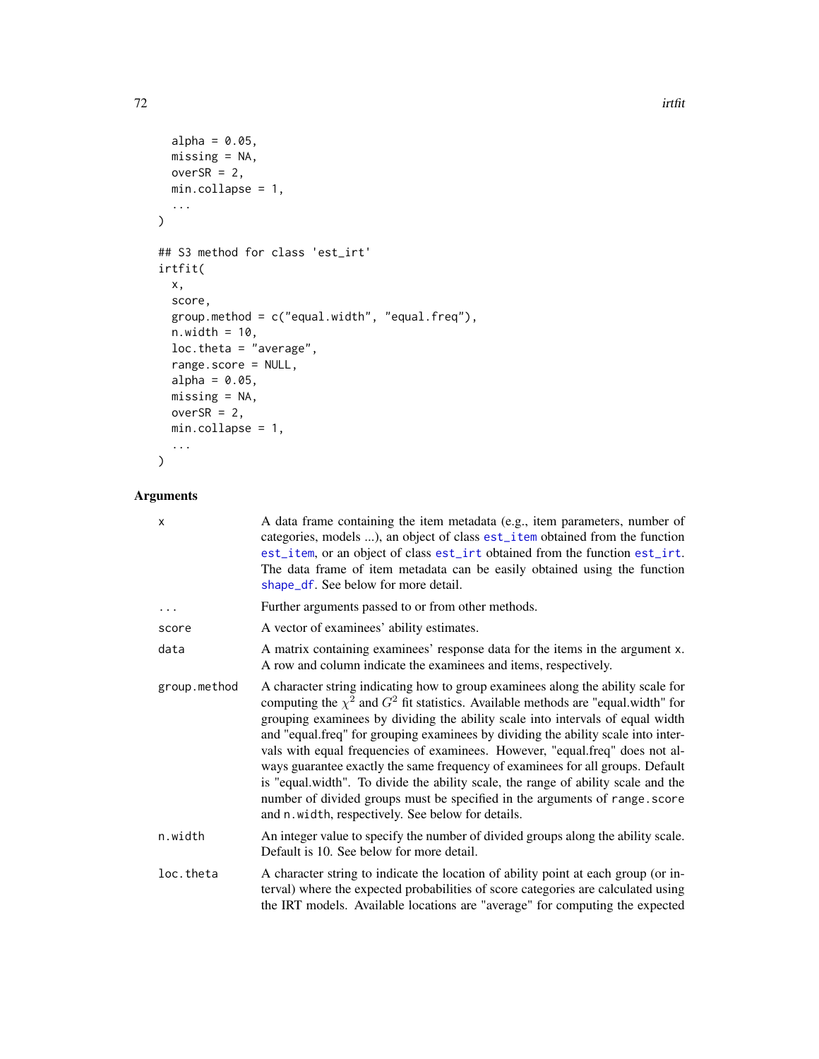```
  alpha = 0.05,
  missing = NA,
  overSR = 2,
  min.collapse = 1,
  ...
)

## S3 method for class 'est_irt'
irtfit(
  x,
  score,
  group.method = c("equal.width", "equal.freq"),
  n.width = 10,
  loc.theta = "average",
  range.score = NULL,
  alpha = 0.05,
  missing = NA,
  overSR = 2,
  min.collapse = 1,
  ...
)
```

## Arguments

| | |
|---|---|
| x | A data frame containing the item metadata (e.g., item parameters, number of categories, models ...), an object of class est_item obtained from the function est_item, or an object of class est_irt obtained from the function est_irt. The data frame of item metadata can be easily obtained using the function shape_df. See below for more detail. |
| ... | Further arguments passed to or from other methods. |
| score | A vector of examinees' ability estimates. |
| data | A matrix containing examinees' response data for the items in the argument x. A row and column indicate the examinees and items, respectively. |
| group.method | A character string indicating how to group examinees along the ability scale for computing the $\chi^2$ and $G^2$ fit statistics. Available methods are "equal.width" for grouping examinees by dividing the ability scale into intervals of equal width and "equal.freq" for grouping examinees by dividing the ability scale into intervals with equal frequencies of examinees. However, "equal.freq" does not always guarantee exactly the same frequency of examinees for all groups. Default is "equal.width". To divide the ability scale, the range of ability scale and the number of divided groups must be specified in the arguments of range.score and n.width, respectively. See below for details. |
| n.width | An integer value to specify the number of divided groups along the ability scale. Default is 10. See below for more detail. |
| loc.theta | A character string to indicate the location of ability point at each group (or interval) where the expected probabilities of score categories are calculated using the IRT models. Available locations are "average" for computing the expected |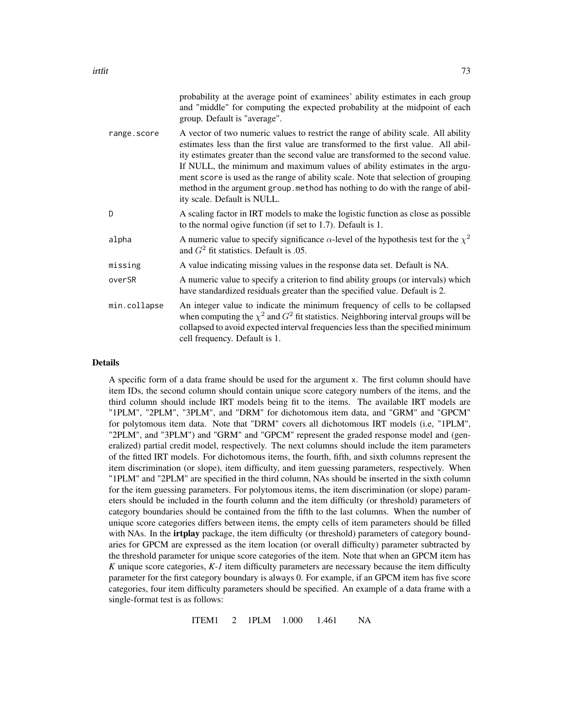probability at the average point of examinees' ability estimates in each group and "middle" for computing the expected probability at the midpoint of each group. Default is "average".

| | |
|---|---|
| range.score | A vector of two numeric values to restrict the range of ability scale. All ability estimates less than the first value are transformed to the first value. All ability estimates greater than the second value are transformed to the second value. If NULL, the minimum and maximum values of ability estimates in the argument score is used as the range of ability scale. Note that selection of grouping method in the argument group.method has nothing to do with the range of ability scale. Default is NULL. |
| D | A scaling factor in IRT models to make the logistic function as close as possible to the normal ogive function (if set to 1.7). Default is 1. |
| alpha | A numeric value to specify significance $\alpha$-level of the hypothesis test for the $\chi^2$ and $G^2$ fit statistics. Default is .05. |
| missing | A value indicating missing values in the response data set. Default is NA. |
| overSR | A numeric value to specify a criterion to find ability groups (or intervals) which have standardized residuals greater than the specified value. Default is 2. |
| min.collapse | An integer value to indicate the minimum frequency of cells to be collapsed when computing the $\chi^2$ and $G^2$ fit statistics. Neighboring interval groups will be collapsed to avoid expected interval frequencies less than the specified minimum cell frequency. Default is 1. |

## Details

A specific form of a data frame should be used for the argument x. The first column should have item IDs, the second column should contain unique score category numbers of the items, and the third column should include IRT models being fit to the items. The available IRT models are "1PLM", "2PLM", "3PLM", and "DRM" for dichotomous item data, and "GRM" and "GPCM" for polytomous item data. Note that "DRM" covers all dichotomous IRT models (i.e, "1PLM", "2PLM", and "3PLM") and "GRM" and "GPCM" represent the graded response model and (generalized) partial credit model, respectively. The next columns should include the item parameters of the fitted IRT models. For dichotomous items, the fourth, fifth, and sixth columns represent the item discrimination (or slope), item difficulty, and item guessing parameters, respectively. When "1PLM" and "2PLM" are specified in the third column, NAs should be inserted in the sixth column for the item guessing parameters. For polytomous items, the item discrimination (or slope) parameters should be included in the fourth column and the item difficulty (or threshold) parameters of category boundaries should be contained from the fifth to the last columns. When the number of unique score categories differs between items, the empty cells of item parameters should be filled with NAs. In the **irtplay** package, the item difficulty (or threshold) parameters of category boundaries for GPCM are expressed as the item location (or overall difficulty) parameter subtracted by the threshold parameter for unique score categories of the item. Note that when an GPCM item has *K* unique score categories, *K-1* item difficulty parameters are necessary because the item difficulty parameter for the first category boundary is always 0. For example, if an GPCM item has five score categories, four item difficulty parameters should be specified. An example of a data frame with a single-format test is as follows:

```
ITEM1   2   1PLM   1.000   1.461   NA
```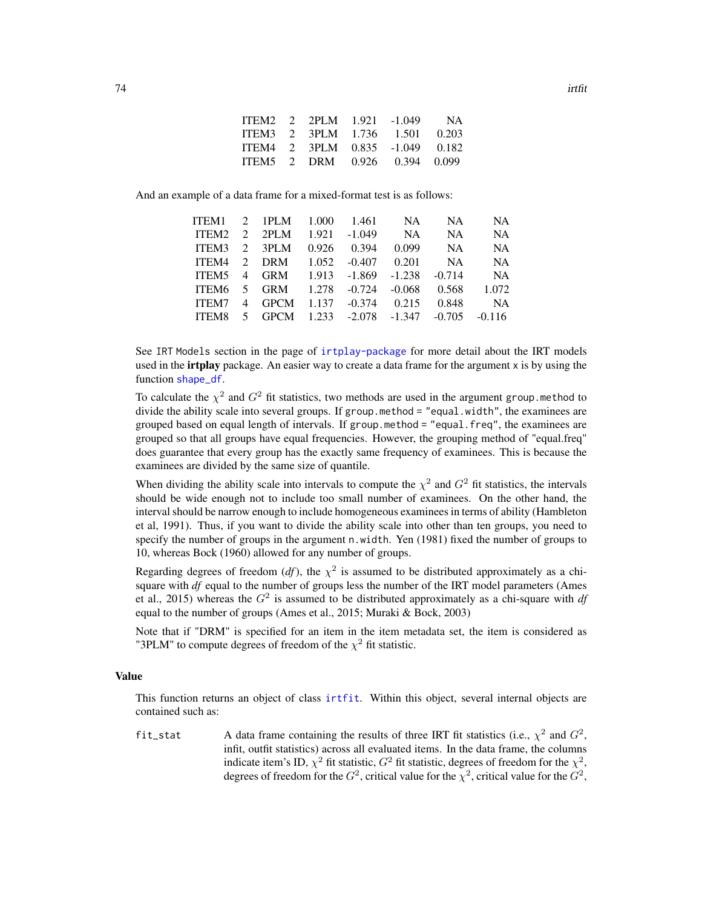```
ITEM2   2   2PLM   1.921   -1.049     NA
ITEM3   2   3PLM   1.736    1.501   0.203
ITEM4   2   3PLM   0.835   -1.049   0.182
ITEM5   2   DRM    0.926    0.394   0.099
```

And an example of a data frame for a mixed-format test is as follows:

```
ITEM1   2   1PLM   1.000    1.461     NA       NA       NA
ITEM2   2   2PLM   1.921   -1.049     NA       NA       NA
ITEM3   2   3PLM   0.926    0.394   0.099      NA       NA
ITEM4   2   DRM    1.052   -0.407   0.201      NA       NA
ITEM5   4   GRM    1.913   -1.869  -1.238   -0.714      NA
ITEM6   5   GRM    1.278   -0.724  -0.068    0.568    1.072
ITEM7   4   GPCM   1.137   -0.374   0.215    0.848      NA
ITEM8   5   GPCM   1.233   -2.078  -1.347   -0.705   -0.116
```

See `IRT Models` section in the page of `irtplay-package` for more detail about the IRT models used in the **irtplay** package. An easier way to create a data frame for the argument `x` is by using the function `shape_df`.

To calculate the $\chi^2$ and $G^2$ fit statistics, two methods are used in the argument `group.method` to divide the ability scale into several groups. If `group.method = "equal.width"`, the examinees are grouped based on equal length of intervals. If `group.method = "equal.freq"`, the examinees are grouped so that all groups have equal frequencies. However, the grouping method of "equal.freq" does guarantee that every group has the exactly same frequency of examinees. This is because the examinees are divided by the same size of quantile.

When dividing the ability scale into intervals to compute the $\chi^2$ and $G^2$ fit statistics, the intervals should be wide enough not to include too small number of examinees. On the other hand, the interval should be narrow enough to include homogeneous examinees in terms of ability (Hambleton et al, 1991). Thus, if you want to divide the ability scale into other than ten groups, you need to specify the number of groups in the argument `n.width`. Yen (1981) fixed the number of groups to 10, whereas Bock (1960) allowed for any number of groups.

Regarding degrees of freedom (*df*), the $\chi^2$ is assumed to be distributed approximately as a chi-square with *df* equal to the number of groups less the number of the IRT model parameters (Ames et al., 2015) whereas the $G^2$ is assumed to be distributed approximately as a chi-square with *df* equal to the number of groups (Ames et al., 2015; Muraki & Bock, 2003)

Note that if "DRM" is specified for an item in the item metadata set, the item is considered as "3PLM" to compute degrees of freedom of the $\chi^2$ fit statistic.

## Value

This function returns an object of class `irtfit`. Within this object, several internal objects are contained such as:

`fit_stat` A data frame containing the results of three IRT fit statistics (i.e., $\chi^2$ and $G^2$, infit, outfit statistics) across all evaluated items. In the data frame, the columns indicate item's ID, $\chi^2$ fit statistic, $G^2$ fit statistic, degrees of freedom for the $\chi^2$, degrees of freedom for the $G^2$, critical value for the $\chi^2$, critical value for the $G^2$,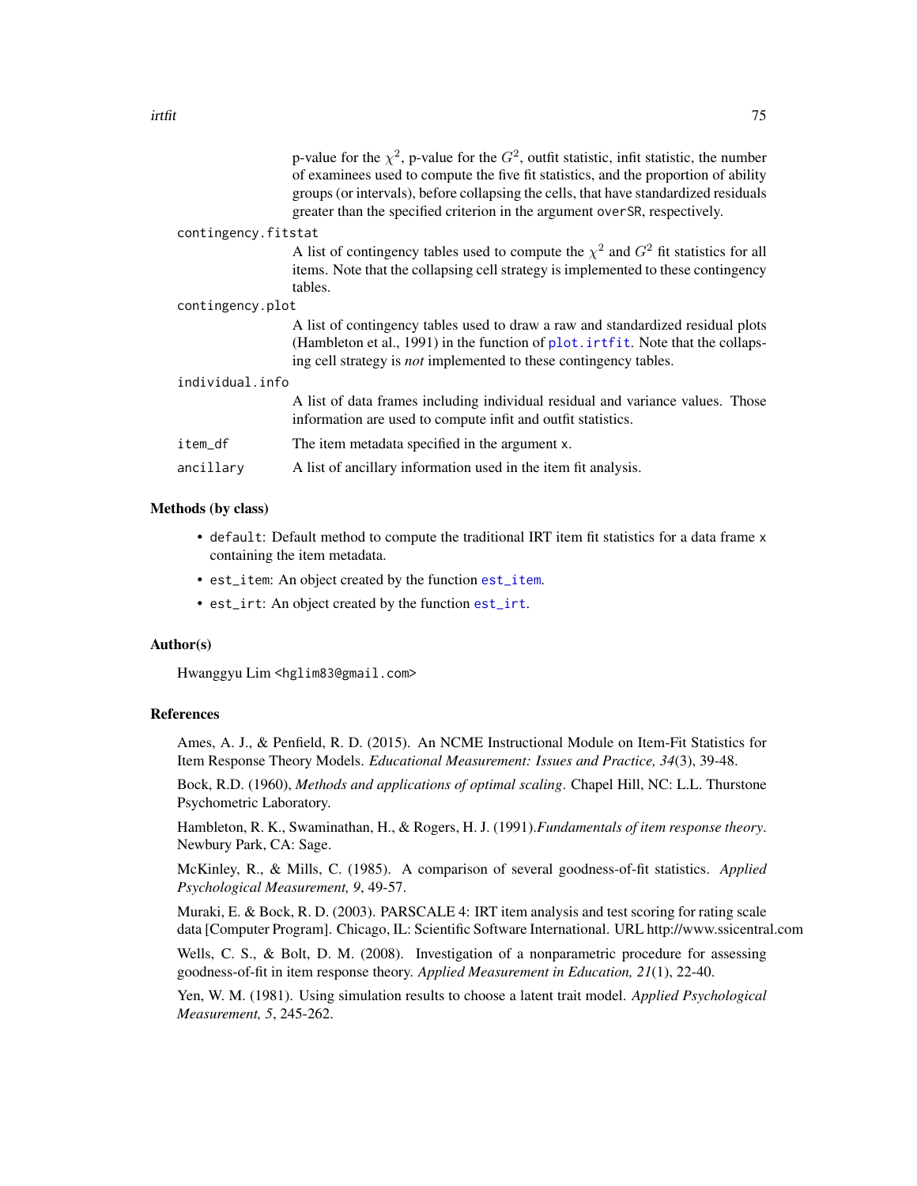p-value for the $\chi^2$, p-value for the $G^2$, outfit statistic, infit statistic, the number of examinees used to compute the five fit statistics, and the proportion of ability groups (or intervals), before collapsing the cells, that have standardized residuals greater than the specified criterion in the argument `overSR`, respectively.

`contingency.fitstat`
: A list of contingency tables used to compute the $\chi^2$ and $G^2$ fit statistics for all items. Note that the collapsing cell strategy is implemented to these contingency tables.

`contingency.plot`
: A list of contingency tables used to draw a raw and standardized residual plots (Hambleton et al., 1991) in the function of `plot.irtfit`. Note that the collapsing cell strategy is *not* implemented to these contingency tables.

`individual.info`
: A list of data frames including individual residual and variance values. Those information are used to compute infit and outfit statistics.

`item_df`
: The item metadata specified in the argument `x`.

`ancillary`
: A list of ancillary information used in the item fit analysis.

### Methods (by class)

- `default`: Default method to compute the traditional IRT item fit statistics for a data frame `x` containing the item metadata.
- `est_item`: An object created by the function `est_item`.
- `est_irt`: An object created by the function `est_irt`.

### Author(s)

Hwanggyu Lim <hglim83@gmail.com>

### References

Ames, A. J., & Penfield, R. D. (2015). An NCME Instructional Module on Item-Fit Statistics for Item Response Theory Models. *Educational Measurement: Issues and Practice, 34*(3), 39-48.

Bock, R.D. (1960), *Methods and applications of optimal scaling*. Chapel Hill, NC: L.L. Thurstone Psychometric Laboratory.

Hambleton, R. K., Swaminathan, H., & Rogers, H. J. (1991).*Fundamentals of item response theory*. Newbury Park, CA: Sage.

McKinley, R., & Mills, C. (1985). A comparison of several goodness-of-fit statistics. *Applied Psychological Measurement, 9*, 49-57.

Muraki, E. & Bock, R. D. (2003). PARSCALE 4: IRT item analysis and test scoring for rating scale data [Computer Program]. Chicago, IL: Scientific Software International. URL http://www.ssicentral.com

Wells, C. S., & Bolt, D. M. (2008). Investigation of a nonparametric procedure for assessing goodness-of-fit in item response theory. *Applied Measurement in Education, 21*(1), 22-40.

Yen, W. M. (1981). Using simulation results to choose a latent trait model. *Applied Psychological Measurement, 5*, 245-262.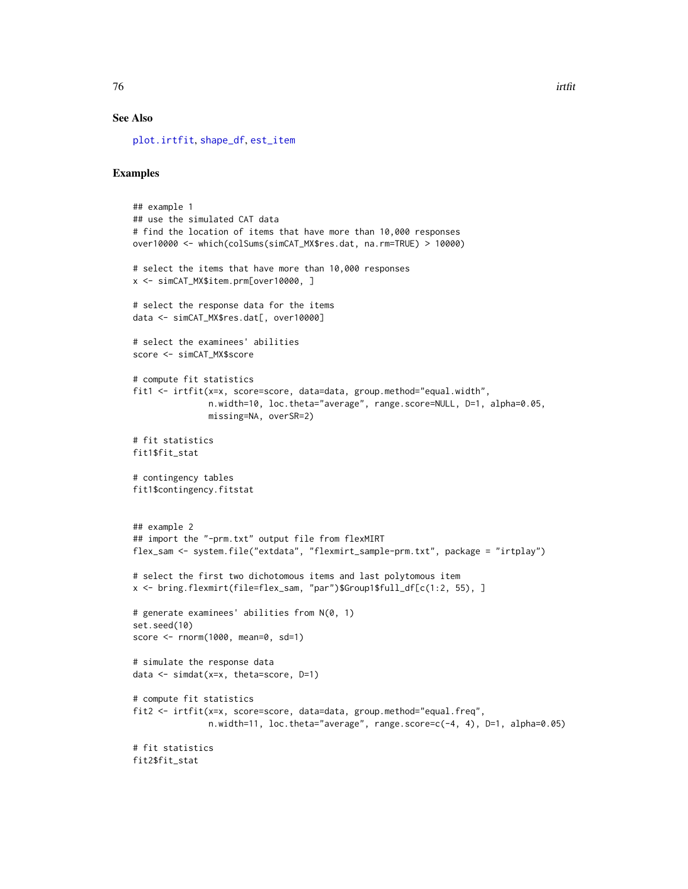## See Also

plot.irtfit, shape_df, est_item

## Examples

```
## example 1
## use the simulated CAT data
# find the location of items that have more than 10,000 responses
over10000 <- which(colSums(simCAT_MX$res.dat, na.rm=TRUE) > 10000)

# select the items that have more than 10,000 responses
x <- simCAT_MX$item.prm[over10000, ]

# select the response data for the items
data <- simCAT_MX$res.dat[, over10000]

# select the examinees' abilities
score <- simCAT_MX$score

# compute fit statistics
fit1 <- irtfit(x=x, score=score, data=data, group.method="equal.width",
               n.width=10, loc.theta="average", range.score=NULL, D=1, alpha=0.05,
               missing=NA, overSR=2)

# fit statistics
fit1$fit_stat

# contingency tables
fit1$contingency.fitstat


## example 2
## import the "-prm.txt" output file from flexMIRT
flex_sam <- system.file("extdata", "flexmirt_sample-prm.txt", package = "irtplay")

# select the first two dichotomous items and last polytomous item
x <- bring.flexmirt(file=flex_sam, "par")$Group1$full_df[c(1:2, 55), ]

# generate examinees' abilities from N(0, 1)
set.seed(10)
score <- rnorm(1000, mean=0, sd=1)

# simulate the response data
data <- simdat(x=x, theta=score, D=1)

# compute fit statistics
fit2 <- irtfit(x=x, score=score, data=data, group.method="equal.freq",
               n.width=11, loc.theta="average", range.score=c(-4, 4), D=1, alpha=0.05)

# fit statistics
fit2$fit_stat
```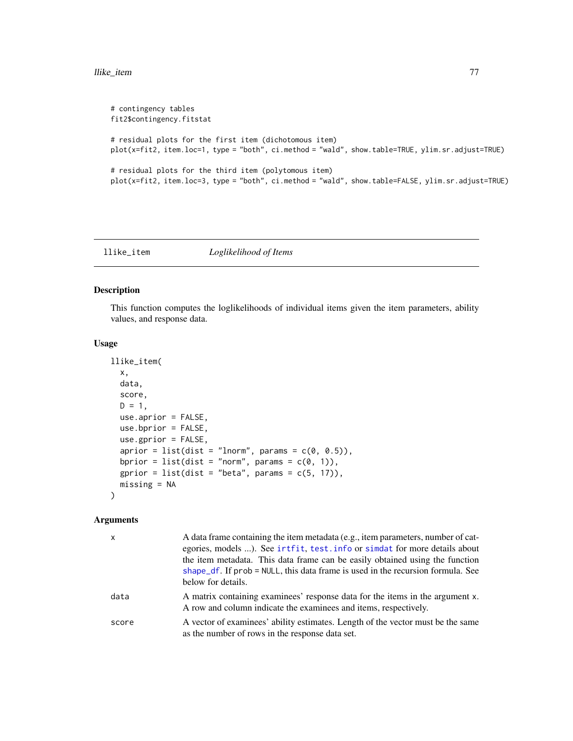```
# contingency tables
fit2$contingency.fitstat

# residual plots for the first item (dichotomous item)
plot(x=fit2, item.loc=1, type = "both", ci.method = "wald", show.table=TRUE, ylim.sr.adjust=TRUE)

# residual plots for the third item (polytomous item)
plot(x=fit2, item.loc=3, type = "both", ci.method = "wald", show.table=FALSE, ylim.sr.adjust=TRUE)
```

---

## llike_item — *Loglikelihood of Items*

### Description

This function computes the loglikelihoods of individual items given the item parameters, ability values, and response data.

### Usage

```
llike_item(
  x,
  data,
  score,
  D = 1,
  use.aprior = FALSE,
  use.bprior = FALSE,
  use.gprior = FALSE,
  aprior = list(dist = "lnorm", params = c(0, 0.5)),
  bprior = list(dist = "norm", params = c(0, 1)),
  gprior = list(dist = "beta", params = c(5, 17)),
  missing = NA
)
```

### Arguments

| | |
|---|---|
| x | A data frame containing the item metadata (e.g., item parameters, number of categories, models ...). See irtfit, test.info or simdat for more details about the item metadata. This data frame can be easily obtained using the function shape_df. If prob = NULL, this data frame is used in the recursion formula. See below for details. |
| data | A matrix containing examinees' response data for the items in the argument x. A row and column indicate the examinees and items, respectively. |
| score | A vector of examinees' ability estimates. Length of the vector must be the same as the number of rows in the response data set. |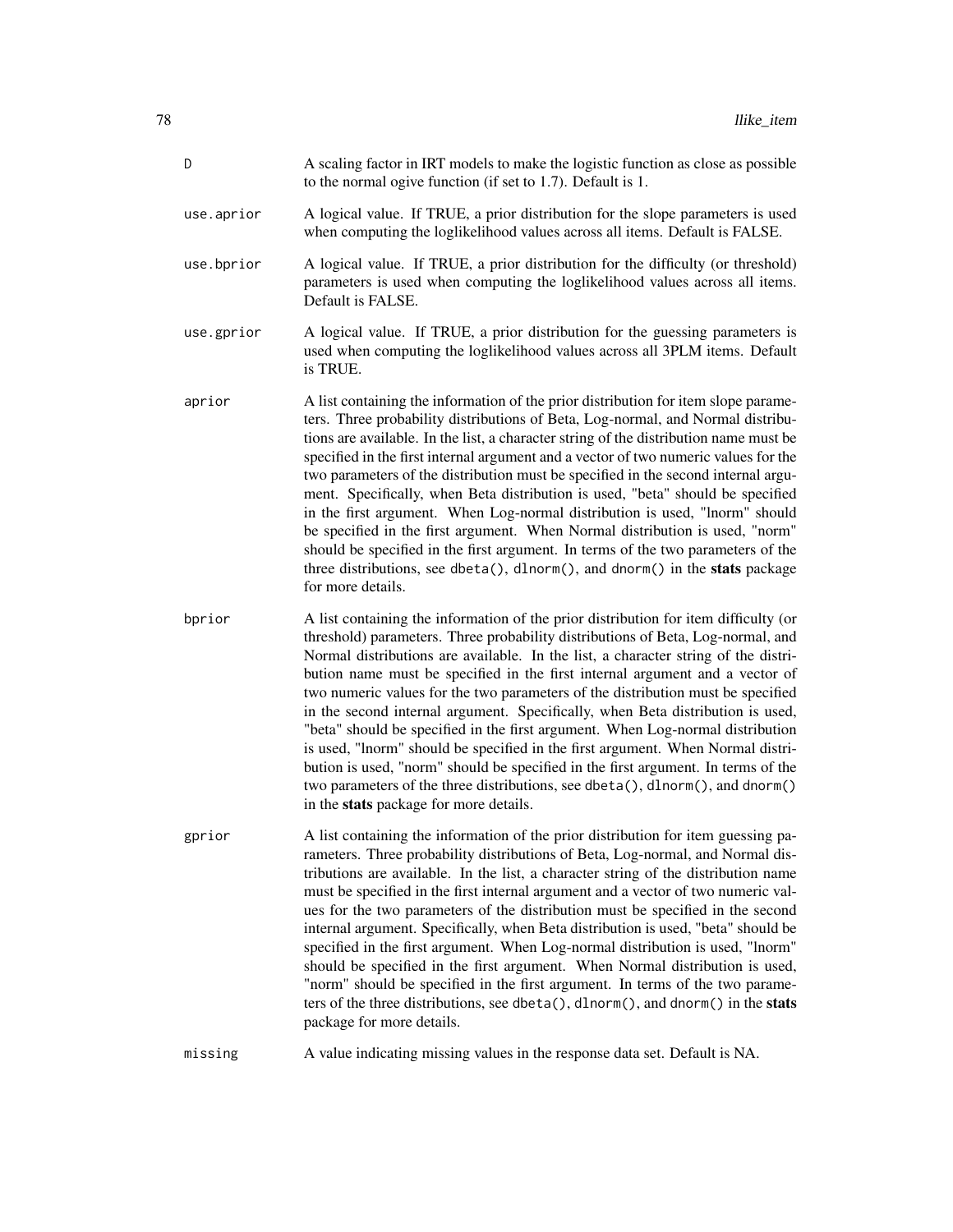D
: A scaling factor in IRT models to make the logistic function as close as possible to the normal ogive function (if set to 1.7). Default is 1.

use.aprior
: A logical value. If TRUE, a prior distribution for the slope parameters is used when computing the loglikelihood values across all items. Default is FALSE.

use.bprior
: A logical value. If TRUE, a prior distribution for the difficulty (or threshold) parameters is used when computing the loglikelihood values across all items. Default is FALSE.

use.gprior
: A logical value. If TRUE, a prior distribution for the guessing parameters is used when computing the loglikelihood values across all 3PLM items. Default is TRUE.

aprior
: A list containing the information of the prior distribution for item slope parameters. Three probability distributions of Beta, Log-normal, and Normal distributions are available. In the list, a character string of the distribution name must be specified in the first internal argument and a vector of two numeric values for the two parameters of the distribution must be specified in the second internal argument. Specifically, when Beta distribution is used, "beta" should be specified in the first argument. When Log-normal distribution is used, "lnorm" should be specified in the first argument. When Normal distribution is used, "norm" should be specified in the first argument. In terms of the two parameters of the three distributions, see `dbeta()`, `dlnorm()`, and `dnorm()` in the **stats** package for more details.

bprior
: A list containing the information of the prior distribution for item difficulty (or threshold) parameters. Three probability distributions of Beta, Log-normal, and Normal distributions are available. In the list, a character string of the distribution name must be specified in the first internal argument and a vector of two numeric values for the two parameters of the distribution must be specified in the second internal argument. Specifically, when Beta distribution is used, "beta" should be specified in the first argument. When Log-normal distribution is used, "lnorm" should be specified in the first argument. When Normal distribution is used, "norm" should be specified in the first argument. In terms of the two parameters of the three distributions, see `dbeta()`, `dlnorm()`, and `dnorm()` in the **stats** package for more details.

gprior
: A list containing the information of the prior distribution for item guessing parameters. Three probability distributions of Beta, Log-normal, and Normal distributions are available. In the list, a character string of the distribution name must be specified in the first internal argument and a vector of two numeric values for the two parameters of the distribution must be specified in the second internal argument. Specifically, when Beta distribution is used, "beta" should be specified in the first argument. When Log-normal distribution is used, "lnorm" should be specified in the first argument. When Normal distribution is used, "norm" should be specified in the first argument. In terms of the two parameters of the three distributions, see `dbeta()`, `dlnorm()`, and `dnorm()` in the **stats** package for more details.

missing
: A value indicating missing values in the response data set. Default is NA.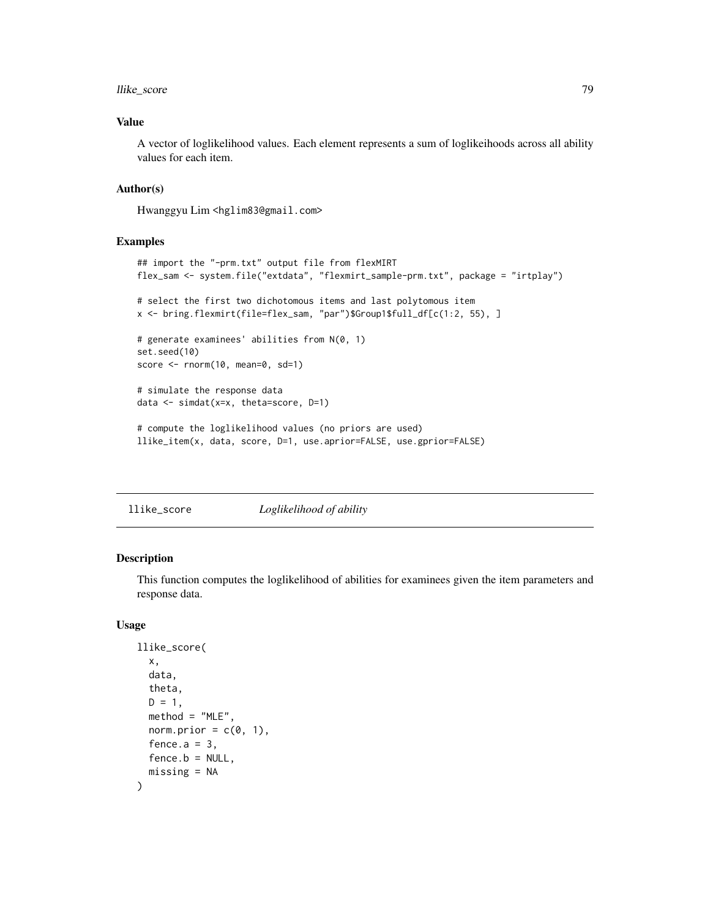### Value

A vector of loglikelihood values. Each element represents a sum of loglikeihoods across all ability values for each item.

### Author(s)

Hwanggyu Lim <hglim83@gmail.com>

### Examples

```
## import the "-prm.txt" output file from flexMIRT
flex_sam <- system.file("extdata", "flexmirt_sample-prm.txt", package = "irtplay")

# select the first two dichotomous items and last polytomous item
x <- bring.flexmirt(file=flex_sam, "par")$Group1$full_df[c(1:2, 55), ]

# generate examinees' abilities from N(0, 1)
set.seed(10)
score <- rnorm(10, mean=0, sd=1)

# simulate the response data
data <- simdat(x=x, theta=score, D=1)

# compute the loglikelihood values (no priors are used)
llike_item(x, data, score, D=1, use.aprior=FALSE, use.gprior=FALSE)
```

---

## llike_score *Loglikelihood of ability*

### Description

This function computes the loglikelihood of abilities for examinees given the item parameters and response data.

### Usage

```
llike_score(
  x,
  data,
  theta,
  D = 1,
  method = "MLE",
  norm.prior = c(0, 1),
  fence.a = 3,
  fence.b = NULL,
  missing = NA
)
```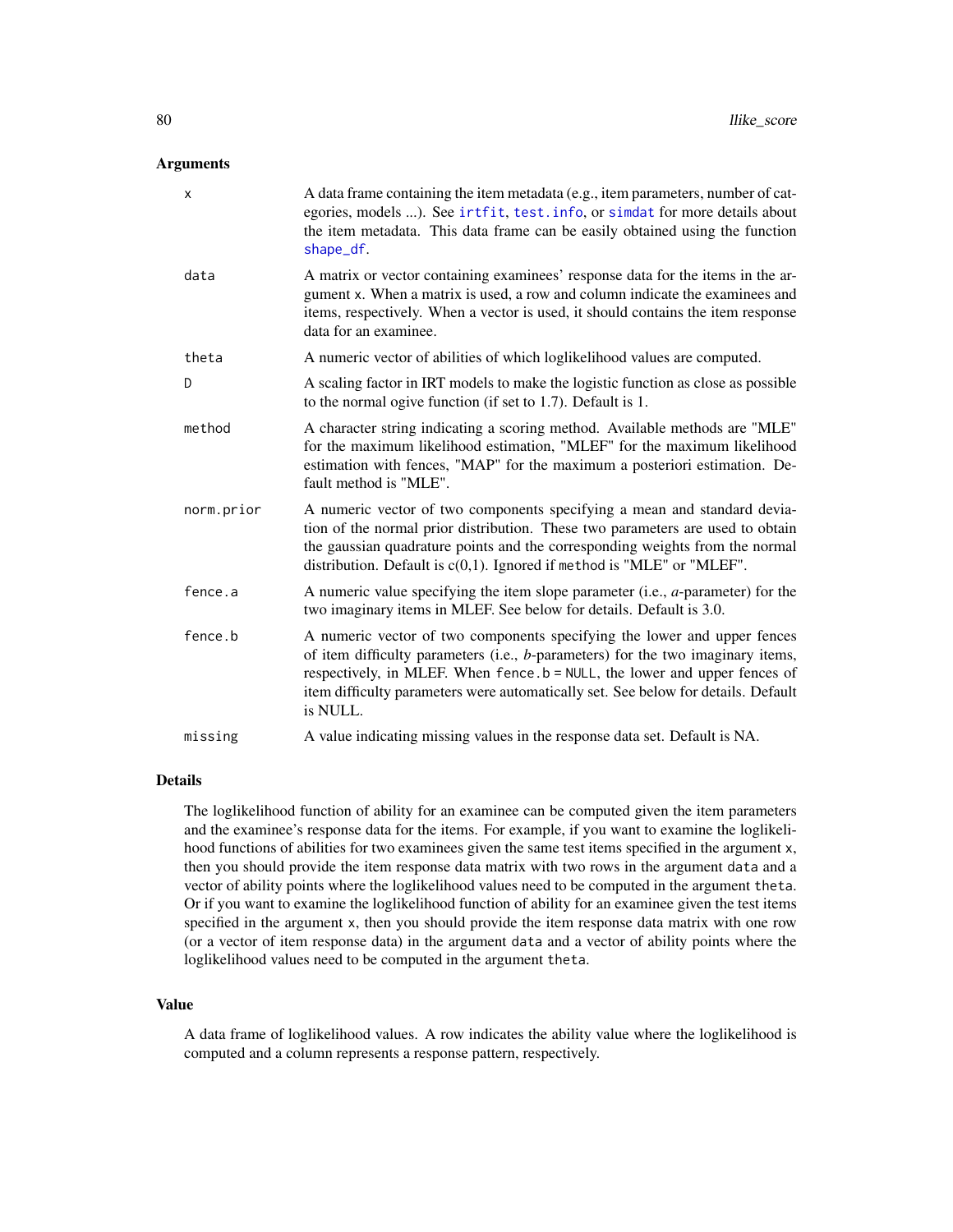## Arguments

| | |
|---|---|
| x | A data frame containing the item metadata (e.g., item parameters, number of categories, models ...). See irtfit, test.info, or simdat for more details about the item metadata. This data frame can be easily obtained using the function shape_df. |
| data | A matrix or vector containing examinees' response data for the items in the argument x. When a matrix is used, a row and column indicate the examinees and items, respectively. When a vector is used, it should contains the item response data for an examinee. |
| theta | A numeric vector of abilities of which loglikelihood values are computed. |
| D | A scaling factor in IRT models to make the logistic function as close as possible to the normal ogive function (if set to 1.7). Default is 1. |
| method | A character string indicating a scoring method. Available methods are "MLE" for the maximum likelihood estimation, "MLEF" for the maximum likelihood estimation with fences, "MAP" for the maximum a posteriori estimation. Default method is "MLE". |
| norm.prior | A numeric vector of two components specifying a mean and standard deviation of the normal prior distribution. These two parameters are used to obtain the gaussian quadrature points and the corresponding weights from the normal distribution. Default is c(0,1). Ignored if method is "MLE" or "MLEF". |
| fence.a | A numeric value specifying the item slope parameter (i.e., *a*-parameter) for the two imaginary items in MLEF. See below for details. Default is 3.0. |
| fence.b | A numeric vector of two components specifying the lower and upper fences of item difficulty parameters (i.e., *b*-parameters) for the two imaginary items, respectively, in MLEF. When fence.b = NULL, the lower and upper fences of item difficulty parameters were automatically set. See below for details. Default is NULL. |
| missing | A value indicating missing values in the response data set. Default is NA. |

## Details

The loglikelihood function of ability for an examinee can be computed given the item parameters and the examinee's response data for the items. For example, if you want to examine the loglikelihood functions of abilities for two examinees given the same test items specified in the argument x, then you should provide the item response data matrix with two rows in the argument data and a vector of ability points where the loglikelihood values need to be computed in the argument theta. Or if you want to examine the loglikelihood function of ability for an examinee given the test items specified in the argument x, then you should provide the item response data matrix with one row (or a vector of item response data) in the argument data and a vector of ability points where the loglikelihood values need to be computed in the argument theta.

## Value

A data frame of loglikelihood values. A row indicates the ability value where the loglikelihood is computed and a column represents a response pattern, respectively.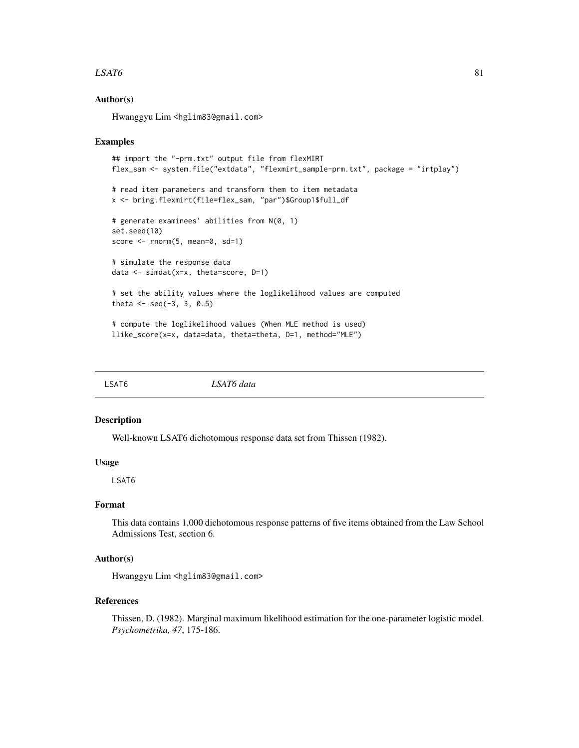### Author(s)

Hwanggyu Lim <hglim83@gmail.com>

### Examples

```
## import the "-prm.txt" output file from flexMIRT
flex_sam <- system.file("extdata", "flexmirt_sample-prm.txt", package = "irtplay")

# read item parameters and transform them to item metadata
x <- bring.flexmirt(file=flex_sam, "par")$Group1$full_df

# generate examinees' abilities from N(0, 1)
set.seed(10)
score <- rnorm(5, mean=0, sd=1)

# simulate the response data
data <- simdat(x=x, theta=score, D=1)

# set the ability values where the loglikelihood values are computed
theta <- seq(-3, 3, 0.5)

# compute the loglikelihood values (When MLE method is used)
llike_score(x=x, data=data, theta=theta, D=1, method="MLE")
```

---

## LSAT6 — *LSAT6 data*

### Description

Well-known LSAT6 dichotomous response data set from Thissen (1982).

### Usage

```
LSAT6
```

### Format

This data contains 1,000 dichotomous response patterns of five items obtained from the Law School Admissions Test, section 6.

### Author(s)

Hwanggyu Lim <hglim83@gmail.com>

### References

Thissen, D. (1982). Marginal maximum likelihood estimation for the one-parameter logistic model. *Psychometrika, 47*, 175-186.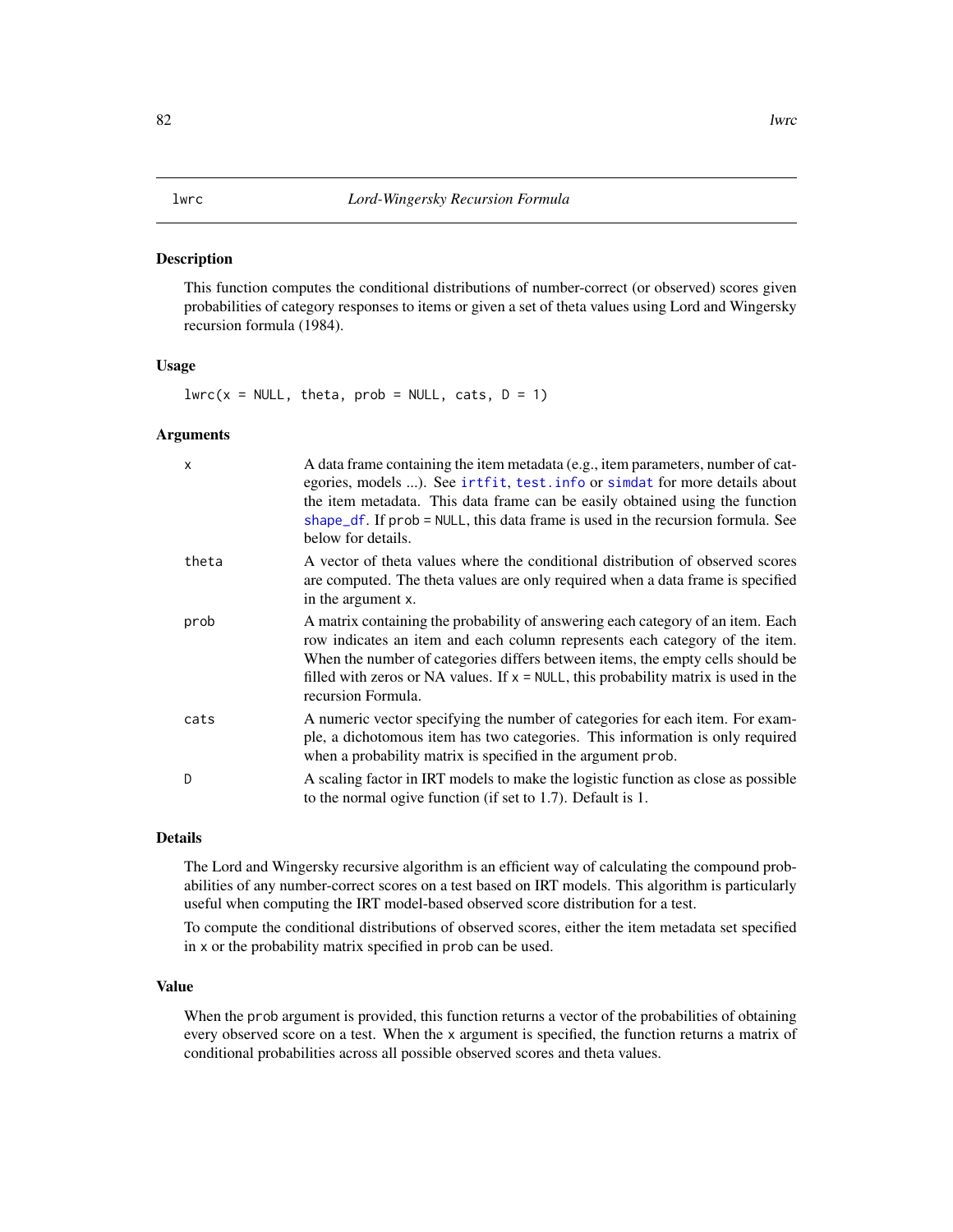lwrc — *Lord-Wingersky Recursion Formula*

## Description

This function computes the conditional distributions of number-correct (or observed) scores given probabilities of category responses to items or given a set of theta values using Lord and Wingersky recursion formula (1984).

## Usage

```
lwrc(x = NULL, theta, prob = NULL, cats, D = 1)
```

## Arguments

| | |
|---|---|
| x | A data frame containing the item metadata (e.g., item parameters, number of categories, models ...). See irtfit, test.info or simdat for more details about the item metadata. This data frame can be easily obtained using the function shape_df. If prob = NULL, this data frame is used in the recursion formula. See below for details. |
| theta | A vector of theta values where the conditional distribution of observed scores are computed. The theta values are only required when a data frame is specified in the argument x. |
| prob | A matrix containing the probability of answering each category of an item. Each row indicates an item and each column represents each category of the item. When the number of categories differs between items, the empty cells should be filled with zeros or NA values. If x = NULL, this probability matrix is used in the recursion Formula. |
| cats | A numeric vector specifying the number of categories for each item. For example, a dichotomous item has two categories. This information is only required when a probability matrix is specified in the argument prob. |
| D | A scaling factor in IRT models to make the logistic function as close as possible to the normal ogive function (if set to 1.7). Default is 1. |

## Details

The Lord and Wingersky recursive algorithm is an efficient way of calculating the compound probabilities of any number-correct scores on a test based on IRT models. This algorithm is particularly useful when computing the IRT model-based observed score distribution for a test.

To compute the conditional distributions of observed scores, either the item metadata set specified in x or the probability matrix specified in prob can be used.

## Value

When the prob argument is provided, this function returns a vector of the probabilities of obtaining every observed score on a test. When the x argument is specified, the function returns a matrix of conditional probabilities across all possible observed scores and theta values.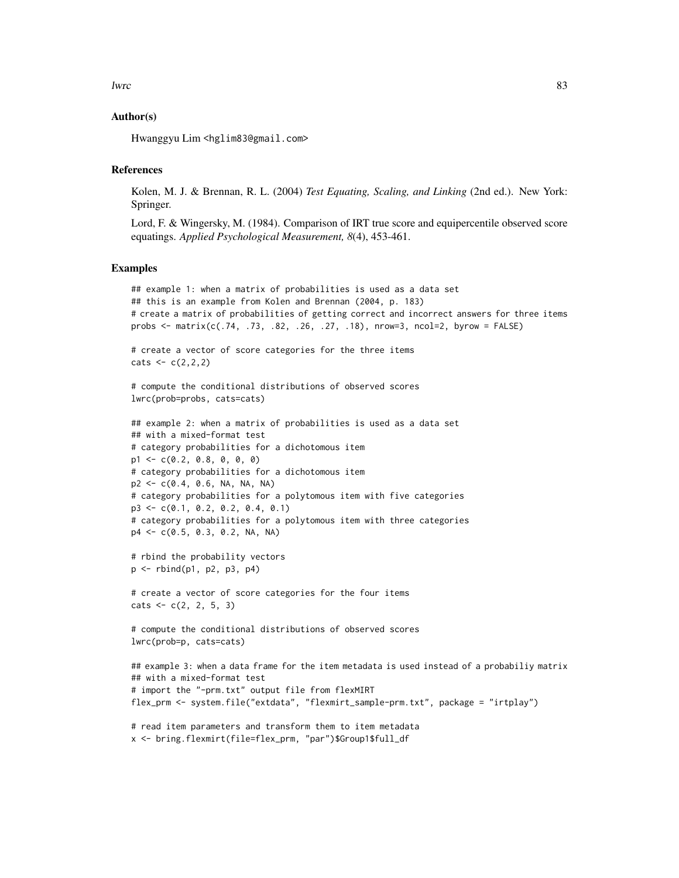### Author(s)

Hwanggyu Lim <hglim83@gmail.com>

### References

Kolen, M. J. & Brennan, R. L. (2004) *Test Equating, Scaling, and Linking* (2nd ed.). New York: Springer.

Lord, F. & Wingersky, M. (1984). Comparison of IRT true score and equipercentile observed score equatings. *Applied Psychological Measurement, 8*(4), 453-461.

### Examples

```
## example 1: when a matrix of probabilities is used as a data set
## this is an example from Kolen and Brennan (2004, p. 183)
# create a matrix of probabilities of getting correct and incorrect answers for three items
probs <- matrix(c(.74, .73, .82, .26, .27, .18), nrow=3, ncol=2, byrow = FALSE)

# create a vector of score categories for the three items
cats <- c(2,2,2)

# compute the conditional distributions of observed scores
lwrc(prob=probs, cats=cats)

## example 2: when a matrix of probabilities is used as a data set
## with a mixed-format test
# category probabilities for a dichotomous item
p1 <- c(0.2, 0.8, 0, 0, 0)
# category probabilities for a dichotomous item
p2 <- c(0.4, 0.6, NA, NA, NA)
# category probabilities for a polytomous item with five categories
p3 <- c(0.1, 0.2, 0.2, 0.4, 0.1)
# category probabilities for a polytomous item with three categories
p4 <- c(0.5, 0.3, 0.2, NA, NA)

# rbind the probability vectors
p <- rbind(p1, p2, p3, p4)

# create a vector of score categories for the four items
cats <- c(2, 2, 5, 3)

# compute the conditional distributions of observed scores
lwrc(prob=p, cats=cats)

## example 3: when a data frame for the item metadata is used instead of a probabiliy matrix
## with a mixed-format test
# import the "-prm.txt" output file from flexMIRT
flex_prm <- system.file("extdata", "flexmirt_sample-prm.txt", package = "irtplay")

# read item parameters and transform them to item metadata
x <- bring.flexmirt(file=flex_prm, "par")$Group1$full_df
```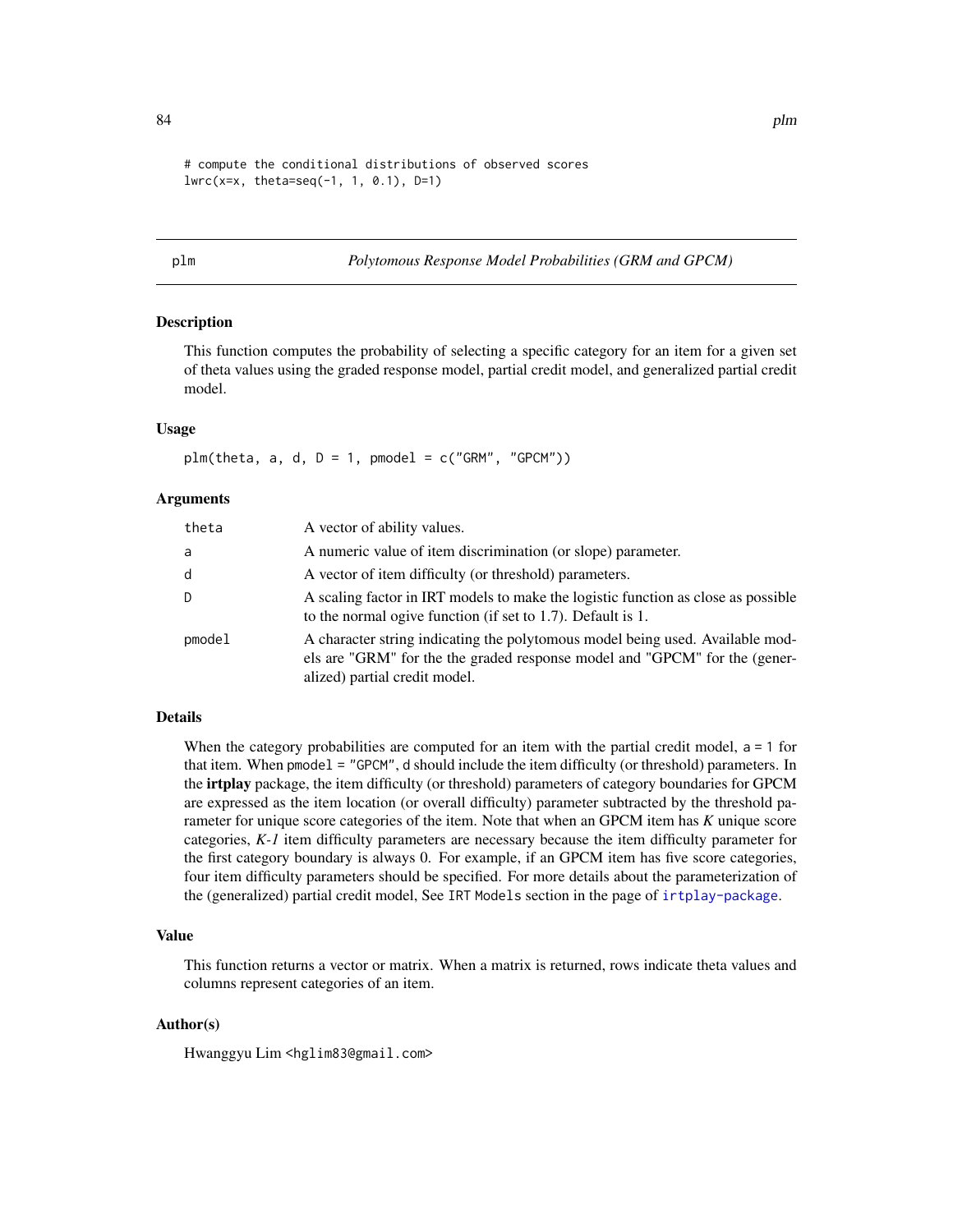```
# compute the conditional distributions of observed scores
lwrc(x=x, theta=seq(-1, 1, 0.1), D=1)
```

## plm — *Polytomous Response Model Probabilities (GRM and GPCM)*

### Description

This function computes the probability of selecting a specific category for an item for a given set of theta values using the graded response model, partial credit model, and generalized partial credit model.

### Usage

```
plm(theta, a, d, D = 1, pmodel = c("GRM", "GPCM"))
```

### Arguments

| | |
|---|---|
| `theta` | A vector of ability values. |
| `a` | A numeric value of item discrimination (or slope) parameter. |
| `d` | A vector of item difficulty (or threshold) parameters. |
| `D` | A scaling factor in IRT models to make the logistic function as close as possible to the normal ogive function (if set to 1.7). Default is 1. |
| `pmodel` | A character string indicating the polytomous model being used. Available models are "GRM" for the the graded response model and "GPCM" for the (generalized) partial credit model. |

### Details

When the category probabilities are computed for an item with the partial credit model, `a = 1` for that item. When `pmodel = "GPCM"`, `d` should include the item difficulty (or threshold) parameters. In the **irtplay** package, the item difficulty (or threshold) parameters of category boundaries for GPCM are expressed as the item location (or overall difficulty) parameter subtracted by the threshold parameter for unique score categories of the item. Note that when an GPCM item has *K* unique score categories, *K-1* item difficulty parameters are necessary because the item difficulty parameter for the first category boundary is always 0. For example, if an GPCM item has five score categories, four item difficulty parameters should be specified. For more details about the parameterization of the (generalized) partial credit model, See `IRT Models` section in the page of `irtplay-package`.

### Value

This function returns a vector or matrix. When a matrix is returned, rows indicate theta values and columns represent categories of an item.

### Author(s)

Hwanggyu Lim <hglim83@gmail.com>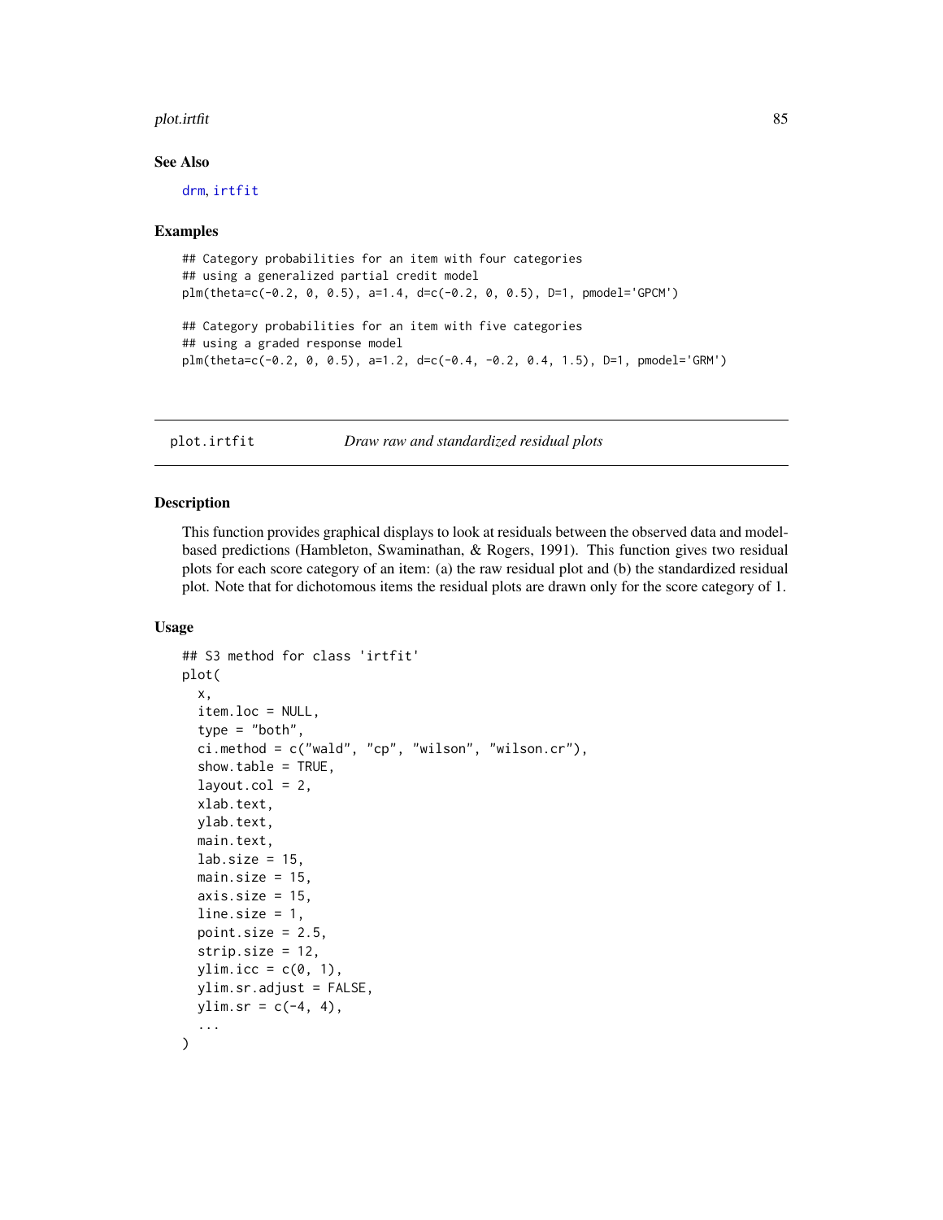### See Also

drm, irtfit

### Examples

```
## Category probabilities for an item with four categories
## using a generalized partial credit model
plm(theta=c(-0.2, 0, 0.5), a=1.4, d=c(-0.2, 0, 0.5), D=1, pmodel='GPCM')

## Category probabilities for an item with five categories
## using a graded response model
plm(theta=c(-0.2, 0, 0.5), a=1.2, d=c(-0.4, -0.2, 0.4, 1.5), D=1, pmodel='GRM')
```

---

## plot.irtfit — *Draw raw and standardized residual plots*

### Description

This function provides graphical displays to look at residuals between the observed data and model-based predictions (Hambleton, Swaminathan, & Rogers, 1991). This function gives two residual plots for each score category of an item: (a) the raw residual plot and (b) the standardized residual plot. Note that for dichotomous items the residual plots are drawn only for the score category of 1.

### Usage

```
## S3 method for class 'irtfit'
plot(
  x,
  item.loc = NULL,
  type = "both",
  ci.method = c("wald", "cp", "wilson", "wilson.cr"),
  show.table = TRUE,
  layout.col = 2,
  xlab.text,
  ylab.text,
  main.text,
  lab.size = 15,
  main.size = 15,
  axis.size = 15,
  line.size = 1,
  point.size = 2.5,
  strip.size = 12,
  ylim.icc = c(0, 1),
  ylim.sr.adjust = FALSE,
  ylim.sr = c(-4, 4),
  ...
)
```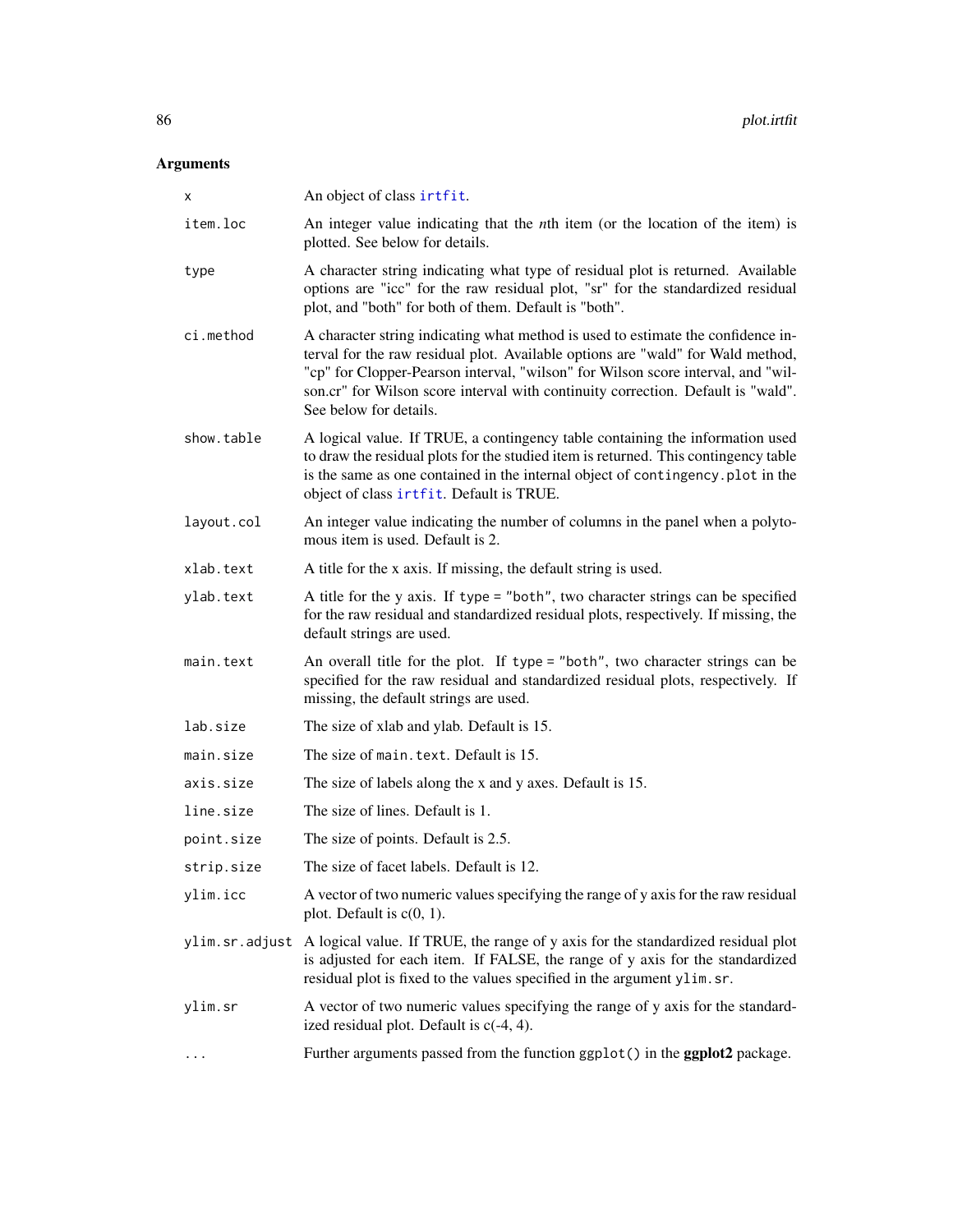## Arguments

| | |
|---|---|
| `x` | An object of class `irtfit`. |
| `item.loc` | An integer value indicating that the *n*th item (or the location of the item) is plotted. See below for details. |
| `type` | A character string indicating what type of residual plot is returned. Available options are "icc" for the raw residual plot, "sr" for the standardized residual plot, and "both" for both of them. Default is "both". |
| `ci.method` | A character string indicating what method is used to estimate the confidence interval for the raw residual plot. Available options are "wald" for Wald method, "cp" for Clopper-Pearson interval, "wilson" for Wilson score interval, and "wilson.cr" for Wilson score interval with continuity correction. Default is "wald". See below for details. |
| `show.table` | A logical value. If TRUE, a contingency table containing the information used to draw the residual plots for the studied item is returned. This contingency table is the same as one contained in the internal object of `contingency.plot` in the object of class `irtfit`. Default is TRUE. |
| `layout.col` | An integer value indicating the number of columns in the panel when a polytomous item is used. Default is 2. |
| `xlab.text` | A title for the x axis. If missing, the default string is used. |
| `ylab.text` | A title for the y axis. If `type = "both"`, two character strings can be specified for the raw residual and standardized residual plots, respectively. If missing, the default strings are used. |
| `main.text` | An overall title for the plot. If `type = "both"`, two character strings can be specified for the raw residual and standardized residual plots, respectively. If missing, the default strings are used. |
| `lab.size` | The size of xlab and ylab. Default is 15. |
| `main.size` | The size of `main.text`. Default is 15. |
| `axis.size` | The size of labels along the x and y axes. Default is 15. |
| `line.size` | The size of lines. Default is 1. |
| `point.size` | The size of points. Default is 2.5. |
| `strip.size` | The size of facet labels. Default is 12. |
| `ylim.icc` | A vector of two numeric values specifying the range of y axis for the raw residual plot. Default is c(0, 1). |
| `ylim.sr.adjust` | A logical value. If TRUE, the range of y axis for the standardized residual plot is adjusted for each item. If FALSE, the range of y axis for the standardized residual plot is fixed to the values specified in the argument `ylim.sr`. |
| `ylim.sr` | A vector of two numeric values specifying the range of y axis for the standardized residual plot. Default is c(-4, 4). |
| `...` | Further arguments passed from the function `ggplot()` in the **ggplot2** package. |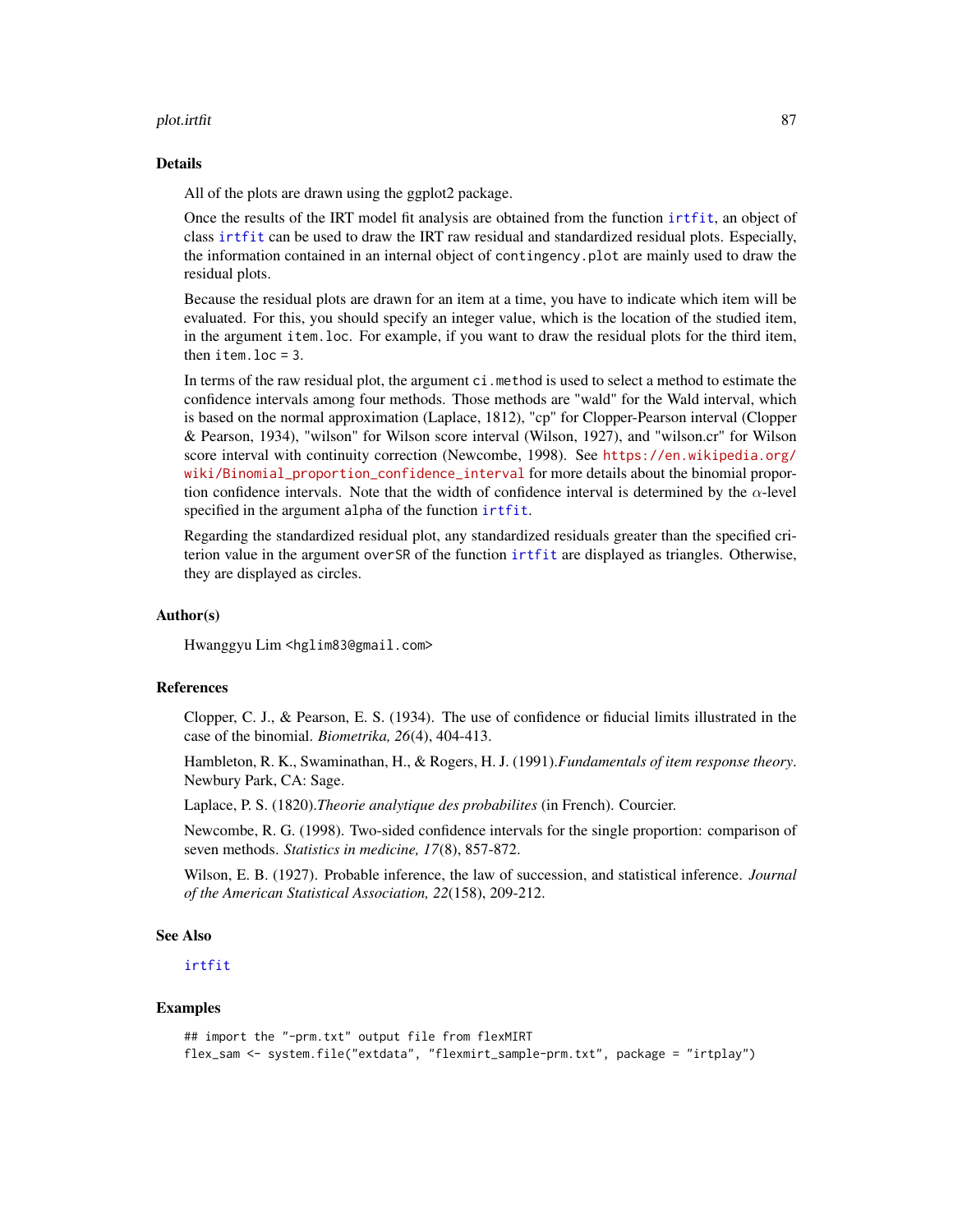## Details

All of the plots are drawn using the ggplot2 package.

Once the results of the IRT model fit analysis are obtained from the function `irtfit`, an object of class `irtfit` can be used to draw the IRT raw residual and standardized residual plots. Especially, the information contained in an internal object of `contingency.plot` are mainly used to draw the residual plots.

Because the residual plots are drawn for an item at a time, you have to indicate which item will be evaluated. For this, you should specify an integer value, which is the location of the studied item, in the argument `item.loc`. For example, if you want to draw the residual plots for the third item, then `item.loc = 3`.

In terms of the raw residual plot, the argument `ci.method` is used to select a method to estimate the confidence intervals among four methods. Those methods are "wald" for the Wald interval, which is based on the normal approximation (Laplace, 1812), "cp" for Clopper-Pearson interval (Clopper & Pearson, 1934), "wilson" for Wilson score interval (Wilson, 1927), and "wilson.cr" for Wilson score interval with continuity correction (Newcombe, 1998). See https://en.wikipedia.org/wiki/Binomial_proportion_confidence_interval for more details about the binomial proportion confidence intervals. Note that the width of confidence interval is determined by the $\alpha$-level specified in the argument `alpha` of the function `irtfit`.

Regarding the standardized residual plot, any standardized residuals greater than the specified criterion value in the argument `overSR` of the function `irtfit` are displayed as triangles. Otherwise, they are displayed as circles.

## Author(s)

Hwanggyu Lim <hglim83@gmail.com>

## References

Clopper, C. J., & Pearson, E. S. (1934). The use of confidence or fiducial limits illustrated in the case of the binomial. *Biometrika, 26*(4), 404-413.

Hambleton, R. K., Swaminathan, H., & Rogers, H. J. (1991).*Fundamentals of item response theory*. Newbury Park, CA: Sage.

Laplace, P. S. (1820).*Theorie analytique des probabilites* (in French). Courcier.

Newcombe, R. G. (1998). Two-sided confidence intervals for the single proportion: comparison of seven methods. *Statistics in medicine, 17*(8), 857-872.

Wilson, E. B. (1927). Probable inference, the law of succession, and statistical inference. *Journal of the American Statistical Association, 22*(158), 209-212.

## See Also

`irtfit`

## Examples

```
## import the "-prm.txt" output file from flexMIRT
flex_sam <- system.file("extdata", "flexmirt_sample-prm.txt", package = "irtplay")
```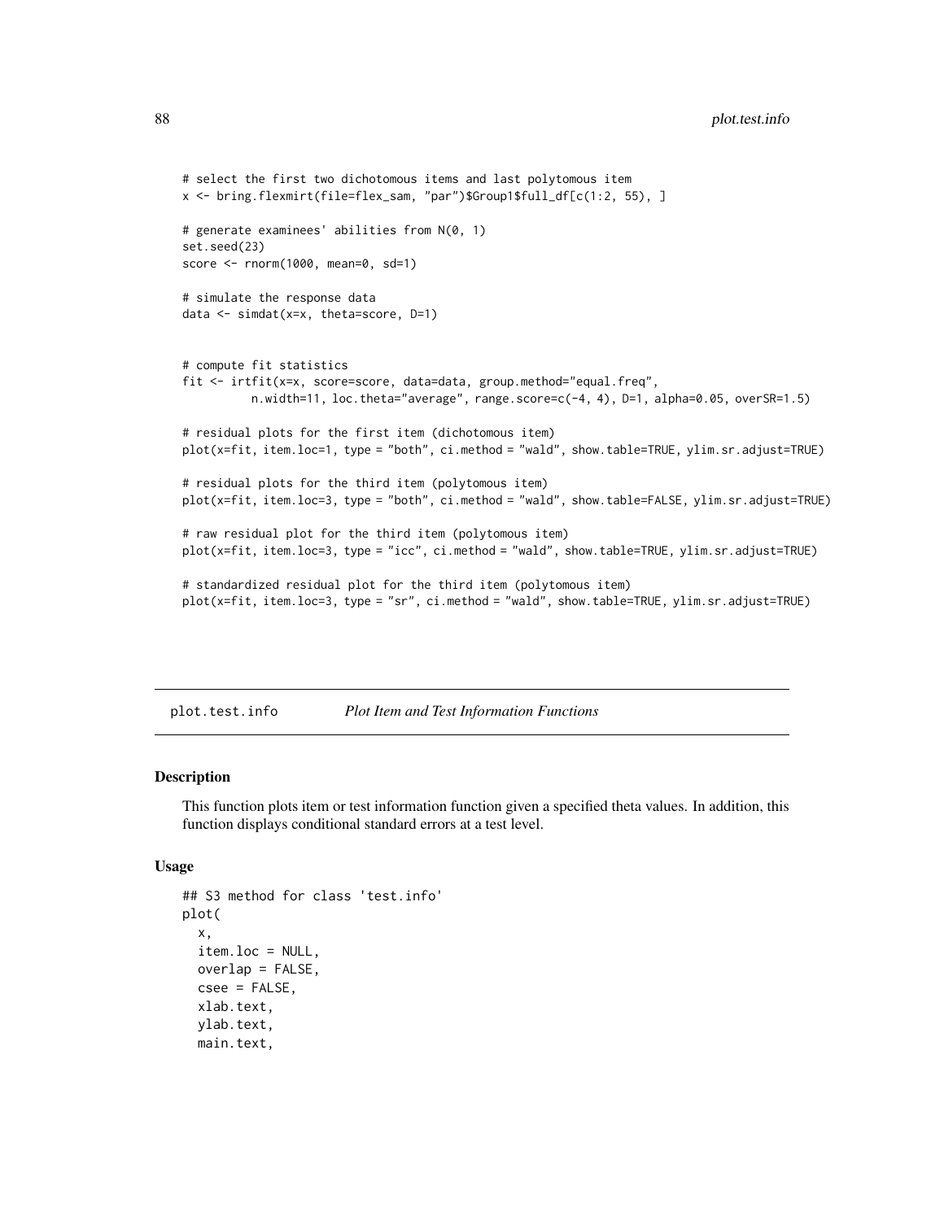```
# select the first two dichotomous items and last polytomous item
x <- bring.flexmirt(file=flex_sam, "par")$Group1$full_df[c(1:2, 55), ]

# generate examinees' abilities from N(0, 1)
set.seed(23)
score <- rnorm(1000, mean=0, sd=1)

# simulate the response data
data <- simdat(x=x, theta=score, D=1)


# compute fit statistics
fit <- irtfit(x=x, score=score, data=data, group.method="equal.freq",
          n.width=11, loc.theta="average", range.score=c(-4, 4), D=1, alpha=0.05, overSR=1.5)

# residual plots for the first item (dichotomous item)
plot(x=fit, item.loc=1, type = "both", ci.method = "wald", show.table=TRUE, ylim.sr.adjust=TRUE)

# residual plots for the third item (polytomous item)
plot(x=fit, item.loc=3, type = "both", ci.method = "wald", show.table=FALSE, ylim.sr.adjust=TRUE)

# raw residual plot for the third item (polytomous item)
plot(x=fit, item.loc=3, type = "icc", ci.method = "wald", show.table=TRUE, ylim.sr.adjust=TRUE)

# standardized residual plot for the third item (polytomous item)
plot(x=fit, item.loc=3, type = "sr", ci.method = "wald", show.table=TRUE, ylim.sr.adjust=TRUE)
```

## plot.test.info *Plot Item and Test Information Functions*

### Description

This function plots item or test information function given a specified theta values. In addition, this function displays conditional standard errors at a test level.

### Usage

```
## S3 method for class 'test.info'
plot(
  x,
  item.loc = NULL,
  overlap = FALSE,
  csee = FALSE,
  xlab.text,
  ylab.text,
  main.text,
```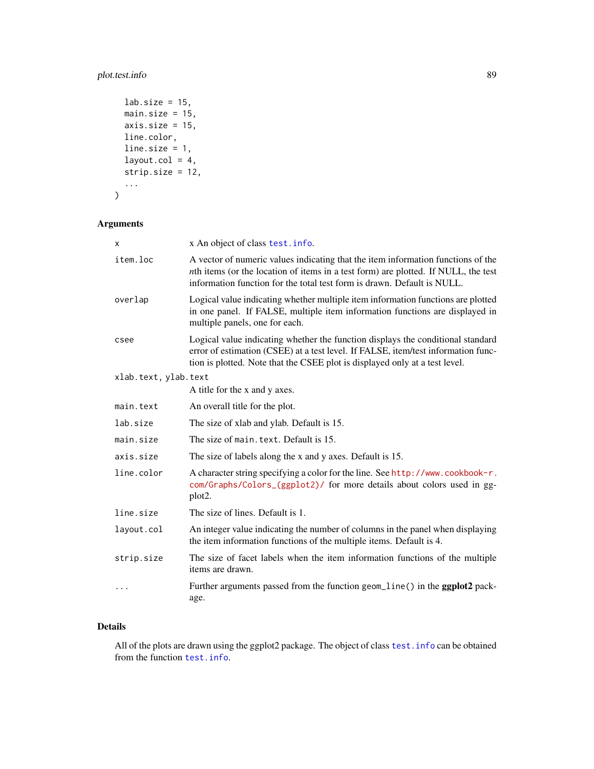```
  lab.size = 15,
  main.size = 15,
  axis.size = 15,
  line.color,
  line.size = 1,
  layout.col = 4,
  strip.size = 12,
  ...
)
```

## Arguments

| | |
|---|---|
| x | x An object of class test.info. |
| item.loc | A vector of numeric values indicating that the item information functions of the *n*th items (or the location of items in a test form) are plotted. If NULL, the test information function for the total test form is drawn. Default is NULL. |
| overlap | Logical value indicating whether multiple item information functions are plotted in one panel. If FALSE, multiple item information functions are displayed in multiple panels, one for each. |
| csee | Logical value indicating whether the function displays the conditional standard error of estimation (CSEE) at a test level. If FALSE, item/test information function is plotted. Note that the CSEE plot is displayed only at a test level. |
| xlab.text, ylab.text | A title for the x and y axes. |
| main.text | An overall title for the plot. |
| lab.size | The size of xlab and ylab. Default is 15. |
| main.size | The size of main.text. Default is 15. |
| axis.size | The size of labels along the x and y axes. Default is 15. |
| line.color | A character string specifying a color for the line. See http://www.cookbook-r.com/Graphs/Colors_(ggplot2)/ for more details about colors used in ggplot2. |
| line.size | The size of lines. Default is 1. |
| layout.col | An integer value indicating the number of columns in the panel when displaying the item information functions of the multiple items. Default is 4. |
| strip.size | The size of facet labels when the item information functions of the multiple items are drawn. |
| ... | Further arguments passed from the function geom_line() in the **ggplot2** package. |

## Details

All of the plots are drawn using the ggplot2 package. The object of class test.info can be obtained from the function test.info.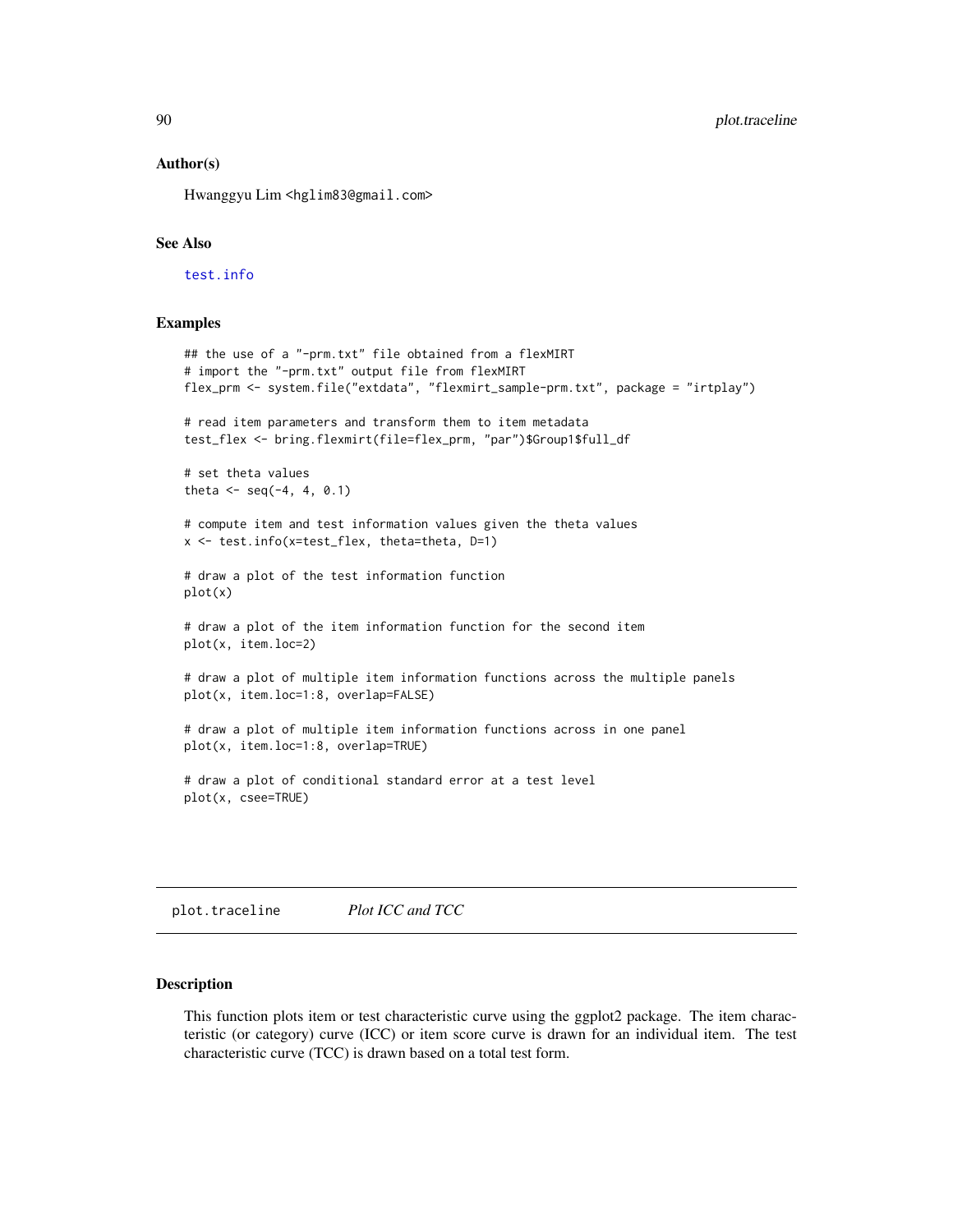### Author(s)

Hwanggyu Lim <hglim83@gmail.com>

### See Also

test.info

### Examples

```
## the use of a "-prm.txt" file obtained from a flexMIRT
# import the "-prm.txt" output file from flexMIRT
flex_prm <- system.file("extdata", "flexmirt_sample-prm.txt", package = "irtplay")

# read item parameters and transform them to item metadata
test_flex <- bring.flexmirt(file=flex_prm, "par")$Group1$full_df

# set theta values
theta <- seq(-4, 4, 0.1)

# compute item and test information values given the theta values
x <- test.info(x=test_flex, theta=theta, D=1)

# draw a plot of the test information function
plot(x)

# draw a plot of the item information function for the second item
plot(x, item.loc=2)

# draw a plot of multiple item information functions across the multiple panels
plot(x, item.loc=1:8, overlap=FALSE)

# draw a plot of multiple item information functions across in one panel
plot(x, item.loc=1:8, overlap=TRUE)

# draw a plot of conditional standard error at a test level
plot(x, csee=TRUE)
```

---

## plot.traceline *Plot ICC and TCC*

### Description

This function plots item or test characteristic curve using the ggplot2 package. The item characteristic (or category) curve (ICC) or item score curve is drawn for an individual item. The test characteristic curve (TCC) is drawn based on a total test form.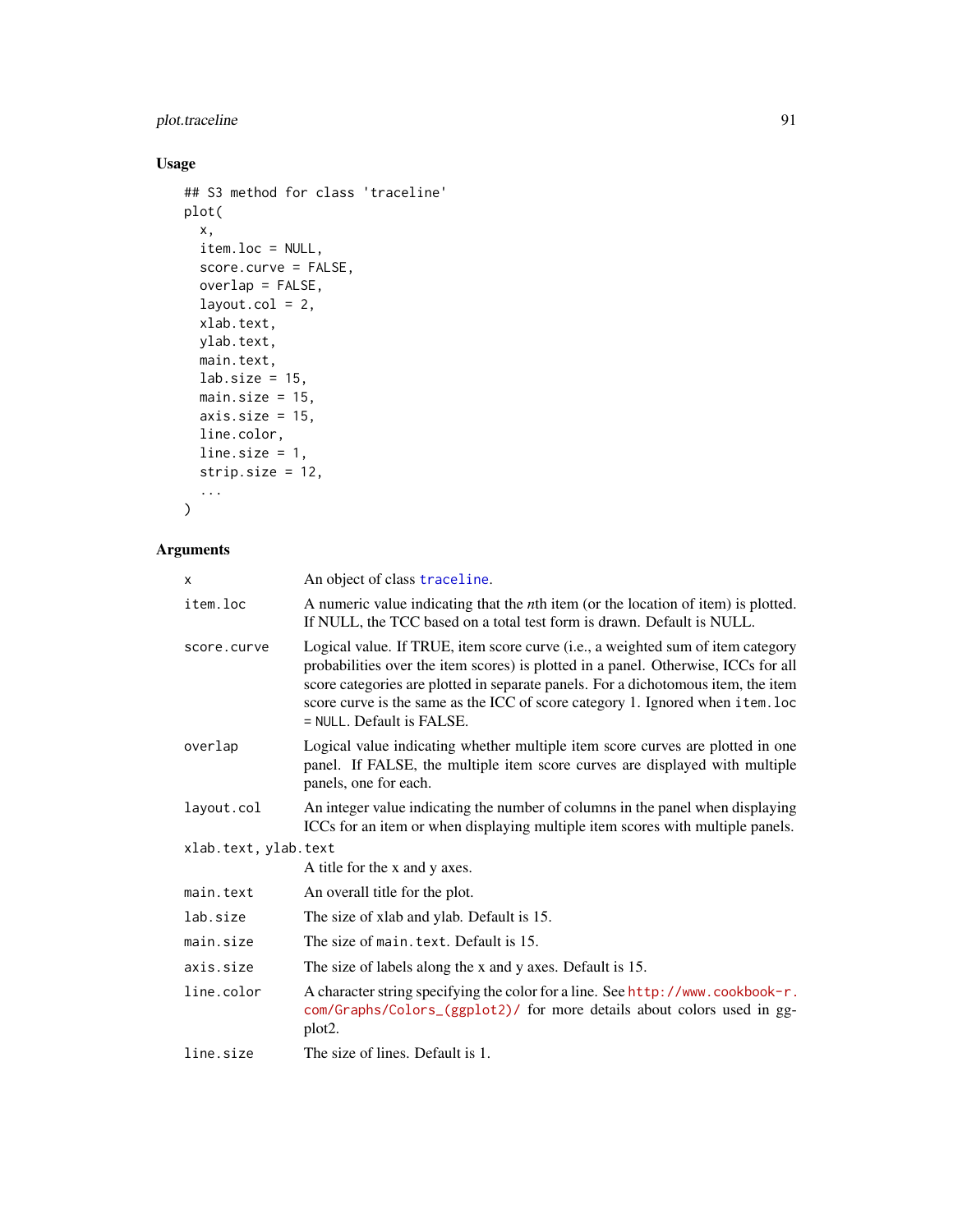## Usage

```
## S3 method for class 'traceline'
plot(
  x,
  item.loc = NULL,
  score.curve = FALSE,
  overlap = FALSE,
  layout.col = 2,
  xlab.text,
  ylab.text,
  main.text,
  lab.size = 15,
  main.size = 15,
  axis.size = 15,
  line.color,
  line.size = 1,
  strip.size = 12,
  ...
)
```

## Arguments

| Argument | Description |
|---|---|
| `x` | An object of class `traceline`. |
| `item.loc` | A numeric value indicating that the *n*th item (or the location of item) is plotted. If NULL, the TCC based on a total test form is drawn. Default is NULL. |
| `score.curve` | Logical value. If TRUE, item score curve (i.e., a weighted sum of item category probabilities over the item scores) is plotted in a panel. Otherwise, ICCs for all score categories are plotted in separate panels. For a dichotomous item, the item score curve is the same as the ICC of score category 1. Ignored when `item.loc = NULL`. Default is FALSE. |
| `overlap` | Logical value indicating whether multiple item score curves are plotted in one panel. If FALSE, the multiple item score curves are displayed with multiple panels, one for each. |
| `layout.col` | An integer value indicating the number of columns in the panel when displaying ICCs for an item or when displaying multiple item scores with multiple panels. |
| `xlab.text, ylab.text` | A title for the x and y axes. |
| `main.text` | An overall title for the plot. |
| `lab.size` | The size of xlab and ylab. Default is 15. |
| `main.size` | The size of `main.text`. Default is 15. |
| `axis.size` | The size of labels along the x and y axes. Default is 15. |
| `line.color` | A character string specifying the color for a line. See http://www.cookbook-r.com/Graphs/Colors_(ggplot2)/ for more details about colors used in ggplot2. |
| `line.size` | The size of lines. Default is 1. |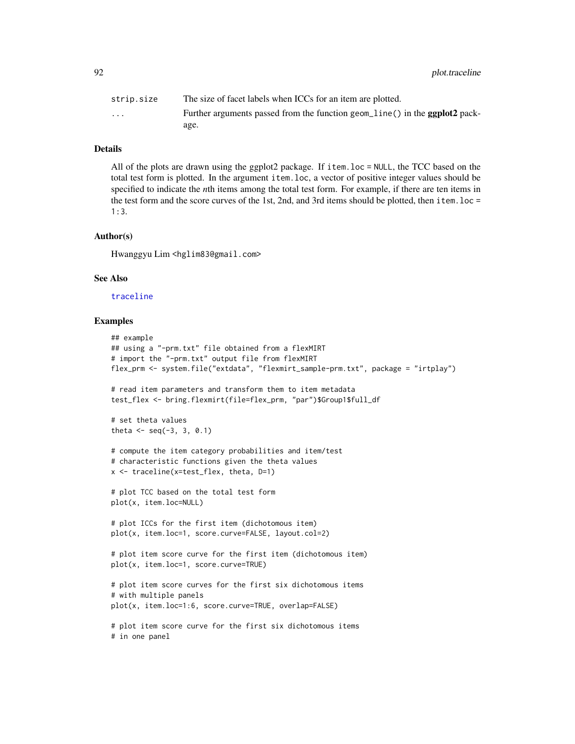| | |
|---|---|
| strip.size | The size of facet labels when ICCs for an item are plotted. |
| ... | Further arguments passed from the function geom_line() in the **ggplot2** package. |

### Details

All of the plots are drawn using the ggplot2 package. If item.loc = NULL, the TCC based on the total test form is plotted. In the argument item.loc, a vector of positive integer values should be specified to indicate the *n*th items among the total test form. For example, if there are ten items in the test form and the score curves of the 1st, 2nd, and 3rd items should be plotted, then item.loc = 1:3.

### Author(s)

Hwanggyu Lim <hglim83@gmail.com>

### See Also

traceline

### Examples

```
## example
## using a "-prm.txt" file obtained from a flexMIRT
# import the "-prm.txt" output file from flexMIRT
flex_prm <- system.file("extdata", "flexmirt_sample-prm.txt", package = "irtplay")

# read item parameters and transform them to item metadata
test_flex <- bring.flexmirt(file=flex_prm, "par")$Group1$full_df

# set theta values
theta <- seq(-3, 3, 0.1)

# compute the item category probabilities and item/test
# characteristic functions given the theta values
x <- traceline(x=test_flex, theta, D=1)

# plot TCC based on the total test form
plot(x, item.loc=NULL)

# plot ICCs for the first item (dichotomous item)
plot(x, item.loc=1, score.curve=FALSE, layout.col=2)

# plot item score curve for the first item (dichotomous item)
plot(x, item.loc=1, score.curve=TRUE)

# plot item score curves for the first six dichotomous items
# with multiple panels
plot(x, item.loc=1:6, score.curve=TRUE, overlap=FALSE)

# plot item score curve for the first six dichotomous items
# in one panel
```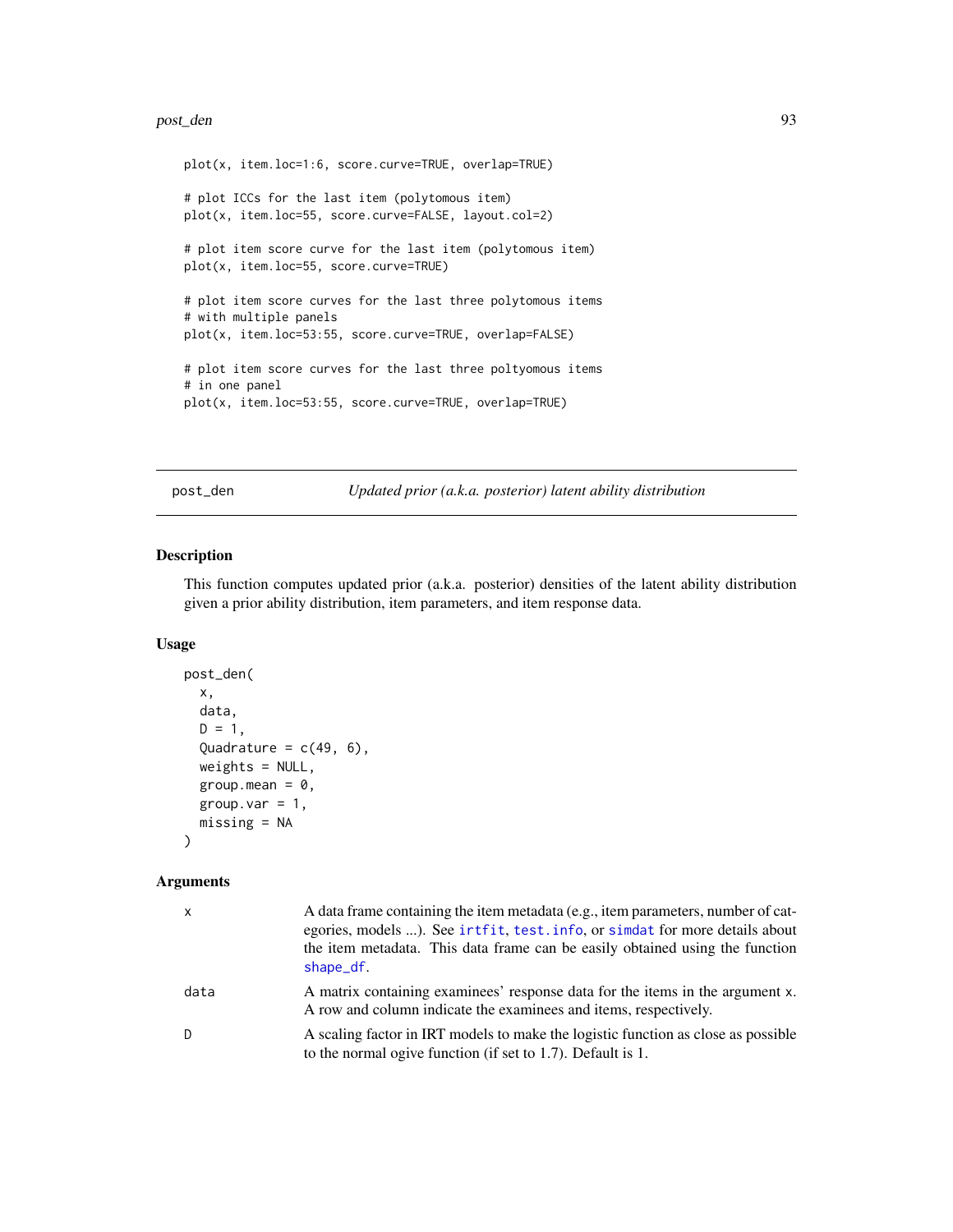```
plot(x, item.loc=1:6, score.curve=TRUE, overlap=TRUE)

# plot ICCs for the last item (polytomous item)
plot(x, item.loc=55, score.curve=FALSE, layout.col=2)

# plot item score curve for the last item (polytomous item)
plot(x, item.loc=55, score.curve=TRUE)

# plot item score curves for the last three polytomous items
# with multiple panels
plot(x, item.loc=53:55, score.curve=TRUE, overlap=FALSE)

# plot item score curves for the last three poltyomous items
# in one panel
plot(x, item.loc=53:55, score.curve=TRUE, overlap=TRUE)
```

---

## post_den *Updated prior (a.k.a. posterior) latent ability distribution*

### Description

This function computes updated prior (a.k.a. posterior) densities of the latent ability distribution given a prior ability distribution, item parameters, and item response data.

### Usage

```
post_den(
  x,
  data,
  D = 1,
  Quadrature = c(49, 6),
  weights = NULL,
  group.mean = 0,
  group.var = 1,
  missing = NA
)
```

### Arguments

| | |
|---|---|
| x | A data frame containing the item metadata (e.g., item parameters, number of categories, models ...). See irtfit, test.info, or simdat for more details about the item metadata. This data frame can be easily obtained using the function shape_df. |
| data | A matrix containing examinees' response data for the items in the argument x. A row and column indicate the examinees and items, respectively. |
| D | A scaling factor in IRT models to make the logistic function as close as possible to the normal ogive function (if set to 1.7). Default is 1. |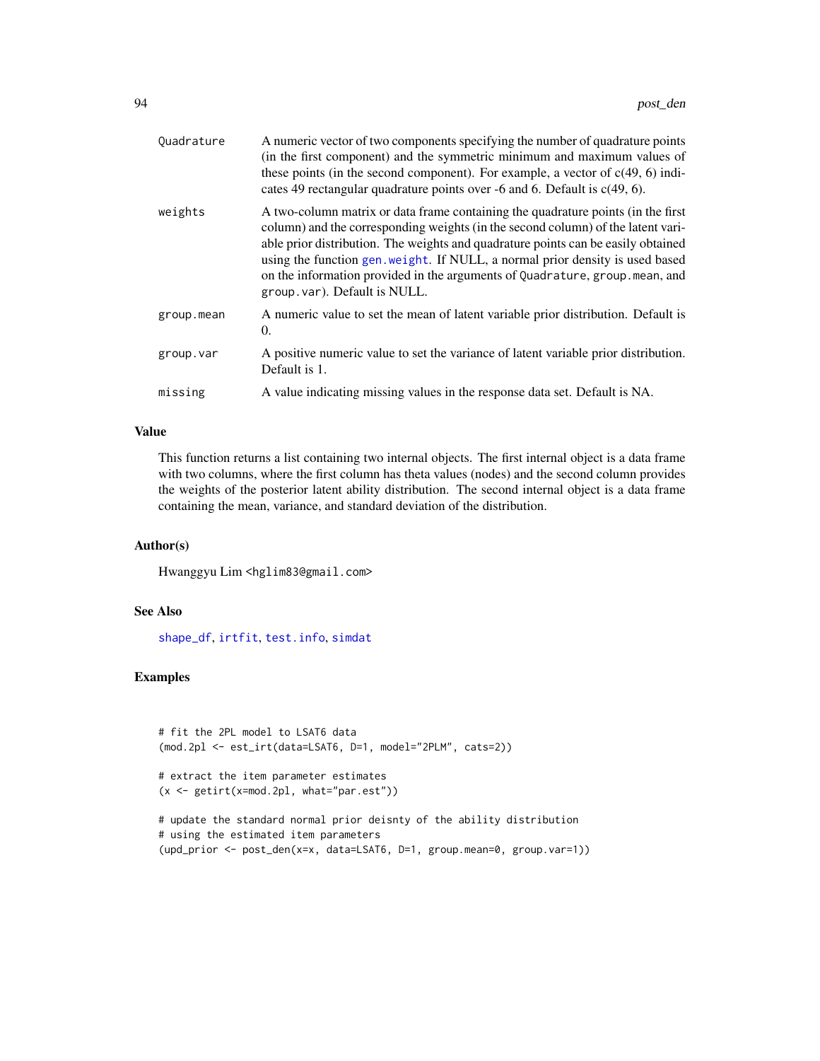| | |
|---|---|
| Quadrature | A numeric vector of two components specifying the number of quadrature points (in the first component) and the symmetric minimum and maximum values of these points (in the second component). For example, a vector of c(49, 6) indicates 49 rectangular quadrature points over -6 and 6. Default is c(49, 6). |
| weights | A two-column matrix or data frame containing the quadrature points (in the first column) and the corresponding weights (in the second column) of the latent variable prior distribution. The weights and quadrature points can be easily obtained using the function gen.weight. If NULL, a normal prior density is used based on the information provided in the arguments of Quadrature, group.mean, and group.var). Default is NULL. |
| group.mean | A numeric value to set the mean of latent variable prior distribution. Default is 0. |
| group.var | A positive numeric value to set the variance of latent variable prior distribution. Default is 1. |
| missing | A value indicating missing values in the response data set. Default is NA. |

## Value

This function returns a list containing two internal objects. The first internal object is a data frame with two columns, where the first column has theta values (nodes) and the second column provides the weights of the posterior latent ability distribution. The second internal object is a data frame containing the mean, variance, and standard deviation of the distribution.

## Author(s)

Hwanggyu Lim <hglim83@gmail.com>

## See Also

shape_df, irtfit, test.info, simdat

## Examples

```
# fit the 2PL model to LSAT6 data
(mod.2pl <- est_irt(data=LSAT6, D=1, model="2PLM", cats=2))

# extract the item parameter estimates
(x <- getirt(x=mod.2pl, what="par.est"))

# update the standard normal prior deisnty of the ability distribution
# using the estimated item parameters
(upd_prior <- post_den(x=x, data=LSAT6, D=1, group.mean=0, group.var=1))
```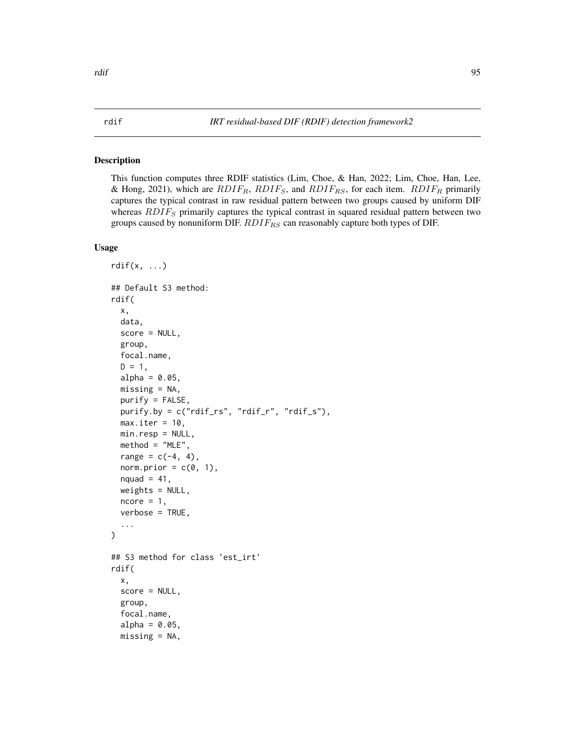rdif — *IRT residual-based DIF (RDIF) detection framework2*

## Description

This function computes three RDIF statistics (Lim, Choe, & Han, 2022; Lim, Choe, Han, Lee, & Hong, 2021), which are $RDIF_R$, $RDIF_S$, and $RDIF_{RS}$, for each item. $RDIF_R$ primarily captures the typical contrast in raw residual pattern between two groups caused by uniform DIF whereas $RDIF_S$ primarily captures the typical contrast in squared residual pattern between two groups caused by nonuniform DIF. $RDIF_{RS}$ can reasonably capture both types of DIF.

## Usage

```
rdif(x, ...)

## Default S3 method:
rdif(
  x,
  data,
  score = NULL,
  group,
  focal.name,
  D = 1,
  alpha = 0.05,
  missing = NA,
  purify = FALSE,
  purify.by = c("rdif_rs", "rdif_r", "rdif_s"),
  max.iter = 10,
  min.resp = NULL,
  method = "MLE",
  range = c(-4, 4),
  norm.prior = c(0, 1),
  nquad = 41,
  weights = NULL,
  ncore = 1,
  verbose = TRUE,
  ...
)

## S3 method for class 'est_irt'
rdif(
  x,
  score = NULL,
  group,
  focal.name,
  alpha = 0.05,
  missing = NA,
```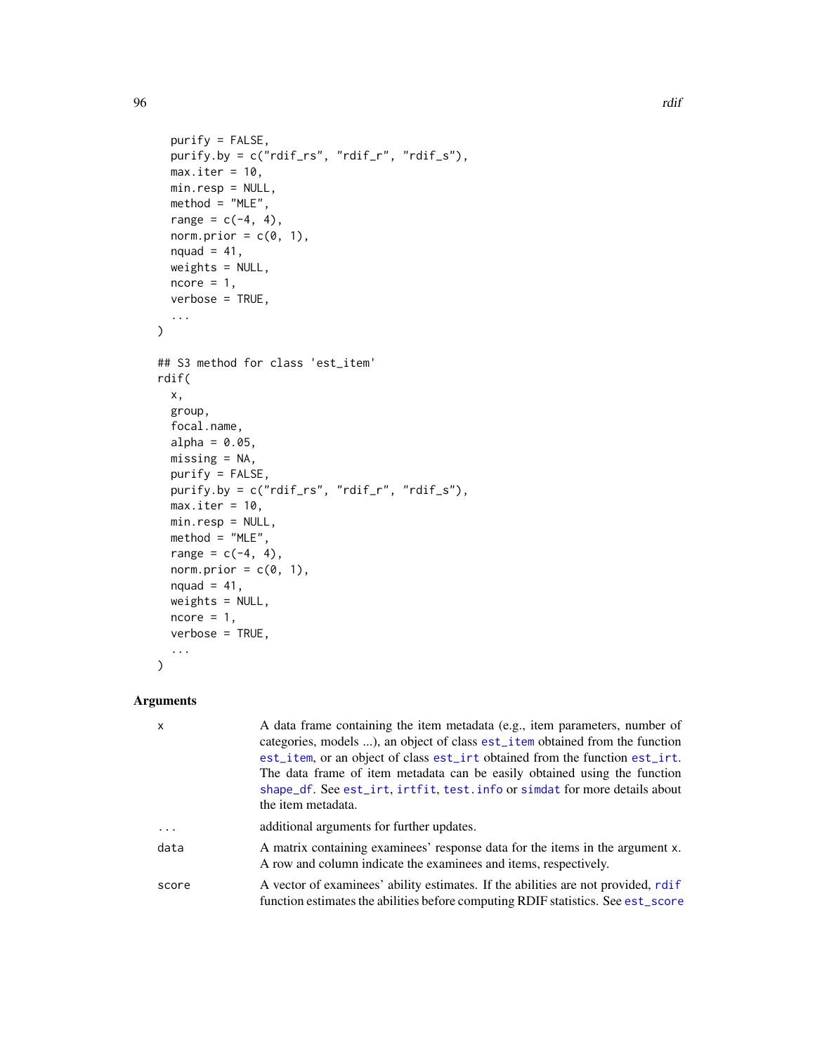```
  purify = FALSE,
  purify.by = c("rdif_rs", "rdif_r", "rdif_s"),
  max.iter = 10,
  min.resp = NULL,
  method = "MLE",
  range = c(-4, 4),
  norm.prior = c(0, 1),
  nquad = 41,
  weights = NULL,
  ncore = 1,
  verbose = TRUE,
  ...
)

## S3 method for class 'est_item'
rdif(
  x,
  group,
  focal.name,
  alpha = 0.05,
  missing = NA,
  purify = FALSE,
  purify.by = c("rdif_rs", "rdif_r", "rdif_s"),
  max.iter = 10,
  min.resp = NULL,
  method = "MLE",
  range = c(-4, 4),
  norm.prior = c(0, 1),
  nquad = 41,
  weights = NULL,
  ncore = 1,
  verbose = TRUE,
  ...
)
```

## Arguments

| | |
|---|---|
| `x` | A data frame containing the item metadata (e.g., item parameters, number of categories, models ...), an object of class `est_item` obtained from the function `est_item`, or an object of class `est_irt` obtained from the function `est_irt`. The data frame of item metadata can be easily obtained using the function `shape_df`. See `est_irt`, `irtfit`, `test.info` or `simdat` for more details about the item metadata. |
| `...` | additional arguments for further updates. |
| `data` | A matrix containing examinees' response data for the items in the argument x. A row and column indicate the examinees and items, respectively. |
| `score` | A vector of examinees' ability estimates. If the abilities are not provided, `rdif` function estimates the abilities before computing RDIF statistics. See `est_score` |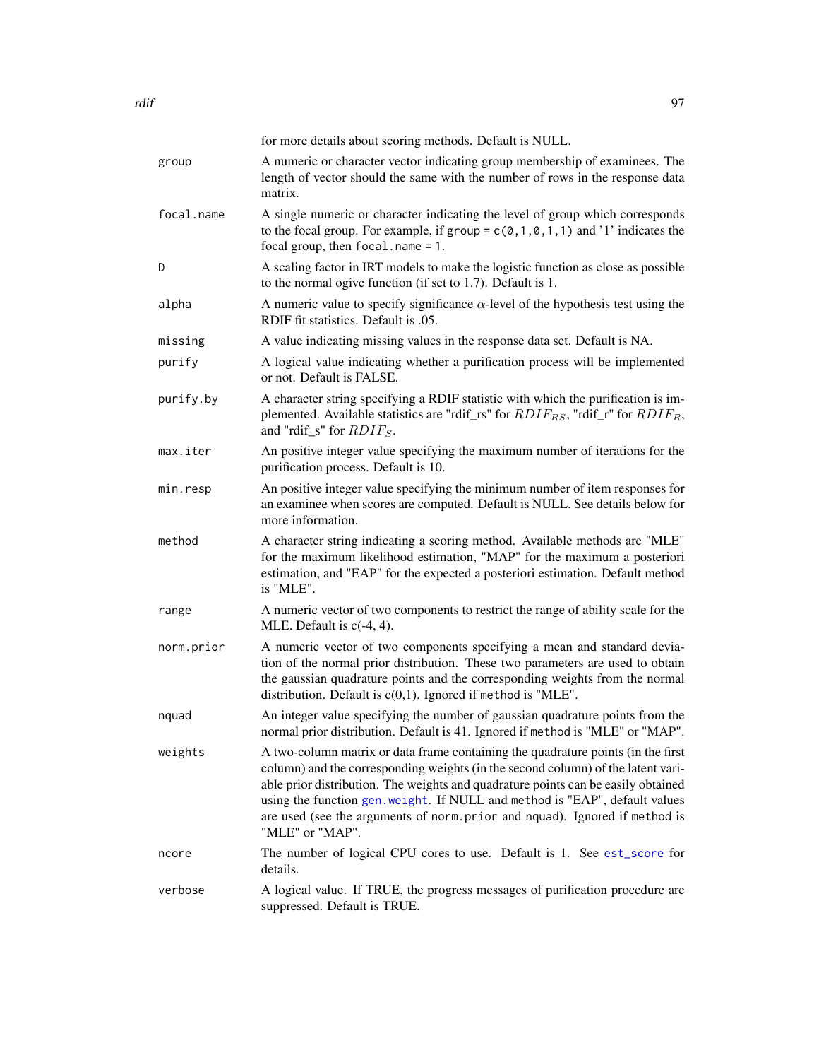for more details about scoring methods. Default is NULL.

| | |
|---|---|
| group | A numeric or character vector indicating group membership of examinees. The length of vector should the same with the number of rows in the response data matrix. |
| focal.name | A single numeric or character indicating the level of group which corresponds to the focal group. For example, if `group = c(0,1,0,1,1)` and '1' indicates the focal group, then `focal.name = 1`. |
| D | A scaling factor in IRT models to make the logistic function as close as possible to the normal ogive function (if set to 1.7). Default is 1. |
| alpha | A numeric value to specify significance $\alpha$-level of the hypothesis test using the RDIF fit statistics. Default is .05. |
| missing | A value indicating missing values in the response data set. Default is NA. |
| purify | A logical value indicating whether a purification process will be implemented or not. Default is FALSE. |
| purify.by | A character string specifying a RDIF statistic with which the purification is implemented. Available statistics are "rdif_rs" for $RDIF_{RS}$, "rdif_r" for $RDIF_{R}$, and "rdif_s" for $RDIF_{S}$. |
| max.iter | An positive integer value specifying the maximum number of iterations for the purification process. Default is 10. |
| min.resp | An positive integer value specifying the minimum number of item responses for an examinee when scores are computed. Default is NULL. See details below for more information. |
| method | A character string indicating a scoring method. Available methods are "MLE" for the maximum likelihood estimation, "MAP" for the maximum a posteriori estimation, and "EAP" for the expected a posteriori estimation. Default method is "MLE". |
| range | A numeric vector of two components to restrict the range of ability scale for the MLE. Default is c(-4, 4). |
| norm.prior | A numeric vector of two components specifying a mean and standard deviation of the normal prior distribution. These two parameters are used to obtain the gaussian quadrature points and the corresponding weights from the normal distribution. Default is c(0,1). Ignored if `method` is "MLE". |
| nquad | An integer value specifying the number of gaussian quadrature points from the normal prior distribution. Default is 41. Ignored if `method` is "MLE" or "MAP". |
| weights | A two-column matrix or data frame containing the quadrature points (in the first column) and the corresponding weights (in the second column) of the latent variable prior distribution. The weights and quadrature points can be easily obtained using the function `gen.weight`. If NULL and `method` is "EAP", default values are used (see the arguments of `norm.prior` and `nquad`). Ignored if `method` is "MLE" or "MAP". |
| ncore | The number of logical CPU cores to use. Default is 1. See `est_score` for details. |
| verbose | A logical value. If TRUE, the progress messages of purification procedure are suppressed. Default is TRUE. |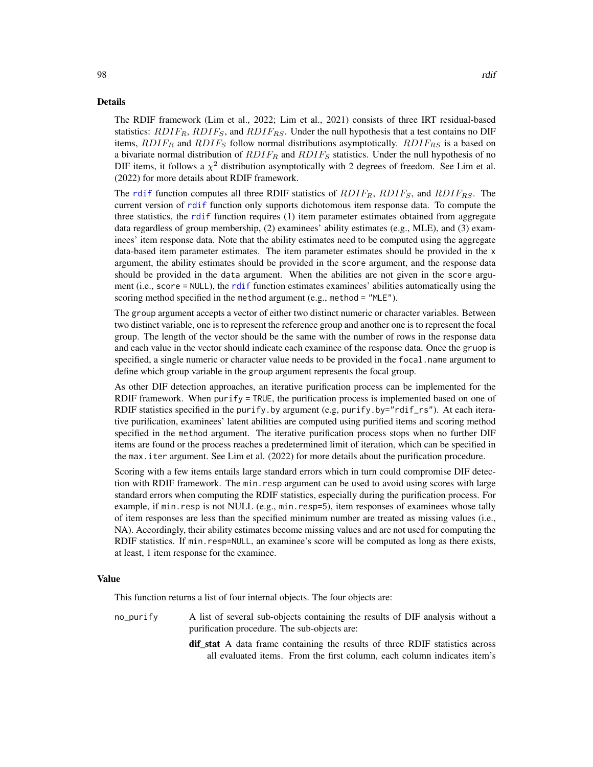## Details

The RDIF framework (Lim et al., 2022; Lim et al., 2021) consists of three IRT residual-based statistics: $RDIF_R$, $RDIF_S$, and $RDIF_{RS}$. Under the null hypothesis that a test contains no DIF items, $RDIF_R$ and $RDIF_S$ follow normal distributions asymptotically. $RDIF_{RS}$ is a based on a bivariate normal distribution of $RDIF_R$ and $RDIF_S$ statistics. Under the null hypothesis of no DIF items, it follows a $\chi^2$ distribution asymptotically with 2 degrees of freedom. See Lim et al. (2022) for more details about RDIF framework.

The rdif function computes all three RDIF statistics of $RDIF_R$, $RDIF_S$, and $RDIF_{RS}$. The current version of rdif function only supports dichotomous item response data. To compute the three statistics, the rdif function requires (1) item parameter estimates obtained from aggregate data regardless of group membership, (2) examinees' ability estimates (e.g., MLE), and (3) examinees' item response data. Note that the ability estimates need to be computed using the aggregate data-based item parameter estimates. The item parameter estimates should be provided in the x argument, the ability estimates should be provided in the score argument, and the response data should be provided in the data argument. When the abilities are not given in the score argument (i.e., score = NULL), the rdif function estimates examinees' abilities automatically using the scoring method specified in the method argument (e.g., method = "MLE").

The group argument accepts a vector of either two distinct numeric or character variables. Between two distinct variable, one is to represent the reference group and another one is to represent the focal group. The length of the vector should be the same with the number of rows in the response data and each value in the vector should indicate each examinee of the response data. Once the gruop is specified, a single numeric or character value needs to be provided in the focal.name argument to define which group variable in the group argument represents the focal group.

As other DIF detection approaches, an iterative purification process can be implemented for the RDIF framework. When purify = TRUE, the purification process is implemented based on one of RDIF statistics specified in the purify.by argument (e.g, purify.by="rdif_rs"). At each iterative purification, examinees' latent abilities are computed using purified items and scoring method specified in the method argument. The iterative purification process stops when no further DIF items are found or the process reaches a predetermined limit of iteration, which can be specified in the max.iter argument. See Lim et al. (2022) for more details about the purification procedure.

Scoring with a few items entails large standard errors which in turn could compromise DIF detection with RDIF framework. The min.resp argument can be used to avoid using scores with large standard errors when computing the RDIF statistics, especially during the purification process. For example, if min.resp is not NULL (e.g., min.resp=5), item responses of examinees whose tally of item responses are less than the specified minimum number are treated as missing values (i.e., NA). Accordingly, their ability estimates become missing values and are not used for computing the RDIF statistics. If min.resp=NULL, an examinee's score will be computed as long as there exists, at least, 1 item response for the examinee.

## Value

This function returns a list of four internal objects. The four objects are:

no_purify
: A list of several sub-objects containing the results of DIF analysis without a purification procedure. The sub-objects are:

  **dif_stat** A data frame containing the results of three RDIF statistics across all evaluated items. From the first column, each column indicates item's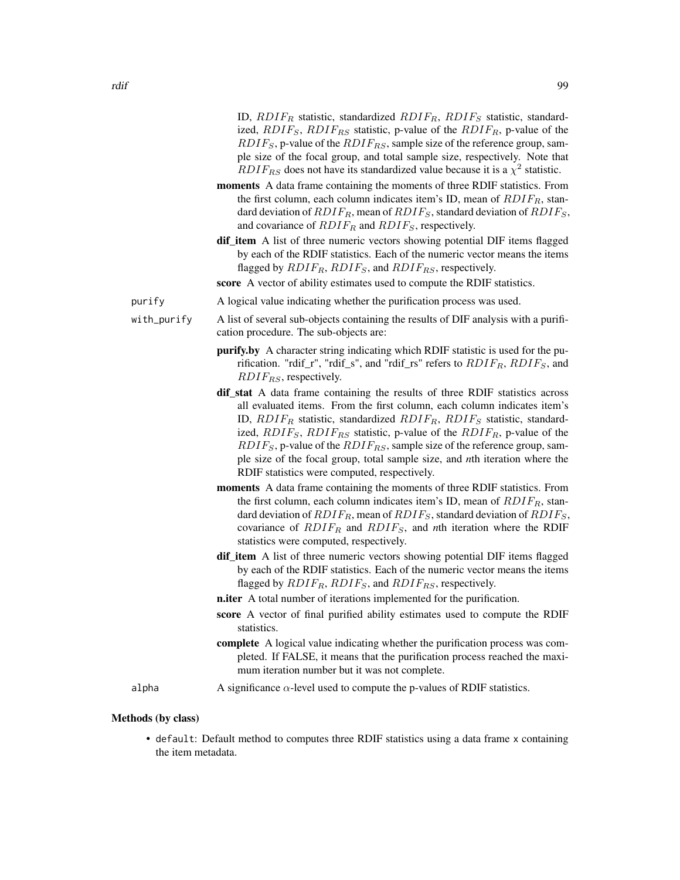ID, $RDIF_R$ statistic, standardized $RDIF_R$, $RDIF_S$ statistic, standardized, $RDIF_S$, $RDIF_{RS}$ statistic, p-value of the $RDIF_R$, p-value of the $RDIF_S$, p-value of the $RDIF_{RS}$, sample size of the reference group, sample size of the focal group, and total sample size, respectively. Note that $RDIF_{RS}$ does not have its standardized value because it is a $\chi^2$ statistic.

**moments** A data frame containing the moments of three RDIF statistics. From the first column, each column indicates item's ID, mean of $RDIF_R$, standard deviation of $RDIF_R$, mean of $RDIF_S$, standard deviation of $RDIF_S$, and covariance of $RDIF_R$ and $RDIF_S$, respectively.

**dif_item** A list of three numeric vectors showing potential DIF items flagged by each of the RDIF statistics. Each of the numeric vector means the items flagged by $RDIF_R$, $RDIF_S$, and $RDIF_{RS}$, respectively.

**score** A vector of ability estimates used to compute the RDIF statistics.

purify — A logical value indicating whether the purification process was used.

with_purify — A list of several sub-objects containing the results of DIF analysis with a purification procedure. The sub-objects are:

**purify.by** A character string indicating which RDIF statistic is used for the purification. "rdif_r", "rdif_s", and "rdif_rs" refers to $RDIF_R$, $RDIF_S$, and $RDIF_{RS}$, respectively.

**dif_stat** A data frame containing the results of three RDIF statistics across all evaluated items. From the first column, each column indicates item's ID, $RDIF_R$ statistic, standardized $RDIF_R$, $RDIF_S$ statistic, standardized, $RDIF_S$, $RDIF_{RS}$ statistic, p-value of the $RDIF_R$, p-value of the $RDIF_S$, p-value of the $RDIF_{RS}$, sample size of the reference group, sample size of the focal group, total sample size, and *n*th iteration where the RDIF statistics were computed, respectively.

**moments** A data frame containing the moments of three RDIF statistics. From the first column, each column indicates item's ID, mean of $RDIF_R$, standard deviation of $RDIF_R$, mean of $RDIF_S$, standard deviation of $RDIF_S$, covariance of $RDIF_R$ and $RDIF_S$, and *n*th iteration where the RDIF statistics were computed, respectively.

**dif_item** A list of three numeric vectors showing potential DIF items flagged by each of the RDIF statistics. Each of the numeric vector means the items flagged by $RDIF_R$, $RDIF_S$, and $RDIF_{RS}$, respectively.

**n.iter** A total number of iterations implemented for the purification.

**score** A vector of final purified ability estimates used to compute the RDIF statistics.

**complete** A logical value indicating whether the purification process was completed. If FALSE, it means that the purification process reached the maximum iteration number but it was not complete.

alpha — A significance $\alpha$-level used to compute the p-values of RDIF statistics.

### Methods (by class)

- `default`: Default method to computes three RDIF statistics using a data frame `x` containing the item metadata.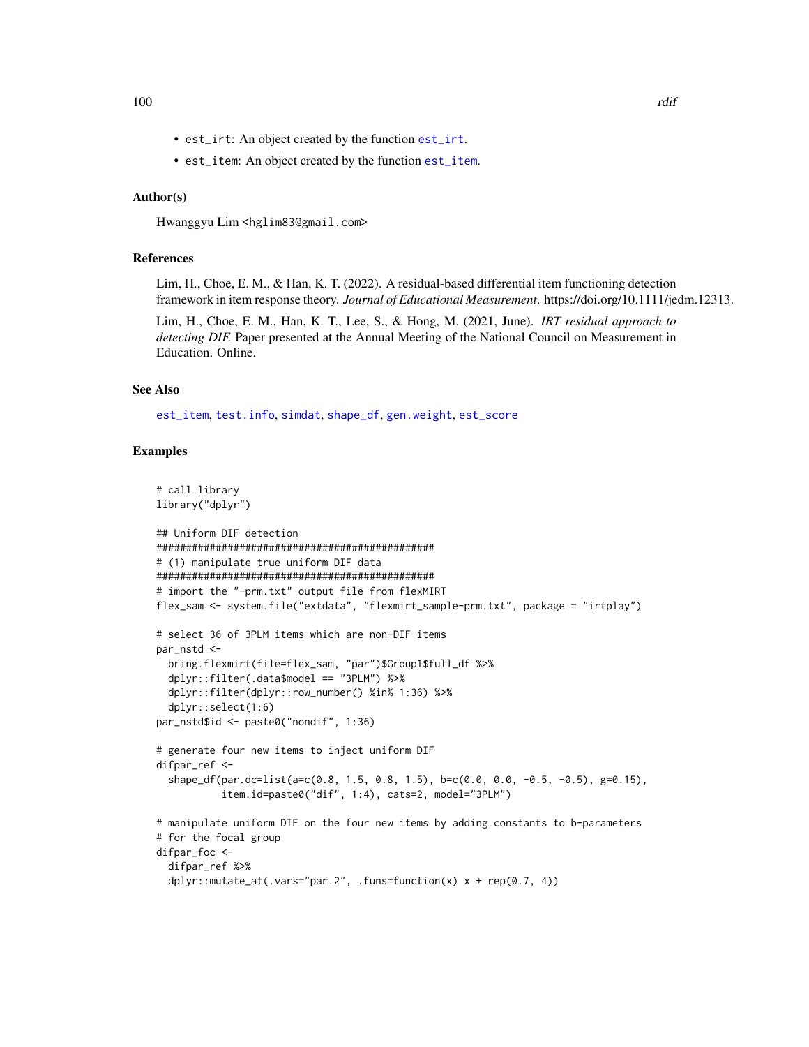- est_irt: An object created by the function est_irt.
- est_item: An object created by the function est_item.

### Author(s)

Hwanggyu Lim <hglim83@gmail.com>

### References

Lim, H., Choe, E. M., & Han, K. T. (2022). A residual-based differential item functioning detection framework in item response theory. *Journal of Educational Measurement*. https://doi.org/10.1111/jedm.12313.

Lim, H., Choe, E. M., Han, K. T., Lee, S., & Hong, M. (2021, June). *IRT residual approach to detecting DIF.* Paper presented at the Annual Meeting of the National Council on Measurement in Education. Online.

### See Also

est_item, test.info, simdat, shape_df, gen.weight, est_score

### Examples

```
# call library
library("dplyr")

## Uniform DIF detection
###############################################
# (1) manipulate true uniform DIF data
###############################################
# import the "-prm.txt" output file from flexMIRT
flex_sam <- system.file("extdata", "flexmirt_sample-prm.txt", package = "irtplay")

# select 36 of 3PLM items which are non-DIF items
par_nstd <-
  bring.flexmirt(file=flex_sam, "par")$Group1$full_df %>%
  dplyr::filter(.data$model == "3PLM") %>%
  dplyr::filter(dplyr::row_number() %in% 1:36) %>%
  dplyr::select(1:6)
par_nstd$id <- paste0("nondif", 1:36)

# generate four new items to inject uniform DIF
difpar_ref <-
  shape_df(par.dc=list(a=c(0.8, 1.5, 0.8, 1.5), b=c(0.0, 0.0, -0.5, -0.5), g=0.15),
           item.id=paste0("dif", 1:4), cats=2, model="3PLM")

# manipulate uniform DIF on the four new items by adding constants to b-parameters
# for the focal group
difpar_foc <-
  difpar_ref %>%
  dplyr::mutate_at(.vars="par.2", .funs=function(x) x + rep(0.7, 4))
```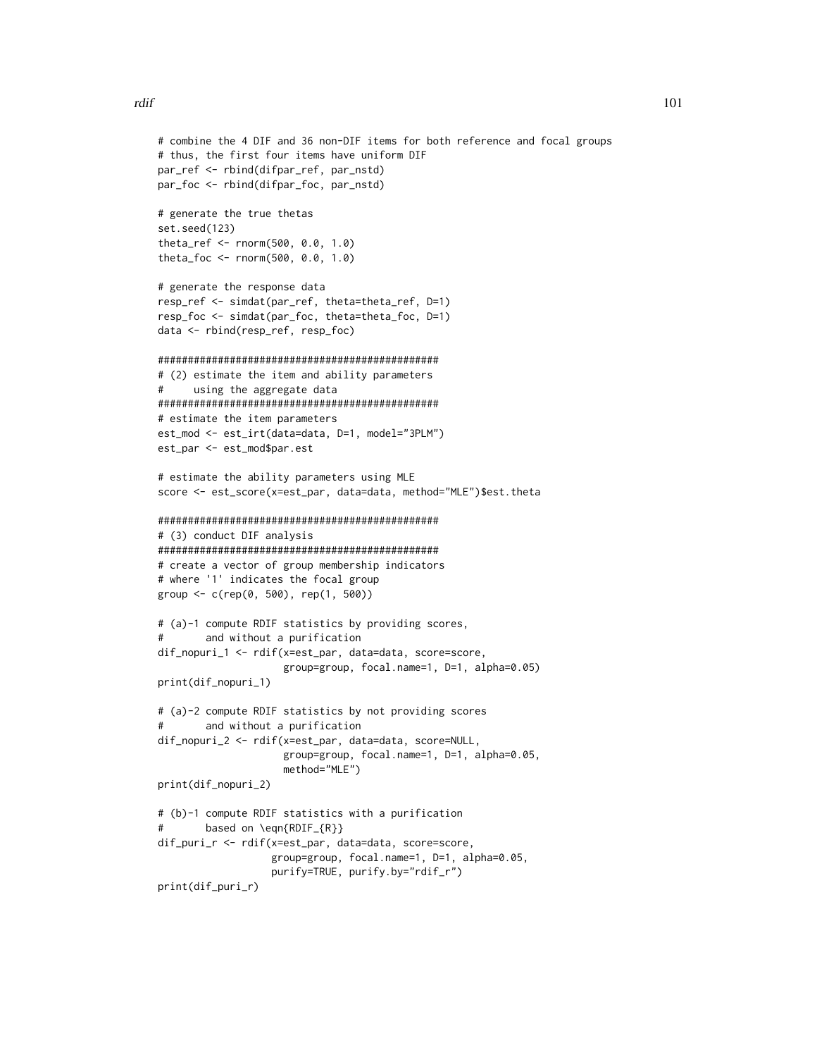```
# combine the 4 DIF and 36 non-DIF items for both reference and focal groups
# thus, the first four items have uniform DIF
par_ref <- rbind(difpar_ref, par_nstd)
par_foc <- rbind(difpar_foc, par_nstd)

# generate the true thetas
set.seed(123)
theta_ref <- rnorm(500, 0.0, 1.0)
theta_foc <- rnorm(500, 0.0, 1.0)

# generate the response data
resp_ref <- simdat(par_ref, theta=theta_ref, D=1)
resp_foc <- simdat(par_foc, theta=theta_foc, D=1)
data <- rbind(resp_ref, resp_foc)

###############################################
# (2) estimate the item and ability parameters
#     using the aggregate data
###############################################
# estimate the item parameters
est_mod <- est_irt(data=data, D=1, model="3PLM")
est_par <- est_mod$par.est

# estimate the ability parameters using MLE
score <- est_score(x=est_par, data=data, method="MLE")$est.theta

###############################################
# (3) conduct DIF analysis
###############################################
# create a vector of group membership indicators
# where '1' indicates the focal group
group <- c(rep(0, 500), rep(1, 500))

# (a)-1 compute RDIF statistics by providing scores,
#       and without a purification
dif_nopuri_1 <- rdif(x=est_par, data=data, score=score,
                     group=group, focal.name=1, D=1, alpha=0.05)
print(dif_nopuri_1)

# (a)-2 compute RDIF statistics by not providing scores
#       and without a purification
dif_nopuri_2 <- rdif(x=est_par, data=data, score=NULL,
                     group=group, focal.name=1, D=1, alpha=0.05,
                     method="MLE")
print(dif_nopuri_2)

# (b)-1 compute RDIF statistics with a purification
#       based on \eqn{RDIF_{R}}
dif_puri_r <- rdif(x=est_par, data=data, score=score,
                   group=group, focal.name=1, D=1, alpha=0.05,
                   purify=TRUE, purify.by="rdif_r")
print(dif_puri_r)
```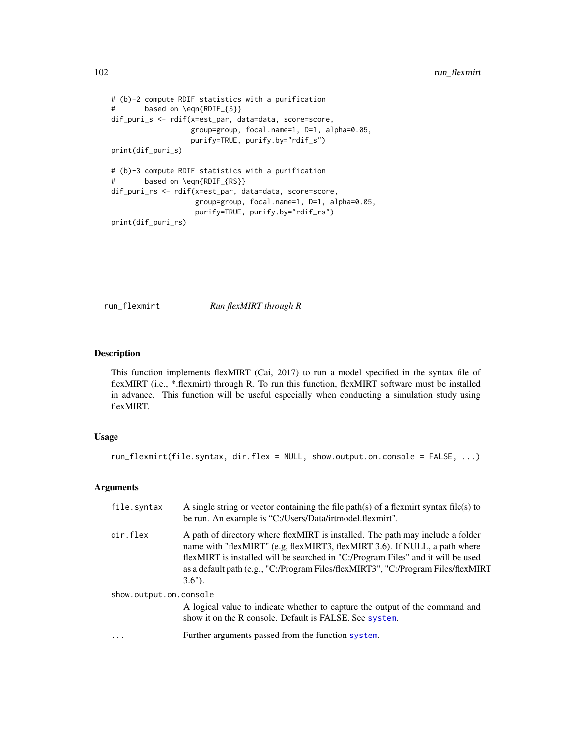```
# (b)-2 compute RDIF statistics with a purification
#       based on \eqn{RDIF_{S}}
dif_puri_s <- rdif(x=est_par, data=data, score=score,
                   group=group, focal.name=1, D=1, alpha=0.05,
                   purify=TRUE, purify.by="rdif_s")
print(dif_puri_s)

# (b)-3 compute RDIF statistics with a purification
#       based on \eqn{RDIF_{RS}}
dif_puri_rs <- rdif(x=est_par, data=data, score=score,
                    group=group, focal.name=1, D=1, alpha=0.05,
                    purify=TRUE, purify.by="rdif_rs")
print(dif_puri_rs)
```

---

## run_flexmirt — *Run flexMIRT through R*

### Description

This function implements flexMIRT (Cai, 2017) to run a model specified in the syntax file of flexMIRT (i.e., *.flexmirt) through R. To run this function, flexMIRT software must be installed in advance. This function will be useful especially when conducting a simulation study using flexMIRT.

### Usage

```
run_flexmirt(file.syntax, dir.flex = NULL, show.output.on.console = FALSE, ...)
```

### Arguments

| | |
|---|---|
| `file.syntax` | A single string or vector containing the file path(s) of a flexmirt syntax file(s) to be run. An example is "C:/Users/Data/irtmodel.flexmirt". |
| `dir.flex` | A path of directory where flexMIRT is installed. The path may include a folder name with "flexMIRT" (e.g, flexMIRT3, flexMIRT 3.6). If NULL, a path where flexMIRT is installed will be searched in "C:/Program Files" and it will be used as a default path (e.g., "C:/Program Files/flexMIRT3", "C:/Program Files/flexMIRT 3.6"). |
| `show.output.on.console` | A logical value to indicate whether to capture the output of the command and show it on the R console. Default is FALSE. See `system`. |
| `...` | Further arguments passed from the function `system`. |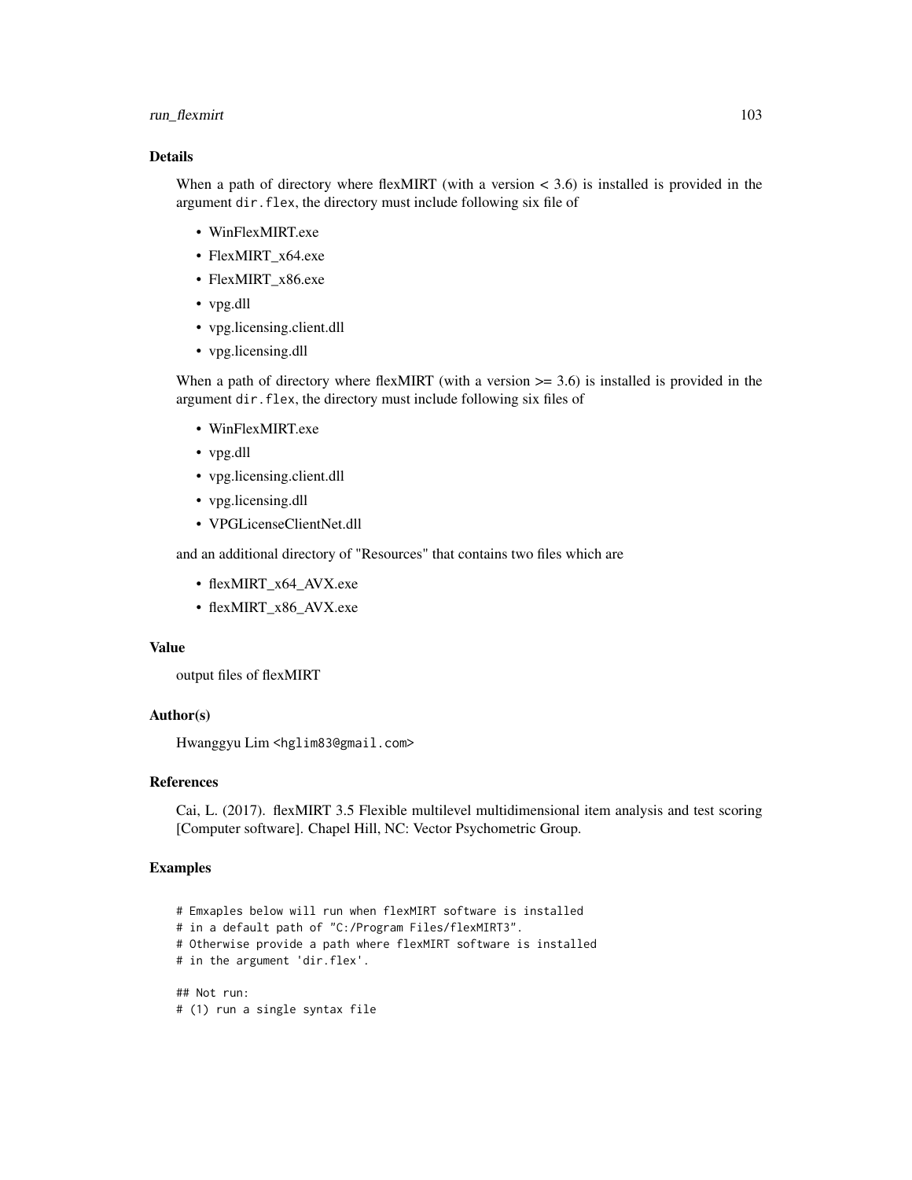## Details

When a path of directory where flexMIRT (with a version < 3.6) is installed is provided in the argument `dir.flex`, the directory must include following six file of

- WinFlexMIRT.exe
- FlexMIRT_x64.exe
- FlexMIRT_x86.exe
- vpg.dll
- vpg.licensing.client.dll
- vpg.licensing.dll

When a path of directory where flexMIRT (with a version >= 3.6) is installed is provided in the argument `dir.flex`, the directory must include following six files of

- WinFlexMIRT.exe
- vpg.dll
- vpg.licensing.client.dll
- vpg.licensing.dll
- VPGLicenseClientNet.dll

and an additional directory of "Resources" that contains two files which are

- flexMIRT_x64_AVX.exe
- flexMIRT_x86_AVX.exe

## Value

output files of flexMIRT

## Author(s)

Hwanggyu Lim <hglim83@gmail.com>

## References

Cai, L. (2017). flexMIRT 3.5 Flexible multilevel multidimensional item analysis and test scoring [Computer software]. Chapel Hill, NC: Vector Psychometric Group.

## Examples

```
# Emxaples below will run when flexMIRT software is installed
# in a default path of "C:/Program Files/flexMIRT3".
# Otherwise provide a path where flexMIRT software is installed
# in the argument 'dir.flex'.

## Not run:
# (1) run a single syntax file
```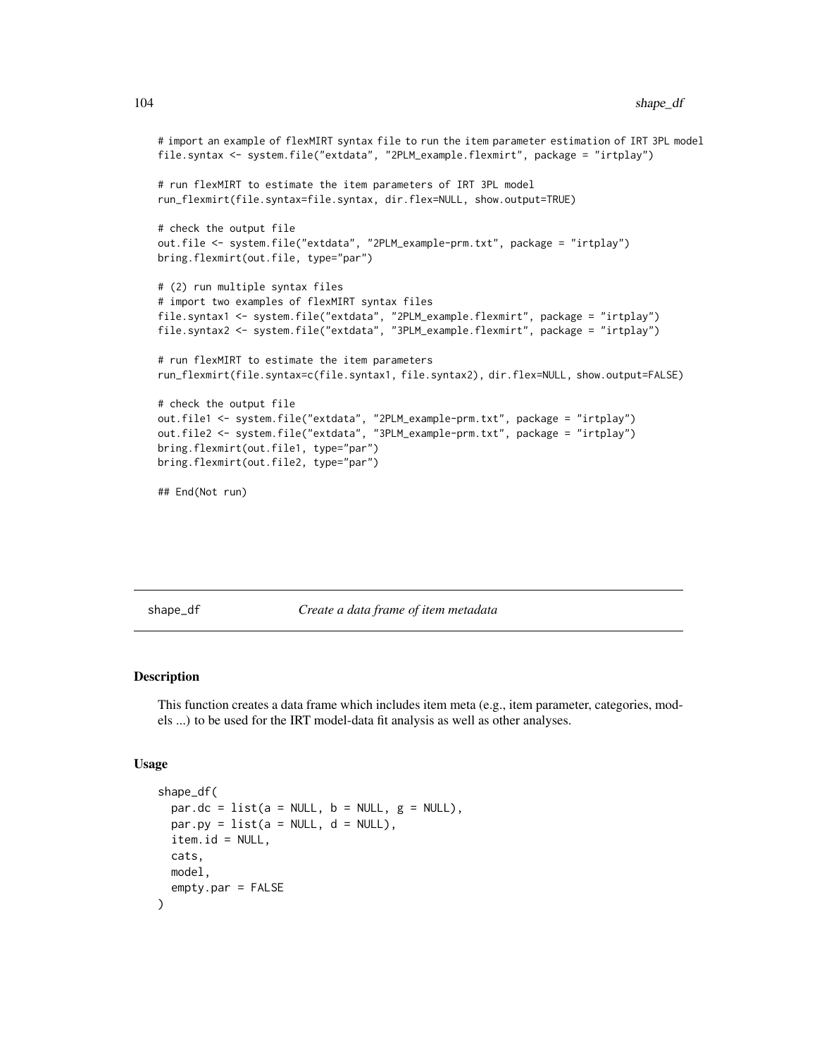```
# import an example of flexMIRT syntax file to run the item parameter estimation of IRT 3PL model
file.syntax <- system.file("extdata", "2PLM_example.flexmirt", package = "irtplay")

# run flexMIRT to estimate the item parameters of IRT 3PL model
run_flexmirt(file.syntax=file.syntax, dir.flex=NULL, show.output=TRUE)

# check the output file
out.file <- system.file("extdata", "2PLM_example-prm.txt", package = "irtplay")
bring.flexmirt(out.file, type="par")

# (2) run multiple syntax files
# import two examples of flexMIRT syntax files
file.syntax1 <- system.file("extdata", "2PLM_example.flexmirt", package = "irtplay")
file.syntax2 <- system.file("extdata", "3PLM_example.flexmirt", package = "irtplay")

# run flexMIRT to estimate the item parameters
run_flexmirt(file.syntax=c(file.syntax1, file.syntax2), dir.flex=NULL, show.output=FALSE)

# check the output file
out.file1 <- system.file("extdata", "2PLM_example-prm.txt", package = "irtplay")
out.file2 <- system.file("extdata", "3PLM_example-prm.txt", package = "irtplay")
bring.flexmirt(out.file1, type="par")
bring.flexmirt(out.file2, type="par")

## End(Not run)
```

## shape_df — *Create a data frame of item metadata*

### Description

This function creates a data frame which includes item meta (e.g., item parameter, categories, models ...) to be used for the IRT model-data fit analysis as well as other analyses.

### Usage

```
shape_df(
  par.dc = list(a = NULL, b = NULL, g = NULL),
  par.py = list(a = NULL, d = NULL),
  item.id = NULL,
  cats,
  model,
  empty.par = FALSE
)
```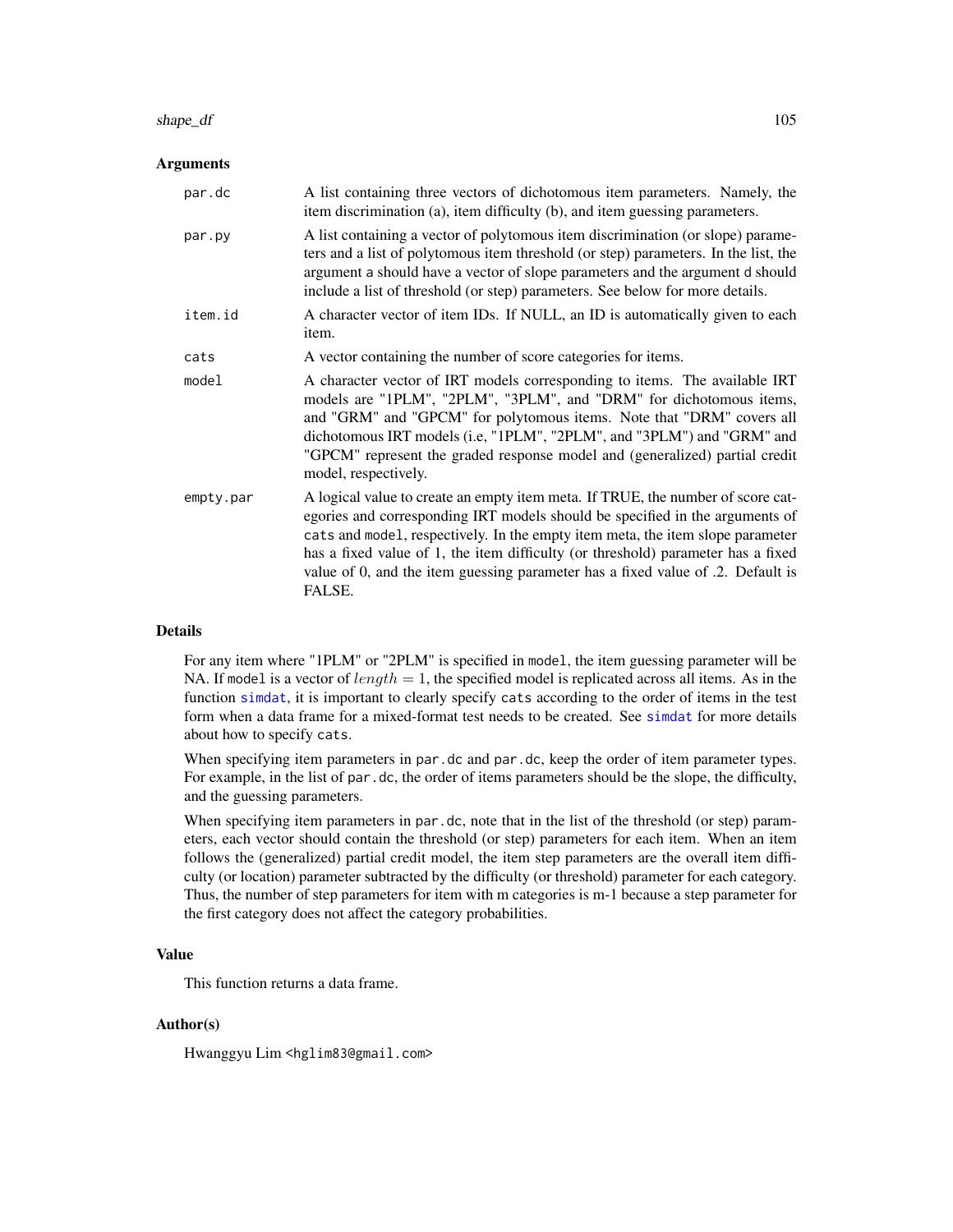## Arguments

| | |
|---|---|
| par.dc | A list containing three vectors of dichotomous item parameters. Namely, the item discrimination (a), item difficulty (b), and item guessing parameters. |
| par.py | A list containing a vector of polytomous item discrimination (or slope) parameters and a list of polytomous item threshold (or step) parameters. In the list, the argument a should have a vector of slope parameters and the argument d should include a list of threshold (or step) parameters. See below for more details. |
| item.id | A character vector of item IDs. If NULL, an ID is automatically given to each item. |
| cats | A vector containing the number of score categories for items. |
| model | A character vector of IRT models corresponding to items. The available IRT models are "1PLM", "2PLM", "3PLM", and "DRM" for dichotomous items, and "GRM" and "GPCM" for polytomous items. Note that "DRM" covers all dichotomous IRT models (i.e, "1PLM", "2PLM", and "3PLM") and "GRM" and "GPCM" represent the graded response model and (generalized) partial credit model, respectively. |
| empty.par | A logical value to create an empty item meta. If TRUE, the number of score categories and corresponding IRT models should be specified in the arguments of cats and model, respectively. In the empty item meta, the item slope parameter has a fixed value of 1, the item difficulty (or threshold) parameter has a fixed value of 0, and the item guessing parameter has a fixed value of .2. Default is FALSE. |

## Details

For any item where "1PLM" or "2PLM" is specified in model, the item guessing parameter will be NA. If model is a vector of $length = 1$, the specified model is replicated across all items. As in the function simdat, it is important to clearly specify cats according to the order of items in the test form when a data frame for a mixed-format test needs to be created. See simdat for more details about how to specify cats.

When specifying item parameters in par.dc and par.dc, keep the order of item parameter types. For example, in the list of par.dc, the order of items parameters should be the slope, the difficulty, and the guessing parameters.

When specifying item parameters in par.dc, note that in the list of the threshold (or step) parameters, each vector should contain the threshold (or step) parameters for each item. When an item follows the (generalized) partial credit model, the item step parameters are the overall item difficulty (or location) parameter subtracted by the difficulty (or threshold) parameter for each category. Thus, the number of step parameters for item with m categories is m-1 because a step parameter for the first category does not affect the category probabilities.

## Value

This function returns a data frame.

## Author(s)

Hwanggyu Lim <hglim83@gmail.com>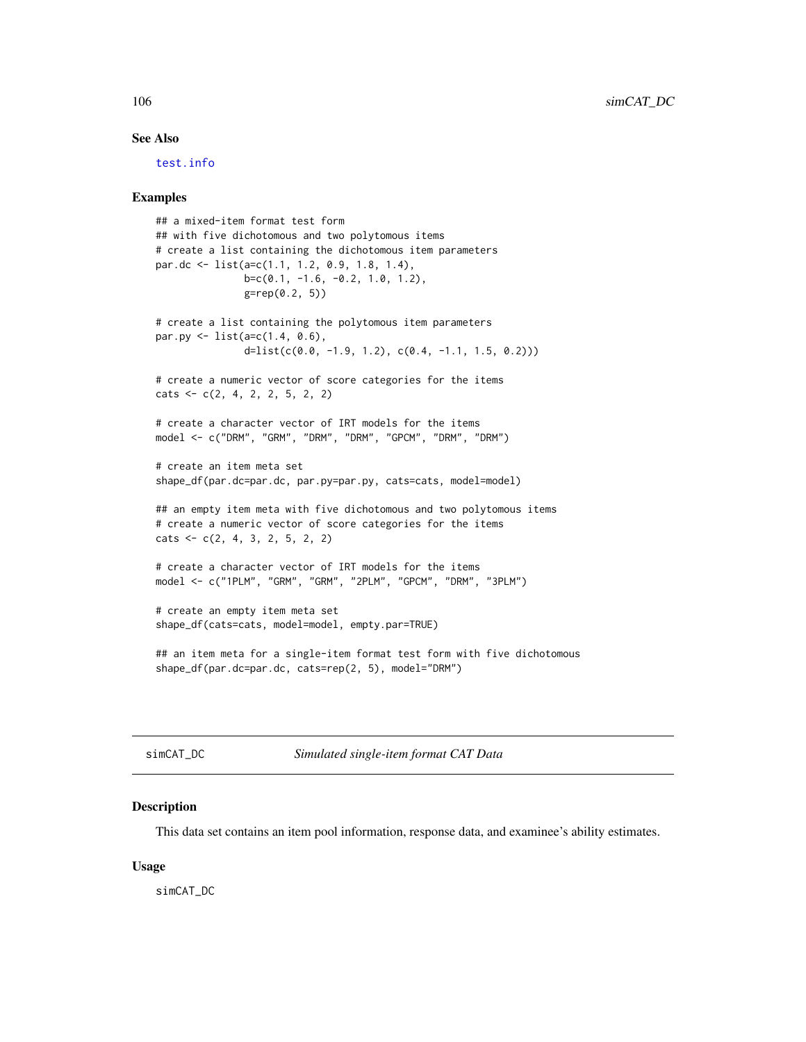## See Also

test.info

## Examples

```
## a mixed-item format test form
## with five dichotomous and two polytomous items
# create a list containing the dichotomous item parameters
par.dc <- list(a=c(1.1, 1.2, 0.9, 1.8, 1.4),
               b=c(0.1, -1.6, -0.2, 1.0, 1.2),
               g=rep(0.2, 5))

# create a list containing the polytomous item parameters
par.py <- list(a=c(1.4, 0.6),
               d=list(c(0.0, -1.9, 1.2), c(0.4, -1.1, 1.5, 0.2)))

# create a numeric vector of score categories for the items
cats <- c(2, 4, 2, 2, 5, 2, 2)

# create a character vector of IRT models for the items
model <- c("DRM", "GRM", "DRM", "DRM", "GPCM", "DRM", "DRM")

# create an item meta set
shape_df(par.dc=par.dc, par.py=par.py, cats=cats, model=model)

## an empty item meta with five dichotomous and two polytomous items
# create a numeric vector of score categories for the items
cats <- c(2, 4, 3, 2, 5, 2, 2)

# create a character vector of IRT models for the items
model <- c("1PLM", "GRM", "GRM", "2PLM", "GPCM", "DRM", "3PLM")

# create an empty item meta set
shape_df(cats=cats, model=model, empty.par=TRUE)

## an item meta for a single-item format test form with five dichotomous
shape_df(par.dc=par.dc, cats=rep(2, 5), model="DRM")
```

---

# simCAT_DC *Simulated single-item format CAT Data*

## Description

This data set contains an item pool information, response data, and examinee's ability estimates.

## Usage

```
simCAT_DC
```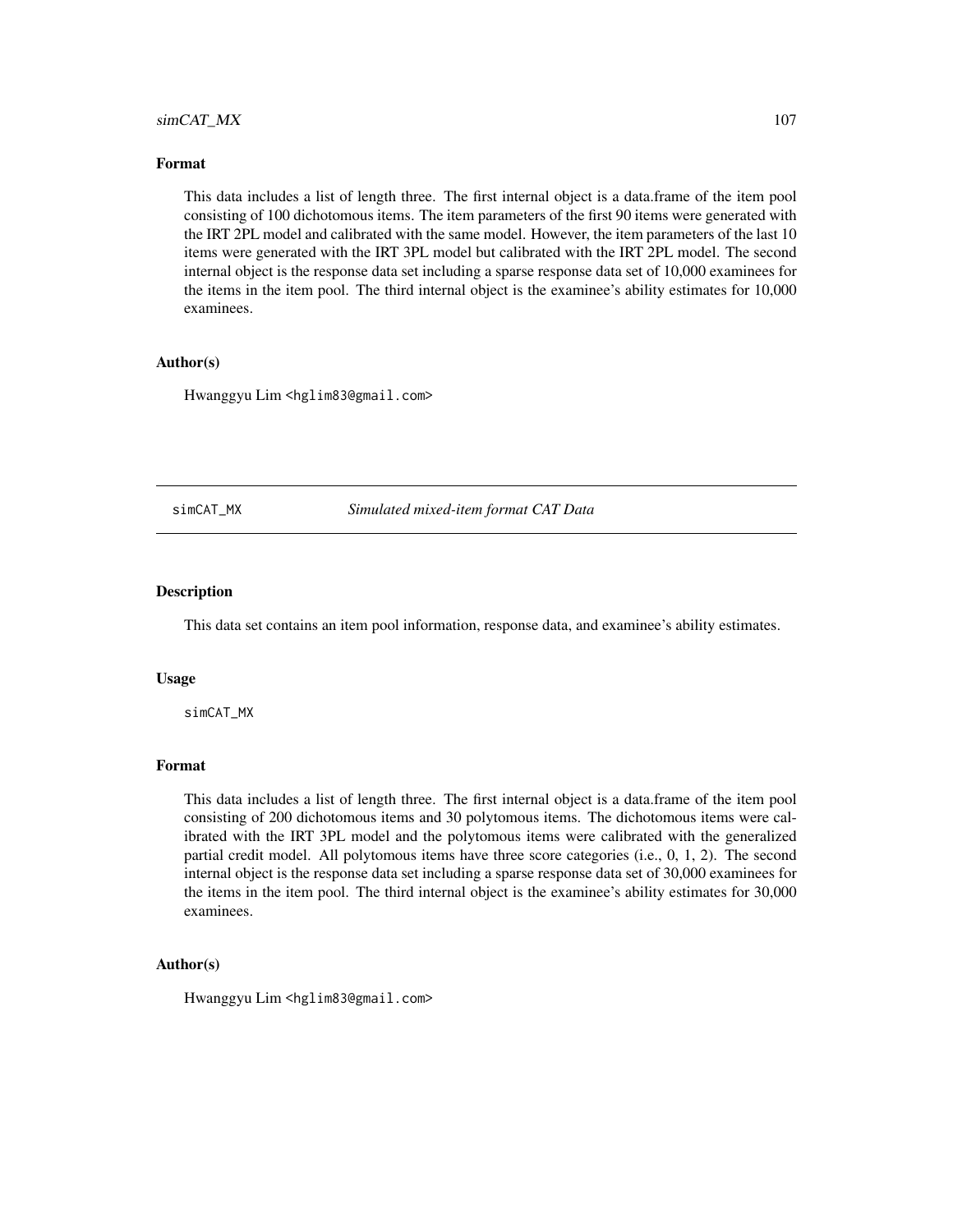### Format

This data includes a list of length three. The first internal object is a data.frame of the item pool consisting of 100 dichotomous items. The item parameters of the first 90 items were generated with the IRT 2PL model and calibrated with the same model. However, the item parameters of the last 10 items were generated with the IRT 3PL model but calibrated with the IRT 2PL model. The second internal object is the response data set including a sparse response data set of 10,000 examinees for the items in the item pool. The third internal object is the examinee's ability estimates for 10,000 examinees.

### Author(s)

Hwanggyu Lim <hglim83@gmail.com>

---

## simCAT_MX *Simulated mixed-item format CAT Data*

### Description

This data set contains an item pool information, response data, and examinee's ability estimates.

### Usage

```
simCAT_MX
```

### Format

This data includes a list of length three. The first internal object is a data.frame of the item pool consisting of 200 dichotomous items and 30 polytomous items. The dichotomous items were calibrated with the IRT 3PL model and the polytomous items were calibrated with the generalized partial credit model. All polytomous items have three score categories (i.e., 0, 1, 2). The second internal object is the response data set including a sparse response data set of 30,000 examinees for the items in the item pool. The third internal object is the examinee's ability estimates for 30,000 examinees.

### Author(s)

Hwanggyu Lim <hglim83@gmail.com>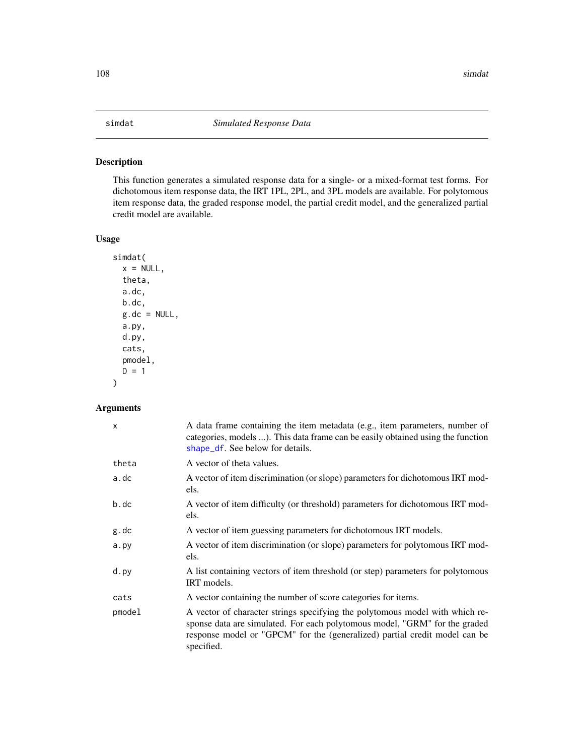# simdat *Simulated Response Data*

## Description

This function generates a simulated response data for a single- or a mixed-format test forms. For dichotomous item response data, the IRT 1PL, 2PL, and 3PL models are available. For polytomous item response data, the graded response model, the partial credit model, and the generalized partial credit model are available.

## Usage

```
simdat(
  x = NULL,
  theta,
  a.dc,
  b.dc,
  g.dc = NULL,
  a.py,
  d.py,
  cats,
  pmodel,
  D = 1
)
```

## Arguments

| | |
|---|---|
| x | A data frame containing the item metadata (e.g., item parameters, number of categories, models ...). This data frame can be easily obtained using the function shape_df. See below for details. |
| theta | A vector of theta values. |
| a.dc | A vector of item discrimination (or slope) parameters for dichotomous IRT models. |
| b.dc | A vector of item difficulty (or threshold) parameters for dichotomous IRT models. |
| g.dc | A vector of item guessing parameters for dichotomous IRT models. |
| a.py | A vector of item discrimination (or slope) parameters for polytomous IRT models. |
| d.py | A list containing vectors of item threshold (or step) parameters for polytomous IRT models. |
| cats | A vector containing the number of score categories for items. |
| pmodel | A vector of character strings specifying the polytomous model with which response data are simulated. For each polytomous model, "GRM" for the graded response model or "GPCM" for the (generalized) partial credit model can be specified. |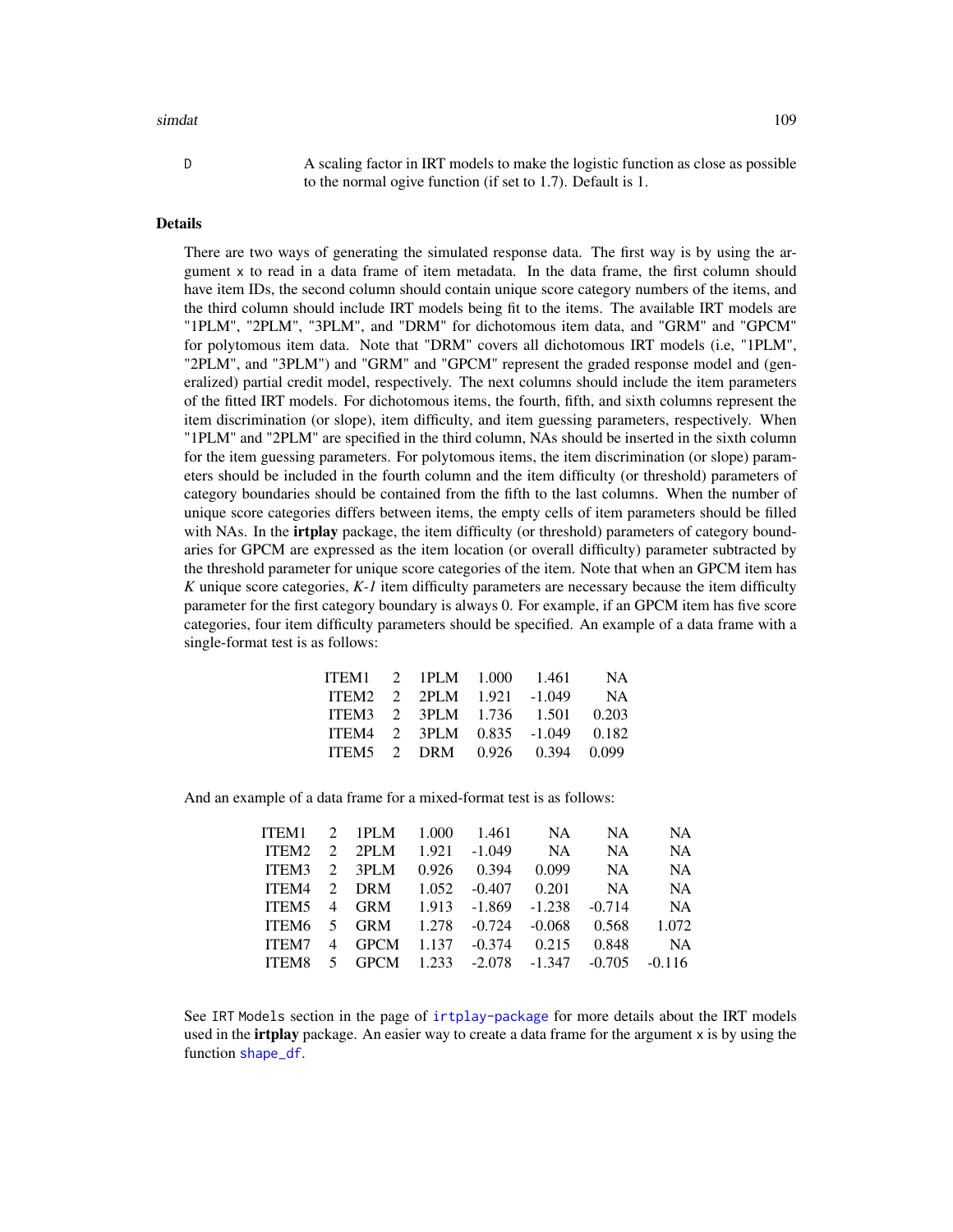D	A scaling factor in IRT models to make the logistic function as close as possible to the normal ogive function (if set to 1.7). Default is 1.

## Details

There are two ways of generating the simulated response data. The first way is by using the argument x to read in a data frame of item metadata. In the data frame, the first column should have item IDs, the second column should contain unique score category numbers of the items, and the third column should include IRT models being fit to the items. The available IRT models are "1PLM", "2PLM", "3PLM", and "DRM" for dichotomous item data, and "GRM" and "GPCM" for polytomous item data. Note that "DRM" covers all dichotomous IRT models (i.e, "1PLM", "2PLM", and "3PLM") and "GRM" and "GPCM" represent the graded response model and (generalized) partial credit model, respectively. The next columns should include the item parameters of the fitted IRT models. For dichotomous items, the fourth, fifth, and sixth columns represent the item discrimination (or slope), item difficulty, and item guessing parameters, respectively. When "1PLM" and "2PLM" are specified in the third column, NAs should be inserted in the sixth column for the item guessing parameters. For polytomous items, the item discrimination (or slope) parameters should be included in the fourth column and the item difficulty (or threshold) parameters of category boundaries should be contained from the fifth to the last columns. When the number of unique score categories differs between items, the empty cells of item parameters should be filled with NAs. In the **irtplay** package, the item difficulty (or threshold) parameters of category boundaries for GPCM are expressed as the item location (or overall difficulty) parameter subtracted by the threshold parameter for unique score categories of the item. Note that when an GPCM item has *K* unique score categories, *K-1* item difficulty parameters are necessary because the item difficulty parameter for the first category boundary is always 0. For example, if an GPCM item has five score categories, four item difficulty parameters should be specified. An example of a data frame with a single-format test is as follows:

|  |  |  |  |  |  |
|---|---|---|---|---|---|
| ITEM1 | 2 | 1PLM | 1.000 | 1.461 | NA |
| ITEM2 | 2 | 2PLM | 1.921 | -1.049 | NA |
| ITEM3 | 2 | 3PLM | 1.736 | 1.501 | 0.203 |
| ITEM4 | 2 | 3PLM | 0.835 | -1.049 | 0.182 |
| ITEM5 | 2 | DRM | 0.926 | 0.394 | 0.099 |

And an example of a data frame for a mixed-format test is as follows:

|  |  |  |  |  |  |  |  |
|---|---|---|---|---|---|---|---|
| ITEM1 | 2 | 1PLM | 1.000 | 1.461 | NA | NA | NA |
| ITEM2 | 2 | 2PLM | 1.921 | -1.049 | NA | NA | NA |
| ITEM3 | 2 | 3PLM | 0.926 | 0.394 | 0.099 | NA | NA |
| ITEM4 | 2 | DRM | 1.052 | -0.407 | 0.201 | NA | NA |
| ITEM5 | 4 | GRM | 1.913 | -1.869 | -1.238 | -0.714 | NA |
| ITEM6 | 5 | GRM | 1.278 | -0.724 | -0.068 | 0.568 | 1.072 |
| ITEM7 | 4 | GPCM | 1.137 | -0.374 | 0.215 | 0.848 | NA |
| ITEM8 | 5 | GPCM | 1.233 | -2.078 | -1.347 | -0.705 | -0.116 |

See IRT Models section in the page of irtplay-package for more details about the IRT models used in the **irtplay** package. An easier way to create a data frame for the argument x is by using the function shape_df.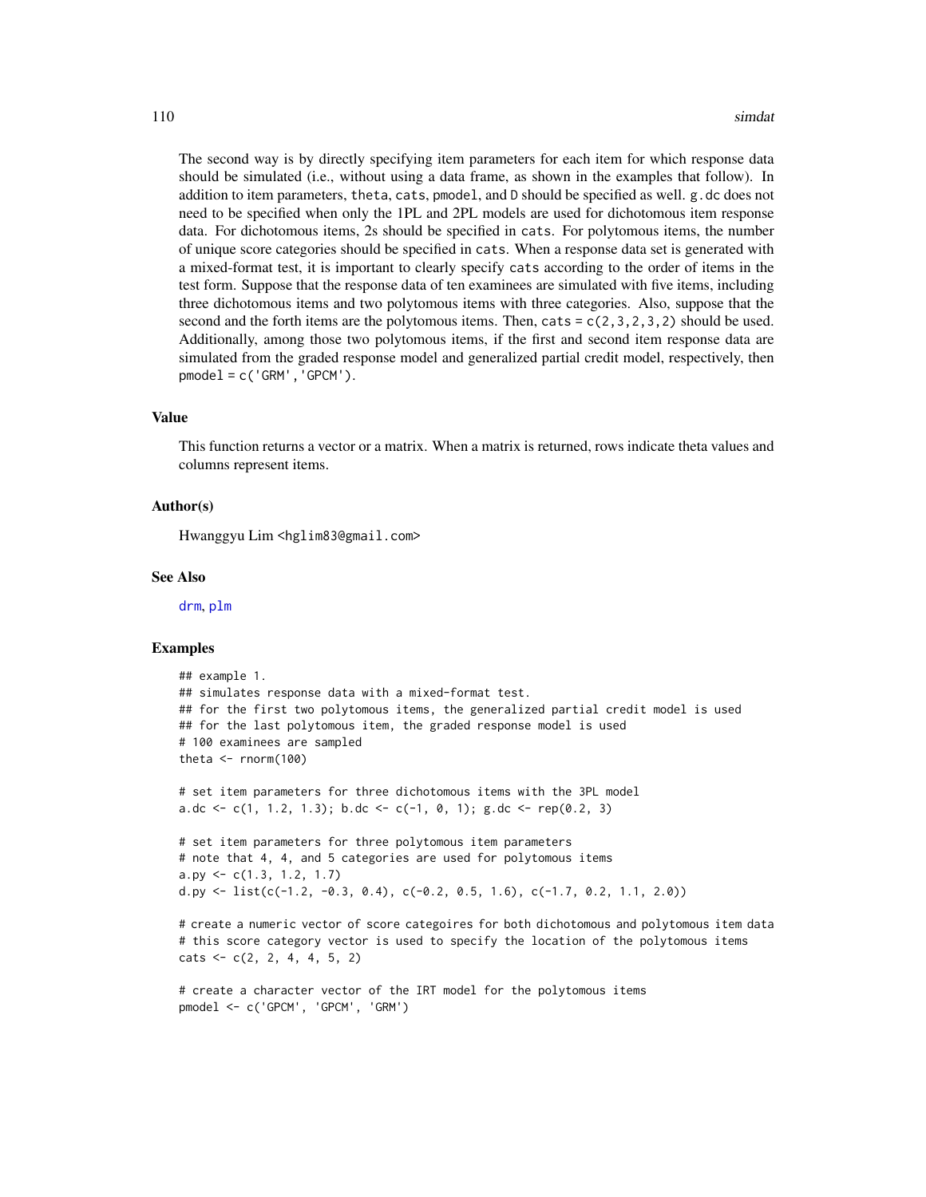The second way is by directly specifying item parameters for each item for which response data should be simulated (i.e., without using a data frame, as shown in the examples that follow). In addition to item parameters, `theta`, `cats`, `pmodel`, and `D` should be specified as well. `g.dc` does not need to be specified when only the 1PL and 2PL models are used for dichotomous item response data. For dichotomous items, 2s should be specified in `cats`. For polytomous items, the number of unique score categories should be specified in `cats`. When a response data set is generated with a mixed-format test, it is important to clearly specify `cats` according to the order of items in the test form. Suppose that the response data of ten examinees are simulated with five items, including three dichotomous items and two polytomous items with three categories. Also, suppose that the second and the forth items are the polytomous items. Then, `cats = c(2,3,2,3,2)` should be used. Additionally, among those two polytomous items, if the first and second item response data are simulated from the graded response model and generalized partial credit model, respectively, then `pmodel = c('GRM','GPCM')`.

## Value

This function returns a vector or a matrix. When a matrix is returned, rows indicate theta values and columns represent items.

## Author(s)

Hwanggyu Lim <hglim83@gmail.com>

## See Also

drm, plm

## Examples

```
## example 1.
## simulates response data with a mixed-format test.
## for the first two polytomous items, the generalized partial credit model is used
## for the last polytomous item, the graded response model is used
# 100 examinees are sampled
theta <- rnorm(100)

# set item parameters for three dichotomous items with the 3PL model
a.dc <- c(1, 1.2, 1.3); b.dc <- c(-1, 0, 1); g.dc <- rep(0.2, 3)

# set item parameters for three polytomous item parameters
# note that 4, 4, and 5 categories are used for polytomous items
a.py <- c(1.3, 1.2, 1.7)
d.py <- list(c(-1.2, -0.3, 0.4), c(-0.2, 0.5, 1.6), c(-1.7, 0.2, 1.1, 2.0))

# create a numeric vector of score categoires for both dichotomous and polytomous item data
# this score category vector is used to specify the location of the polytomous items
cats <- c(2, 2, 4, 4, 5, 2)

# create a character vector of the IRT model for the polytomous items
pmodel <- c('GPCM', 'GPCM', 'GRM')
```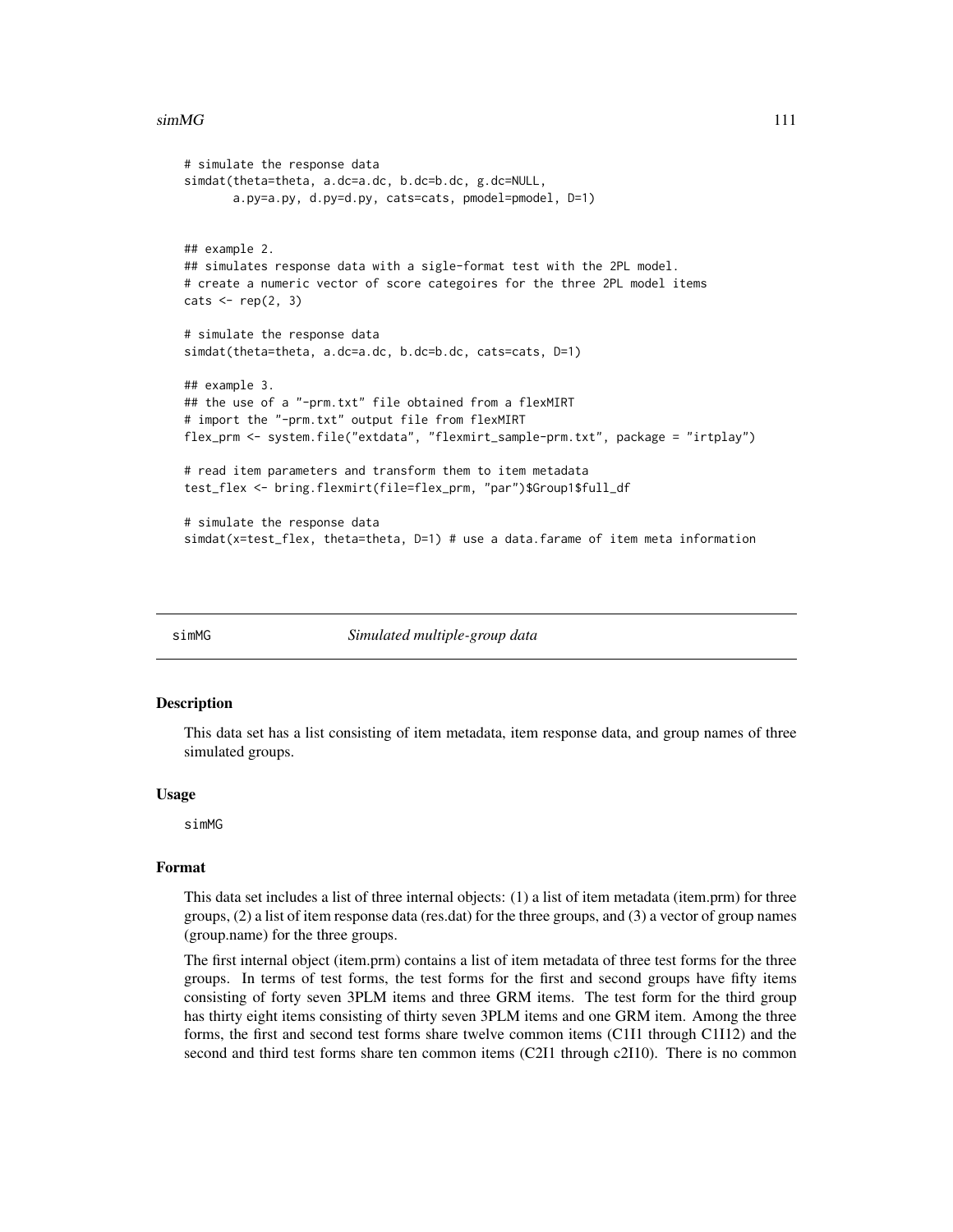```
# simulate the response data
simdat(theta=theta, a.dc=a.dc, b.dc=b.dc, g.dc=NULL,
       a.py=a.py, d.py=d.py, cats=cats, pmodel=pmodel, D=1)


## example 2.
## simulates response data with a sigle-format test with the 2PL model.
# create a numeric vector of score categoires for the three 2PL model items
cats <- rep(2, 3)

# simulate the response data
simdat(theta=theta, a.dc=a.dc, b.dc=b.dc, cats=cats, D=1)

## example 3.
## the use of a "-prm.txt" file obtained from a flexMIRT
# import the "-prm.txt" output file from flexMIRT
flex_prm <- system.file("extdata", "flexmirt_sample-prm.txt", package = "irtplay")

# read item parameters and transform them to item metadata
test_flex <- bring.flexmirt(file=flex_prm, "par")$Group1$full_df

# simulate the response data
simdat(x=test_flex, theta=theta, D=1) # use a data.farame of item meta information
```

## simMG *Simulated multiple-group data*

### Description

This data set has a list consisting of item metadata, item response data, and group names of three simulated groups.

### Usage

```
simMG
```

### Format

This data set includes a list of three internal objects: (1) a list of item metadata (item.prm) for three groups, (2) a list of item response data (res.dat) for the three groups, and (3) a vector of group names (group.name) for the three groups.

The first internal object (item.prm) contains a list of item metadata of three test forms for the three groups. In terms of test forms, the test forms for the first and second groups have fifty items consisting of forty seven 3PLM items and three GRM items. The test form for the third group has thirty eight items consisting of thirty seven 3PLM items and one GRM item. Among the three forms, the first and second test forms share twelve common items (C1I1 through C1I12) and the second and third test forms share ten common items (C2I1 through c2I10). There is no common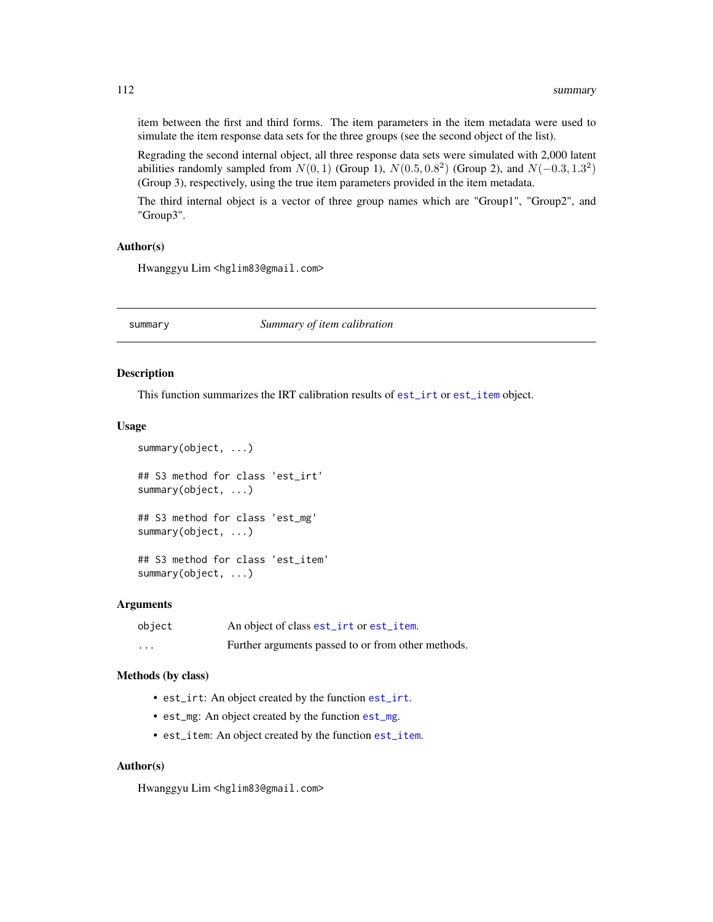item between the first and third forms. The item parameters in the item metadata were used to simulate the item response data sets for the three groups (see the second object of the list).

Regrading the second internal object, all three response data sets were simulated with 2,000 latent abilities randomly sampled from $N(0, 1)$ (Group 1), $N(0.5, 0.8^2)$ (Group 2), and $N(-0.3, 1.3^2)$ (Group 3), respectively, using the true item parameters provided in the item metadata.

The third internal object is a vector of three group names which are "Group1", "Group2", and "Group3".

### Author(s)

Hwanggyu Lim <hglim83@gmail.com>

---

## summary — *Summary of item calibration*

### Description

This function summarizes the IRT calibration results of est_irt or est_item object.

### Usage

```
summary(object, ...)

## S3 method for class 'est_irt'
summary(object, ...)

## S3 method for class 'est_mg'
summary(object, ...)

## S3 method for class 'est_item'
summary(object, ...)
```

### Arguments

| | |
|---|---|
| object | An object of class est_irt or est_item. |
| ... | Further arguments passed to or from other methods. |

### Methods (by class)

- est_irt: An object created by the function est_irt.
- est_mg: An object created by the function est_mg.
- est_item: An object created by the function est_item.

### Author(s)

Hwanggyu Lim <hglim83@gmail.com>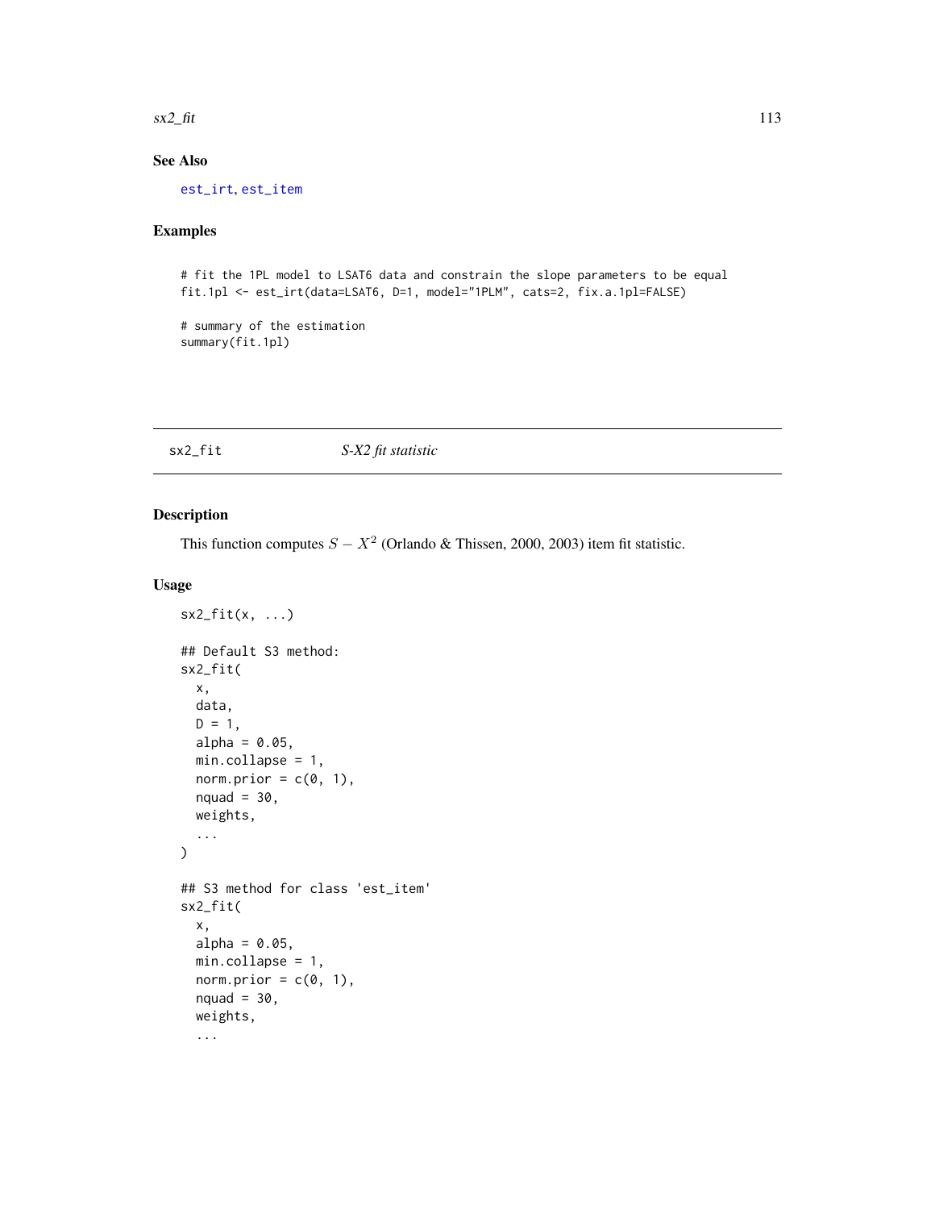## See Also

est_irt, est_item

## Examples

```
# fit the 1PL model to LSAT6 data and constrain the slope parameters to be equal
fit.1pl <- est_irt(data=LSAT6, D=1, model="1PLM", cats=2, fix.a.1pl=FALSE)

# summary of the estimation
summary(fit.1pl)
```

---

# sx2_fit *S-X2 fit statistic*

## Description

This function computes $S - X^2$ (Orlando & Thissen, 2000, 2003) item fit statistic.

## Usage

```
sx2_fit(x, ...)

## Default S3 method:
sx2_fit(
  x,
  data,
  D = 1,
  alpha = 0.05,
  min.collapse = 1,
  norm.prior = c(0, 1),
  nquad = 30,
  weights,
  ...
)

## S3 method for class 'est_item'
sx2_fit(
  x,
  alpha = 0.05,
  min.collapse = 1,
  norm.prior = c(0, 1),
  nquad = 30,
  weights,
  ...
```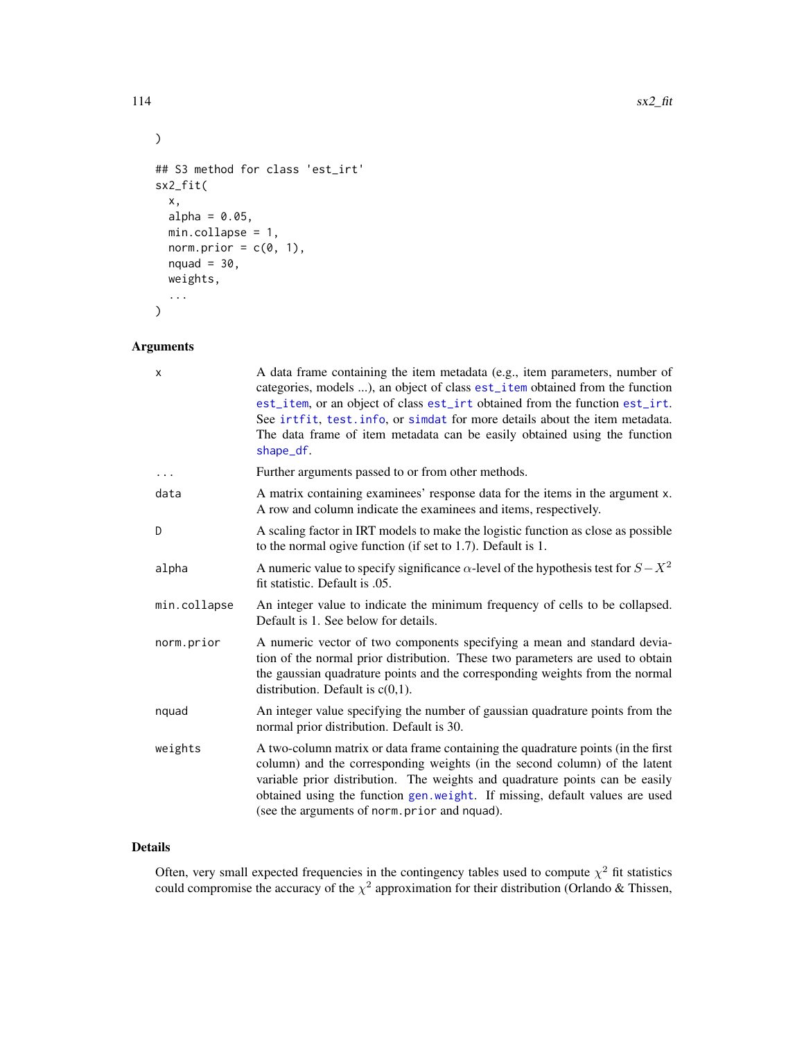```
)

## S3 method for class 'est_irt'
sx2_fit(
  x,
  alpha = 0.05,
  min.collapse = 1,
  norm.prior = c(0, 1),
  nquad = 30,
  weights,
  ...
)
```

## Arguments

| | |
|---|---|
| x | A data frame containing the item metadata (e.g., item parameters, number of categories, models ...), an object of class est_item obtained from the function est_item, or an object of class est_irt obtained from the function est_irt. See irtfit, test.info, or simdat for more details about the item metadata. The data frame of item metadata can be easily obtained using the function shape_df. |
| ... | Further arguments passed to or from other methods. |
| data | A matrix containing examinees' response data for the items in the argument x. A row and column indicate the examinees and items, respectively. |
| D | A scaling factor in IRT models to make the logistic function as close as possible to the normal ogive function (if set to 1.7). Default is 1. |
| alpha | A numeric value to specify significance $\alpha$-level of the hypothesis test for $S-X^2$ fit statistic. Default is .05. |
| min.collapse | An integer value to indicate the minimum frequency of cells to be collapsed. Default is 1. See below for details. |
| norm.prior | A numeric vector of two components specifying a mean and standard deviation of the normal prior distribution. These two parameters are used to obtain the gaussian quadrature points and the corresponding weights from the normal distribution. Default is c(0,1). |
| nquad | An integer value specifying the number of gaussian quadrature points from the normal prior distribution. Default is 30. |
| weights | A two-column matrix or data frame containing the quadrature points (in the first column) and the corresponding weights (in the second column) of the latent variable prior distribution. The weights and quadrature points can be easily obtained using the function gen.weight. If missing, default values are used (see the arguments of norm.prior and nquad). |

## Details

Often, very small expected frequencies in the contingency tables used to compute $\chi^2$ fit statistics could compromise the accuracy of the $\chi^2$ approximation for their distribution (Orlando & Thissen,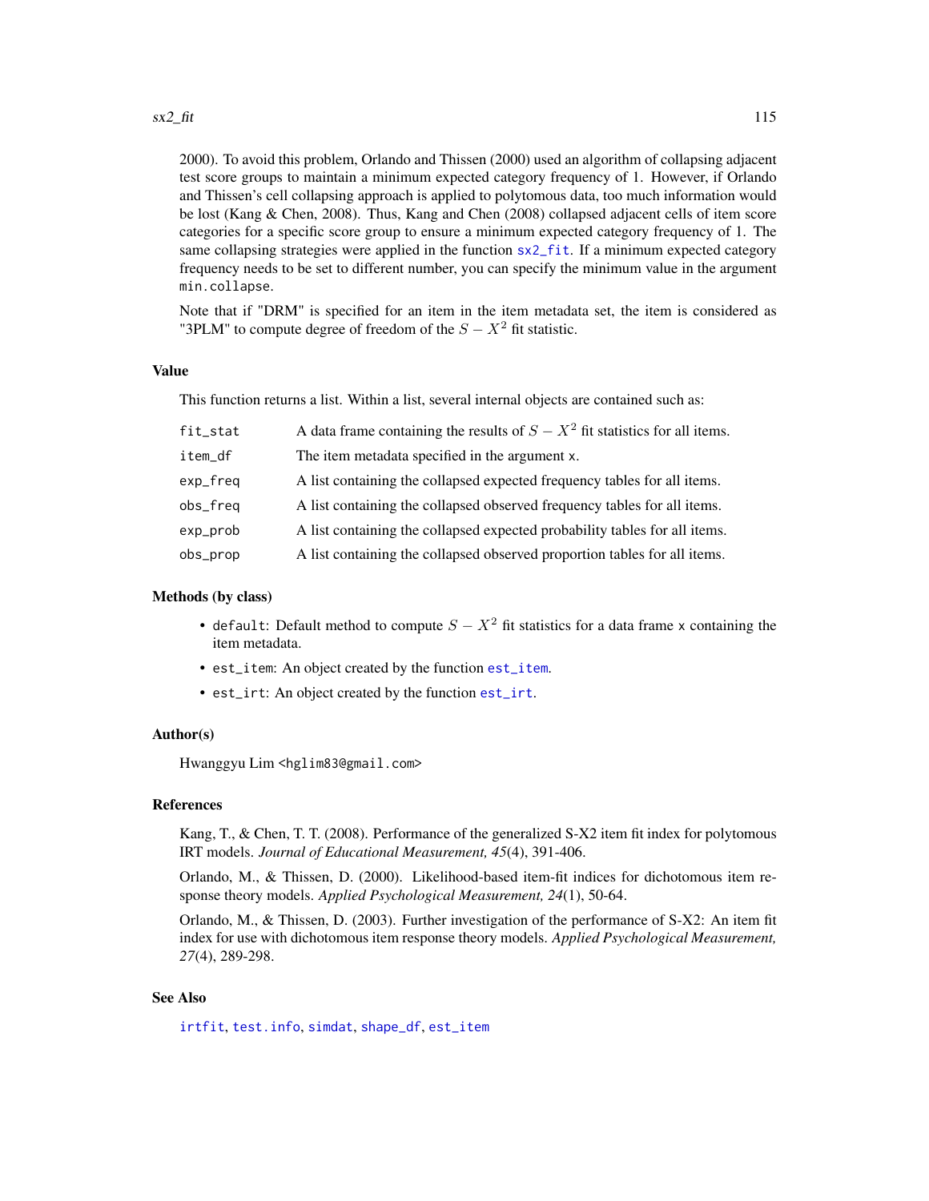2000). To avoid this problem, Orlando and Thissen (2000) used an algorithm of collapsing adjacent test score groups to maintain a minimum expected category frequency of 1. However, if Orlando and Thissen's cell collapsing approach is applied to polytomous data, too much information would be lost (Kang & Chen, 2008). Thus, Kang and Chen (2008) collapsed adjacent cells of item score categories for a specific score group to ensure a minimum expected category frequency of 1. The same collapsing strategies were applied in the function `sx2_fit`. If a minimum expected category frequency needs to be set to different number, you can specify the minimum value in the argument `min.collapse`.

Note that if "DRM" is specified for an item in the item metadata set, the item is considered as "3PLM" to compute degree of freedom of the $S - X^2$ fit statistic.

## Value

This function returns a list. Within a list, several internal objects are contained such as:

| | |
|---|---|
| `fit_stat` | A data frame containing the results of $S - X^2$ fit statistics for all items. |
| `item_df` | The item metadata specified in the argument `x`. |
| `exp_freq` | A list containing the collapsed expected frequency tables for all items. |
| `obs_freq` | A list containing the collapsed observed frequency tables for all items. |
| `exp_prob` | A list containing the collapsed expected probability tables for all items. |
| `obs_prop` | A list containing the collapsed observed proportion tables for all items. |

## Methods (by class)

- `default`: Default method to compute $S - X^2$ fit statistics for a data frame `x` containing the item metadata.
- `est_item`: An object created by the function `est_item`.
- `est_irt`: An object created by the function `est_irt`.

## Author(s)

Hwanggyu Lim <hglim83@gmail.com>

## References

Kang, T., & Chen, T. T. (2008). Performance of the generalized S-X2 item fit index for polytomous IRT models. *Journal of Educational Measurement, 45*(4), 391-406.

Orlando, M., & Thissen, D. (2000). Likelihood-based item-fit indices for dichotomous item response theory models. *Applied Psychological Measurement, 24*(1), 50-64.

Orlando, M., & Thissen, D. (2003). Further investigation of the performance of S-X2: An item fit index for use with dichotomous item response theory models. *Applied Psychological Measurement, 27*(4), 289-298.

## See Also

`irtfit`, `test.info`, `simdat`, `shape_df`, `est_item`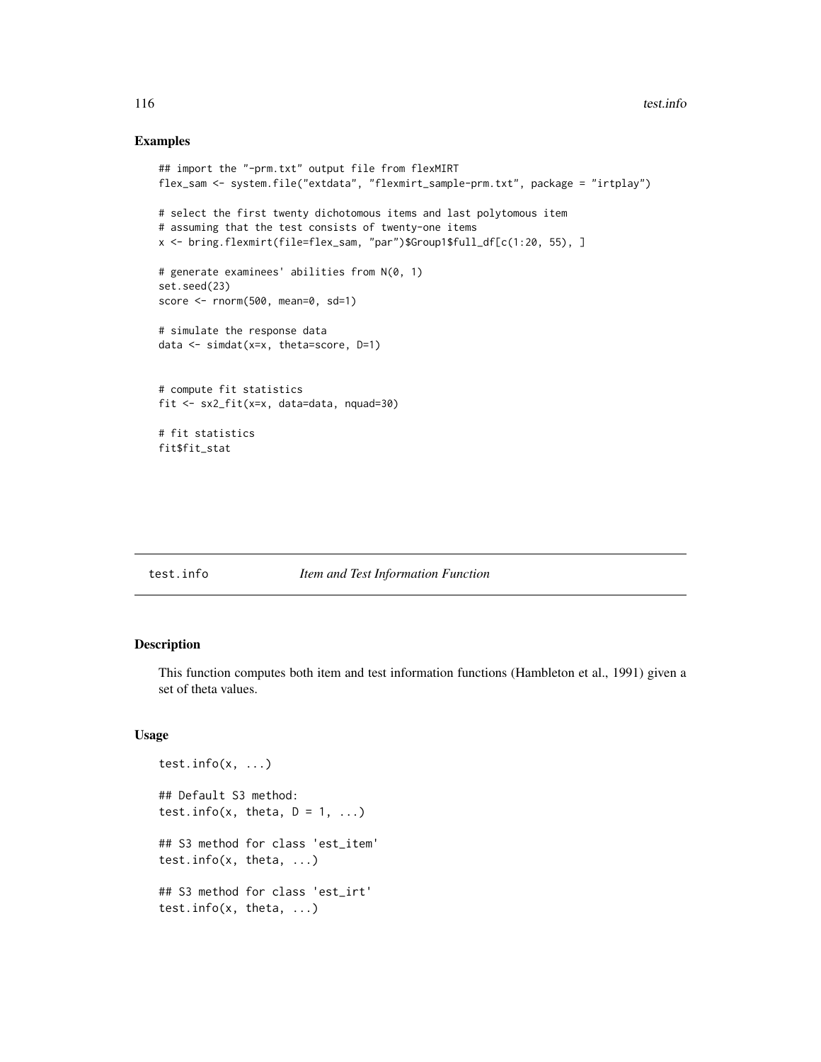## Examples

```
## import the "-prm.txt" output file from flexMIRT
flex_sam <- system.file("extdata", "flexmirt_sample-prm.txt", package = "irtplay")

# select the first twenty dichotomous items and last polytomous item
# assuming that the test consists of twenty-one items
x <- bring.flexmirt(file=flex_sam, "par")$Group1$full_df[c(1:20, 55), ]

# generate examinees' abilities from N(0, 1)
set.seed(23)
score <- rnorm(500, mean=0, sd=1)

# simulate the response data
data <- simdat(x=x, theta=score, D=1)


# compute fit statistics
fit <- sx2_fit(x=x, data=data, nquad=30)

# fit statistics
fit$fit_stat
```

---

test.info *Item and Test Information Function*

---

## Description

This function computes both item and test information functions (Hambleton et al., 1991) given a set of theta values.

## Usage

```
test.info(x, ...)

## Default S3 method:
test.info(x, theta, D = 1, ...)

## S3 method for class 'est_item'
test.info(x, theta, ...)

## S3 method for class 'est_irt'
test.info(x, theta, ...)
```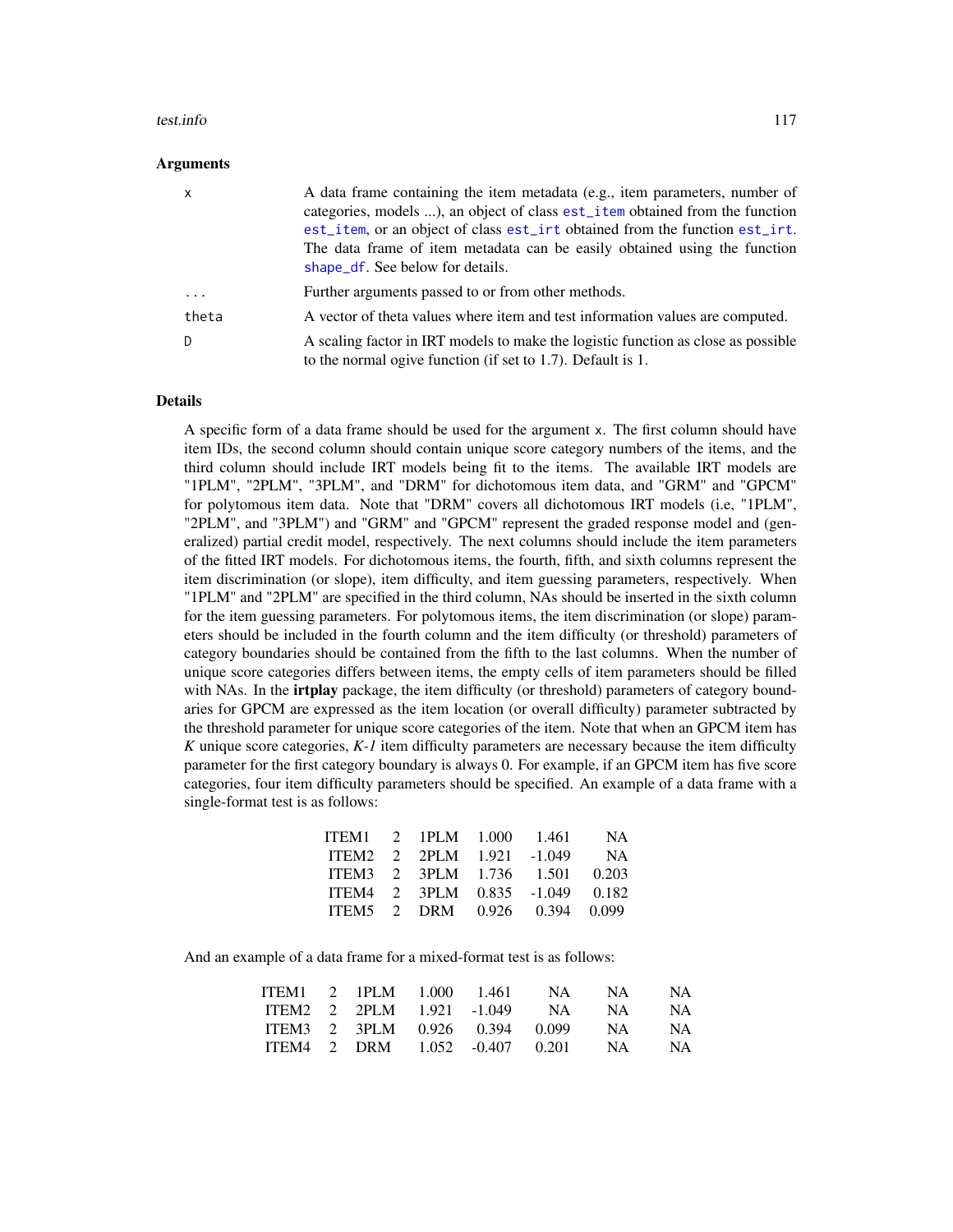### Arguments

| | |
|---|---|
| x | A data frame containing the item metadata (e.g., item parameters, number of categories, models ...), an object of class `est_item` obtained from the function `est_item`, or an object of class `est_irt` obtained from the function `est_irt`. The data frame of item metadata can be easily obtained using the function `shape_df`. See below for details. |
| ... | Further arguments passed to or from other methods. |
| theta | A vector of theta values where item and test information values are computed. |
| D | A scaling factor in IRT models to make the logistic function as close as possible to the normal ogive function (if set to 1.7). Default is 1. |

### Details

A specific form of a data frame should be used for the argument x. The first column should have item IDs, the second column should contain unique score category numbers of the items, and the third column should include IRT models being fit to the items. The available IRT models are "1PLM", "2PLM", "3PLM", and "DRM" for dichotomous item data, and "GRM" and "GPCM" for polytomous item data. Note that "DRM" covers all dichotomous IRT models (i.e, "1PLM", "2PLM", and "3PLM") and "GRM" and "GPCM" represent the graded response model and (generalized) partial credit model, respectively. The next columns should include the item parameters of the fitted IRT models. For dichotomous items, the fourth, fifth, and sixth columns represent the item discrimination (or slope), item difficulty, and item guessing parameters, respectively. When "1PLM" and "2PLM" are specified in the third column, NAs should be inserted in the sixth column for the item guessing parameters. For polytomous items, the item discrimination (or slope) parameters should be included in the fourth column and the item difficulty (or threshold) parameters of category boundaries should be contained from the fifth to the last columns. When the number of unique score categories differs between items, the empty cells of item parameters should be filled with NAs. In the **irtplay** package, the item difficulty (or threshold) parameters of category boundaries for GPCM are expressed as the item location (or overall difficulty) parameter subtracted by the threshold parameter for unique score categories of the item. Note that when an GPCM item has *K* unique score categories, *K-1* item difficulty parameters are necessary because the item difficulty parameter for the first category boundary is always 0. For example, if an GPCM item has five score categories, four item difficulty parameters should be specified. An example of a data frame with a single-format test is as follows:

| | | | | | |
|---|---|---|---|---|---|
| ITEM1 | 2 | 1PLM | 1.000 | 1.461 | NA |
| ITEM2 | 2 | 2PLM | 1.921 | -1.049 | NA |
| ITEM3 | 2 | 3PLM | 1.736 | 1.501 | 0.203 |
| ITEM4 | 2 | 3PLM | 0.835 | -1.049 | 0.182 |
| ITEM5 | 2 | DRM | 0.926 | 0.394 | 0.099 |

And an example of a data frame for a mixed-format test is as follows:

| | | | | | | | |
|---|---|---|---|---|---|---|---|
| ITEM1 | 2 | 1PLM | 1.000 | 1.461 | NA | NA | NA |
| ITEM2 | 2 | 2PLM | 1.921 | -1.049 | NA | NA | NA |
| ITEM3 | 2 | 3PLM | 0.926 | 0.394 | 0.099 | NA | NA |
| ITEM4 | 2 | DRM | 1.052 | -0.407 | 0.201 | NA | NA |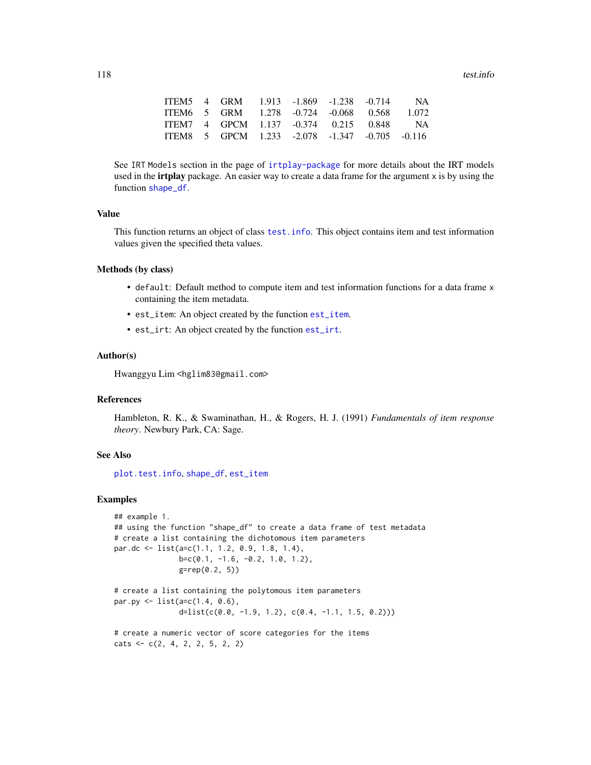```
ITEM5  4  GRM   1.913  -1.869  -1.238  -0.714      NA
ITEM6  5  GRM   1.278  -0.724  -0.068   0.568   1.072
ITEM7  4  GPCM  1.137  -0.374   0.215   0.848      NA
ITEM8  5  GPCM  1.233  -2.078  -1.347  -0.705  -0.116
```

See `IRT Models` section in the page of `irtplay-package` for more details about the IRT models used in the **irtplay** package. An easier way to create a data frame for the argument `x` is by using the function `shape_df`.

### Value

This function returns an object of class `test.info`. This object contains item and test information values given the specified theta values.

### Methods (by class)

- `default`: Default method to compute item and test information functions for a data frame `x` containing the item metadata.
- `est_item`: An object created by the function `est_item`.
- `est_irt`: An object created by the function `est_irt`.

### Author(s)

Hwanggyu Lim <hglim83@gmail.com>

### References

Hambleton, R. K., & Swaminathan, H., & Rogers, H. J. (1991) *Fundamentals of item response theory*. Newbury Park, CA: Sage.

### See Also

`plot.test.info`, `shape_df`, `est_item`

### Examples

```
## example 1.
## using the function "shape_df" to create a data frame of test metadata
# create a list containing the dichotomous item parameters
par.dc <- list(a=c(1.1, 1.2, 0.9, 1.8, 1.4),
               b=c(0.1, -1.6, -0.2, 1.0, 1.2),
               g=rep(0.2, 5))

# create a list containing the polytomous item parameters
par.py <- list(a=c(1.4, 0.6),
               d=list(c(0.0, -1.9, 1.2), c(0.4, -1.1, 1.5, 0.2)))

# create a numeric vector of score categories for the items
cats <- c(2, 4, 2, 2, 5, 2, 2)
```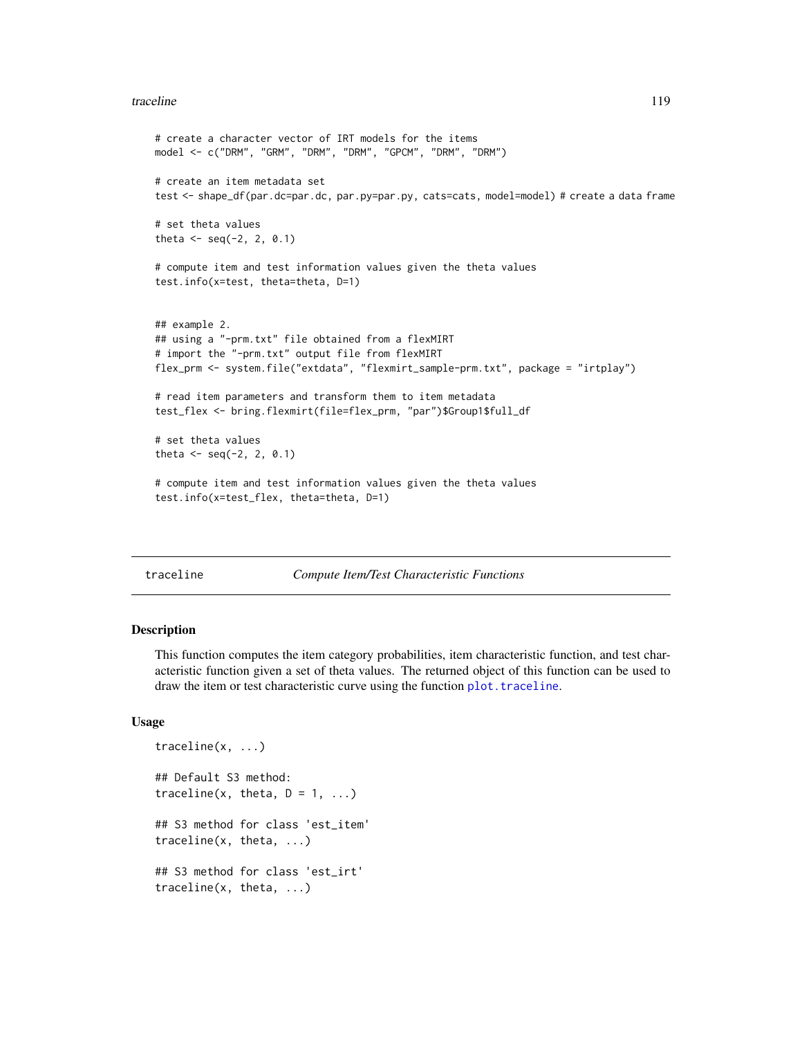```
# create a character vector of IRT models for the items
model <- c("DRM", "GRM", "DRM", "DRM", "GPCM", "DRM", "DRM")

# create an item metadata set
test <- shape_df(par.dc=par.dc, par.py=par.py, cats=cats, model=model) # create a data frame

# set theta values
theta <- seq(-2, 2, 0.1)

# compute item and test information values given the theta values
test.info(x=test, theta=theta, D=1)


## example 2.
## using a "-prm.txt" file obtained from a flexMIRT
# import the "-prm.txt" output file from flexMIRT
flex_prm <- system.file("extdata", "flexmirt_sample-prm.txt", package = "irtplay")

# read item parameters and transform them to item metadata
test_flex <- bring.flexmirt(file=flex_prm, "par")$Group1$full_df

# set theta values
theta <- seq(-2, 2, 0.1)

# compute item and test information values given the theta values
test.info(x=test_flex, theta=theta, D=1)
```

---

## traceline — *Compute Item/Test Characteristic Functions*

### Description

This function computes the item category probabilities, item characteristic function, and test characteristic function given a set of theta values. The returned object of this function can be used to draw the item or test characteristic curve using the function `plot.traceline`.

### Usage

```
traceline(x, ...)

## Default S3 method:
traceline(x, theta, D = 1, ...)

## S3 method for class 'est_item'
traceline(x, theta, ...)

## S3 method for class 'est_irt'
traceline(x, theta, ...)
```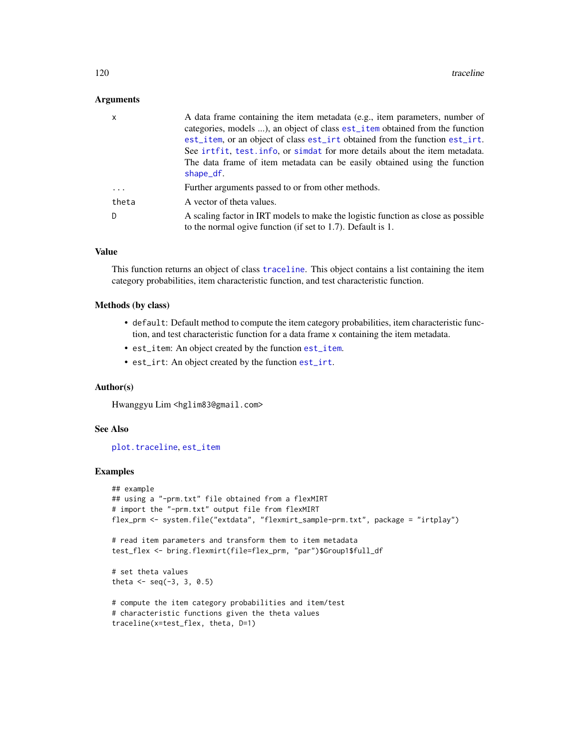### Arguments

| | |
|---|---|
| x | A data frame containing the item metadata (e.g., item parameters, number of categories, models ...), an object of class est_item obtained from the function est_item, or an object of class est_irt obtained from the function est_irt. See irtfit, test.info, or simdat for more details about the item metadata. The data frame of item metadata can be easily obtained using the function shape_df. |
| ... | Further arguments passed to or from other methods. |
| theta | A vector of theta values. |
| D | A scaling factor in IRT models to make the logistic function as close as possible to the normal ogive function (if set to 1.7). Default is 1. |

### Value

This function returns an object of class traceline. This object contains a list containing the item category probabilities, item characteristic function, and test characteristic function.

### Methods (by class)

- default: Default method to compute the item category probabilities, item characteristic function, and test characteristic function for a data frame x containing the item metadata.
- est_item: An object created by the function est_item.
- est_irt: An object created by the function est_irt.

### Author(s)

Hwanggyu Lim <hglim83@gmail.com>

### See Also

plot.traceline, est_item

### Examples

```
## example
## using a "-prm.txt" file obtained from a flexMIRT
# import the "-prm.txt" output file from flexMIRT
flex_prm <- system.file("extdata", "flexmirt_sample-prm.txt", package = "irtplay")

# read item parameters and transform them to item metadata
test_flex <- bring.flexmirt(file=flex_prm, "par")$Group1$full_df

# set theta values
theta <- seq(-3, 3, 0.5)

# compute the item category probabilities and item/test
# characteristic functions given the theta values
traceline(x=test_flex, theta, D=1)
```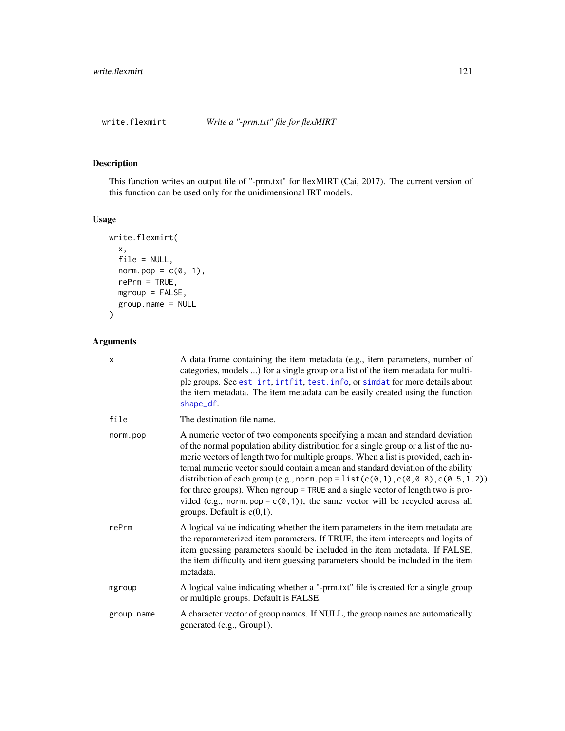# write.flexmirt — *Write a "-prm.txt" file for flexMIRT*

## Description

This function writes an output file of "-prm.txt" for flexMIRT (Cai, 2017). The current version of this function can be used only for the unidimensional IRT models.

## Usage

```
write.flexmirt(
  x,
  file = NULL,
  norm.pop = c(0, 1),
  rePrm = TRUE,
  mgroup = FALSE,
  group.name = NULL
)
```

## Arguments

| Argument | Description |
|---|---|
| x | A data frame containing the item metadata (e.g., item parameters, number of categories, models ...) for a single group or a list of the item metadata for multiple groups. See est_irt, irtfit, test.info, or simdat for more details about the item metadata. The item metadata can be easily created using the function shape_df. |
| file | The destination file name. |
| norm.pop | A numeric vector of two components specifying a mean and standard deviation of the normal population ability distribution for a single group or a list of the numeric vectors of length two for multiple groups. When a list is provided, each internal numeric vector should contain a mean and standard deviation of the ability distribution of each group (e.g., `norm.pop = list(c(0,1),c(0,0.8),c(0.5,1.2))` for three groups). When `mgroup = TRUE` and a single vector of length two is provided (e.g., `norm.pop = c(0,1)`), the same vector will be recycled across all groups. Default is c(0,1). |
| rePrm | A logical value indicating whether the item parameters in the item metadata are the reparameterized item parameters. If TRUE, the item intercepts and logits of item guessing parameters should be included in the item metadata. If FALSE, the item difficulty and item guessing parameters should be included in the item metadata. |
| mgroup | A logical value indicating whether a "-prm.txt" file is created for a single group or multiple groups. Default is FALSE. |
| group.name | A character vector of group names. If NULL, the group names are automatically generated (e.g., Group1). |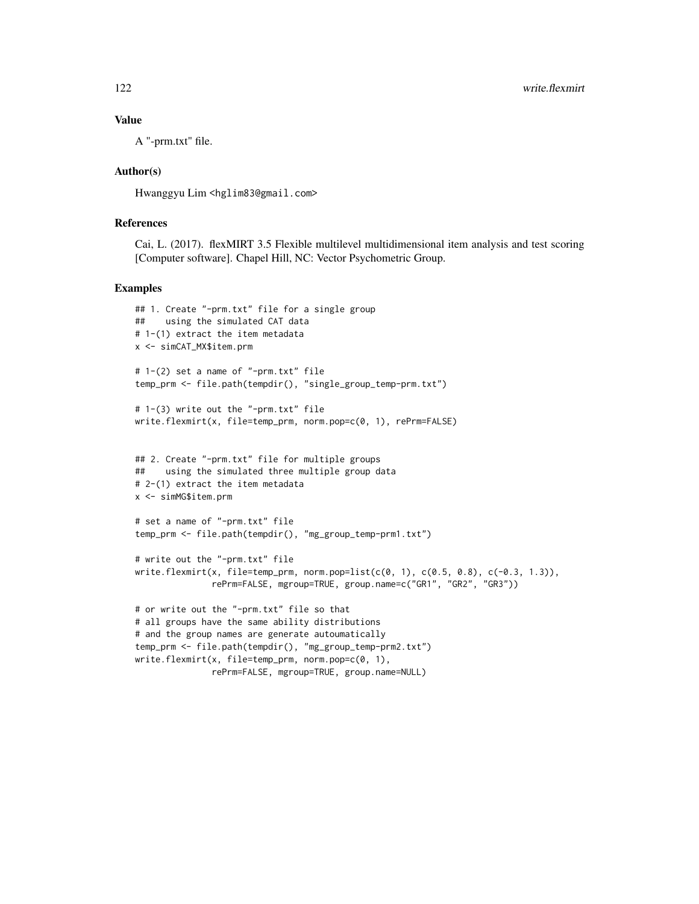## Value

A "-prm.txt" file.

## Author(s)

Hwanggyu Lim <hglim83@gmail.com>

## References

Cai, L. (2017). flexMIRT 3.5 Flexible multilevel multidimensional item analysis and test scoring [Computer software]. Chapel Hill, NC: Vector Psychometric Group.

## Examples

```
## 1. Create "-prm.txt" file for a single group
##    using the simulated CAT data
# 1-(1) extract the item metadata
x <- simCAT_MX$item.prm

# 1-(2) set a name of "-prm.txt" file
temp_prm <- file.path(tempdir(), "single_group_temp-prm.txt")

# 1-(3) write out the "-prm.txt" file
write.flexmirt(x, file=temp_prm, norm.pop=c(0, 1), rePrm=FALSE)


## 2. Create "-prm.txt" file for multiple groups
##    using the simulated three multiple group data
# 2-(1) extract the item metadata
x <- simMG$item.prm

# set a name of "-prm.txt" file
temp_prm <- file.path(tempdir(), "mg_group_temp-prm1.txt")

# write out the "-prm.txt" file
write.flexmirt(x, file=temp_prm, norm.pop=list(c(0, 1), c(0.5, 0.8), c(-0.3, 1.3)),
               rePrm=FALSE, mgroup=TRUE, group.name=c("GR1", "GR2", "GR3"))

# or write out the "-prm.txt" file so that
# all groups have the same ability distributions
# and the group names are generate autoumatically
temp_prm <- file.path(tempdir(), "mg_group_temp-prm2.txt")
write.flexmirt(x, file=temp_prm, norm.pop=c(0, 1),
               rePrm=FALSE, mgroup=TRUE, group.name=NULL)
```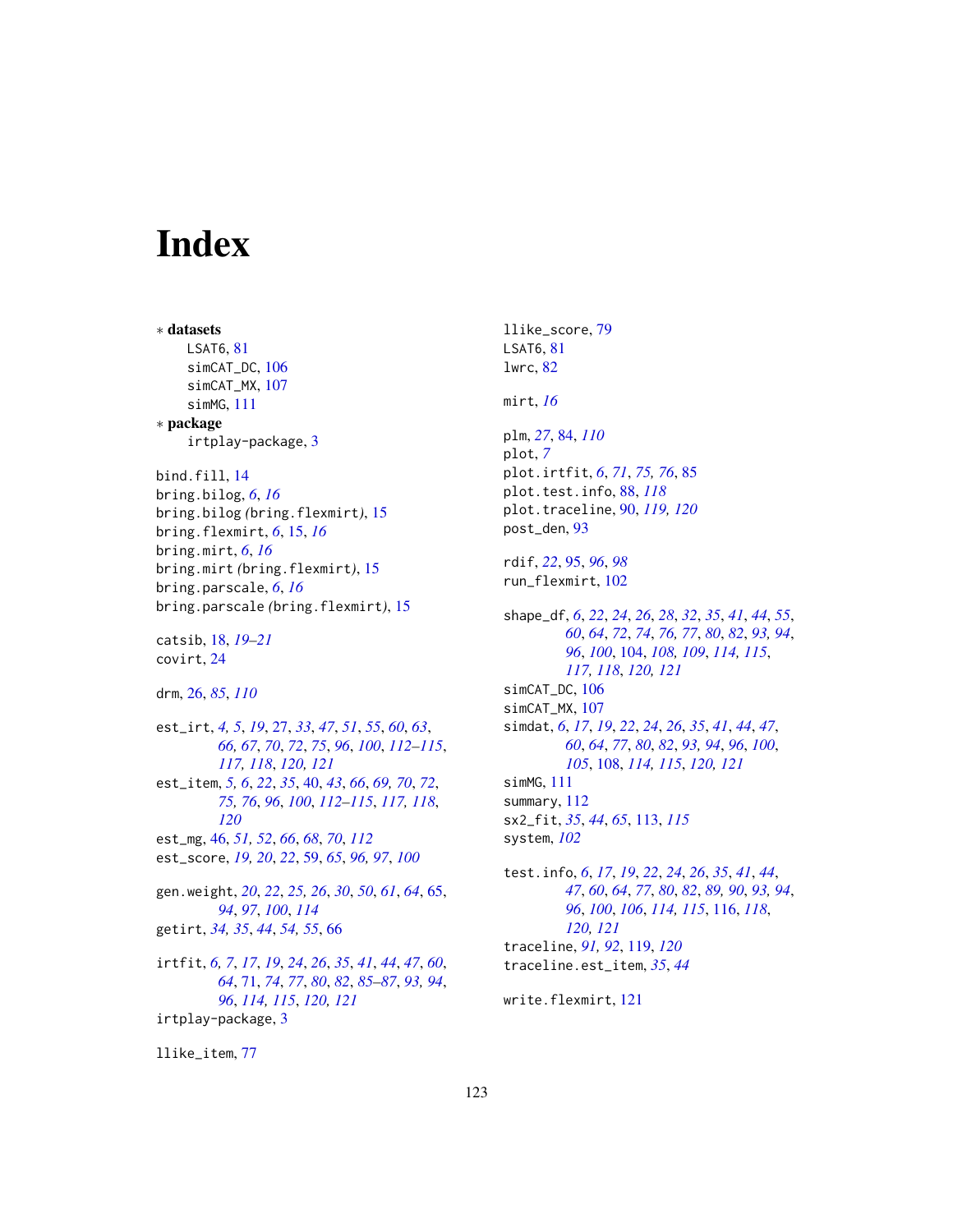# Index

∗ **datasets**

- LSAT6, 81
- simCAT_DC, 106
- simCAT_MX, 107
- simMG, 111

∗ **package**

- irtplay-package, 3

bind.fill, 14
bring.bilog, *6*, *16*
bring.bilog *(*bring.flexmirt*)*, 15
bring.flexmirt, *6*, 15, *16*
bring.mirt, *6*, *16*
bring.mirt *(*bring.flexmirt*)*, 15
bring.parscale, *6*, *16*
bring.parscale *(*bring.flexmirt*)*, 15

catsib, 18, *19–21*
covirt, 24

drm, 26, *85*, *110*

est_irt, *4, 5*, *19*, 27, *33*, *47*, *51*, *55*, *60*, *63*, *66, 67*, *70*, *72*, *75*, *96*, *100*, *112–115*, *117, 118*, *120, 121*
est_item, *5, 6*, *22*, *35*, 40, *43*, *66*, *69, 70*, *72*, *75, 76*, *96*, *100*, *112–115*, *117, 118*, *120*
est_mg, 46, *51, 52*, *66*, *68*, *70*, *112*
est_score, *19, 20*, *22*, 59, *65*, *96, 97*, *100*

gen.weight, *20*, *22*, *25, 26*, *30*, *50*, *61*, *64*, 65, *94*, *97*, *100*, *114*
getirt, *34, 35*, *44*, *54, 55*, 66

irtfit, *6, 7*, *17*, *19*, *24*, *26*, *35*, *41*, *44*, *47*, *60*, *64*, 71, *74*, *77*, *80*, *82*, *85–87*, *93, 94*, *96*, *114, 115*, *120, 121*
irtplay-package, 3

llike_item, 77
llike_score, 79
LSAT6, 81
lwrc, 82

mirt, *16*

plm, *27*, 84, *110*
plot, *7*
plot.irtfit, *6*, *71*, *75, 76*, 85
plot.test.info, 88, *118*
plot.traceline, 90, *119, 120*
post_den, 93

rdif, *22*, 95, *96*, *98*
run_flexmirt, 102

shape_df, *6*, *22*, *24*, *26*, *28*, *32*, *35*, *41*, *44*, *55*, *60*, *64*, *72*, *74*, *76, 77*, *80*, *82*, *93, 94*, *96*, *100*, 104, *108, 109*, *114, 115*, *117, 118*, *120, 121*
simCAT_DC, 106
simCAT_MX, 107
simdat, *6*, *17*, *19*, *22*, *24*, *26*, *35*, *41*, *44*, *47*, *60*, *64*, *77*, *80*, *82*, *93, 94*, *96*, *100*, *105*, 108, *114, 115*, *120, 121*
simMG, 111
summary, 112
sx2_fit, *35*, *44*, *65*, 113, *115*
system, *102*

test.info, *6*, *17*, *19*, *22*, *24*, *26*, *35*, *41*, *44*, *47*, *60*, *64*, *77*, *80*, *82*, *89, 90*, *93, 94*, *96*, *100*, *106*, *114, 115*, 116, *118*, *120, 121*
traceline, *91, 92*, 119, *120*
traceline.est_item, *35*, *44*

write.flexmirt, 121